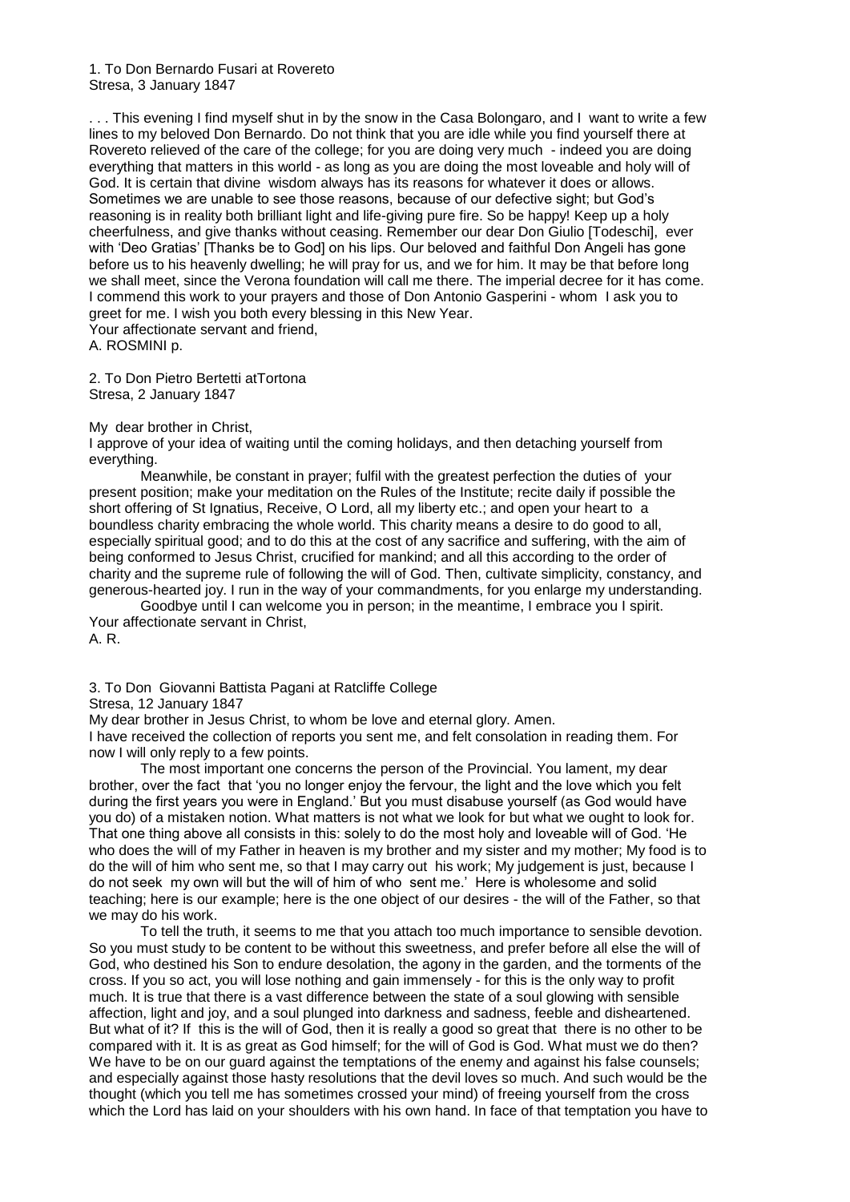1. To Don Bernardo Fusari at Rovereto
Stresa, 3 January 1847

. . . This evening I find myself shut in by the snow in the Casa Bolongaro, and I want to write a few lines to my beloved Don Bernardo. Do not think that you are idle while you find yourself there at Rovereto relieved of the care of the college; for you are doing very much - indeed you are doing everything that matters in this world - as long as you are doing the most loveable and holy will of God. It is certain that divine wisdom always has its reasons for whatever it does or allows. Sometimes we are unable to see those reasons, because of our defective sight; but God's reasoning is in reality both brilliant light and life-giving pure fire. So be happy! Keep up a holy cheerfulness, and give thanks without ceasing. Remember our dear Don Giulio [Todeschi], ever with 'Deo Gratias' [Thanks be to God] on his lips. Our beloved and faithful Don Angeli has gone before us to his heavenly dwelling; he will pray for us, and we for him. It may be that before long we shall meet, since the Verona foundation will call me there. The imperial decree for it has come. I commend this work to your prayers and those of Don Antonio Gasperini - whom I ask you to greet for me. I wish you both every blessing in this New Year.
Your affectionate servant and friend,
A. ROSMINI p.

2. To Don Pietro Bertetti atTortona
Stresa, 2 January 1847

My dear brother in Christ,
I approve of your idea of waiting until the coming holidays, and then detaching yourself from everything.

Meanwhile, be constant in prayer; fulfil with the greatest perfection the duties of your present position; make your meditation on the Rules of the Institute; recite daily if possible the short offering of St Ignatius, Receive, O Lord, all my liberty etc.; and open your heart to a boundless charity embracing the whole world. This charity means a desire to do good to all, especially spiritual good; and to do this at the cost of any sacrifice and suffering, with the aim of being conformed to Jesus Christ, crucified for mankind; and all this according to the order of charity and the supreme rule of following the will of God. Then, cultivate simplicity, constancy, and generous-hearted joy. I run in the way of your commandments, for you enlarge my understanding.

Goodbye until I can welcome you in person; in the meantime, I embrace you I spirit.
Your affectionate servant in Christ,
A. R.

3. To Don Giovanni Battista Pagani at Ratcliffe College
Stresa, 12 January 1847
My dear brother in Jesus Christ, to whom be love and eternal glory. Amen.
I have received the collection of reports you sent me, and felt consolation in reading them. For now I will only reply to a few points.

The most important one concerns the person of the Provincial. You lament, my dear brother, over the fact that 'you no longer enjoy the fervour, the light and the love which you felt during the first years you were in England.' But you must disabuse yourself (as God would have you do) of a mistaken notion. What matters is not what we look for but what we ought to look for. That one thing above all consists in this: solely to do the most holy and loveable will of God. 'He who does the will of my Father in heaven is my brother and my sister and my mother; My food is to do the will of him who sent me, so that I may carry out his work; My judgement is just, because I do not seek my own will but the will of him of who sent me.' Here is wholesome and solid teaching; here is our example; here is the one object of our desires - the will of the Father, so that we may do his work.

To tell the truth, it seems to me that you attach too much importance to sensible devotion. So you must study to be content to be without this sweetness, and prefer before all else the will of God, who destined his Son to endure desolation, the agony in the garden, and the torments of the cross. If you so act, you will lose nothing and gain immensely - for this is the only way to profit much. It is true that there is a vast difference between the state of a soul glowing with sensible affection, light and joy, and a soul plunged into darkness and sadness, feeble and disheartened. But what of it? If this is the will of God, then it is really a good so great that there is no other to be compared with it. It is as great as God himself; for the will of God is God. What must we do then? We have to be on our guard against the temptations of the enemy and against his false counsels; and especially against those hasty resolutions that the devil loves so much. And such would be the thought (which you tell me has sometimes crossed your mind) of freeing yourself from the cross which the Lord has laid on your shoulders with his own hand. In face of that temptation you have to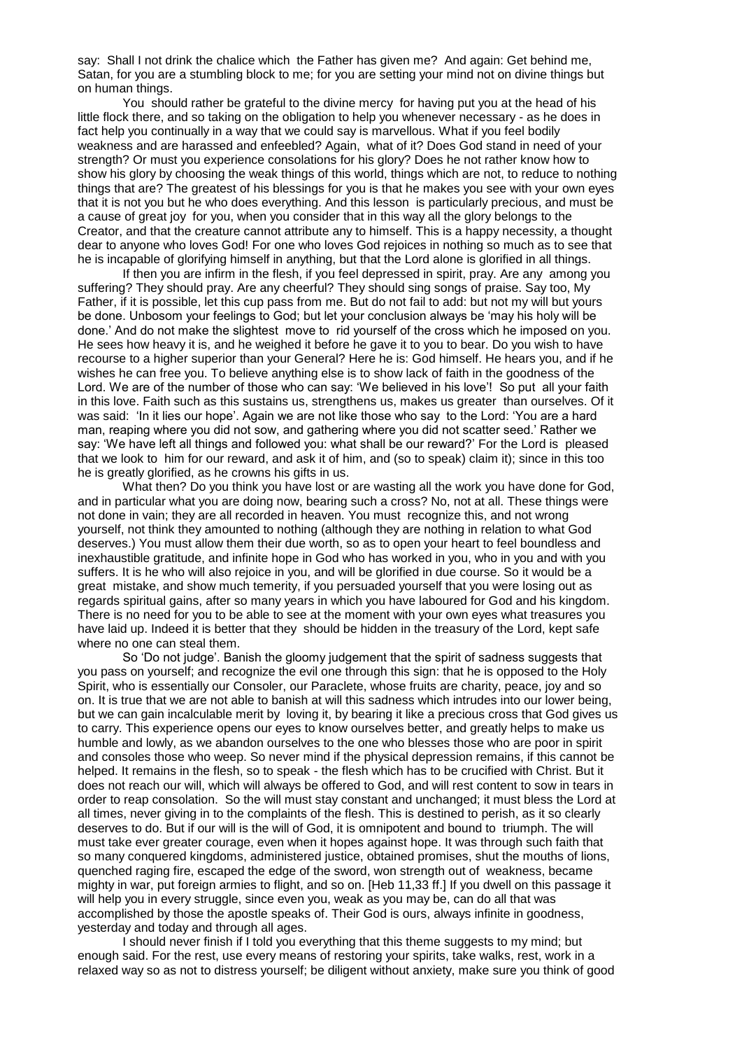say: Shall I not drink the chalice which the Father has given me? And again: Get behind me, Satan, for you are a stumbling block to me; for you are setting your mind not on divine things but on human things.

You should rather be grateful to the divine mercy for having put you at the head of his little flock there, and so taking on the obligation to help you whenever necessary - as he does in fact help you continually in a way that we could say is marvellous. What if you feel bodily weakness and are harassed and enfeebled? Again, what of it? Does God stand in need of your strength? Or must you experience consolations for his glory? Does he not rather know how to show his glory by choosing the weak things of this world, things which are not, to reduce to nothing things that are? The greatest of his blessings for you is that he makes you see with your own eyes that it is not you but he who does everything. And this lesson is particularly precious, and must be a cause of great joy for you, when you consider that in this way all the glory belongs to the Creator, and that the creature cannot attribute any to himself. This is a happy necessity, a thought dear to anyone who loves God! For one who loves God rejoices in nothing so much as to see that he is incapable of glorifying himself in anything, but that the Lord alone is glorified in all things.

If then you are infirm in the flesh, if you feel depressed in spirit, pray. Are any among you suffering? They should pray. Are any cheerful? They should sing songs of praise. Say too, My Father, if it is possible, let this cup pass from me. But do not fail to add: but not my will but yours be done. Unbosom your feelings to God; but let your conclusion always be 'may his holy will be done.' And do not make the slightest move to rid yourself of the cross which he imposed on you. He sees how heavy it is, and he weighed it before he gave it to you to bear. Do you wish to have recourse to a higher superior than your General? Here he is: God himself. He hears you, and if he wishes he can free you. To believe anything else is to show lack of faith in the goodness of the Lord. We are of the number of those who can say: 'We believed in his love'! So put all your faith in this love. Faith such as this sustains us, strengthens us, makes us greater than ourselves. Of it was said: 'In it lies our hope'. Again we are not like those who say to the Lord: 'You are a hard man, reaping where you did not sow, and gathering where you did not scatter seed.' Rather we say: 'We have left all things and followed you: what shall be our reward?' For the Lord is pleased that we look to him for our reward, and ask it of him, and (so to speak) claim it); since in this too he is greatly glorified, as he crowns his gifts in us.

What then? Do you think you have lost or are wasting all the work you have done for God, and in particular what you are doing now, bearing such a cross? No, not at all. These things were not done in vain; they are all recorded in heaven. You must recognize this, and not wrong yourself, not think they amounted to nothing (although they are nothing in relation to what God deserves.) You must allow them their due worth, so as to open your heart to feel boundless and inexhaustible gratitude, and infinite hope in God who has worked in you, who in you and with you suffers. It is he who will also rejoice in you, and will be glorified in due course. So it would be a great mistake, and show much temerity, if you persuaded yourself that you were losing out as regards spiritual gains, after so many years in which you have laboured for God and his kingdom. There is no need for you to be able to see at the moment with your own eyes what treasures you have laid up. Indeed it is better that they should be hidden in the treasury of the Lord, kept safe where no one can steal them.

So 'Do not judge'. Banish the gloomy judgement that the spirit of sadness suggests that you pass on yourself; and recognize the evil one through this sign: that he is opposed to the Holy Spirit, who is essentially our Consoler, our Paraclete, whose fruits are charity, peace, joy and so on. It is true that we are not able to banish at will this sadness which intrudes into our lower being, but we can gain incalculable merit by loving it, by bearing it like a precious cross that God gives us to carry. This experience opens our eyes to know ourselves better, and greatly helps to make us humble and lowly, as we abandon ourselves to the one who blesses those who are poor in spirit and consoles those who weep. So never mind if the physical depression remains, if this cannot be helped. It remains in the flesh, so to speak - the flesh which has to be crucified with Christ. But it does not reach our will, which will always be offered to God, and will rest content to sow in tears in order to reap consolation. So the will must stay constant and unchanged; it must bless the Lord at all times, never giving in to the complaints of the flesh. This is destined to perish, as it so clearly deserves to do. But if our will is the will of God, it is omnipotent and bound to triumph. The will must take ever greater courage, even when it hopes against hope. It was through such faith that so many conquered kingdoms, administered justice, obtained promises, shut the mouths of lions, quenched raging fire, escaped the edge of the sword, won strength out of weakness, became mighty in war, put foreign armies to flight, and so on. [Heb 11,33 ff.] If you dwell on this passage it will help you in every struggle, since even you, weak as you may be, can do all that was accomplished by those the apostle speaks of. Their God is ours, always infinite in goodness, yesterday and today and through all ages.

I should never finish if I told you everything that this theme suggests to my mind; but enough said. For the rest, use every means of restoring your spirits, take walks, rest, work in a relaxed way so as not to distress yourself; be diligent without anxiety, make sure you think of good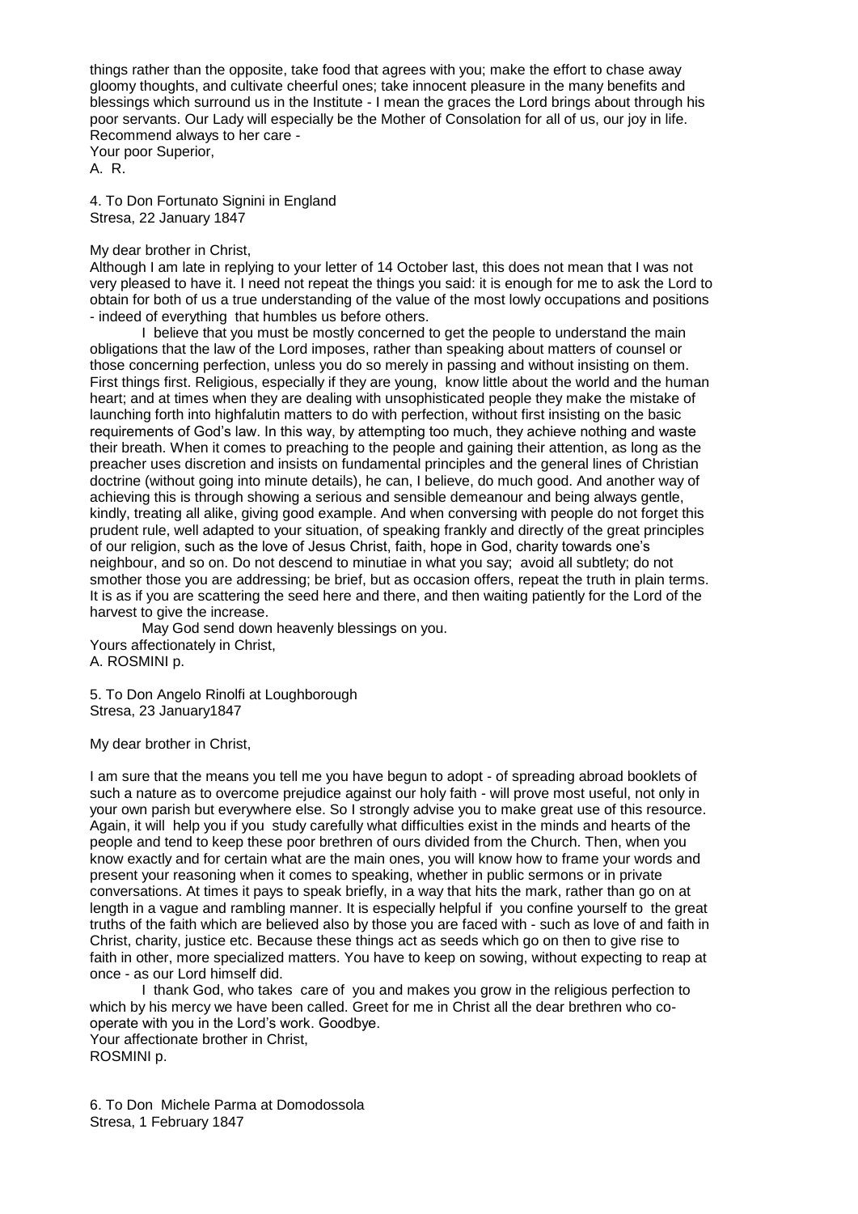things rather than the opposite, take food that agrees with you; make the effort to chase away gloomy thoughts, and cultivate cheerful ones; take innocent pleasure in the many benefits and blessings which surround us in the Institute - I mean the graces the Lord brings about through his poor servants. Our Lady will especially be the Mother of Consolation for all of us, our joy in life. Recommend always to her care -

Your poor Superior,
A. R.

4. To Don Fortunato Signini in England
Stresa, 22 January 1847

My dear brother in Christ,

Although I am late in replying to your letter of 14 October last, this does not mean that I was not very pleased to have it. I need not repeat the things you said: it is enough for me to ask the Lord to obtain for both of us a true understanding of the value of the most lowly occupations and positions - indeed of everything that humbles us before others.

I believe that you must be mostly concerned to get the people to understand the main obligations that the law of the Lord imposes, rather than speaking about matters of counsel or those concerning perfection, unless you do so merely in passing and without insisting on them. First things first. Religious, especially if they are young, know little about the world and the human heart; and at times when they are dealing with unsophisticated people they make the mistake of launching forth into highfalutin matters to do with perfection, without first insisting on the basic requirements of God's law. In this way, by attempting too much, they achieve nothing and waste their breath. When it comes to preaching to the people and gaining their attention, as long as the preacher uses discretion and insists on fundamental principles and the general lines of Christian doctrine (without going into minute details), he can, I believe, do much good. And another way of achieving this is through showing a serious and sensible demeanour and being always gentle, kindly, treating all alike, giving good example. And when conversing with people do not forget this prudent rule, well adapted to your situation, of speaking frankly and directly of the great principles of our religion, such as the love of Jesus Christ, faith, hope in God, charity towards one's neighbour, and so on. Do not descend to minutiae in what you say; avoid all subtlety; do not smother those you are addressing; be brief, but as occasion offers, repeat the truth in plain terms. It is as if you are scattering the seed here and there, and then waiting patiently for the Lord of the harvest to give the increase.

May God send down heavenly blessings on you.

Yours affectionately in Christ,
A. ROSMINI p.

5. To Don Angelo Rinolfi at Loughborough
Stresa, 23 January1847

My dear brother in Christ,

I am sure that the means you tell me you have begun to adopt - of spreading abroad booklets of such a nature as to overcome prejudice against our holy faith - will prove most useful, not only in your own parish but everywhere else. So I strongly advise you to make great use of this resource. Again, it will help you if you study carefully what difficulties exist in the minds and hearts of the people and tend to keep these poor brethren of ours divided from the Church. Then, when you know exactly and for certain what are the main ones, you will know how to frame your words and present your reasoning when it comes to speaking, whether in public sermons or in private conversations. At times it pays to speak briefly, in a way that hits the mark, rather than go on at length in a vague and rambling manner. It is especially helpful if you confine yourself to the great truths of the faith which are believed also by those you are faced with - such as love of and faith in Christ, charity, justice etc. Because these things act as seeds which go on then to give rise to faith in other, more specialized matters. You have to keep on sowing, without expecting to reap at once - as our Lord himself did.

I thank God, who takes care of you and makes you grow in the religious perfection to which by his mercy we have been called. Greet for me in Christ all the dear brethren who co-operate with you in the Lord's work. Goodbye.

Your affectionate brother in Christ,
ROSMINI p.

6. To Don Michele Parma at Domodossola
Stresa, 1 February 1847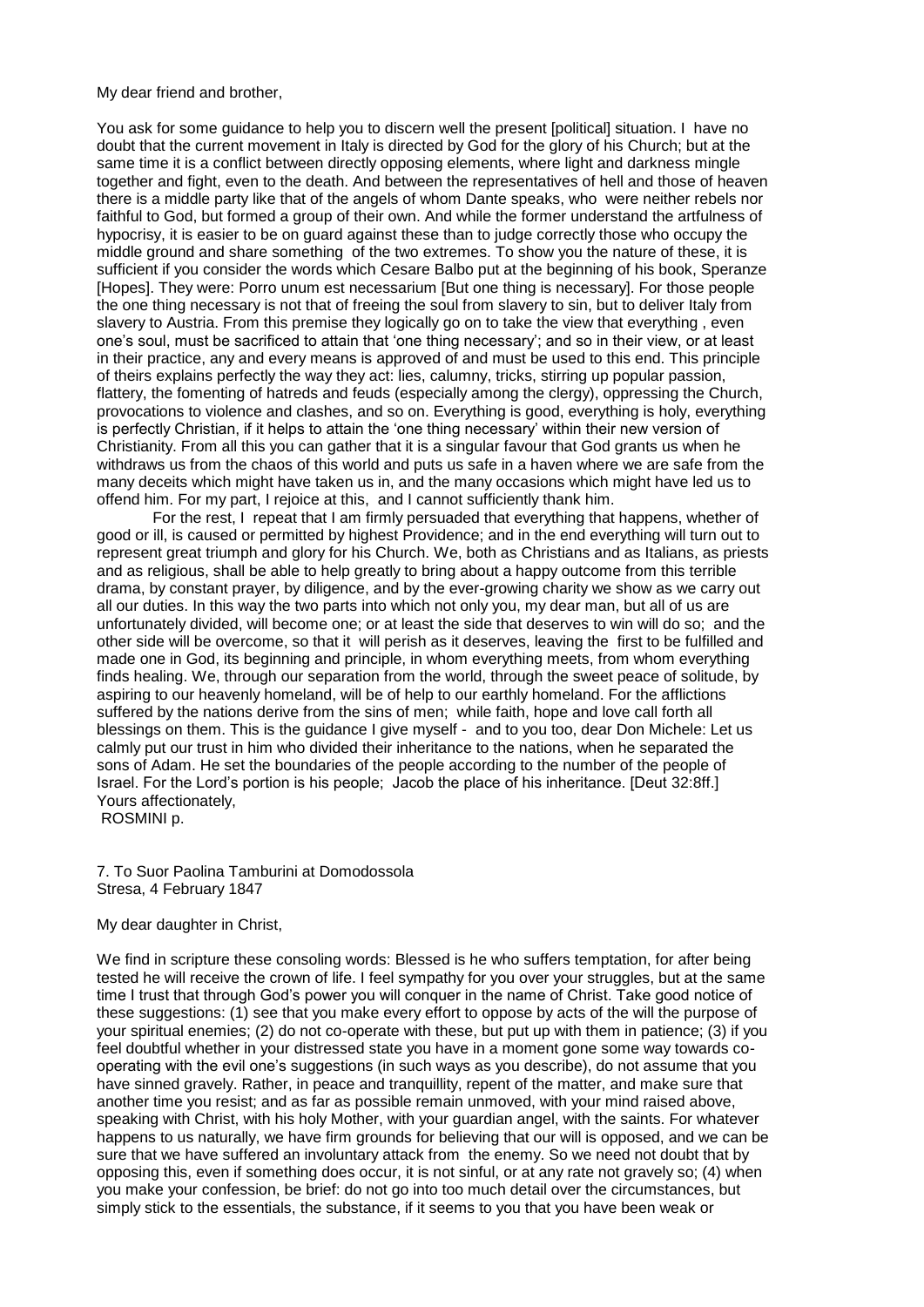My dear friend and brother,

You ask for some guidance to help you to discern well the present [political] situation. I have no doubt that the current movement in Italy is directed by God for the glory of his Church; but at the same time it is a conflict between directly opposing elements, where light and darkness mingle together and fight, even to the death. And between the representatives of hell and those of heaven there is a middle party like that of the angels of whom Dante speaks, who were neither rebels nor faithful to God, but formed a group of their own. And while the former understand the artfulness of hypocrisy, it is easier to be on guard against these than to judge correctly those who occupy the middle ground and share something of the two extremes. To show you the nature of these, it is sufficient if you consider the words which Cesare Balbo put at the beginning of his book, Speranze [Hopes]. They were: Porro unum est necessarium [But one thing is necessary]. For those people the one thing necessary is not that of freeing the soul from slavery to sin, but to deliver Italy from slavery to Austria. From this premise they logically go on to take the view that everything , even one's soul, must be sacrificed to attain that 'one thing necessary'; and so in their view, or at least in their practice, any and every means is approved of and must be used to this end. This principle of theirs explains perfectly the way they act: lies, calumny, tricks, stirring up popular passion, flattery, the fomenting of hatreds and feuds (especially among the clergy), oppressing the Church, provocations to violence and clashes, and so on. Everything is good, everything is holy, everything is perfectly Christian, if it helps to attain the 'one thing necessary' within their new version of Christianity. From all this you can gather that it is a singular favour that God grants us when he withdraws us from the chaos of this world and puts us safe in a haven where we are safe from the many deceits which might have taken us in, and the many occasions which might have led us to offend him. For my part, I rejoice at this, and I cannot sufficiently thank him.

For the rest, I repeat that I am firmly persuaded that everything that happens, whether of good or ill, is caused or permitted by highest Providence; and in the end everything will turn out to represent great triumph and glory for his Church. We, both as Christians and as Italians, as priests and as religious, shall be able to help greatly to bring about a happy outcome from this terrible drama, by constant prayer, by diligence, and by the ever-growing charity we show as we carry out all our duties. In this way the two parts into which not only you, my dear man, but all of us are unfortunately divided, will become one; or at least the side that deserves to win will do so; and the other side will be overcome, so that it will perish as it deserves, leaving the first to be fulfilled and made one in God, its beginning and principle, in whom everything meets, from whom everything finds healing. We, through our separation from the world, through the sweet peace of solitude, by aspiring to our heavenly homeland, will be of help to our earthly homeland. For the afflictions suffered by the nations derive from the sins of men; while faith, hope and love call forth all blessings on them. This is the guidance I give myself - and to you too, dear Don Michele: Let us calmly put our trust in him who divided their inheritance to the nations, when he separated the sons of Adam. He set the boundaries of the people according to the number of the people of Israel. For the Lord's portion is his people; Jacob the place of his inheritance. [Deut 32:8ff.]

Yours affectionately,

ROSMINI p.

## 7. To Suor Paolina Tamburini at Domodossola
Stresa, 4 February 1847

My dear daughter in Christ,

We find in scripture these consoling words: Blessed is he who suffers temptation, for after being tested he will receive the crown of life. I feel sympathy for you over your struggles, but at the same time I trust that through God's power you will conquer in the name of Christ. Take good notice of these suggestions: (1) see that you make every effort to oppose by acts of the will the purpose of your spiritual enemies; (2) do not co-operate with these, but put up with them in patience; (3) if you feel doubtful whether in your distressed state you have in a moment gone some way towards co-operating with the evil one's suggestions (in such ways as you describe), do not assume that you have sinned gravely. Rather, in peace and tranquillity, repent of the matter, and make sure that another time you resist; and as far as possible remain unmoved, with your mind raised above, speaking with Christ, with his holy Mother, with your guardian angel, with the saints. For whatever happens to us naturally, we have firm grounds for believing that our will is opposed, and we can be sure that we have suffered an involuntary attack from the enemy. So we need not doubt that by opposing this, even if something does occur, it is not sinful, or at any rate not gravely so; (4) when you make your confession, be brief: do not go into too much detail over the circumstances, but simply stick to the essentials, the substance, if it seems to you that you have been weak or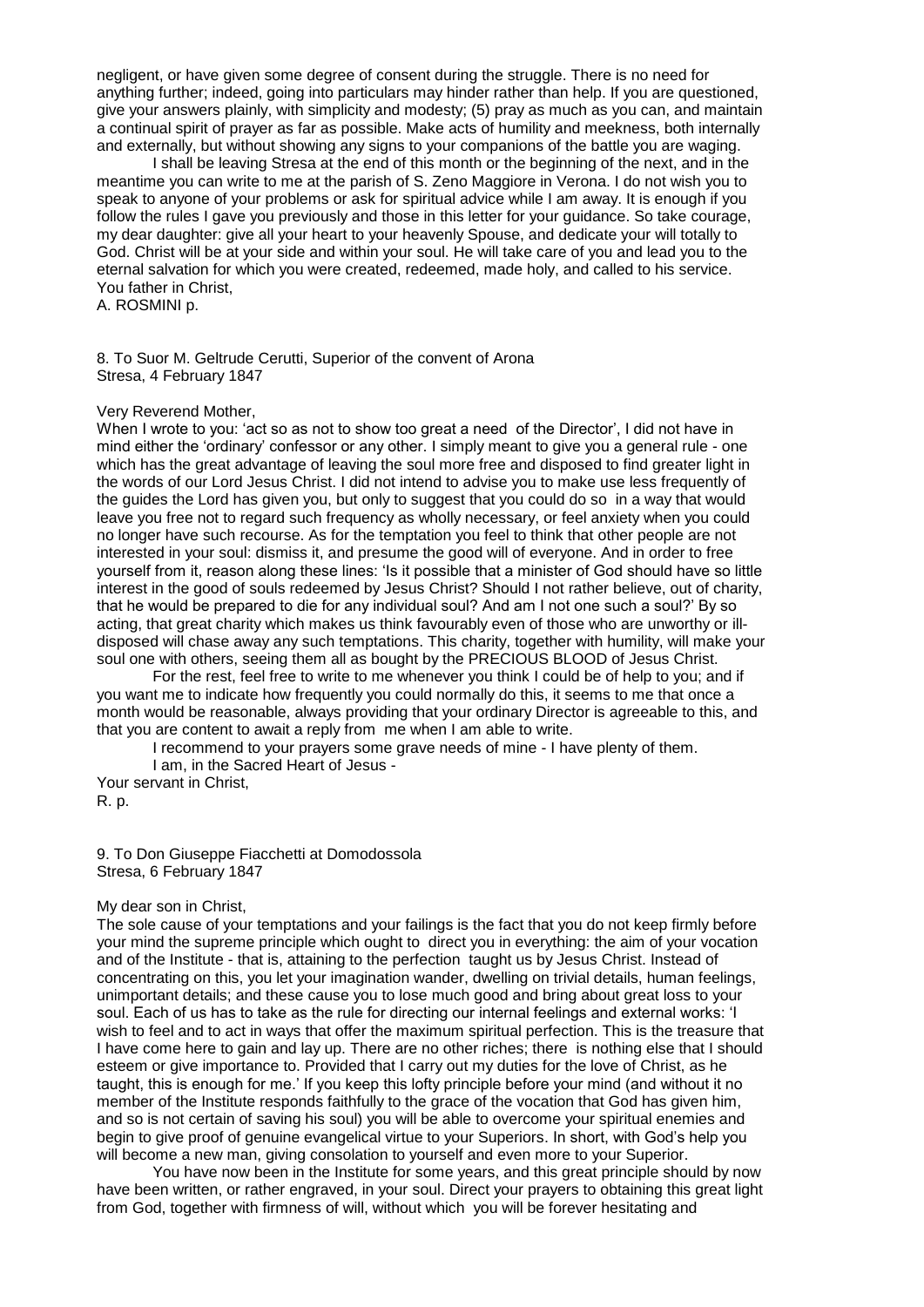negligent, or have given some degree of consent during the struggle. There is no need for anything further; indeed, going into particulars may hinder rather than help. If you are questioned, give your answers plainly, with simplicity and modesty; (5) pray as much as you can, and maintain a continual spirit of prayer as far as possible. Make acts of humility and meekness, both internally and externally, but without showing any signs to your companions of the battle you are waging.

I shall be leaving Stresa at the end of this month or the beginning of the next, and in the meantime you can write to me at the parish of S. Zeno Maggiore in Verona. I do not wish you to speak to anyone of your problems or ask for spiritual advice while I am away. It is enough if you follow the rules I gave you previously and those in this letter for your guidance. So take courage, my dear daughter: give all your heart to your heavenly Spouse, and dedicate your will totally to God. Christ will be at your side and within your soul. He will take care of you and lead you to the eternal salvation for which you were created, redeemed, made holy, and called to his service.
You father in Christ,
A. ROSMINI p.

8. To Suor M. Geltrude Cerutti, Superior of the convent of Arona
Stresa, 4 February 1847

Very Reverend Mother,
When I wrote to you: 'act so as not to show too great a need of the Director', I did not have in mind either the 'ordinary' confessor or any other. I simply meant to give you a general rule - one which has the great advantage of leaving the soul more free and disposed to find greater light in the words of our Lord Jesus Christ. I did not intend to advise you to make use less frequently of the guides the Lord has given you, but only to suggest that you could do so in a way that would leave you free not to regard such frequency as wholly necessary, or feel anxiety when you could no longer have such recourse. As for the temptation you feel to think that other people are not interested in your soul: dismiss it, and presume the good will of everyone. And in order to free yourself from it, reason along these lines: 'Is it possible that a minister of God should have so little interest in the good of souls redeemed by Jesus Christ? Should I not rather believe, out of charity, that he would be prepared to die for any individual soul? And am I not one such a soul?' By so acting, that great charity which makes us think favourably even of those who are unworthy or ill-disposed will chase away any such temptations. This charity, together with humility, will make your soul one with others, seeing them all as bought by the PRECIOUS BLOOD of Jesus Christ.

For the rest, feel free to write to me whenever you think I could be of help to you; and if you want me to indicate how frequently you could normally do this, it seems to me that once a month would be reasonable, always providing that your ordinary Director is agreeable to this, and that you are content to await a reply from me when I am able to write.

I recommend to your prayers some grave needs of mine - I have plenty of them.

I am, in the Sacred Heart of Jesus -
Your servant in Christ,
R. p.

9. To Don Giuseppe Fiacchetti at Domodossola
Stresa, 6 February 1847

My dear son in Christ,
The sole cause of your temptations and your failings is the fact that you do not keep firmly before your mind the supreme principle which ought to direct you in everything: the aim of your vocation and of the Institute - that is, attaining to the perfection taught us by Jesus Christ. Instead of concentrating on this, you let your imagination wander, dwelling on trivial details, human feelings, unimportant details; and these cause you to lose much good and bring about great loss to your soul. Each of us has to take as the rule for directing our internal feelings and external works: 'I wish to feel and to act in ways that offer the maximum spiritual perfection. This is the treasure that I have come here to gain and lay up. There are no other riches; there is nothing else that I should esteem or give importance to. Provided that I carry out my duties for the love of Christ, as he taught, this is enough for me.' If you keep this lofty principle before your mind (and without it no member of the Institute responds faithfully to the grace of the vocation that God has given him, and so is not certain of saving his soul) you will be able to overcome your spiritual enemies and begin to give proof of genuine evangelical virtue to your Superiors. In short, with God's help you will become a new man, giving consolation to yourself and even more to your Superior.

You have now been in the Institute for some years, and this great principle should by now have been written, or rather engraved, in your soul. Direct your prayers to obtaining this great light from God, together with firmness of will, without which you will be forever hesitating and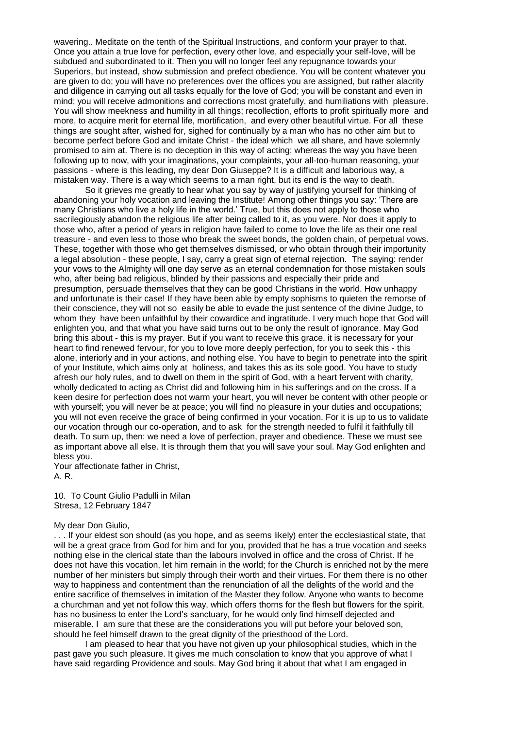wavering.. Meditate on the tenth of the Spiritual Instructions, and conform your prayer to that. Once you attain a true love for perfection, every other love, and especially your self-love, will be subdued and subordinated to it. Then you will no longer feel any repugnance towards your Superiors, but instead, show submission and prefect obedience. You will be content whatever you are given to do; you will have no preferences over the offices you are assigned, but rather alacrity and diligence in carrying out all tasks equally for the love of God; you will be constant and even in mind; you will receive admonitions and corrections most gratefully, and humiliations with pleasure. You will show meekness and humility in all things; recollection, efforts to profit spiritually more and more, to acquire merit for eternal life, mortification, and every other beautiful virtue. For all these things are sought after, wished for, sighed for continually by a man who has no other aim but to become perfect before God and imitate Christ - the ideal which we all share, and have solemnly promised to aim at. There is no deception in this way of acting; whereas the way you have been following up to now, with your imaginations, your complaints, your all-too-human reasoning, your passions - where is this leading, my dear Don Giuseppe? It is a difficult and laborious way, a mistaken way. There is a way which seems to a man right, but its end is the way to death.

So it grieves me greatly to hear what you say by way of justifying yourself for thinking of abandoning your holy vocation and leaving the Institute! Among other things you say: 'There are many Christians who live a holy life in the world.' True, but this does not apply to those who sacrilegiously abandon the religious life after being called to it, as you were. Nor does it apply to those who, after a period of years in religion have failed to come to love the life as their one real treasure - and even less to those who break the sweet bonds, the golden chain, of perpetual vows. These, together with those who get themselves dismissed, or who obtain through their importunity a legal absolution - these people, I say, carry a great sign of eternal rejection. The saying: render your vows to the Almighty will one day serve as an eternal condemnation for those mistaken souls who, after being bad religious, blinded by their passions and especially their pride and presumption, persuade themselves that they can be good Christians in the world. How unhappy and unfortunate is their case! If they have been able by empty sophisms to quieten the remorse of their conscience, they will not so easily be able to evade the just sentence of the divine Judge, to whom they have been unfaithful by their cowardice and ingratitude. I very much hope that God will enlighten you, and that what you have said turns out to be only the result of ignorance. May God bring this about - this is my prayer. But if you want to receive this grace, it is necessary for your heart to find renewed fervour, for you to love more deeply perfection, for you to seek this - this alone, interiorly and in your actions, and nothing else. You have to begin to penetrate into the spirit of your Institute, which aims only at holiness, and takes this as its sole good. You have to study afresh our holy rules, and to dwell on them in the spirit of God, with a heart fervent with charity, wholly dedicated to acting as Christ did and following him in his sufferings and on the cross. If a keen desire for perfection does not warm your heart, you will never be content with other people or with yourself; you will never be at peace; you will find no pleasure in your duties and occupations; you will not even receive the grace of being confirmed in your vocation. For it is up to us to validate our vocation through our co-operation, and to ask for the strength needed to fulfil it faithfully till death. To sum up, then: we need a love of perfection, prayer and obedience. These we must see as important above all else. It is through them that you will save your soul. May God enlighten and bless you.

Your affectionate father in Christ,
A. R.

10. To Count Giulio Padulli in Milan
Stresa, 12 February 1847

My dear Don Giulio,

. . . If your eldest son should (as you hope, and as seems likely) enter the ecclesiastical state, that will be a great grace from God for him and for you, provided that he has a true vocation and seeks nothing else in the clerical state than the labours involved in office and the cross of Christ. If he does not have this vocation, let him remain in the world; for the Church is enriched not by the mere number of her ministers but simply through their worth and their virtues. For them there is no other way to happiness and contentment than the renunciation of all the delights of the world and the entire sacrifice of themselves in imitation of the Master they follow. Anyone who wants to become a churchman and yet not follow this way, which offers thorns for the flesh but flowers for the spirit, has no business to enter the Lord's sanctuary, for he would only find himself dejected and miserable. I am sure that these are the considerations you will put before your beloved son, should he feel himself drawn to the great dignity of the priesthood of the Lord.

I am pleased to hear that you have not given up your philosophical studies, which in the past gave you such pleasure. It gives me much consolation to know that you approve of what I have said regarding Providence and souls. May God bring it about that what I am engaged in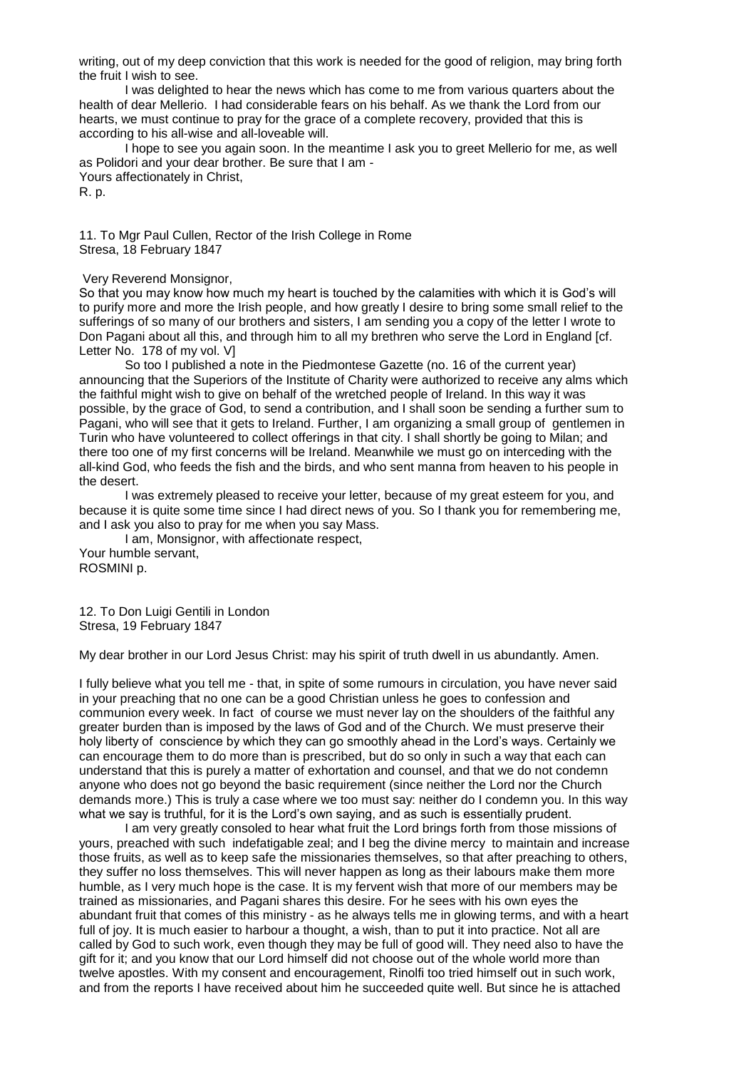writing, out of my deep conviction that this work is needed for the good of religion, may bring forth the fruit I wish to see.

I was delighted to hear the news which has come to me from various quarters about the health of dear Mellerio. I had considerable fears on his behalf. As we thank the Lord from our hearts, we must continue to pray for the grace of a complete recovery, provided that this is according to his all-wise and all-loveable will.

I hope to see you again soon. In the meantime I ask you to greet Mellerio for me, as well as Polidori and your dear brother. Be sure that I am -
Yours affectionately in Christ,
R. p.

11. To Mgr Paul Cullen, Rector of the Irish College in Rome
Stresa, 18 February 1847

Very Reverend Monsignor,
So that you may know how much my heart is touched by the calamities with which it is God's will to purify more and more the Irish people, and how greatly I desire to bring some small relief to the sufferings of so many of our brothers and sisters, I am sending you a copy of the letter I wrote to Don Pagani about all this, and through him to all my brethren who serve the Lord in England [cf. Letter No. 178 of my vol. V]

So too I published a note in the Piedmontese Gazette (no. 16 of the current year) announcing that the Superiors of the Institute of Charity were authorized to receive any alms which the faithful might wish to give on behalf of the wretched people of Ireland. In this way it was possible, by the grace of God, to send a contribution, and I shall soon be sending a further sum to Pagani, who will see that it gets to Ireland. Further, I am organizing a small group of gentlemen in Turin who have volunteered to collect offerings in that city. I shall shortly be going to Milan; and there too one of my first concerns will be Ireland. Meanwhile we must go on interceding with the all-kind God, who feeds the fish and the birds, and who sent manna from heaven to his people in the desert.

I was extremely pleased to receive your letter, because of my great esteem for you, and because it is quite some time since I had direct news of you. So I thank you for remembering me, and I ask you also to pray for me when you say Mass.

I am, Monsignor, with affectionate respect,
Your humble servant,
ROSMINI p.

12. To Don Luigi Gentili in London
Stresa, 19 February 1847

My dear brother in our Lord Jesus Christ: may his spirit of truth dwell in us abundantly. Amen.

I fully believe what you tell me - that, in spite of some rumours in circulation, you have never said in your preaching that no one can be a good Christian unless he goes to confession and communion every week. In fact of course we must never lay on the shoulders of the faithful any greater burden than is imposed by the laws of God and of the Church. We must preserve their holy liberty of conscience by which they can go smoothly ahead in the Lord's ways. Certainly we can encourage them to do more than is prescribed, but do so only in such a way that each can understand that this is purely a matter of exhortation and counsel, and that we do not condemn anyone who does not go beyond the basic requirement (since neither the Lord nor the Church demands more.) This is truly a case where we too must say: neither do I condemn you. In this way what we say is truthful, for it is the Lord's own saying, and as such is essentially prudent.

I am very greatly consoled to hear what fruit the Lord brings forth from those missions of yours, preached with such indefatigable zeal; and I beg the divine mercy to maintain and increase those fruits, as well as to keep safe the missionaries themselves, so that after preaching to others, they suffer no loss themselves. This will never happen as long as their labours make them more humble, as I very much hope is the case. It is my fervent wish that more of our members may be trained as missionaries, and Pagani shares this desire. For he sees with his own eyes the abundant fruit that comes of this ministry - as he always tells me in glowing terms, and with a heart full of joy. It is much easier to harbour a thought, a wish, than to put it into practice. Not all are called by God to such work, even though they may be full of good will. They need also to have the gift for it; and you know that our Lord himself did not choose out of the whole world more than twelve apostles. With my consent and encouragement, Rinolfi too tried himself out in such work, and from the reports I have received about him he succeeded quite well. But since he is attached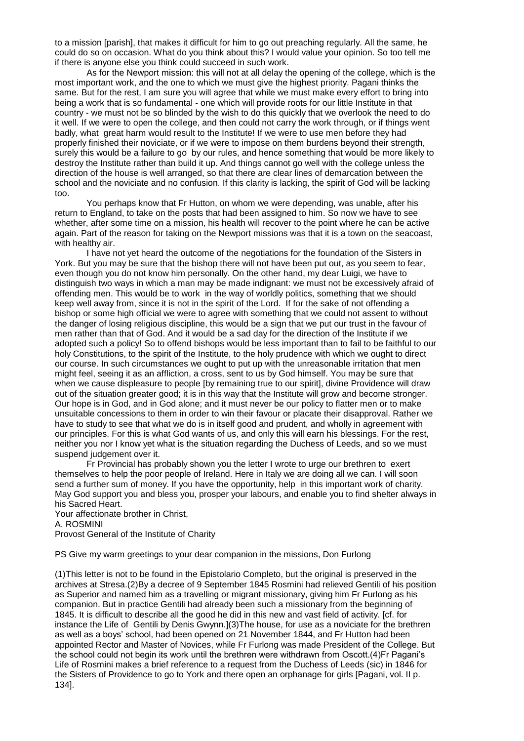to a mission [parish], that makes it difficult for him to go out preaching regularly. All the same, he could do so on occasion. What do you think about this? I would value your opinion. So too tell me if there is anyone else you think could succeed in such work.

As for the Newport mission: this will not at all delay the opening of the college, which is the most important work, and the one to which we must give the highest priority. Pagani thinks the same. But for the rest, I am sure you will agree that while we must make every effort to bring into being a work that is so fundamental - one which will provide roots for our little Institute in that country - we must not be so blinded by the wish to do this quickly that we overlook the need to do it well. If we were to open the college, and then could not carry the work through, or if things went badly, what great harm would result to the Institute! If we were to use men before they had properly finished their noviciate, or if we were to impose on them burdens beyond their strength, surely this would be a failure to go by our rules, and hence something that would be more likely to destroy the Institute rather than build it up. And things cannot go well with the college unless the direction of the house is well arranged, so that there are clear lines of demarcation between the school and the noviciate and no confusion. If this clarity is lacking, the spirit of God will be lacking too.

You perhaps know that Fr Hutton, on whom we were depending, was unable, after his return to England, to take on the posts that had been assigned to him. So now we have to see whether, after some time on a mission, his health will recover to the point where he can be active again. Part of the reason for taking on the Newport missions was that it is a town on the seacoast, with healthy air.

I have not yet heard the outcome of the negotiations for the foundation of the Sisters in York. But you may be sure that the bishop there will not have been put out, as you seem to fear, even though you do not know him personally. On the other hand, my dear Luigi, we have to distinguish two ways in which a man may be made indignant: we must not be excessively afraid of offending men. This would be to work in the way of worldly politics, something that we should keep well away from, since it is not in the spirit of the Lord. If for the sake of not offending a bishop or some high official we were to agree with something that we could not assent to without the danger of losing religious discipline, this would be a sign that we put our trust in the favour of men rather than that of God. And it would be a sad day for the direction of the Institute if we adopted such a policy! So to offend bishops would be less important than to fail to be faithful to our holy Constitutions, to the spirit of the Institute, to the holy prudence with which we ought to direct our course. In such circumstances we ought to put up with the unreasonable irritation that men might feel, seeing it as an affliction, a cross, sent to us by God himself. You may be sure that when we cause displeasure to people [by remaining true to our spirit], divine Providence will draw out of the situation greater good; it is in this way that the Institute will grow and become stronger. Our hope is in God, and in God alone; and it must never be our policy to flatter men or to make unsuitable concessions to them in order to win their favour or placate their disapproval. Rather we have to study to see that what we do is in itself good and prudent, and wholly in agreement with our principles. For this is what God wants of us, and only this will earn his blessings. For the rest, neither you nor I know yet what is the situation regarding the Duchess of Leeds, and so we must suspend judgement over it.

Fr Provincial has probably shown you the letter I wrote to urge our brethren to exert themselves to help the poor people of Ireland. Here in Italy we are doing all we can. I will soon send a further sum of money. If you have the opportunity, help in this important work of charity. May God support you and bless you, prosper your labours, and enable you to find shelter always in his Sacred Heart.

Your affectionate brother in Christ,
A. ROSMINI
Provost General of the Institute of Charity

PS Give my warm greetings to your dear companion in the missions, Don Furlong

(1)This letter is not to be found in the Epistolario Completo, but the original is preserved in the archives at Stresa.(2)By a decree of 9 September 1845 Rosmini had relieved Gentili of his position as Superior and named him as a travelling or migrant missionary, giving him Fr Furlong as his companion. But in practice Gentili had already been such a missionary from the beginning of 1845. It is difficult to describe all the good he did in this new and vast field of activity. [cf. for instance the Life of Gentili by Denis Gwynn.](3)The house, for use as a noviciate for the brethren as well as a boys' school, had been opened on 21 November 1844, and Fr Hutton had been appointed Rector and Master of Novices, while Fr Furlong was made President of the College. But the school could not begin its work until the brethren were withdrawn from Oscott.(4)Fr Pagani's Life of Rosmini makes a brief reference to a request from the Duchess of Leeds (sic) in 1846 for the Sisters of Providence to go to York and there open an orphanage for girls [Pagani, vol. II p. 134].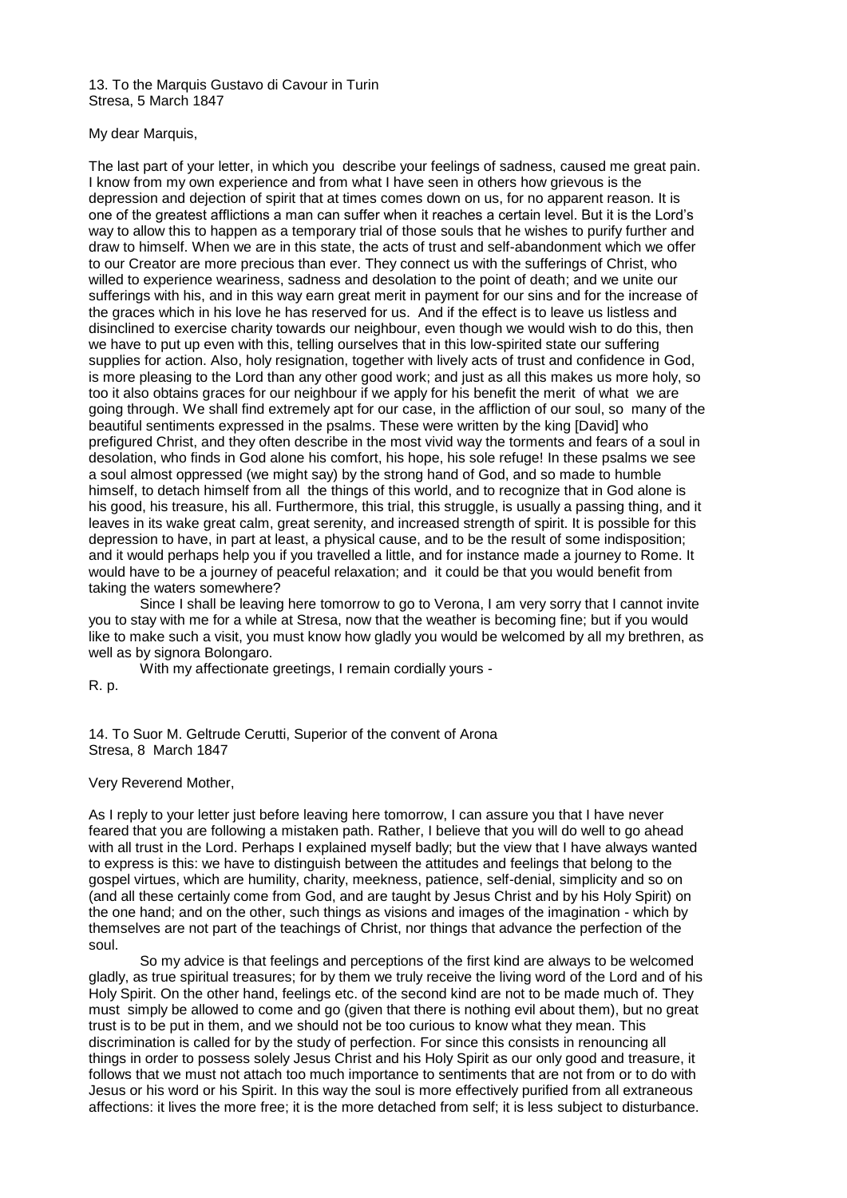13. To the Marquis Gustavo di Cavour in Turin
Stresa, 5 March 1847

My dear Marquis,

The last part of your letter, in which you describe your feelings of sadness, caused me great pain. I know from my own experience and from what I have seen in others how grievous is the depression and dejection of spirit that at times comes down on us, for no apparent reason. It is one of the greatest afflictions a man can suffer when it reaches a certain level. But it is the Lord's way to allow this to happen as a temporary trial of those souls that he wishes to purify further and draw to himself. When we are in this state, the acts of trust and self-abandonment which we offer to our Creator are more precious than ever. They connect us with the sufferings of Christ, who willed to experience weariness, sadness and desolation to the point of death; and we unite our sufferings with his, and in this way earn great merit in payment for our sins and for the increase of the graces which in his love he has reserved for us. And if the effect is to leave us listless and disinclined to exercise charity towards our neighbour, even though we would wish to do this, then we have to put up even with this, telling ourselves that in this low-spirited state our suffering supplies for action. Also, holy resignation, together with lively acts of trust and confidence in God, is more pleasing to the Lord than any other good work; and just as all this makes us more holy, so too it also obtains graces for our neighbour if we apply for his benefit the merit of what we are going through. We shall find extremely apt for our case, in the affliction of our soul, so many of the beautiful sentiments expressed in the psalms. These were written by the king [David] who prefigured Christ, and they often describe in the most vivid way the torments and fears of a soul in desolation, who finds in God alone his comfort, his hope, his sole refuge! In these psalms we see a soul almost oppressed (we might say) by the strong hand of God, and so made to humble himself, to detach himself from all the things of this world, and to recognize that in God alone is his good, his treasure, his all. Furthermore, this trial, this struggle, is usually a passing thing, and it leaves in its wake great calm, great serenity, and increased strength of spirit. It is possible for this depression to have, in part at least, a physical cause, and to be the result of some indisposition; and it would perhaps help you if you travelled a little, and for instance made a journey to Rome. It would have to be a journey of peaceful relaxation; and it could be that you would benefit from taking the waters somewhere?

Since I shall be leaving here tomorrow to go to Verona, I am very sorry that I cannot invite you to stay with me for a while at Stresa, now that the weather is becoming fine; but if you would like to make such a visit, you must know how gladly you would be welcomed by all my brethren, as well as by signora Bolongaro.

With my affectionate greetings, I remain cordially yours -

R. p.

14. To Suor M. Geltrude Cerutti, Superior of the convent of Arona
Stresa, 8 March 1847

Very Reverend Mother,

As I reply to your letter just before leaving here tomorrow, I can assure you that I have never feared that you are following a mistaken path. Rather, I believe that you will do well to go ahead with all trust in the Lord. Perhaps I explained myself badly; but the view that I have always wanted to express is this: we have to distinguish between the attitudes and feelings that belong to the gospel virtues, which are humility, charity, meekness, patience, self-denial, simplicity and so on (and all these certainly come from God, and are taught by Jesus Christ and by his Holy Spirit) on the one hand; and on the other, such things as visions and images of the imagination - which by themselves are not part of the teachings of Christ, nor things that advance the perfection of the soul.

So my advice is that feelings and perceptions of the first kind are always to be welcomed gladly, as true spiritual treasures; for by them we truly receive the living word of the Lord and of his Holy Spirit. On the other hand, feelings etc. of the second kind are not to be made much of. They must simply be allowed to come and go (given that there is nothing evil about them), but no great trust is to be put in them, and we should not be too curious to know what they mean. This discrimination is called for by the study of perfection. For since this consists in renouncing all things in order to possess solely Jesus Christ and his Holy Spirit as our only good and treasure, it follows that we must not attach too much importance to sentiments that are not from or to do with Jesus or his word or his Spirit. In this way the soul is more effectively purified from all extraneous affections: it lives the more free; it is the more detached from self; it is less subject to disturbance.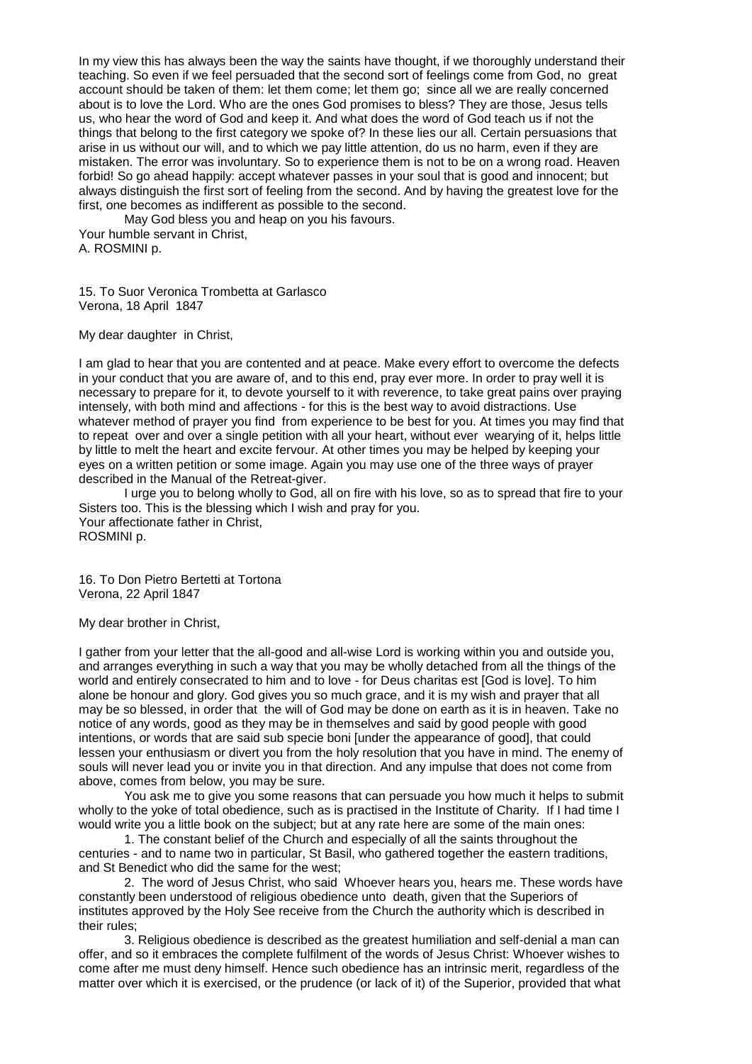In my view this has always been the way the saints have thought, if we thoroughly understand their teaching. So even if we feel persuaded that the second sort of feelings come from God, no great account should be taken of them: let them come; let them go; since all we are really concerned about is to love the Lord. Who are the ones God promises to bless? They are those, Jesus tells us, who hear the word of God and keep it. And what does the word of God teach us if not the things that belong to the first category we spoke of? In these lies our all. Certain persuasions that arise in us without our will, and to which we pay little attention, do us no harm, even if they are mistaken. The error was involuntary. So to experience them is not to be on a wrong road. Heaven forbid! So go ahead happily: accept whatever passes in your soul that is good and innocent; but always distinguish the first sort of feeling from the second. And by having the greatest love for the first, one becomes as indifferent as possible to the second.

May God bless you and heap on you his favours.

Your humble servant in Christ,
A. ROSMINI p.

15. To Suor Veronica Trombetta at Garlasco
Verona, 18 April 1847

My dear daughter in Christ,

I am glad to hear that you are contented and at peace. Make every effort to overcome the defects in your conduct that you are aware of, and to this end, pray ever more. In order to pray well it is necessary to prepare for it, to devote yourself to it with reverence, to take great pains over praying intensely, with both mind and affections - for this is the best way to avoid distractions. Use whatever method of prayer you find from experience to be best for you. At times you may find that to repeat over and over a single petition with all your heart, without ever wearying of it, helps little by little to melt the heart and excite fervour. At other times you may be helped by keeping your eyes on a written petition or some image. Again you may use one of the three ways of prayer described in the Manual of the Retreat-giver.

I urge you to belong wholly to God, all on fire with his love, so as to spread that fire to your Sisters too. This is the blessing which I wish and pray for you.

Your affectionate father in Christ,
ROSMINI p.

16. To Don Pietro Bertetti at Tortona
Verona, 22 April 1847

My dear brother in Christ,

I gather from your letter that the all-good and all-wise Lord is working within you and outside you, and arranges everything in such a way that you may be wholly detached from all the things of the world and entirely consecrated to him and to love - for Deus charitas est [God is love]. To him alone be honour and glory. God gives you so much grace, and it is my wish and prayer that all may be so blessed, in order that the will of God may be done on earth as it is in heaven. Take no notice of any words, good as they may be in themselves and said by good people with good intentions, or words that are said sub specie boni [under the appearance of good], that could lessen your enthusiasm or divert you from the holy resolution that you have in mind. The enemy of souls will never lead you or invite you in that direction. And any impulse that does not come from above, comes from below, you may be sure.

You ask me to give you some reasons that can persuade you how much it helps to submit wholly to the yoke of total obedience, such as is practised in the Institute of Charity. If I had time I would write you a little book on the subject; but at any rate here are some of the main ones:

1. The constant belief of the Church and especially of all the saints throughout the centuries - and to name two in particular, St Basil, who gathered together the eastern traditions, and St Benedict who did the same for the west;

2. The word of Jesus Christ, who said Whoever hears you, hears me. These words have constantly been understood of religious obedience unto death, given that the Superiors of institutes approved by the Holy See receive from the Church the authority which is described in their rules;

3. Religious obedience is described as the greatest humiliation and self-denial a man can offer, and so it embraces the complete fulfilment of the words of Jesus Christ: Whoever wishes to come after me must deny himself. Hence such obedience has an intrinsic merit, regardless of the matter over which it is exercised, or the prudence (or lack of it) of the Superior, provided that what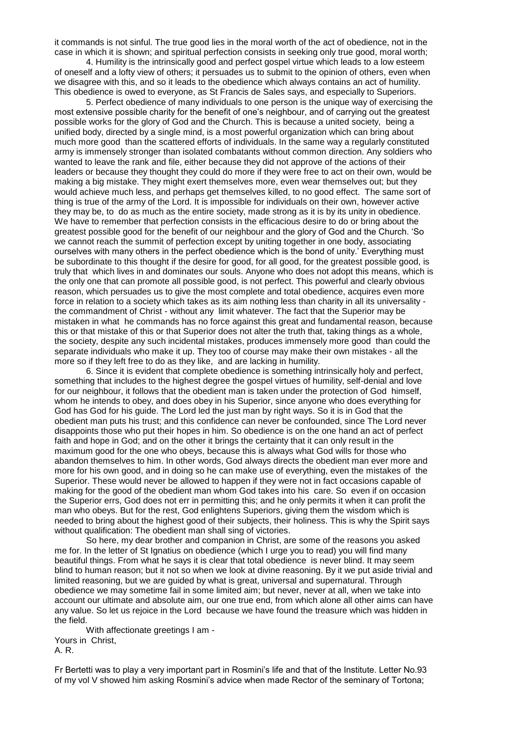it commands is not sinful. The true good lies in the moral worth of the act of obedience, not in the case in which it is shown; and spiritual perfection consists in seeking only true good, moral worth;

4. Humility is the intrinsically good and perfect gospel virtue which leads to a low esteem of oneself and a lofty view of others; it persuades us to submit to the opinion of others, even when we disagree with this, and so it leads to the obedience which always contains an act of humility. This obedience is owed to everyone, as St Francis de Sales says, and especially to Superiors.

5. Perfect obedience of many individuals to one person is the unique way of exercising the most extensive possible charity for the benefit of one's neighbour, and of carrying out the greatest possible works for the glory of God and the Church. This is because a united society, being a unified body, directed by a single mind, is a most powerful organization which can bring about much more good than the scattered efforts of individuals. In the same way a regularly constituted army is immensely stronger than isolated combatants without common direction. Any soldiers who wanted to leave the rank and file, either because they did not approve of the actions of their leaders or because they thought they could do more if they were free to act on their own, would be making a big mistake. They might exert themselves more, even wear themselves out; but they would achieve much less, and perhaps get themselves killed, to no good effect. The same sort of thing is true of the army of the Lord. It is impossible for individuals on their own, however active they may be, to do as much as the entire society, made strong as it is by its unity in obedience. We have to remember that perfection consists in the efficacious desire to do or bring about the greatest possible good for the benefit of our neighbour and the glory of God and the Church. 'So we cannot reach the summit of perfection except by uniting together in one body, associating ourselves with many others in the perfect obedience which is the bond of unity.' Everything must be subordinate to this thought if the desire for good, for all good, for the greatest possible good, is truly that which lives in and dominates our souls. Anyone who does not adopt this means, which is the only one that can promote all possible good, is not perfect. This powerful and clearly obvious reason, which persuades us to give the most complete and total obedience, acquires even more force in relation to a society which takes as its aim nothing less than charity in all its universality - the commandment of Christ - without any limit whatever. The fact that the Superior may be mistaken in what he commands has no force against this great and fundamental reason, because this or that mistake of this or that Superior does not alter the truth that, taking things as a whole, the society, despite any such incidental mistakes, produces immensely more good than could the separate individuals who make it up. They too of course may make their own mistakes - all the more so if they left free to do as they like, and are lacking in humility.

6. Since it is evident that complete obedience is something intrinsically holy and perfect, something that includes to the highest degree the gospel virtues of humility, self-denial and love for our neighbour, it follows that the obedient man is taken under the protection of God himself, whom he intends to obey, and does obey in his Superior, since anyone who does everything for God has God for his guide. The Lord led the just man by right ways. So it is in God that the obedient man puts his trust; and this confidence can never be confounded, since The Lord never disappoints those who put their hopes in him. So obedience is on the one hand an act of perfect faith and hope in God; and on the other it brings the certainty that it can only result in the maximum good for the one who obeys, because this is always what God wills for those who abandon themselves to him. In other words, God always directs the obedient man ever more and more for his own good, and in doing so he can make use of everything, even the mistakes of the Superior. These would never be allowed to happen if they were not in fact occasions capable of making for the good of the obedient man whom God takes into his care. So even if on occasion the Superior errs, God does not err in permitting this; and he only permits it when it can profit the man who obeys. But for the rest, God enlightens Superiors, giving them the wisdom which is needed to bring about the highest good of their subjects, their holiness. This is why the Spirit says without qualification: The obedient man shall sing of victories.

So here, my dear brother and companion in Christ, are some of the reasons you asked me for. In the letter of St Ignatius on obedience (which I urge you to read) you will find many beautiful things. From what he says it is clear that total obedience is never blind. It may seem blind to human reason; but it not so when we look at divine reasoning. By it we put aside trivial and limited reasoning, but we are guided by what is great, universal and supernatural. Through obedience we may sometime fail in some limited aim; but never, never at all, when we take into account our ultimate and absolute aim, our one true end, from which alone all other aims can have any value. So let us rejoice in the Lord because we have found the treasure which was hidden in the field.

With affectionate greetings I am -
Yours in Christ,
A. R.

Fr Bertetti was to play a very important part in Rosmini's life and that of the Institute. Letter No.93 of my vol V showed him asking Rosmini's advice when made Rector of the seminary of Tortona;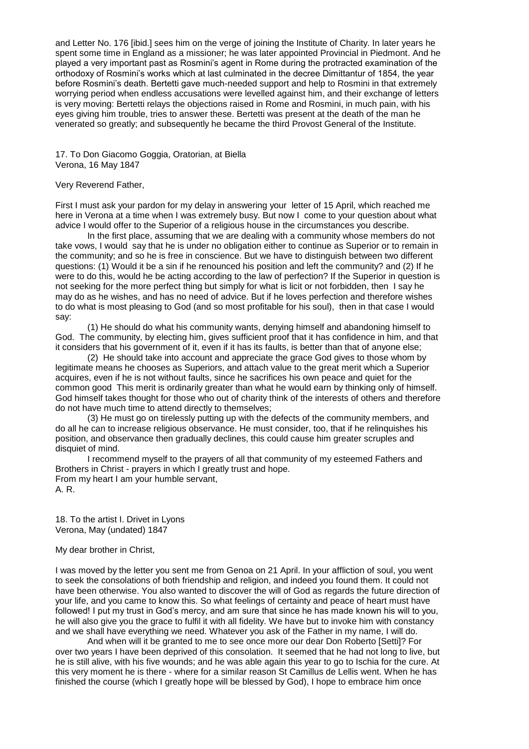and Letter No. 176 [ibid.] sees him on the verge of joining the Institute of Charity. In later years he spent some time in England as a missioner; he was later appointed Provincial in Piedmont. And he played a very important past as Rosmini's agent in Rome during the protracted examination of the orthodoxy of Rosmini's works which at last culminated in the decree Dimittantur of 1854, the year before Rosmini's death. Bertetti gave much-needed support and help to Rosmini in that extremely worrying period when endless accusations were levelled against him, and their exchange of letters is very moving: Bertetti relays the objections raised in Rome and Rosmini, in much pain, with his eyes giving him trouble, tries to answer these. Bertetti was present at the death of the man he venerated so greatly; and subsequently he became the third Provost General of the Institute.

17. To Don Giacomo Goggia, Oratorian, at Biella
Verona, 16 May 1847

Very Reverend Father,

First I must ask your pardon for my delay in answering your letter of 15 April, which reached me here in Verona at a time when I was extremely busy. But now I come to your question about what advice I would offer to the Superior of a religious house in the circumstances you describe.

In the first place, assuming that we are dealing with a community whose members do not take vows, I would say that he is under no obligation either to continue as Superior or to remain in the community; and so he is free in conscience. But we have to distinguish between two different questions: (1) Would it be a sin if he renounced his position and left the community? and (2) If he were to do this, would he be acting according to the law of perfection? If the Superior in question is not seeking for the more perfect thing but simply for what is licit or not forbidden, then I say he may do as he wishes, and has no need of advice. But if he loves perfection and therefore wishes to do what is most pleasing to God (and so most profitable for his soul), then in that case I would say:

(1) He should do what his community wants, denying himself and abandoning himself to God. The community, by electing him, gives sufficient proof that it has confidence in him, and that it considers that his government of it, even if it has its faults, is better than that of anyone else;

(2) He should take into account and appreciate the grace God gives to those whom by legitimate means he chooses as Superiors, and attach value to the great merit which a Superior acquires, even if he is not without faults, since he sacrifices his own peace and quiet for the common good This merit is ordinarily greater than what he would earn by thinking only of himself. God himself takes thought for those who out of charity think of the interests of others and therefore do not have much time to attend directly to themselves;

(3) He must go on tirelessly putting up with the defects of the community members, and do all he can to increase religious observance. He must consider, too, that if he relinquishes his position, and observance then gradually declines, this could cause him greater scruples and disquiet of mind.

I recommend myself to the prayers of all that community of my esteemed Fathers and Brothers in Christ - prayers in which I greatly trust and hope.
From my heart I am your humble servant,
A. R.

18. To the artist I. Drivet in Lyons
Verona, May (undated) 1847

My dear brother in Christ,

I was moved by the letter you sent me from Genoa on 21 April. In your affliction of soul, you went to seek the consolations of both friendship and religion, and indeed you found them. It could not have been otherwise. You also wanted to discover the will of God as regards the future direction of your life, and you came to know this. So what feelings of certainty and peace of heart must have followed! I put my trust in God's mercy, and am sure that since he has made known his will to you, he will also give you the grace to fulfil it with all fidelity. We have but to invoke him with constancy and we shall have everything we need. Whatever you ask of the Father in my name, I will do.

And when will it be granted to me to see once more our dear Don Roberto [Setti]? For over two years I have been deprived of this consolation. It seemed that he had not long to live, but he is still alive, with his five wounds; and he was able again this year to go to Ischia for the cure. At this very moment he is there - where for a similar reason St Camillus de Lellis went. When he has finished the course (which I greatly hope will be blessed by God), I hope to embrace him once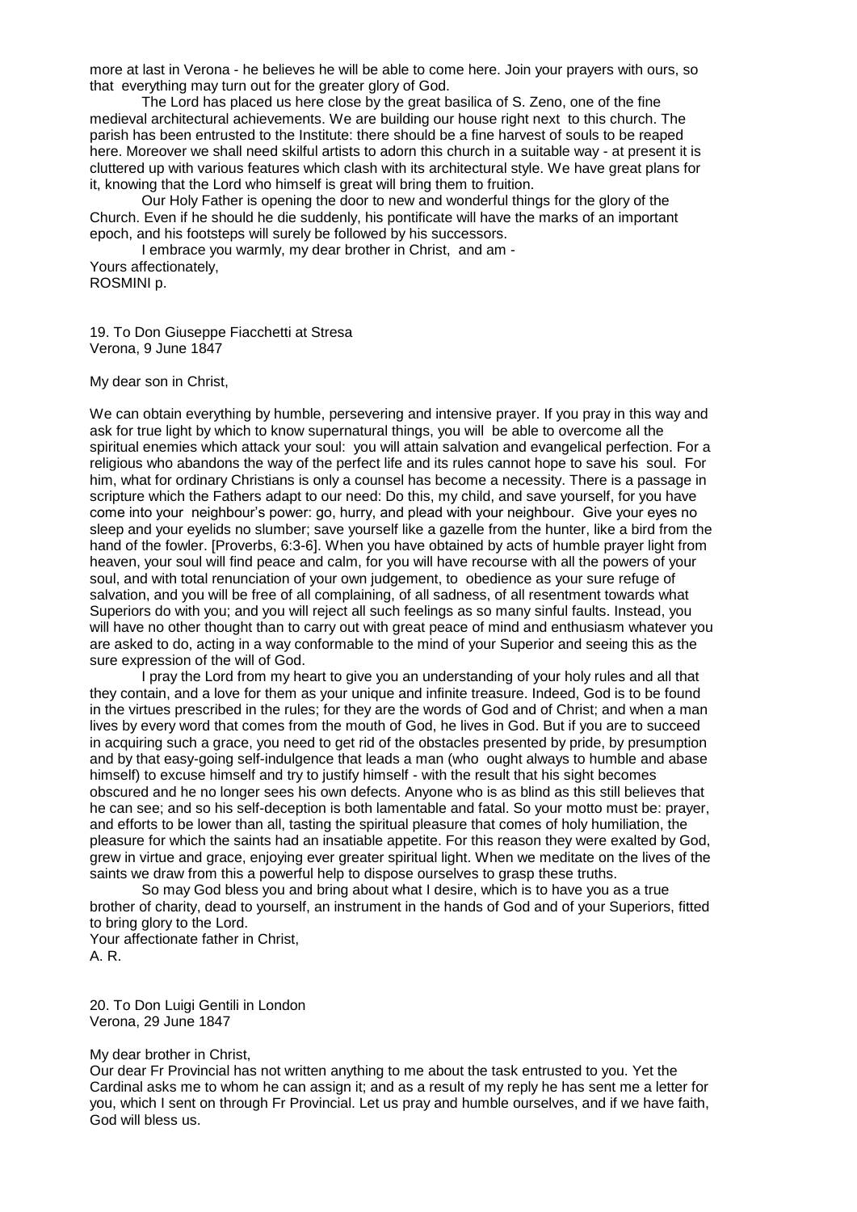more at last in Verona - he believes he will be able to come here. Join your prayers with ours, so that everything may turn out for the greater glory of God.

The Lord has placed us here close by the great basilica of S. Zeno, one of the fine medieval architectural achievements. We are building our house right next to this church. The parish has been entrusted to the Institute: there should be a fine harvest of souls to be reaped here. Moreover we shall need skilful artists to adorn this church in a suitable way - at present it is cluttered up with various features which clash with its architectural style. We have great plans for it, knowing that the Lord who himself is great will bring them to fruition.

Our Holy Father is opening the door to new and wonderful things for the glory of the Church. Even if he should he die suddenly, his pontificate will have the marks of an important epoch, and his footsteps will surely be followed by his successors.

I embrace you warmly, my dear brother in Christ, and am -
Yours affectionately,
ROSMINI p.

19. To Don Giuseppe Fiacchetti at Stresa
Verona, 9 June 1847

My dear son in Christ,

We can obtain everything by humble, persevering and intensive prayer. If you pray in this way and ask for true light by which to know supernatural things, you will be able to overcome all the spiritual enemies which attack your soul: you will attain salvation and evangelical perfection. For a religious who abandons the way of the perfect life and its rules cannot hope to save his soul. For him, what for ordinary Christians is only a counsel has become a necessity. There is a passage in scripture which the Fathers adapt to our need: Do this, my child, and save yourself, for you have come into your neighbour's power: go, hurry, and plead with your neighbour. Give your eyes no sleep and your eyelids no slumber; save yourself like a gazelle from the hunter, like a bird from the hand of the fowler. [Proverbs, 6:3-6]. When you have obtained by acts of humble prayer light from heaven, your soul will find peace and calm, for you will have recourse with all the powers of your soul, and with total renunciation of your own judgement, to obedience as your sure refuge of salvation, and you will be free of all complaining, of all sadness, of all resentment towards what Superiors do with you; and you will reject all such feelings as so many sinful faults. Instead, you will have no other thought than to carry out with great peace of mind and enthusiasm whatever you are asked to do, acting in a way conformable to the mind of your Superior and seeing this as the sure expression of the will of God.

I pray the Lord from my heart to give you an understanding of your holy rules and all that they contain, and a love for them as your unique and infinite treasure. Indeed, God is to be found in the virtues prescribed in the rules; for they are the words of God and of Christ; and when a man lives by every word that comes from the mouth of God, he lives in God. But if you are to succeed in acquiring such a grace, you need to get rid of the obstacles presented by pride, by presumption and by that easy-going self-indulgence that leads a man (who ought always to humble and abase himself) to excuse himself and try to justify himself - with the result that his sight becomes obscured and he no longer sees his own defects. Anyone who is as blind as this still believes that he can see; and so his self-deception is both lamentable and fatal. So your motto must be: prayer, and efforts to be lower than all, tasting the spiritual pleasure that comes of holy humiliation, the pleasure for which the saints had an insatiable appetite. For this reason they were exalted by God, grew in virtue and grace, enjoying ever greater spiritual light. When we meditate on the lives of the saints we draw from this a powerful help to dispose ourselves to grasp these truths.

So may God bless you and bring about what I desire, which is to have you as a true brother of charity, dead to yourself, an instrument in the hands of God and of your Superiors, fitted to bring glory to the Lord.
Your affectionate father in Christ,
A. R.

20. To Don Luigi Gentili in London
Verona, 29 June 1847

My dear brother in Christ,
Our dear Fr Provincial has not written anything to me about the task entrusted to you. Yet the Cardinal asks me to whom he can assign it; and as a result of my reply he has sent me a letter for you, which I sent on through Fr Provincial. Let us pray and humble ourselves, and if we have faith, God will bless us.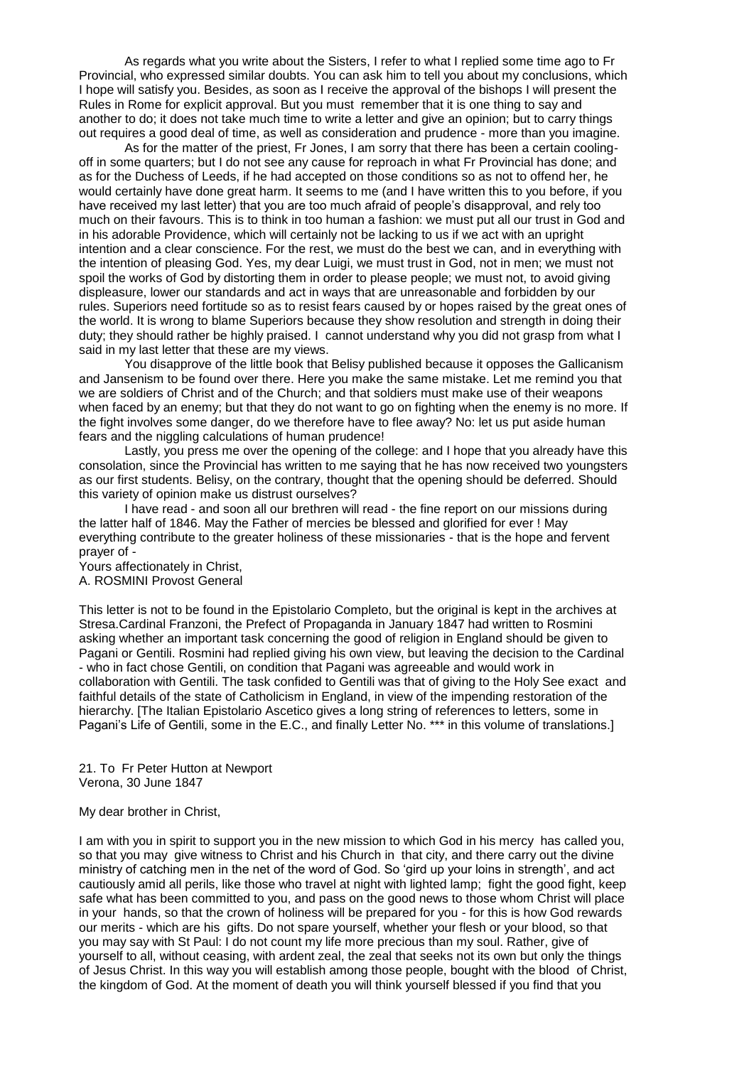As regards what you write about the Sisters, I refer to what I replied some time ago to Fr Provincial, who expressed similar doubts. You can ask him to tell you about my conclusions, which I hope will satisfy you. Besides, as soon as I receive the approval of the bishops I will present the Rules in Rome for explicit approval. But you must remember that it is one thing to say and another to do; it does not take much time to write a letter and give an opinion; but to carry things out requires a good deal of time, as well as consideration and prudence - more than you imagine.

As for the matter of the priest, Fr Jones, I am sorry that there has been a certain cooling-off in some quarters; but I do not see any cause for reproach in what Fr Provincial has done; and as for the Duchess of Leeds, if he had accepted on those conditions so as not to offend her, he would certainly have done great harm. It seems to me (and I have written this to you before, if you have received my last letter) that you are too much afraid of people's disapproval, and rely too much on their favours. This is to think in too human a fashion: we must put all our trust in God and in his adorable Providence, which will certainly not be lacking to us if we act with an upright intention and a clear conscience. For the rest, we must do the best we can, and in everything with the intention of pleasing God. Yes, my dear Luigi, we must trust in God, not in men; we must not spoil the works of God by distorting them in order to please people; we must not, to avoid giving displeasure, lower our standards and act in ways that are unreasonable and forbidden by our rules. Superiors need fortitude so as to resist fears caused by or hopes raised by the great ones of the world. It is wrong to blame Superiors because they show resolution and strength in doing their duty; they should rather be highly praised. I cannot understand why you did not grasp from what I said in my last letter that these are my views.

You disapprove of the little book that Belisy published because it opposes the Gallicanism and Jansenism to be found over there. Here you make the same mistake. Let me remind you that we are soldiers of Christ and of the Church; and that soldiers must make use of their weapons when faced by an enemy; but that they do not want to go on fighting when the enemy is no more. If the fight involves some danger, do we therefore have to flee away? No: let us put aside human fears and the niggling calculations of human prudence!

Lastly, you press me over the opening of the college: and I hope that you already have this consolation, since the Provincial has written to me saying that he has now received two youngsters as our first students. Belisy, on the contrary, thought that the opening should be deferred. Should this variety of opinion make us distrust ourselves?

I have read - and soon all our brethren will read - the fine report on our missions during the latter half of 1846. May the Father of mercies be blessed and glorified for ever ! May everything contribute to the greater holiness of these missionaries - that is the hope and fervent prayer of -

Yours affectionately in Christ,
A. ROSMINI Provost General

This letter is not to be found in the Epistolario Completo, but the original is kept in the archives at Stresa.Cardinal Franzoni, the Prefect of Propaganda in January 1847 had written to Rosmini asking whether an important task concerning the good of religion in England should be given to Pagani or Gentili. Rosmini had replied giving his own view, but leaving the decision to the Cardinal - who in fact chose Gentili, on condition that Pagani was agreeable and would work in collaboration with Gentili. The task confided to Gentili was that of giving to the Holy See exact and faithful details of the state of Catholicism in England, in view of the impending restoration of the hierarchy. [The Italian Epistolario Ascetico gives a long string of references to letters, some in Pagani's Life of Gentili, some in the E.C., and finally Letter No. *** in this volume of translations.]

21. To Fr Peter Hutton at Newport
Verona, 30 June 1847

My dear brother in Christ,

I am with you in spirit to support you in the new mission to which God in his mercy has called you, so that you may give witness to Christ and his Church in that city, and there carry out the divine ministry of catching men in the net of the word of God. So 'gird up your loins in strength', and act cautiously amid all perils, like those who travel at night with lighted lamp; fight the good fight, keep safe what has been committed to you, and pass on the good news to those whom Christ will place in your hands, so that the crown of holiness will be prepared for you - for this is how God rewards our merits - which are his gifts. Do not spare yourself, whether your flesh or your blood, so that you may say with St Paul: I do not count my life more precious than my soul. Rather, give of yourself to all, without ceasing, with ardent zeal, the zeal that seeks not its own but only the things of Jesus Christ. In this way you will establish among those people, bought with the blood of Christ, the kingdom of God. At the moment of death you will think yourself blessed if you find that you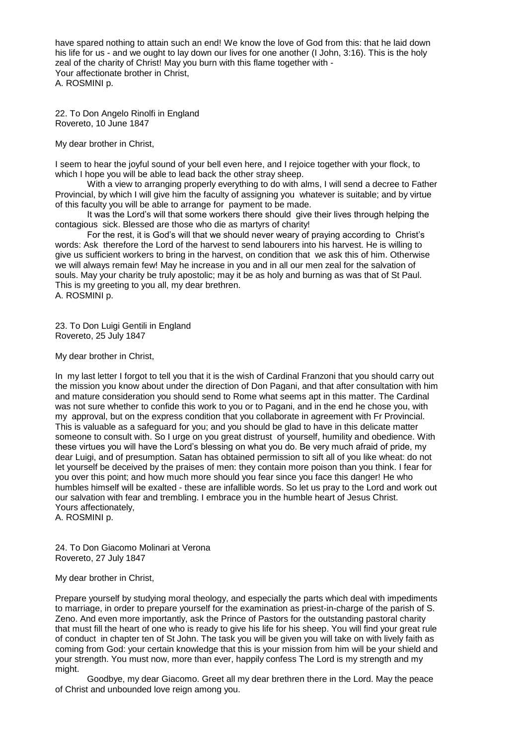have spared nothing to attain such an end! We know the love of God from this: that he laid down his life for us - and we ought to lay down our lives for one another (I John, 3:16). This is the holy zeal of the charity of Christ! May you burn with this flame together with -
Your affectionate brother in Christ,
A. ROSMINI p.

22. To Don Angelo Rinolfi in England
Rovereto, 10 June 1847

My dear brother in Christ,

I seem to hear the joyful sound of your bell even here, and I rejoice together with your flock, to which I hope you will be able to lead back the other stray sheep.

With a view to arranging properly everything to do with alms, I will send a decree to Father Provincial, by which I will give him the faculty of assigning you whatever is suitable; and by virtue of this faculty you will be able to arrange for payment to be made.

It was the Lord's will that some workers there should give their lives through helping the contagious sick. Blessed are those who die as martyrs of charity!

For the rest, it is God's will that we should never weary of praying according to Christ's words: Ask therefore the Lord of the harvest to send labourers into his harvest. He is willing to give us sufficient workers to bring in the harvest, on condition that we ask this of him. Otherwise we will always remain few! May he increase in you and in all our men zeal for the salvation of souls. May your charity be truly apostolic; may it be as holy and burning as was that of St Paul. This is my greeting to you all, my dear brethren.
A. ROSMINI p.

23. To Don Luigi Gentili in England
Rovereto, 25 July 1847

My dear brother in Christ,

In my last letter I forgot to tell you that it is the wish of Cardinal Franzoni that you should carry out the mission you know about under the direction of Don Pagani, and that after consultation with him and mature consideration you should send to Rome what seems apt in this matter. The Cardinal was not sure whether to confide this work to you or to Pagani, and in the end he chose you, with my approval, but on the express condition that you collaborate in agreement with Fr Provincial. This is valuable as a safeguard for you; and you should be glad to have in this delicate matter someone to consult with. So I urge on you great distrust of yourself, humility and obedience. With these virtues you will have the Lord's blessing on what you do. Be very much afraid of pride, my dear Luigi, and of presumption. Satan has obtained permission to sift all of you like wheat: do not let yourself be deceived by the praises of men: they contain more poison than you think. I fear for you over this point; and how much more should you fear since you face this danger! He who humbles himself will be exalted - these are infallible words. So let us pray to the Lord and work out our salvation with fear and trembling. I embrace you in the humble heart of Jesus Christ.
Yours affectionately,
A. ROSMINI p.

24. To Don Giacomo Molinari at Verona
Rovereto, 27 July 1847

My dear brother in Christ,

Prepare yourself by studying moral theology, and especially the parts which deal with impediments to marriage, in order to prepare yourself for the examination as priest-in-charge of the parish of S. Zeno. And even more importantly, ask the Prince of Pastors for the outstanding pastoral charity that must fill the heart of one who is ready to give his life for his sheep. You will find your great rule of conduct in chapter ten of St John. The task you will be given you will take on with lively faith as coming from God: your certain knowledge that this is your mission from him will be your shield and your strength. You must now, more than ever, happily confess The Lord is my strength and my might.

Goodbye, my dear Giacomo. Greet all my dear brethren there in the Lord. May the peace of Christ and unbounded love reign among you.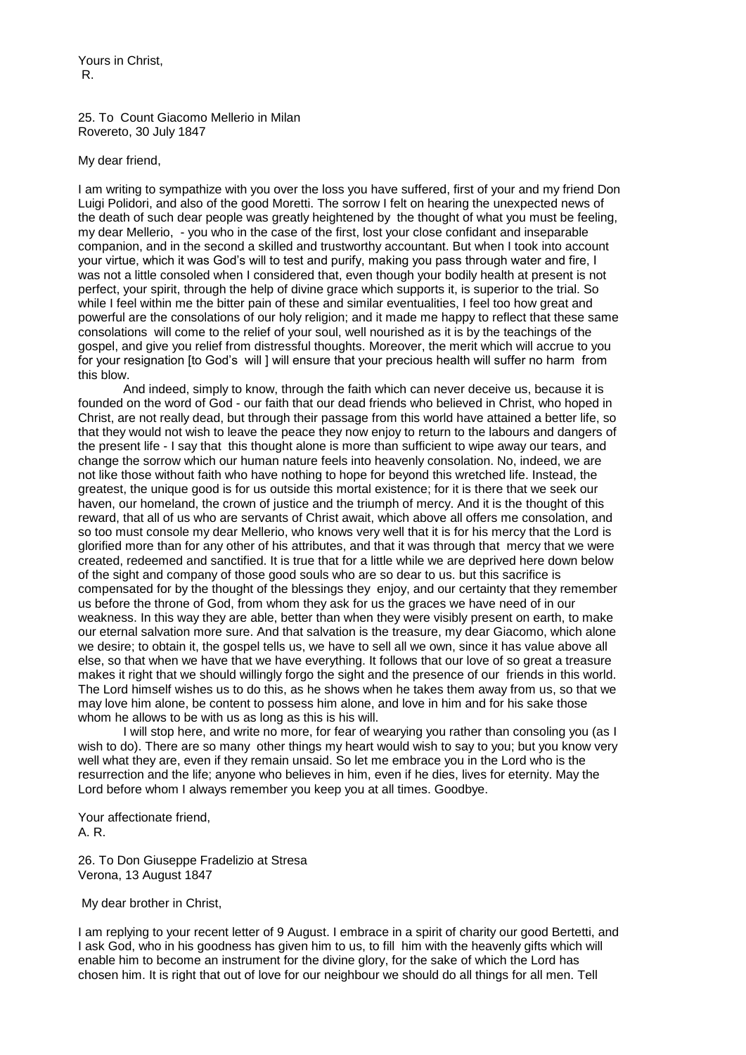Yours in Christ,
R.

25. To Count Giacomo Mellerio in Milan
Rovereto, 30 July 1847

My dear friend,

I am writing to sympathize with you over the loss you have suffered, first of your and my friend Don Luigi Polidori, and also of the good Moretti. The sorrow I felt on hearing the unexpected news of the death of such dear people was greatly heightened by the thought of what you must be feeling, my dear Mellerio, - you who in the case of the first, lost your close confidant and inseparable companion, and in the second a skilled and trustworthy accountant. But when I took into account your virtue, which it was God's will to test and purify, making you pass through water and fire, I was not a little consoled when I considered that, even though your bodily health at present is not perfect, your spirit, through the help of divine grace which supports it, is superior to the trial. So while I feel within me the bitter pain of these and similar eventualities, I feel too how great and powerful are the consolations of our holy religion; and it made me happy to reflect that these same consolations will come to the relief of your soul, well nourished as it is by the teachings of the gospel, and give you relief from distressful thoughts. Moreover, the merit which will accrue to you for your resignation [to God's will ] will ensure that your precious health will suffer no harm from this blow.

And indeed, simply to know, through the faith which can never deceive us, because it is founded on the word of God - our faith that our dead friends who believed in Christ, who hoped in Christ, are not really dead, but through their passage from this world have attained a better life, so that they would not wish to leave the peace they now enjoy to return to the labours and dangers of the present life - I say that this thought alone is more than sufficient to wipe away our tears, and change the sorrow which our human nature feels into heavenly consolation. No, indeed, we are not like those without faith who have nothing to hope for beyond this wretched life. Instead, the greatest, the unique good is for us outside this mortal existence; for it is there that we seek our haven, our homeland, the crown of justice and the triumph of mercy. And it is the thought of this reward, that all of us who are servants of Christ await, which above all offers me consolation, and so too must console my dear Mellerio, who knows very well that it is for his mercy that the Lord is glorified more than for any other of his attributes, and that it was through that mercy that we were created, redeemed and sanctified. It is true that for a little while we are deprived here down below of the sight and company of those good souls who are so dear to us. but this sacrifice is compensated for by the thought of the blessings they enjoy, and our certainty that they remember us before the throne of God, from whom they ask for us the graces we have need of in our weakness. In this way they are able, better than when they were visibly present on earth, to make our eternal salvation more sure. And that salvation is the treasure, my dear Giacomo, which alone we desire; to obtain it, the gospel tells us, we have to sell all we own, since it has value above all else, so that when we have that we have everything. It follows that our love of so great a treasure makes it right that we should willingly forgo the sight and the presence of our friends in this world. The Lord himself wishes us to do this, as he shows when he takes them away from us, so that we may love him alone, be content to possess him alone, and love in him and for his sake those whom he allows to be with us as long as this is his will.

I will stop here, and write no more, for fear of wearying you rather than consoling you (as I wish to do). There are so many other things my heart would wish to say to you; but you know very well what they are, even if they remain unsaid. So let me embrace you in the Lord who is the resurrection and the life; anyone who believes in him, even if he dies, lives for eternity. May the Lord before whom I always remember you keep you at all times. Goodbye.

Your affectionate friend,
A. R.

26. To Don Giuseppe Fradelizio at Stresa
Verona, 13 August 1847

My dear brother in Christ,

I am replying to your recent letter of 9 August. I embrace in a spirit of charity our good Bertetti, and I ask God, who in his goodness has given him to us, to fill him with the heavenly gifts which will enable him to become an instrument for the divine glory, for the sake of which the Lord has chosen him. It is right that out of love for our neighbour we should do all things for all men. Tell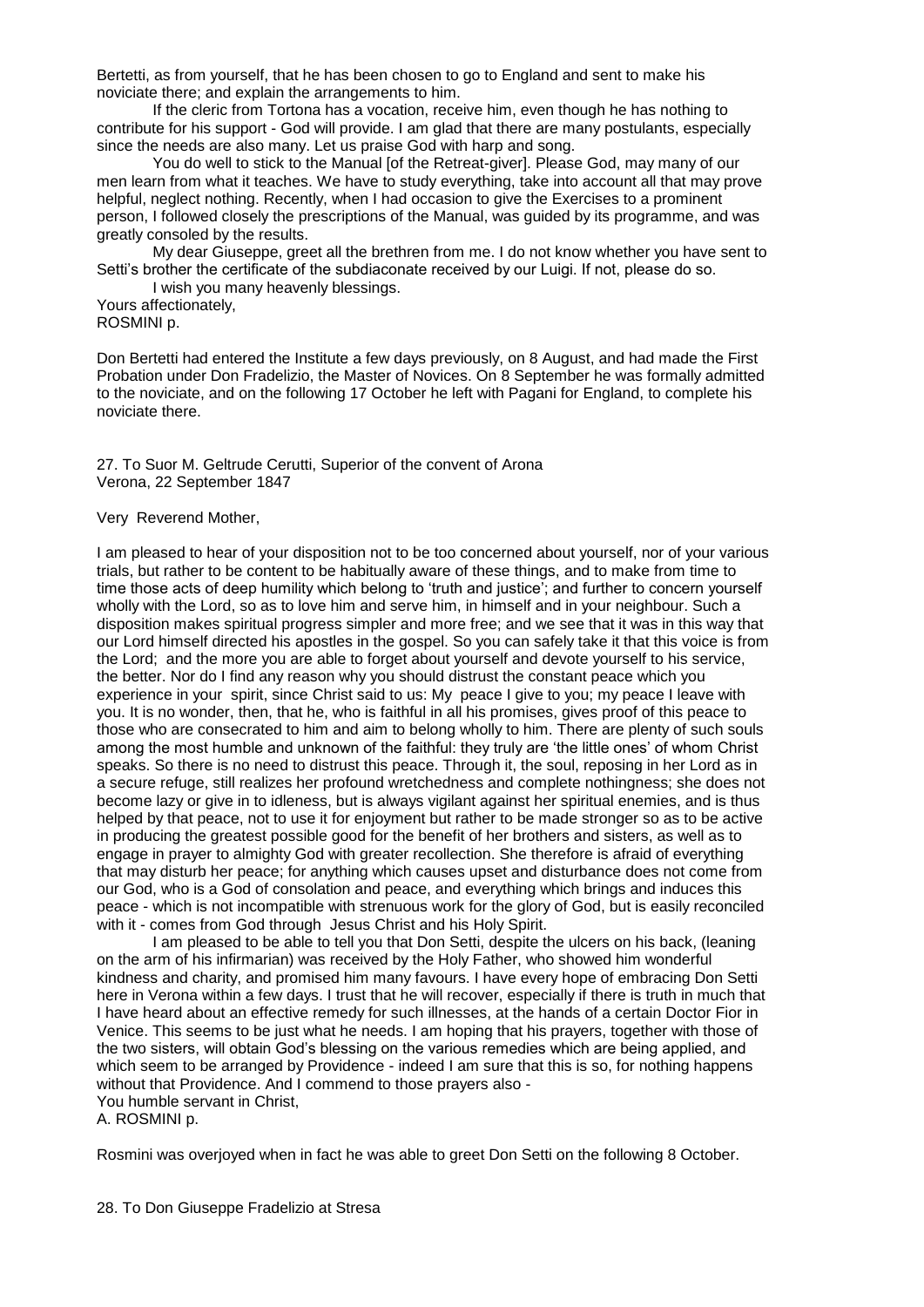Bertetti, as from yourself, that he has been chosen to go to England and sent to make his noviciate there; and explain the arrangements to him.

If the cleric from Tortona has a vocation, receive him, even though he has nothing to contribute for his support - God will provide. I am glad that there are many postulants, especially since the needs are also many. Let us praise God with harp and song.

You do well to stick to the Manual [of the Retreat-giver]. Please God, may many of our men learn from what it teaches. We have to study everything, take into account all that may prove helpful, neglect nothing. Recently, when I had occasion to give the Exercises to a prominent person, I followed closely the prescriptions of the Manual, was guided by its programme, and was greatly consoled by the results.

My dear Giuseppe, greet all the brethren from me. I do not know whether you have sent to Setti's brother the certificate of the subdiaconate received by our Luigi. If not, please do so.

I wish you many heavenly blessings.

Yours affectionately,
ROSMINI p.

Don Bertetti had entered the Institute a few days previously, on 8 August, and had made the First Probation under Don Fradelizio, the Master of Novices. On 8 September he was formally admitted to the noviciate, and on the following 17 October he left with Pagani for England, to complete his noviciate there.

27. To Suor M. Geltrude Cerutti, Superior of the convent of Arona
Verona, 22 September 1847

Very Reverend Mother,

I am pleased to hear of your disposition not to be too concerned about yourself, nor of your various trials, but rather to be content to be habitually aware of these things, and to make from time to time those acts of deep humility which belong to 'truth and justice'; and further to concern yourself wholly with the Lord, so as to love him and serve him, in himself and in your neighbour. Such a disposition makes spiritual progress simpler and more free; and we see that it was in this way that our Lord himself directed his apostles in the gospel. So you can safely take it that this voice is from the Lord; and the more you are able to forget about yourself and devote yourself to his service, the better. Nor do I find any reason why you should distrust the constant peace which you experience in your spirit, since Christ said to us: My peace I give to you; my peace I leave with you. It is no wonder, then, that he, who is faithful in all his promises, gives proof of this peace to those who are consecrated to him and aim to belong wholly to him. There are plenty of such souls among the most humble and unknown of the faithful: they truly are 'the little ones' of whom Christ speaks. So there is no need to distrust this peace. Through it, the soul, reposing in her Lord as in a secure refuge, still realizes her profound wretchedness and complete nothingness; she does not become lazy or give in to idleness, but is always vigilant against her spiritual enemies, and is thus helped by that peace, not to use it for enjoyment but rather to be made stronger so as to be active in producing the greatest possible good for the benefit of her brothers and sisters, as well as to engage in prayer to almighty God with greater recollection. She therefore is afraid of everything that may disturb her peace; for anything which causes upset and disturbance does not come from our God, who is a God of consolation and peace, and everything which brings and induces this peace - which is not incompatible with strenuous work for the glory of God, but is easily reconciled with it - comes from God through Jesus Christ and his Holy Spirit.

I am pleased to be able to tell you that Don Setti, despite the ulcers on his back, (leaning on the arm of his infirmarian) was received by the Holy Father, who showed him wonderful kindness and charity, and promised him many favours. I have every hope of embracing Don Setti here in Verona within a few days. I trust that he will recover, especially if there is truth in much that I have heard about an effective remedy for such illnesses, at the hands of a certain Doctor Fior in Venice. This seems to be just what he needs. I am hoping that his prayers, together with those of the two sisters, will obtain God's blessing on the various remedies which are being applied, and which seem to be arranged by Providence - indeed I am sure that this is so, for nothing happens without that Providence. And I commend to those prayers also -

You humble servant in Christ,
A. ROSMINI p.

Rosmini was overjoyed when in fact he was able to greet Don Setti on the following 8 October.

28. To Don Giuseppe Fradelizio at Stresa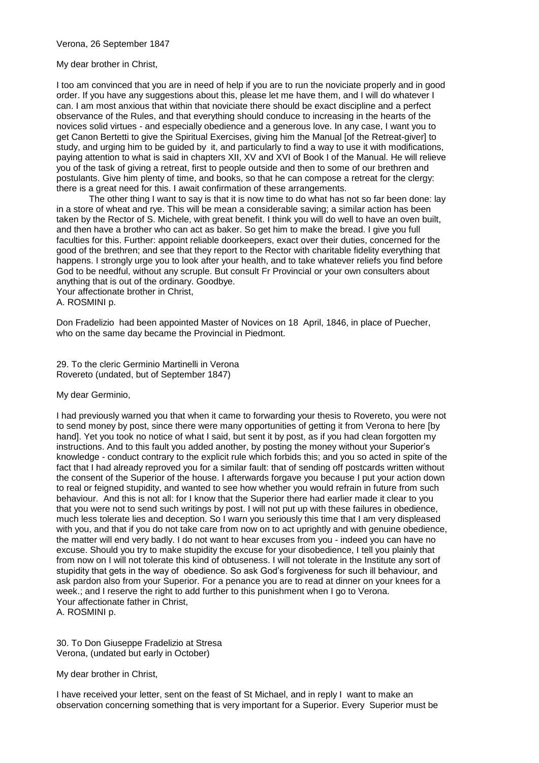Verona, 26 September 1847

My dear brother in Christ,

I too am convinced that you are in need of help if you are to run the noviciate properly and in good order. If you have any suggestions about this, please let me have them, and I will do whatever I can. I am most anxious that within that noviciate there should be exact discipline and a perfect observance of the Rules, and that everything should conduce to increasing in the hearts of the novices solid virtues - and especially obedience and a generous love. In any case, I want you to get Canon Bertetti to give the Spiritual Exercises, giving him the Manual [of the Retreat-giver] to study, and urging him to be guided by it, and particularly to find a way to use it with modifications, paying attention to what is said in chapters XII, XV and XVI of Book I of the Manual. He will relieve you of the task of giving a retreat, first to people outside and then to some of our brethren and postulants. Give him plenty of time, and books, so that he can compose a retreat for the clergy: there is a great need for this. I await confirmation of these arrangements.

The other thing I want to say is that it is now time to do what has not so far been done: lay in a store of wheat and rye. This will be mean a considerable saving; a similar action has been taken by the Rector of S. Michele, with great benefit. I think you will do well to have an oven built, and then have a brother who can act as baker. So get him to make the bread. I give you full faculties for this. Further: appoint reliable doorkeepers, exact over their duties, concerned for the good of the brethren; and see that they report to the Rector with charitable fidelity everything that happens. I strongly urge you to look after your health, and to take whatever reliefs you find before God to be needful, without any scruple. But consult Fr Provincial or your own consulters about anything that is out of the ordinary. Goodbye.

Your affectionate brother in Christ,
A. ROSMINI p.

Don Fradelizio had been appointed Master of Novices on 18 April, 1846, in place of Puecher, who on the same day became the Provincial in Piedmont.

29. To the cleric Germinio Martinelli in Verona
Rovereto (undated, but of September 1847)

My dear Germinio,

I had previously warned you that when it came to forwarding your thesis to Rovereto, you were not to send money by post, since there were many opportunities of getting it from Verona to here [by hand]. Yet you took no notice of what I said, but sent it by post, as if you had clean forgotten my instructions. And to this fault you added another, by posting the money without your Superior's knowledge - conduct contrary to the explicit rule which forbids this; and you so acted in spite of the fact that I had already reproved you for a similar fault: that of sending off postcards written without the consent of the Superior of the house. I afterwards forgave you because I put your action down to real or feigned stupidity, and wanted to see how whether you would refrain in future from such behaviour. And this is not all: for I know that the Superior there had earlier made it clear to you that you were not to send such writings by post. I will not put up with these failures in obedience, much less tolerate lies and deception. So I warn you seriously this time that I am very displeased with you, and that if you do not take care from now on to act uprightly and with genuine obedience, the matter will end very badly. I do not want to hear excuses from you - indeed you can have no excuse. Should you try to make stupidity the excuse for your disobedience, I tell you plainly that from now on I will not tolerate this kind of obtuseness. I will not tolerate in the Institute any sort of stupidity that gets in the way of obedience. So ask God's forgiveness for such ill behaviour, and ask pardon also from your Superior. For a penance you are to read at dinner on your knees for a week.; and I reserve the right to add further to this punishment when I go to Verona.

Your affectionate father in Christ,
A. ROSMINI p.

30. To Don Giuseppe Fradelizio at Stresa
Verona, (undated but early in October)

My dear brother in Christ,

I have received your letter, sent on the feast of St Michael, and in reply I want to make an observation concerning something that is very important for a Superior. Every Superior must be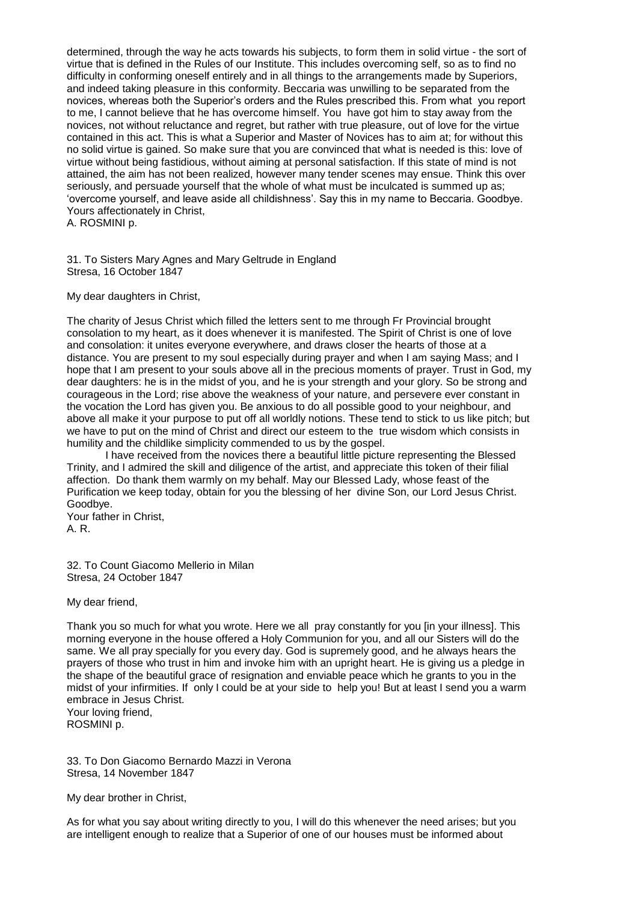determined, through the way he acts towards his subjects, to form them in solid virtue - the sort of virtue that is defined in the Rules of our Institute. This includes overcoming self, so as to find no difficulty in conforming oneself entirely and in all things to the arrangements made by Superiors, and indeed taking pleasure in this conformity. Beccaria was unwilling to be separated from the novices, whereas both the Superior's orders and the Rules prescribed this. From what you report to me, I cannot believe that he has overcome himself. You have got him to stay away from the novices, not without reluctance and regret, but rather with true pleasure, out of love for the virtue contained in this act. This is what a Superior and Master of Novices has to aim at; for without this no solid virtue is gained. So make sure that you are convinced that what is needed is this: love of virtue without being fastidious, without aiming at personal satisfaction. If this state of mind is not attained, the aim has not been realized, however many tender scenes may ensue. Think this over seriously, and persuade yourself that the whole of what must be inculcated is summed up as; 'overcome yourself, and leave aside all childishness'. Say this in my name to Beccaria. Goodbye.
Yours affectionately in Christ,
A. ROSMINI p.

31. To Sisters Mary Agnes and Mary Geltrude in England
Stresa, 16 October 1847

My dear daughters in Christ,

The charity of Jesus Christ which filled the letters sent to me through Fr Provincial brought consolation to my heart, as it does whenever it is manifested. The Spirit of Christ is one of love and consolation: it unites everyone everywhere, and draws closer the hearts of those at a distance. You are present to my soul especially during prayer and when I am saying Mass; and I hope that I am present to your souls above all in the precious moments of prayer. Trust in God, my dear daughters: he is in the midst of you, and he is your strength and your glory. So be strong and courageous in the Lord; rise above the weakness of your nature, and persevere ever constant in the vocation the Lord has given you. Be anxious to do all possible good to your neighbour, and above all make it your purpose to put off all worldly notions. These tend to stick to us like pitch; but we have to put on the mind of Christ and direct our esteem to the true wisdom which consists in humility and the childlike simplicity commended to us by the gospel.

I have received from the novices there a beautiful little picture representing the Blessed Trinity, and I admired the skill and diligence of the artist, and appreciate this token of their filial affection. Do thank them warmly on my behalf. May our Blessed Lady, whose feast of the Purification we keep today, obtain for you the blessing of her divine Son, our Lord Jesus Christ. Goodbye.
Your father in Christ,
A. R.

32. To Count Giacomo Mellerio in Milan
Stresa, 24 October 1847

My dear friend,

Thank you so much for what you wrote. Here we all pray constantly for you [in your illness]. This morning everyone in the house offered a Holy Communion for you, and all our Sisters will do the same. We all pray specially for you every day. God is supremely good, and he always hears the prayers of those who trust in him and invoke him with an upright heart. He is giving us a pledge in the shape of the beautiful grace of resignation and enviable peace which he grants to you in the midst of your infirmities. If only I could be at your side to help you! But at least I send you a warm embrace in Jesus Christ.
Your loving friend,
ROSMINI p.

33. To Don Giacomo Bernardo Mazzi in Verona
Stresa, 14 November 1847

My dear brother in Christ,

As for what you say about writing directly to you, I will do this whenever the need arises; but you are intelligent enough to realize that a Superior of one of our houses must be informed about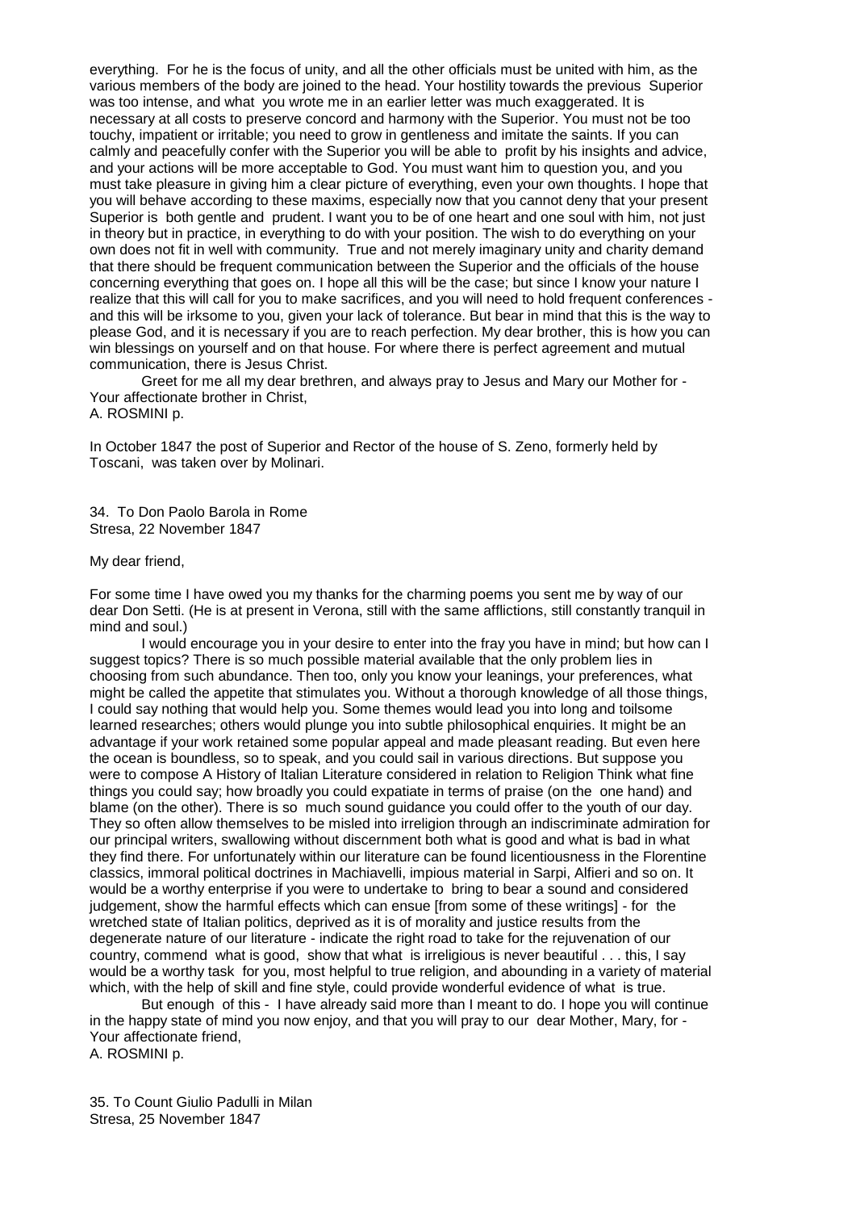everything. For he is the focus of unity, and all the other officials must be united with him, as the various members of the body are joined to the head. Your hostility towards the previous Superior was too intense, and what you wrote me in an earlier letter was much exaggerated. It is necessary at all costs to preserve concord and harmony with the Superior. You must not be too touchy, impatient or irritable; you need to grow in gentleness and imitate the saints. If you can calmly and peacefully confer with the Superior you will be able to profit by his insights and advice, and your actions will be more acceptable to God. You must want him to question you, and you must take pleasure in giving him a clear picture of everything, even your own thoughts. I hope that you will behave according to these maxims, especially now that you cannot deny that your present Superior is both gentle and prudent. I want you to be of one heart and one soul with him, not just in theory but in practice, in everything to do with your position. The wish to do everything on your own does not fit in well with community. True and not merely imaginary unity and charity demand that there should be frequent communication between the Superior and the officials of the house concerning everything that goes on. I hope all this will be the case; but since I know your nature I realize that this will call for you to make sacrifices, and you will need to hold frequent conferences - and this will be irksome to you, given your lack of tolerance. But bear in mind that this is the way to please God, and it is necessary if you are to reach perfection. My dear brother, this is how you can win blessings on yourself and on that house. For where there is perfect agreement and mutual communication, there is Jesus Christ.

Greet for me all my dear brethren, and always pray to Jesus and Mary our Mother for -
Your affectionate brother in Christ,
A. ROSMINI p.

In October 1847 the post of Superior and Rector of the house of S. Zeno, formerly held by Toscani, was taken over by Molinari.

34. To Don Paolo Barola in Rome
Stresa, 22 November 1847

My dear friend,

For some time I have owed you my thanks for the charming poems you sent me by way of our dear Don Setti. (He is at present in Verona, still with the same afflictions, still constantly tranquil in mind and soul.)

I would encourage you in your desire to enter into the fray you have in mind; but how can I suggest topics? There is so much possible material available that the only problem lies in choosing from such abundance. Then too, only you know your leanings, your preferences, what might be called the appetite that stimulates you. Without a thorough knowledge of all those things, I could say nothing that would help you. Some themes would lead you into long and toilsome learned researches; others would plunge you into subtle philosophical enquiries. It might be an advantage if your work retained some popular appeal and made pleasant reading. But even here the ocean is boundless, so to speak, and you could sail in various directions. But suppose you were to compose A History of Italian Literature considered in relation to Religion Think what fine things you could say; how broadly you could expatiate in terms of praise (on the one hand) and blame (on the other). There is so much sound guidance you could offer to the youth of our day. They so often allow themselves to be misled into irreligion through an indiscriminate admiration for our principal writers, swallowing without discernment both what is good and what is bad in what they find there. For unfortunately within our literature can be found licentiousness in the Florentine classics, immoral political doctrines in Machiavelli, impious material in Sarpi, Alfieri and so on. It would be a worthy enterprise if you were to undertake to bring to bear a sound and considered judgement, show the harmful effects which can ensue [from some of these writings] - for the wretched state of Italian politics, deprived as it is of morality and justice results from the degenerate nature of our literature - indicate the right road to take for the rejuvenation of our country, commend what is good, show that what is irreligious is never beautiful . . . this, I say would be a worthy task for you, most helpful to true religion, and abounding in a variety of material which, with the help of skill and fine style, could provide wonderful evidence of what is true.

But enough of this - I have already said more than I meant to do. I hope you will continue in the happy state of mind you now enjoy, and that you will pray to our dear Mother, Mary, for -
Your affectionate friend,
A. ROSMINI p.

35. To Count Giulio Padulli in Milan
Stresa, 25 November 1847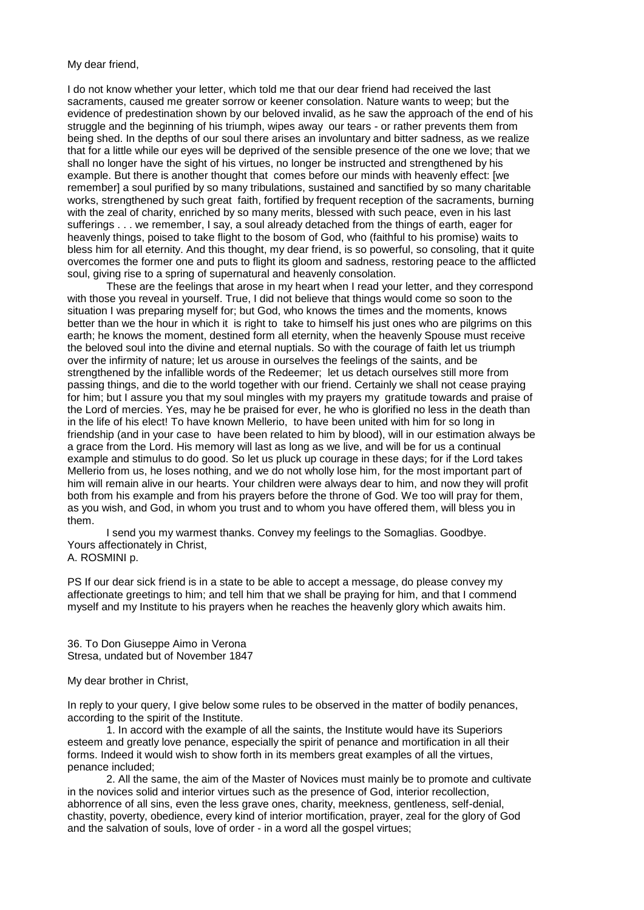My dear friend,

I do not know whether your letter, which told me that our dear friend had received the last sacraments, caused me greater sorrow or keener consolation. Nature wants to weep; but the evidence of predestination shown by our beloved invalid, as he saw the approach of the end of his struggle and the beginning of his triumph, wipes away our tears - or rather prevents them from being shed. In the depths of our soul there arises an involuntary and bitter sadness, as we realize that for a little while our eyes will be deprived of the sensible presence of the one we love; that we shall no longer have the sight of his virtues, no longer be instructed and strengthened by his example. But there is another thought that comes before our minds with heavenly effect: [we remember] a soul purified by so many tribulations, sustained and sanctified by so many charitable works, strengthened by such great faith, fortified by frequent reception of the sacraments, burning with the zeal of charity, enriched by so many merits, blessed with such peace, even in his last sufferings . . . we remember, I say, a soul already detached from the things of earth, eager for heavenly things, poised to take flight to the bosom of God, who (faithful to his promise) waits to bless him for all eternity. And this thought, my dear friend, is so powerful, so consoling, that it quite overcomes the former one and puts to flight its gloom and sadness, restoring peace to the afflicted soul, giving rise to a spring of supernatural and heavenly consolation.

These are the feelings that arose in my heart when I read your letter, and they correspond with those you reveal in yourself. True, I did not believe that things would come so soon to the situation I was preparing myself for; but God, who knows the times and the moments, knows better than we the hour in which it is right to take to himself his just ones who are pilgrims on this earth; he knows the moment, destined form all eternity, when the heavenly Spouse must receive the beloved soul into the divine and eternal nuptials. So with the courage of faith let us triumph over the infirmity of nature; let us arouse in ourselves the feelings of the saints, and be strengthened by the infallible words of the Redeemer; let us detach ourselves still more from passing things, and die to the world together with our friend. Certainly we shall not cease praying for him; but I assure you that my soul mingles with my prayers my gratitude towards and praise of the Lord of mercies. Yes, may he be praised for ever, he who is glorified no less in the death than in the life of his elect! To have known Mellerio, to have been united with him for so long in friendship (and in your case to have been related to him by blood), will in our estimation always be a grace from the Lord. His memory will last as long as we live, and will be for us a continual example and stimulus to do good. So let us pluck up courage in these days; for if the Lord takes Mellerio from us, he loses nothing, and we do not wholly lose him, for the most important part of him will remain alive in our hearts. Your children were always dear to him, and now they will profit both from his example and from his prayers before the throne of God. We too will pray for them, as you wish, and God, in whom you trust and to whom you have offered them, will bless you in them.

I send you my warmest thanks. Convey my feelings to the Somaglias. Goodbye.
Yours affectionately in Christ,
A. ROSMINI p.

PS If our dear sick friend is in a state to be able to accept a message, do please convey my affectionate greetings to him; and tell him that we shall be praying for him, and that I commend myself and my Institute to his prayers when he reaches the heavenly glory which awaits him.

36. To Don Giuseppe Aimo in Verona
Stresa, undated but of November 1847

My dear brother in Christ,

In reply to your query, I give below some rules to be observed in the matter of bodily penances, according to the spirit of the Institute.

1. In accord with the example of all the saints, the Institute would have its Superiors esteem and greatly love penance, especially the spirit of penance and mortification in all their forms. Indeed it would wish to show forth in its members great examples of all the virtues, penance included;

2. All the same, the aim of the Master of Novices must mainly be to promote and cultivate in the novices solid and interior virtues such as the presence of God, interior recollection, abhorrence of all sins, even the less grave ones, charity, meekness, gentleness, self-denial, chastity, poverty, obedience, every kind of interior mortification, prayer, zeal for the glory of God and the salvation of souls, love of order - in a word all the gospel virtues;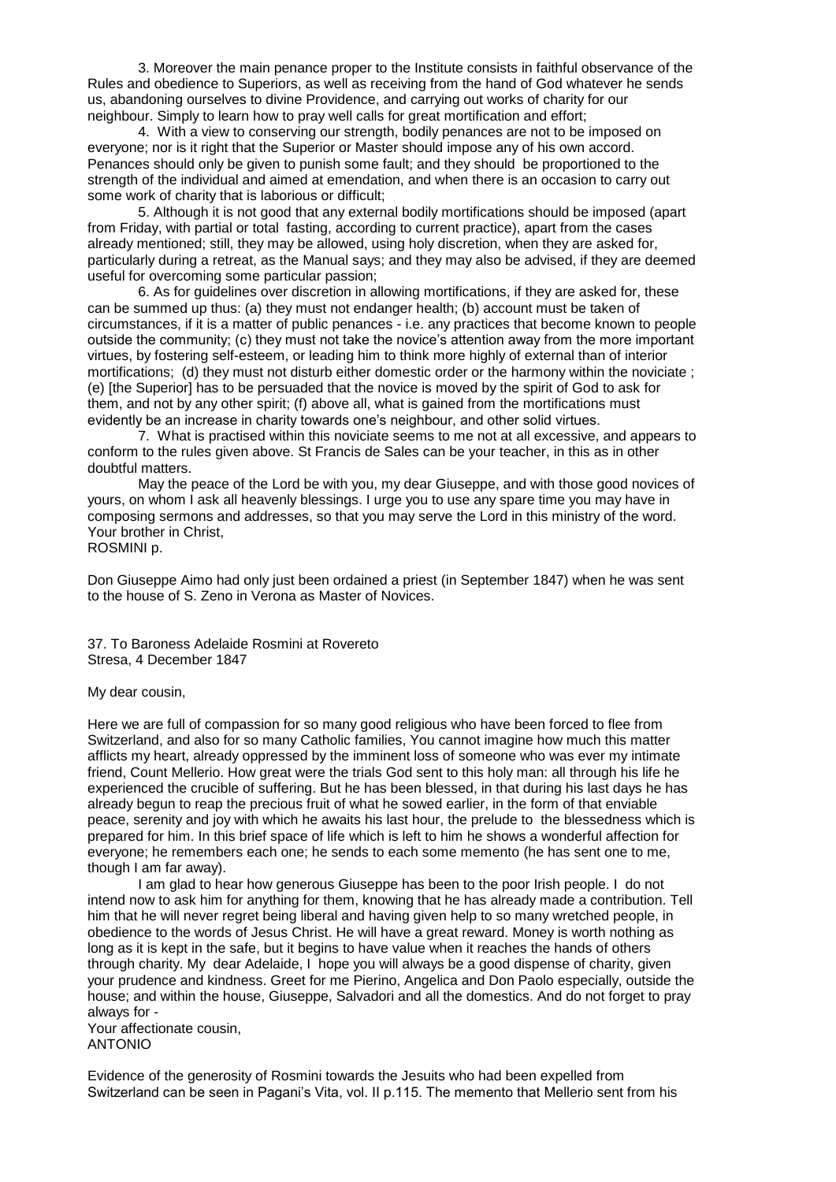3. Moreover the main penance proper to the Institute consists in faithful observance of the Rules and obedience to Superiors, as well as receiving from the hand of God whatever he sends us, abandoning ourselves to divine Providence, and carrying out works of charity for our neighbour. Simply to learn how to pray well calls for great mortification and effort;

4. With a view to conserving our strength, bodily penances are not to be imposed on everyone; nor is it right that the Superior or Master should impose any of his own accord. Penances should only be given to punish some fault; and they should be proportioned to the strength of the individual and aimed at emendation, and when there is an occasion to carry out some work of charity that is laborious or difficult;

5. Although it is not good that any external bodily mortifications should be imposed (apart from Friday, with partial or total fasting, according to current practice), apart from the cases already mentioned; still, they may be allowed, using holy discretion, when they are asked for, particularly during a retreat, as the Manual says; and they may also be advised, if they are deemed useful for overcoming some particular passion;

6. As for guidelines over discretion in allowing mortifications, if they are asked for, these can be summed up thus: (a) they must not endanger health; (b) account must be taken of circumstances, if it is a matter of public penances - i.e. any practices that become known to people outside the community; (c) they must not take the novice's attention away from the more important virtues, by fostering self-esteem, or leading him to think more highly of external than of interior mortifications; (d) they must not disturb either domestic order or the harmony within the noviciate ; (e) [the Superior] has to be persuaded that the novice is moved by the spirit of God to ask for them, and not by any other spirit; (f) above all, what is gained from the mortifications must evidently be an increase in charity towards one's neighbour, and other solid virtues.

7. What is practised within this noviciate seems to me not at all excessive, and appears to conform to the rules given above. St Francis de Sales can be your teacher, in this as in other doubtful matters.

May the peace of the Lord be with you, my dear Giuseppe, and with those good novices of yours, on whom I ask all heavenly blessings. I urge you to use any spare time you may have in composing sermons and addresses, so that you may serve the Lord in this ministry of the word.
Your brother in Christ,
ROSMINI p.

Don Giuseppe Aimo had only just been ordained a priest (in September 1847) when he was sent to the house of S. Zeno in Verona as Master of Novices.

37. To Baroness Adelaide Rosmini at Rovereto
Stresa, 4 December 1847

My dear cousin,

Here we are full of compassion for so many good religious who have been forced to flee from Switzerland, and also for so many Catholic families, You cannot imagine how much this matter afflicts my heart, already oppressed by the imminent loss of someone who was ever my intimate friend, Count Mellerio. How great were the trials God sent to this holy man: all through his life he experienced the crucible of suffering. But he has been blessed, in that during his last days he has already begun to reap the precious fruit of what he sowed earlier, in the form of that enviable peace, serenity and joy with which he awaits his last hour, the prelude to the blessedness which is prepared for him. In this brief space of life which is left to him he shows a wonderful affection for everyone; he remembers each one; he sends to each some memento (he has sent one to me, though I am far away).

I am glad to hear how generous Giuseppe has been to the poor Irish people. I do not intend now to ask him for anything for them, knowing that he has already made a contribution. Tell him that he will never regret being liberal and having given help to so many wretched people, in obedience to the words of Jesus Christ. He will have a great reward. Money is worth nothing as long as it is kept in the safe, but it begins to have value when it reaches the hands of others through charity. My dear Adelaide, I hope you will always be a good dispense of charity, given your prudence and kindness. Greet for me Pierino, Angelica and Don Paolo especially, outside the house; and within the house, Giuseppe, Salvadori and all the domestics. And do not forget to pray always for -
Your affectionate cousin,
ANTONIO

Evidence of the generosity of Rosmini towards the Jesuits who had been expelled from Switzerland can be seen in Pagani's Vita, vol. II p.115. The memento that Mellerio sent from his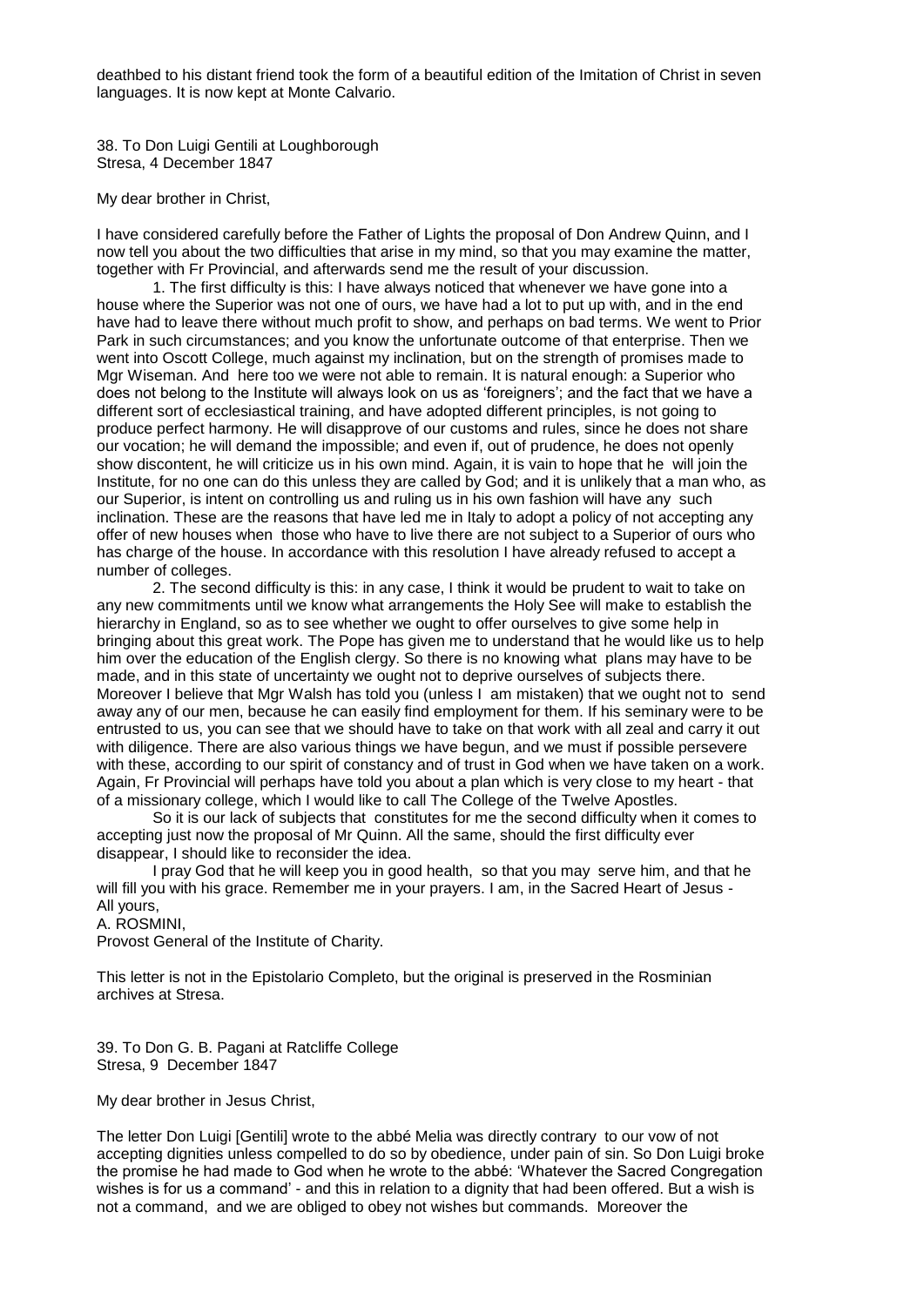deathbed to his distant friend took the form of a beautiful edition of the Imitation of Christ in seven languages. It is now kept at Monte Calvario.

38. To Don Luigi Gentili at Loughborough
Stresa, 4 December 1847

My dear brother in Christ,

I have considered carefully before the Father of Lights the proposal of Don Andrew Quinn, and I now tell you about the two difficulties that arise in my mind, so that you may examine the matter, together with Fr Provincial, and afterwards send me the result of your discussion.

1. The first difficulty is this: I have always noticed that whenever we have gone into a house where the Superior was not one of ours, we have had a lot to put up with, and in the end have had to leave there without much profit to show, and perhaps on bad terms. We went to Prior Park in such circumstances; and you know the unfortunate outcome of that enterprise. Then we went into Oscott College, much against my inclination, but on the strength of promises made to Mgr Wiseman. And here too we were not able to remain. It is natural enough: a Superior who does not belong to the Institute will always look on us as 'foreigners'; and the fact that we have a different sort of ecclesiastical training, and have adopted different principles, is not going to produce perfect harmony. He will disapprove of our customs and rules, since he does not share our vocation; he will demand the impossible; and even if, out of prudence, he does not openly show discontent, he will criticize us in his own mind. Again, it is vain to hope that he will join the Institute, for no one can do this unless they are called by God; and it is unlikely that a man who, as our Superior, is intent on controlling us and ruling us in his own fashion will have any such inclination. These are the reasons that have led me in Italy to adopt a policy of not accepting any offer of new houses when those who have to live there are not subject to a Superior of ours who has charge of the house. In accordance with this resolution I have already refused to accept a number of colleges.

2. The second difficulty is this: in any case, I think it would be prudent to wait to take on any new commitments until we know what arrangements the Holy See will make to establish the hierarchy in England, so as to see whether we ought to offer ourselves to give some help in bringing about this great work. The Pope has given me to understand that he would like us to help him over the education of the English clergy. So there is no knowing what plans may have to be made, and in this state of uncertainty we ought not to deprive ourselves of subjects there. Moreover I believe that Mgr Walsh has told you (unless I am mistaken) that we ought not to send away any of our men, because he can easily find employment for them. If his seminary were to be entrusted to us, you can see that we should have to take on that work with all zeal and carry it out with diligence. There are also various things we have begun, and we must if possible persevere with these, according to our spirit of constancy and of trust in God when we have taken on a work. Again, Fr Provincial will perhaps have told you about a plan which is very close to my heart - that of a missionary college, which I would like to call The College of the Twelve Apostles.

So it is our lack of subjects that constitutes for me the second difficulty when it comes to accepting just now the proposal of Mr Quinn. All the same, should the first difficulty ever disappear, I should like to reconsider the idea.

I pray God that he will keep you in good health, so that you may serve him, and that he will fill you with his grace. Remember me in your prayers. I am, in the Sacred Heart of Jesus - All yours,

A. ROSMINI,
Provost General of the Institute of Charity.

This letter is not in the Epistolario Completo, but the original is preserved in the Rosminian archives at Stresa.

39. To Don G. B. Pagani at Ratcliffe College
Stresa, 9 December 1847

My dear brother in Jesus Christ,

The letter Don Luigi [Gentili] wrote to the abbé Melia was directly contrary to our vow of not accepting dignities unless compelled to do so by obedience, under pain of sin. So Don Luigi broke the promise he had made to God when he wrote to the abbé: 'Whatever the Sacred Congregation wishes is for us a command' - and this in relation to a dignity that had been offered. But a wish is not a command, and we are obliged to obey not wishes but commands. Moreover the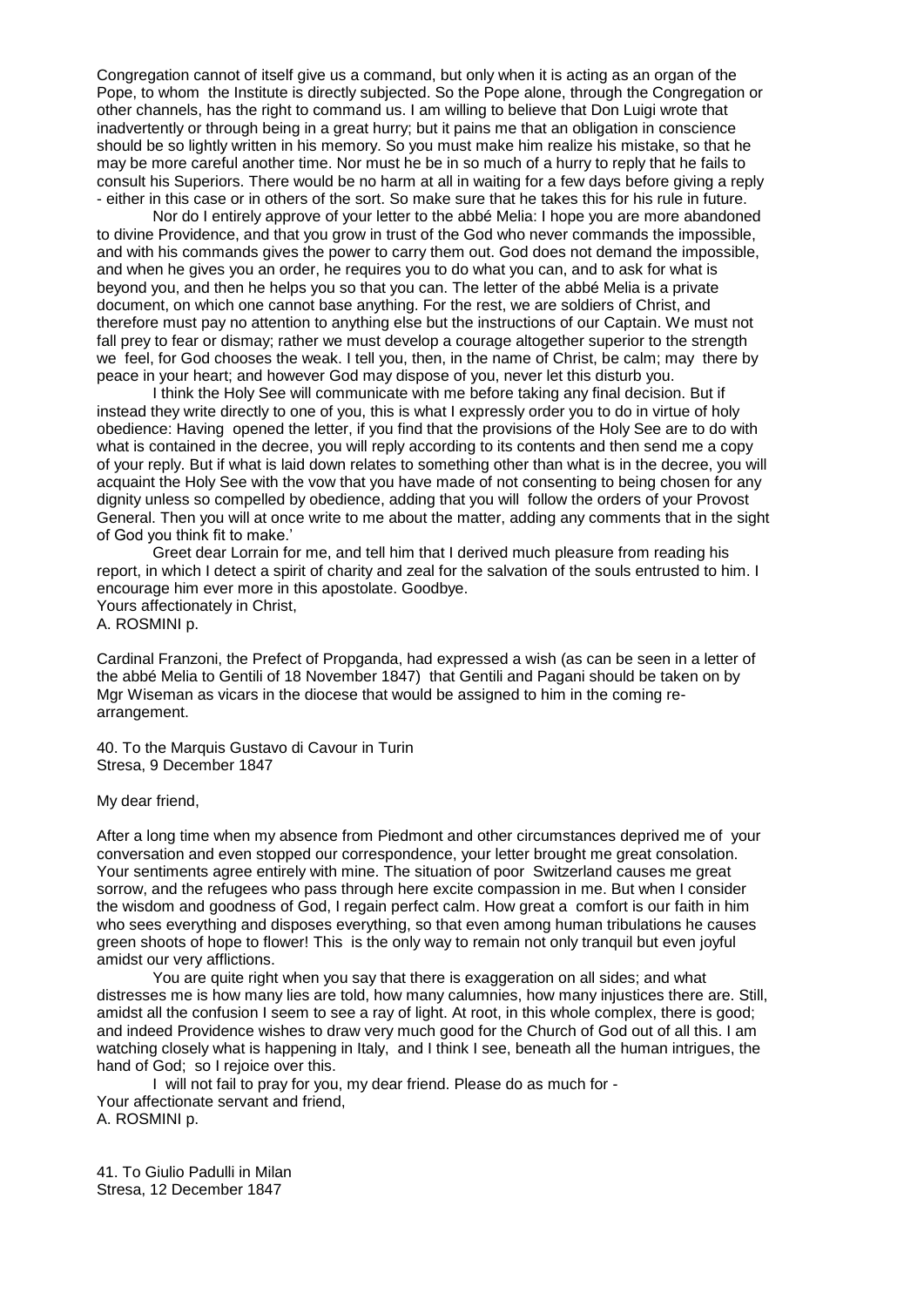Congregation cannot of itself give us a command, but only when it is acting as an organ of the Pope, to whom the Institute is directly subjected. So the Pope alone, through the Congregation or other channels, has the right to command us. I am willing to believe that Don Luigi wrote that inadvertently or through being in a great hurry; but it pains me that an obligation in conscience should be so lightly written in his memory. So you must make him realize his mistake, so that he may be more careful another time. Nor must he be in so much of a hurry to reply that he fails to consult his Superiors. There would be no harm at all in waiting for a few days before giving a reply - either in this case or in others of the sort. So make sure that he takes this for his rule in future.

Nor do I entirely approve of your letter to the abbé Melia: I hope you are more abandoned to divine Providence, and that you grow in trust of the God who never commands the impossible, and with his commands gives the power to carry them out. God does not demand the impossible, and when he gives you an order, he requires you to do what you can, and to ask for what is beyond you, and then he helps you so that you can. The letter of the abbé Melia is a private document, on which one cannot base anything. For the rest, we are soldiers of Christ, and therefore must pay no attention to anything else but the instructions of our Captain. We must not fall prey to fear or dismay; rather we must develop a courage altogether superior to the strength we feel, for God chooses the weak. I tell you, then, in the name of Christ, be calm; may there by peace in your heart; and however God may dispose of you, never let this disturb you.

I think the Holy See will communicate with me before taking any final decision. But if instead they write directly to one of you, this is what I expressly order you to do in virtue of holy obedience: Having opened the letter, if you find that the provisions of the Holy See are to do with what is contained in the decree, you will reply according to its contents and then send me a copy of your reply. But if what is laid down relates to something other than what is in the decree, you will acquaint the Holy See with the vow that you have made of not consenting to being chosen for any dignity unless so compelled by obedience, adding that you will follow the orders of your Provost General. Then you will at once write to me about the matter, adding any comments that in the sight of God you think fit to make.'

Greet dear Lorrain for me, and tell him that I derived much pleasure from reading his report, in which I detect a spirit of charity and zeal for the salvation of the souls entrusted to him. I encourage him ever more in this apostolate. Goodbye.

Yours affectionately in Christ,
A. ROSMINI p.

Cardinal Franzoni, the Prefect of Propganda, had expressed a wish (as can be seen in a letter of the abbé Melia to Gentili of 18 November 1847) that Gentili and Pagani should be taken on by Mgr Wiseman as vicars in the diocese that would be assigned to him in the coming re-arrangement.

40. To the Marquis Gustavo di Cavour in Turin
Stresa, 9 December 1847

My dear friend,

After a long time when my absence from Piedmont and other circumstances deprived me of your conversation and even stopped our correspondence, your letter brought me great consolation. Your sentiments agree entirely with mine. The situation of poor Switzerland causes me great sorrow, and the refugees who pass through here excite compassion in me. But when I consider the wisdom and goodness of God, I regain perfect calm. How great a comfort is our faith in him who sees everything and disposes everything, so that even among human tribulations he causes green shoots of hope to flower! This is the only way to remain not only tranquil but even joyful amidst our very afflictions.

You are quite right when you say that there is exaggeration on all sides; and what distresses me is how many lies are told, how many calumnies, how many injustices there are. Still, amidst all the confusion I seem to see a ray of light. At root, in this whole complex, there is good; and indeed Providence wishes to draw very much good for the Church of God out of all this. I am watching closely what is happening in Italy, and I think I see, beneath all the human intrigues, the hand of God; so I rejoice over this.

I will not fail to pray for you, my dear friend. Please do as much for -
Your affectionate servant and friend,
A. ROSMINI p.

41. To Giulio Padulli in Milan
Stresa, 12 December 1847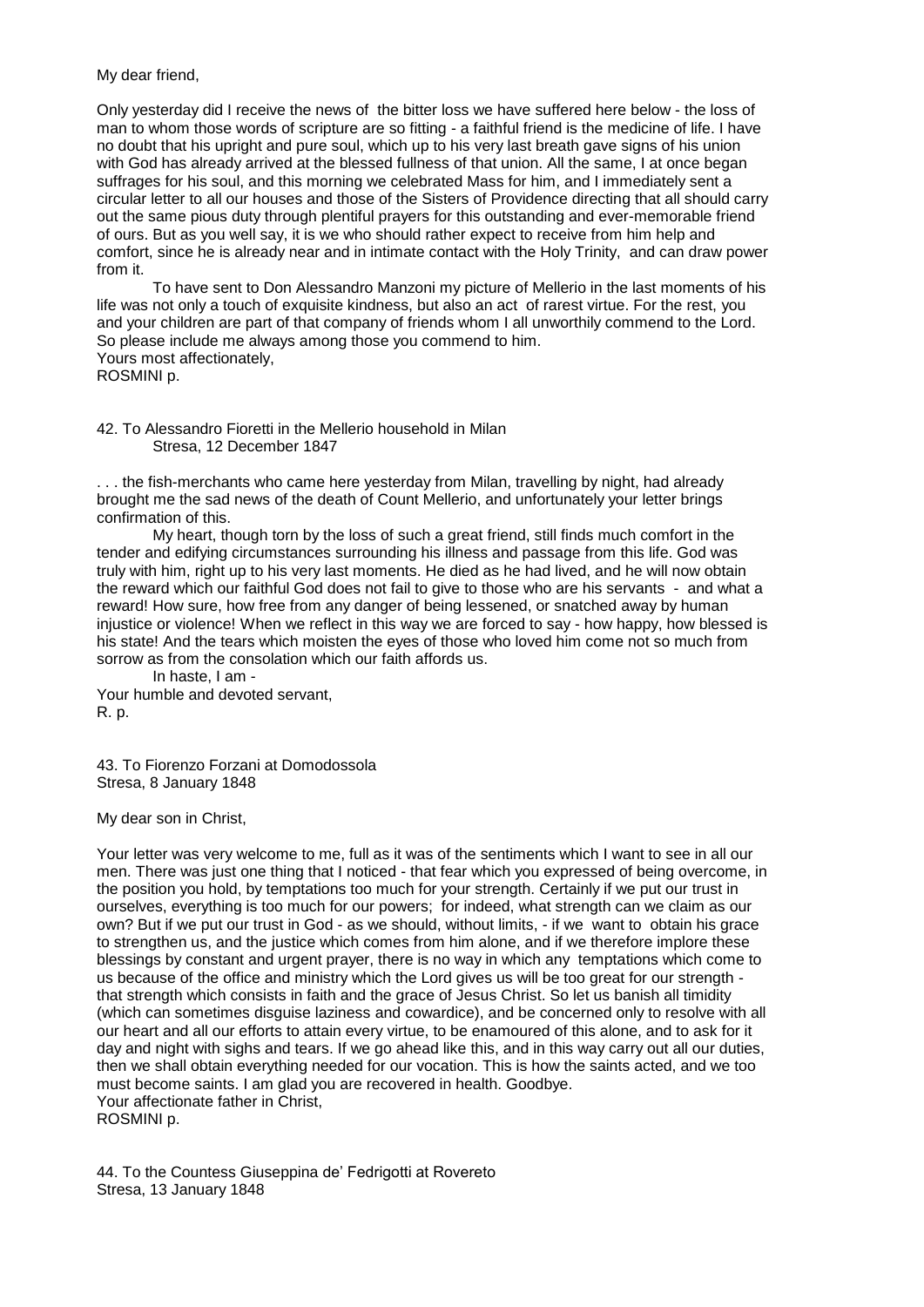My dear friend,

Only yesterday did I receive the news of the bitter loss we have suffered here below - the loss of man to whom those words of scripture are so fitting - a faithful friend is the medicine of life. I have no doubt that his upright and pure soul, which up to his very last breath gave signs of his union with God has already arrived at the blessed fullness of that union. All the same, I at once began suffrages for his soul, and this morning we celebrated Mass for him, and I immediately sent a circular letter to all our houses and those of the Sisters of Providence directing that all should carry out the same pious duty through plentiful prayers for this outstanding and ever-memorable friend of ours. But as you well say, it is we who should rather expect to receive from him help and comfort, since he is already near and in intimate contact with the Holy Trinity, and can draw power from it.

To have sent to Don Alessandro Manzoni my picture of Mellerio in the last moments of his life was not only a touch of exquisite kindness, but also an act of rarest virtue. For the rest, you and your children are part of that company of friends whom I all unworthily commend to the Lord. So please include me always among those you commend to him.

Yours most affectionately,
ROSMINI p.

42. To Alessandro Fioretti in the Mellerio household in Milan
Stresa, 12 December 1847

. . . the fish-merchants who came here yesterday from Milan, travelling by night, had already brought me the sad news of the death of Count Mellerio, and unfortunately your letter brings confirmation of this.

My heart, though torn by the loss of such a great friend, still finds much comfort in the tender and edifying circumstances surrounding his illness and passage from this life. God was truly with him, right up to his very last moments. He died as he had lived, and he will now obtain the reward which our faithful God does not fail to give to those who are his servants - and what a reward! How sure, how free from any danger of being lessened, or snatched away by human injustice or violence! When we reflect in this way we are forced to say - how happy, how blessed is his state! And the tears which moisten the eyes of those who loved him come not so much from sorrow as from the consolation which our faith affords us.

In haste, I am -
Your humble and devoted servant,
R. p.

43. To Fiorenzo Forzani at Domodossola
Stresa, 8 January 1848

My dear son in Christ,

Your letter was very welcome to me, full as it was of the sentiments which I want to see in all our men. There was just one thing that I noticed - that fear which you expressed of being overcome, in the position you hold, by temptations too much for your strength. Certainly if we put our trust in ourselves, everything is too much for our powers; for indeed, what strength can we claim as our own? But if we put our trust in God - as we should, without limits, - if we want to obtain his grace to strengthen us, and the justice which comes from him alone, and if we therefore implore these blessings by constant and urgent prayer, there is no way in which any temptations which come to us because of the office and ministry which the Lord gives us will be too great for our strength - that strength which consists in faith and the grace of Jesus Christ. So let us banish all timidity (which can sometimes disguise laziness and cowardice), and be concerned only to resolve with all our heart and all our efforts to attain every virtue, to be enamoured of this alone, and to ask for it day and night with sighs and tears. If we go ahead like this, and in this way carry out all our duties, then we shall obtain everything needed for our vocation. This is how the saints acted, and we too must become saints. I am glad you are recovered in health. Goodbye.
Your affectionate father in Christ,
ROSMINI p.

44. To the Countess Giuseppina de' Fedrigotti at Rovereto
Stresa, 13 January 1848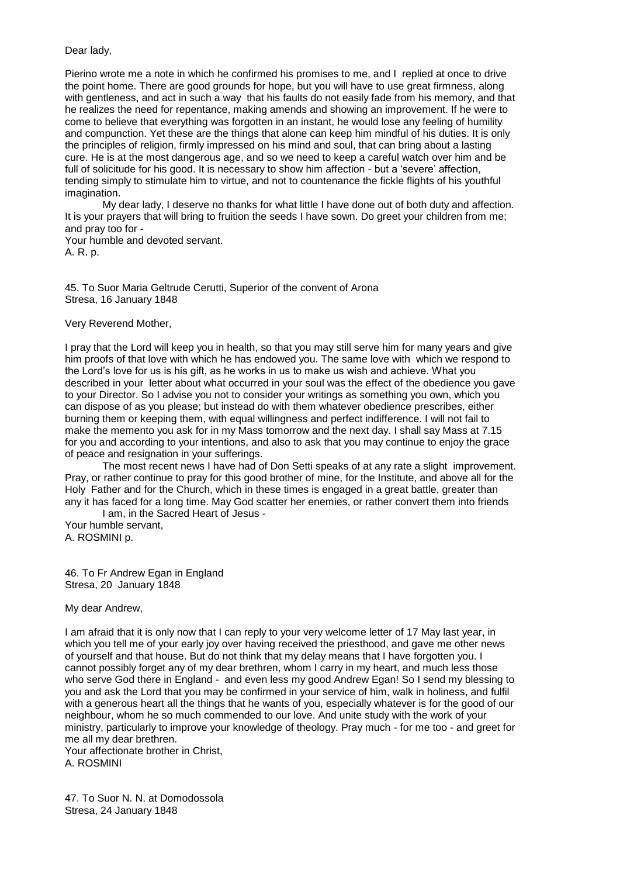Dear lady,

Pierino wrote me a note in which he confirmed his promises to me, and I replied at once to drive the point home. There are good grounds for hope, but you will have to use great firmness, along with gentleness, and act in such a way that his faults do not easily fade from his memory, and that he realizes the need for repentance, making amends and showing an improvement. If he were to come to believe that everything was forgotten in an instant, he would lose any feeling of humility and compunction. Yet these are the things that alone can keep him mindful of his duties. It is only the principles of religion, firmly impressed on his mind and soul, that can bring about a lasting cure. He is at the most dangerous age, and so we need to keep a careful watch over him and be full of solicitude for his good. It is necessary to show him affection - but a 'severe' affection, tending simply to stimulate him to virtue, and not to countenance the fickle flights of his youthful imagination.

My dear lady, I deserve no thanks for what little I have done out of both duty and affection. It is your prayers that will bring to fruition the seeds I have sown. Do greet your children from me; and pray too for -

Your humble and devoted servant.
A. R. p.

45. To Suor Maria Geltrude Cerutti, Superior of the convent of Arona
Stresa, 16 January 1848

Very Reverend Mother,

I pray that the Lord will keep you in health, so that you may still serve him for many years and give him proofs of that love with which he has endowed you. The same love with which we respond to the Lord's love for us is his gift, as he works in us to make us wish and achieve. What you described in your letter about what occurred in your soul was the effect of the obedience you gave to your Director. So I advise you not to consider your writings as something you own, which you can dispose of as you please; but instead do with them whatever obedience prescribes, either burning them or keeping them, with equal willingness and perfect indifference. I will not fail to make the memento you ask for in my Mass tomorrow and the next day. I shall say Mass at 7.15 for you and according to your intentions, and also to ask that you may continue to enjoy the grace of peace and resignation in your sufferings.

The most recent news I have had of Don Setti speaks of at any rate a slight improvement. Pray, or rather continue to pray for this good brother of mine, for the Institute, and above all for the Holy Father and for the Church, which in these times is engaged in a great battle, greater than any it has faced for a long time. May God scatter her enemies, or rather convert them into friends

I am, in the Sacred Heart of Jesus -

Your humble servant,
A. ROSMINI p.

46. To Fr Andrew Egan in England
Stresa, 20 January 1848

My dear Andrew,

I am afraid that it is only now that I can reply to your very welcome letter of 17 May last year, in which you tell me of your early joy over having received the priesthood, and gave me other news of yourself and that house. But do not think that my delay means that I have forgotten you. I cannot possibly forget any of my dear brethren, whom I carry in my heart, and much less those who serve God there in England - and even less my good Andrew Egan! So I send my blessing to you and ask the Lord that you may be confirmed in your service of him, walk in holiness, and fulfil with a generous heart all the things that he wants of you, especially whatever is for the good of our neighbour, whom he so much commended to our love. And unite study with the work of your ministry, particularly to improve your knowledge of theology. Pray much - for me too - and greet for me all my dear brethren.

Your affectionate brother in Christ,
A. ROSMINI

47. To Suor N. N. at Domodossola
Stresa, 24 January 1848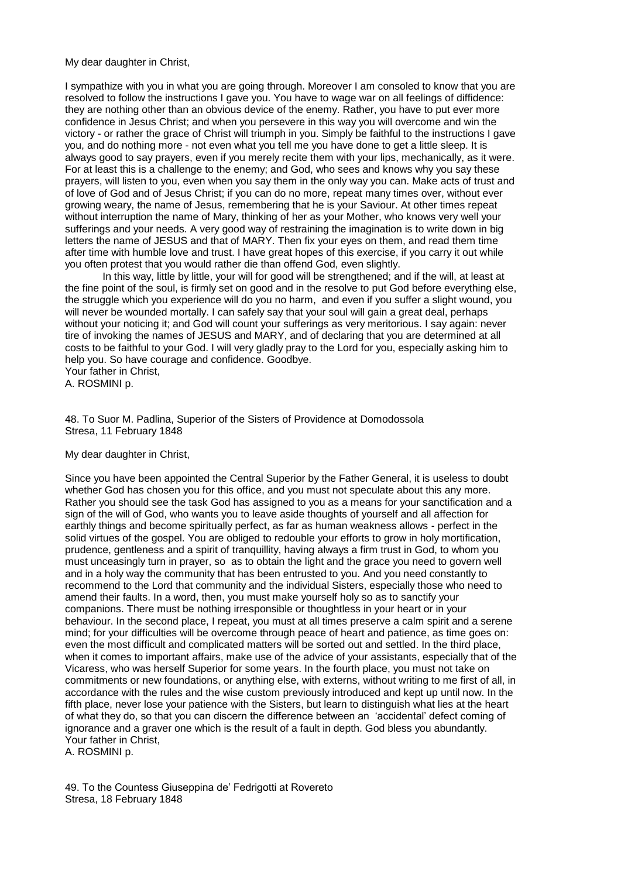My dear daughter in Christ,

I sympathize with you in what you are going through. Moreover I am consoled to know that you are resolved to follow the instructions I gave you. You have to wage war on all feelings of diffidence: they are nothing other than an obvious device of the enemy. Rather, you have to put ever more confidence in Jesus Christ; and when you persevere in this way you will overcome and win the victory - or rather the grace of Christ will triumph in you. Simply be faithful to the instructions I gave you, and do nothing more - not even what you tell me you have done to get a little sleep. It is always good to say prayers, even if you merely recite them with your lips, mechanically, as it were. For at least this is a challenge to the enemy; and God, who sees and knows why you say these prayers, will listen to you, even when you say them in the only way you can. Make acts of trust and of love of God and of Jesus Christ; if you can do no more, repeat many times over, without ever growing weary, the name of Jesus, remembering that he is your Saviour. At other times repeat without interruption the name of Mary, thinking of her as your Mother, who knows very well your sufferings and your needs. A very good way of restraining the imagination is to write down in big letters the name of JESUS and that of MARY. Then fix your eyes on them, and read them time after time with humble love and trust. I have great hopes of this exercise, if you carry it out while you often protest that you would rather die than offend God, even slightly.

In this way, little by little, your will for good will be strengthened; and if the will, at least at the fine point of the soul, is firmly set on good and in the resolve to put God before everything else, the struggle which you experience will do you no harm, and even if you suffer a slight wound, you will never be wounded mortally. I can safely say that your soul will gain a great deal, perhaps without your noticing it; and God will count your sufferings as very meritorious. I say again: never tire of invoking the names of JESUS and MARY, and of declaring that you are determined at all costs to be faithful to your God. I will very gladly pray to the Lord for you, especially asking him to help you. So have courage and confidence. Goodbye.
Your father in Christ,
A. ROSMINI p.

48. To Suor M. Padlina, Superior of the Sisters of Providence at Domodossola
Stresa, 11 February 1848

My dear daughter in Christ,

Since you have been appointed the Central Superior by the Father General, it is useless to doubt whether God has chosen you for this office, and you must not speculate about this any more. Rather you should see the task God has assigned to you as a means for your sanctification and a sign of the will of God, who wants you to leave aside thoughts of yourself and all affection for earthly things and become spiritually perfect, as far as human weakness allows - perfect in the solid virtues of the gospel. You are obliged to redouble your efforts to grow in holy mortification, prudence, gentleness and a spirit of tranquillity, having always a firm trust in God, to whom you must unceasingly turn in prayer, so as to obtain the light and the grace you need to govern well and in a holy way the community that has been entrusted to you. And you need constantly to recommend to the Lord that community and the individual Sisters, especially those who need to amend their faults. In a word, then, you must make yourself holy so as to sanctify your companions. There must be nothing irresponsible or thoughtless in your heart or in your behaviour. In the second place, I repeat, you must at all times preserve a calm spirit and a serene mind; for your difficulties will be overcome through peace of heart and patience, as time goes on: even the most difficult and complicated matters will be sorted out and settled. In the third place, when it comes to important affairs, make use of the advice of your assistants, especially that of the Vicaress, who was herself Superior for some years. In the fourth place, you must not take on commitments or new foundations, or anything else, with externs, without writing to me first of all, in accordance with the rules and the wise custom previously introduced and kept up until now. In the fifth place, never lose your patience with the Sisters, but learn to distinguish what lies at the heart of what they do, so that you can discern the difference between an 'accidental' defect coming of ignorance and a graver one which is the result of a fault in depth. God bless you abundantly.
Your father in Christ,
A. ROSMINI p.

49. To the Countess Giuseppina de' Fedrigotti at Rovereto
Stresa, 18 February 1848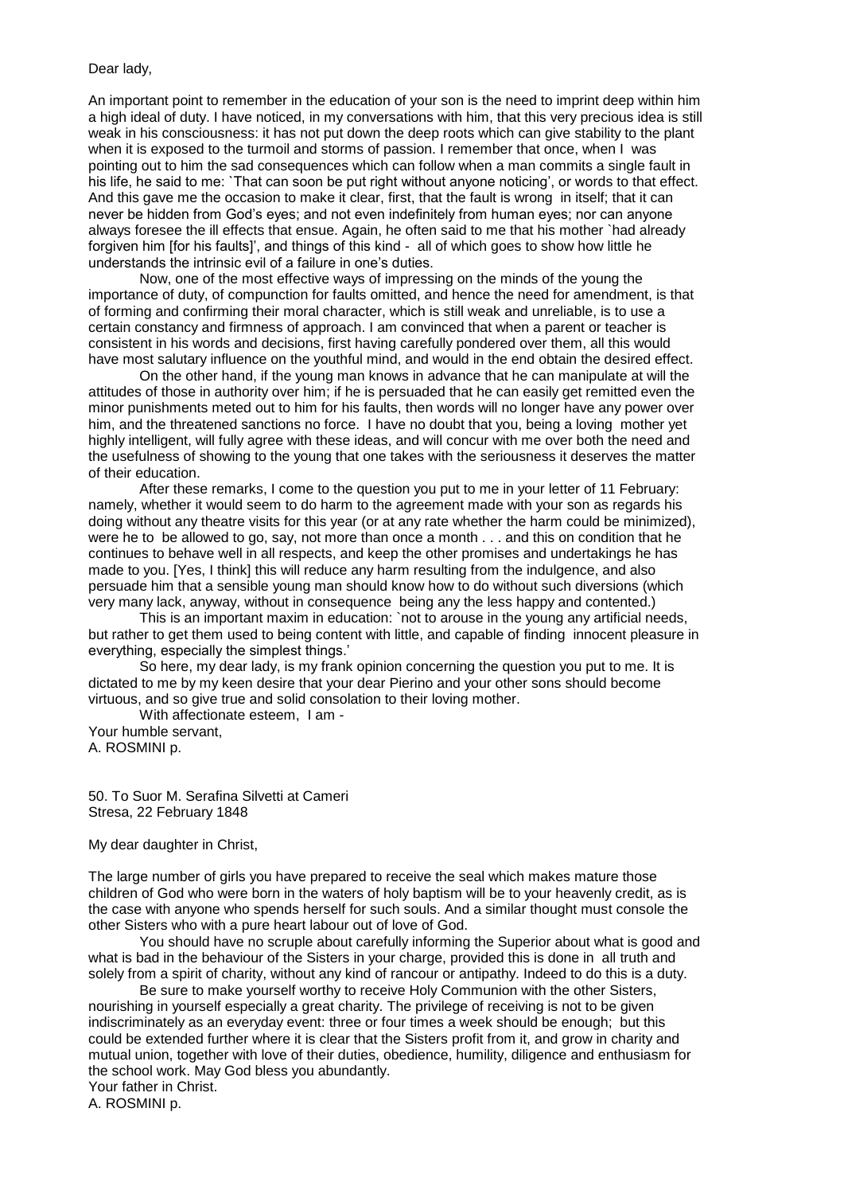Dear lady,

An important point to remember in the education of your son is the need to imprint deep within him a high ideal of duty. I have noticed, in my conversations with him, that this very precious idea is still weak in his consciousness: it has not put down the deep roots which can give stability to the plant when it is exposed to the turmoil and storms of passion. I remember that once, when I was pointing out to him the sad consequences which can follow when a man commits a single fault in his life, he said to me: `That can soon be put right without anyone noticing', or words to that effect. And this gave me the occasion to make it clear, first, that the fault is wrong in itself; that it can never be hidden from God's eyes; and not even indefinitely from human eyes; nor can anyone always foresee the ill effects that ensue. Again, he often said to me that his mother `had already forgiven him [for his faults]', and things of this kind - all of which goes to show how little he understands the intrinsic evil of a failure in one's duties.

Now, one of the most effective ways of impressing on the minds of the young the importance of duty, of compunction for faults omitted, and hence the need for amendment, is that of forming and confirming their moral character, which is still weak and unreliable, is to use a certain constancy and firmness of approach. I am convinced that when a parent or teacher is consistent in his words and decisions, first having carefully pondered over them, all this would have most salutary influence on the youthful mind, and would in the end obtain the desired effect.

On the other hand, if the young man knows in advance that he can manipulate at will the attitudes of those in authority over him; if he is persuaded that he can easily get remitted even the minor punishments meted out to him for his faults, then words will no longer have any power over him, and the threatened sanctions no force. I have no doubt that you, being a loving mother yet highly intelligent, will fully agree with these ideas, and will concur with me over both the need and the usefulness of showing to the young that one takes with the seriousness it deserves the matter of their education.

After these remarks, I come to the question you put to me in your letter of 11 February: namely, whether it would seem to do harm to the agreement made with your son as regards his doing without any theatre visits for this year (or at any rate whether the harm could be minimized), were he to be allowed to go, say, not more than once a month . . . and this on condition that he continues to behave well in all respects, and keep the other promises and undertakings he has made to you. [Yes, I think] this will reduce any harm resulting from the indulgence, and also persuade him that a sensible young man should know how to do without such diversions (which very many lack, anyway, without in consequence being any the less happy and contented.)

This is an important maxim in education: `not to arouse in the young any artificial needs, but rather to get them used to being content with little, and capable of finding innocent pleasure in everything, especially the simplest things.'

So here, my dear lady, is my frank opinion concerning the question you put to me. It is dictated to me by my keen desire that your dear Pierino and your other sons should become virtuous, and so give true and solid consolation to their loving mother.

With affectionate esteem, I am -
Your humble servant,
A. ROSMINI p.

50. To Suor M. Serafina Silvetti at Cameri
Stresa, 22 February 1848

My dear daughter in Christ,

The large number of girls you have prepared to receive the seal which makes mature those children of God who were born in the waters of holy baptism will be to your heavenly credit, as is the case with anyone who spends herself for such souls. And a similar thought must console the other Sisters who with a pure heart labour out of love of God.

You should have no scruple about carefully informing the Superior about what is good and what is bad in the behaviour of the Sisters in your charge, provided this is done in all truth and solely from a spirit of charity, without any kind of rancour or antipathy. Indeed to do this is a duty.

Be sure to make yourself worthy to receive Holy Communion with the other Sisters, nourishing in yourself especially a great charity. The privilege of receiving is not to be given indiscriminately as an everyday event: three or four times a week should be enough; but this could be extended further where it is clear that the Sisters profit from it, and grow in charity and mutual union, together with love of their duties, obedience, humility, diligence and enthusiasm for the school work. May God bless you abundantly.
Your father in Christ.
A. ROSMINI p.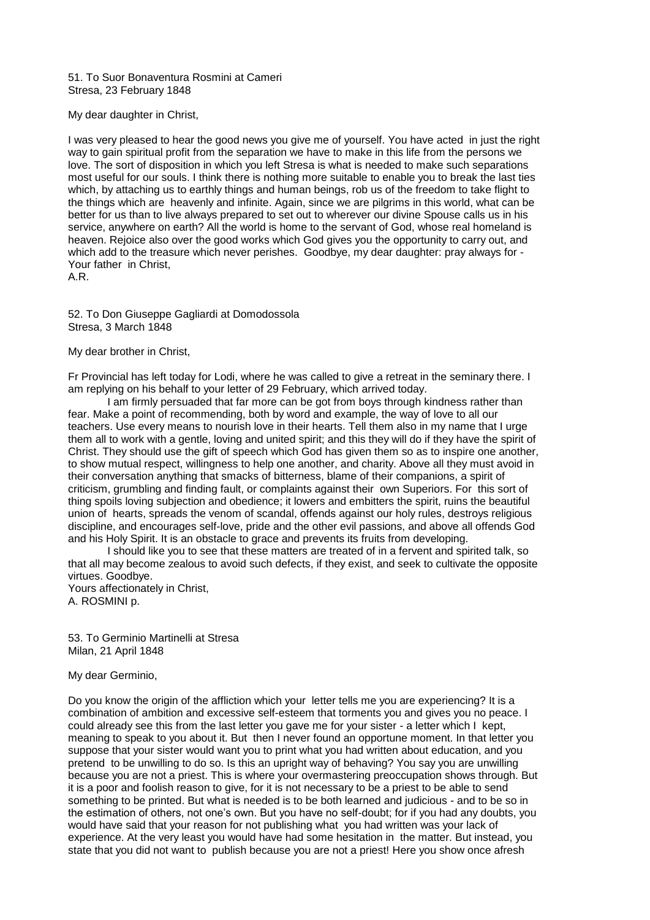51. To Suor Bonaventura Rosmini at Cameri
Stresa, 23 February 1848

My dear daughter in Christ,

I was very pleased to hear the good news you give me of yourself. You have acted in just the right way to gain spiritual profit from the separation we have to make in this life from the persons we love. The sort of disposition in which you left Stresa is what is needed to make such separations most useful for our souls. I think there is nothing more suitable to enable you to break the last ties which, by attaching us to earthly things and human beings, rob us of the freedom to take flight to the things which are heavenly and infinite. Again, since we are pilgrims in this world, what can be better for us than to live always prepared to set out to wherever our divine Spouse calls us in his service, anywhere on earth? All the world is home to the servant of God, whose real homeland is heaven. Rejoice also over the good works which God gives you the opportunity to carry out, and which add to the treasure which never perishes. Goodbye, my dear daughter: pray always for -
Your father in Christ,
A.R.

52. To Don Giuseppe Gagliardi at Domodossola
Stresa, 3 March 1848

My dear brother in Christ,

Fr Provincial has left today for Lodi, where he was called to give a retreat in the seminary there. I am replying on his behalf to your letter of 29 February, which arrived today.

I am firmly persuaded that far more can be got from boys through kindness rather than fear. Make a point of recommending, both by word and example, the way of love to all our teachers. Use every means to nourish love in their hearts. Tell them also in my name that I urge them all to work with a gentle, loving and united spirit; and this they will do if they have the spirit of Christ. They should use the gift of speech which God has given them so as to inspire one another, to show mutual respect, willingness to help one another, and charity. Above all they must avoid in their conversation anything that smacks of bitterness, blame of their companions, a spirit of criticism, grumbling and finding fault, or complaints against their own Superiors. For this sort of thing spoils loving subjection and obedience; it lowers and embitters the spirit, ruins the beautiful union of hearts, spreads the venom of scandal, offends against our holy rules, destroys religious discipline, and encourages self-love, pride and the other evil passions, and above all offends God and his Holy Spirit. It is an obstacle to grace and prevents its fruits from developing.

I should like you to see that these matters are treated of in a fervent and spirited talk, so that all may become zealous to avoid such defects, if they exist, and seek to cultivate the opposite virtues. Goodbye.
Yours affectionately in Christ,
A. ROSMINI p.

53. To Germinio Martinelli at Stresa
Milan, 21 April 1848

My dear Germinio,

Do you know the origin of the affliction which your letter tells me you are experiencing? It is a combination of ambition and excessive self-esteem that torments you and gives you no peace. I could already see this from the last letter you gave me for your sister - a letter which I kept, meaning to speak to you about it. But then I never found an opportune moment. In that letter you suppose that your sister would want you to print what you had written about education, and you pretend to be unwilling to do so. Is this an upright way of behaving? You say you are unwilling because you are not a priest. This is where your overmastering preoccupation shows through. But it is a poor and foolish reason to give, for it is not necessary to be a priest to be able to send something to be printed. But what is needed is to be both learned and judicious - and to be so in the estimation of others, not one's own. But you have no self-doubt; for if you had any doubts, you would have said that your reason for not publishing what you had written was your lack of experience. At the very least you would have had some hesitation in the matter. But instead, you state that you did not want to publish because you are not a priest! Here you show once afresh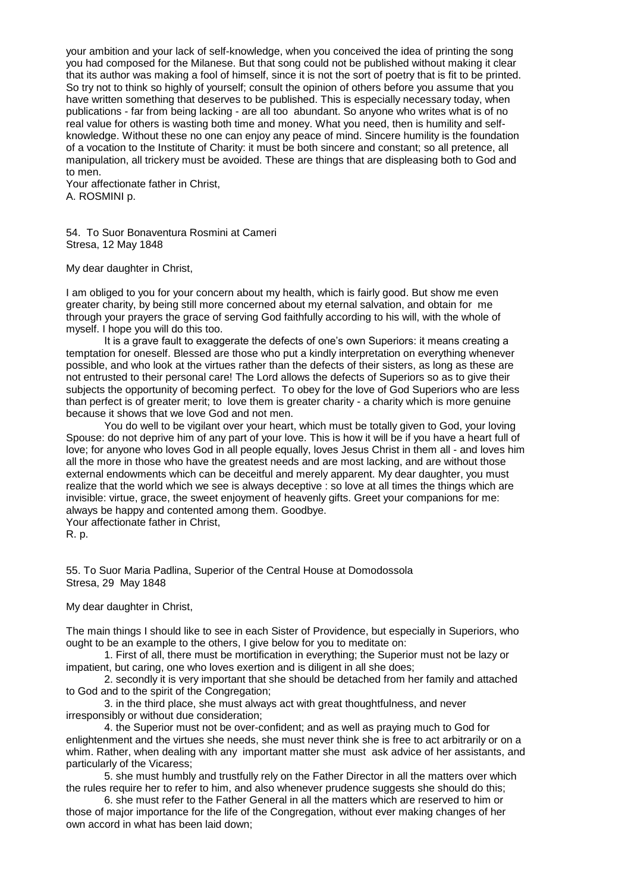your ambition and your lack of self-knowledge, when you conceived the idea of printing the song you had composed for the Milanese. But that song could not be published without making it clear that its author was making a fool of himself, since it is not the sort of poetry that is fit to be printed. So try not to think so highly of yourself; consult the opinion of others before you assume that you have written something that deserves to be published. This is especially necessary today, when publications - far from being lacking - are all too abundant. So anyone who writes what is of no real value for others is wasting both time and money. What you need, then is humility and self-knowledge. Without these no one can enjoy any peace of mind. Sincere humility is the foundation of a vocation to the Institute of Charity: it must be both sincere and constant; so all pretence, all manipulation, all trickery must be avoided. These are things that are displeasing both to God and to men.

Your affectionate father in Christ,
A. ROSMINI p.

54. To Suor Bonaventura Rosmini at Cameri
Stresa, 12 May 1848

My dear daughter in Christ,

I am obliged to you for your concern about my health, which is fairly good. But show me even greater charity, by being still more concerned about my eternal salvation, and obtain for me through your prayers the grace of serving God faithfully according to his will, with the whole of myself. I hope you will do this too.

It is a grave fault to exaggerate the defects of one's own Superiors: it means creating a temptation for oneself. Blessed are those who put a kindly interpretation on everything whenever possible, and who look at the virtues rather than the defects of their sisters, as long as these are not entrusted to their personal care! The Lord allows the defects of Superiors so as to give their subjects the opportunity of becoming perfect. To obey for the love of God Superiors who are less than perfect is of greater merit; to love them is greater charity - a charity which is more genuine because it shows that we love God and not men.

You do well to be vigilant over your heart, which must be totally given to God, your loving Spouse: do not deprive him of any part of your love. This is how it will be if you have a heart full of love; for anyone who loves God in all people equally, loves Jesus Christ in them all - and loves him all the more in those who have the greatest needs and are most lacking, and are without those external endowments which can be deceitful and merely apparent. My dear daughter, you must realize that the world which we see is always deceptive : so love at all times the things which are invisible: virtue, grace, the sweet enjoyment of heavenly gifts. Greet your companions for me: always be happy and contented among them. Goodbye.

Your affectionate father in Christ,
R. p.

55. To Suor Maria Padlina, Superior of the Central House at Domodossola
Stresa, 29 May 1848

My dear daughter in Christ,

The main things I should like to see in each Sister of Providence, but especially in Superiors, who ought to be an example to the others, I give below for you to meditate on:

1. First of all, there must be mortification in everything; the Superior must not be lazy or impatient, but caring, one who loves exertion and is diligent in all she does;

2. secondly it is very important that she should be detached from her family and attached to God and to the spirit of the Congregation;

3. in the third place, she must always act with great thoughtfulness, and never irresponsibly or without due consideration;

4. the Superior must not be over-confident; and as well as praying much to God for enlightenment and the virtues she needs, she must never think she is free to act arbitrarily or on a whim. Rather, when dealing with any important matter she must ask advice of her assistants, and particularly of the Vicaress;

5. she must humbly and trustfully rely on the Father Director in all the matters over which the rules require her to refer to him, and also whenever prudence suggests she should do this;

6. she must refer to the Father General in all the matters which are reserved to him or those of major importance for the life of the Congregation, without ever making changes of her own accord in what has been laid down;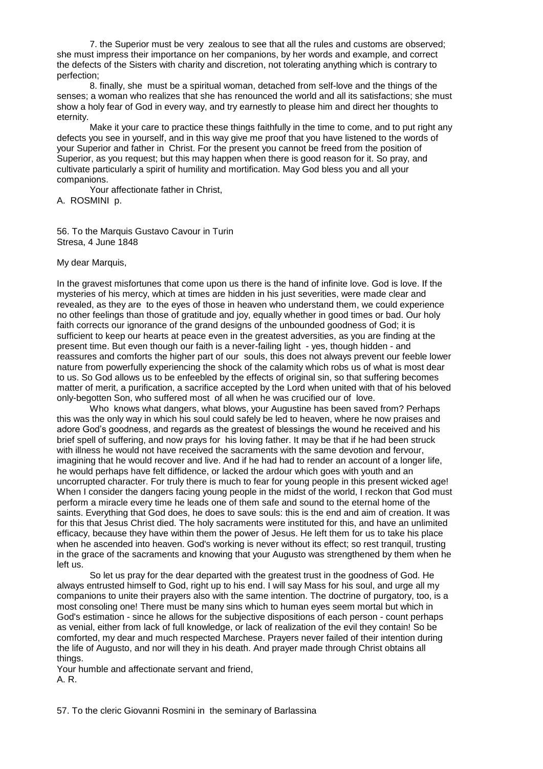7. the Superior must be very zealous to see that all the rules and customs are observed; she must impress their importance on her companions, by her words and example, and correct the defects of the Sisters with charity and discretion, not tolerating anything which is contrary to perfection;

8. finally, she must be a spiritual woman, detached from self-love and the things of the senses; a woman who realizes that she has renounced the world and all its satisfactions; she must show a holy fear of God in every way, and try earnestly to please him and direct her thoughts to eternity.

Make it your care to practice these things faithfully in the time to come, and to put right any defects you see in yourself, and in this way give me proof that you have listened to the words of your Superior and father in Christ. For the present you cannot be freed from the position of Superior, as you request; but this may happen when there is good reason for it. So pray, and cultivate particularly a spirit of humility and mortification. May God bless you and all your companions.

Your affectionate father in Christ,
A. ROSMINI p.

56. To the Marquis Gustavo Cavour in Turin
Stresa, 4 June 1848

My dear Marquis,

In the gravest misfortunes that come upon us there is the hand of infinite love. God is love. If the mysteries of his mercy, which at times are hidden in his just severities, were made clear and revealed, as they are to the eyes of those in heaven who understand them, we could experience no other feelings than those of gratitude and joy, equally whether in good times or bad. Our holy faith corrects our ignorance of the grand designs of the unbounded goodness of God; it is sufficient to keep our hearts at peace even in the greatest adversities, as you are finding at the present time. But even though our faith is a never-failing light - yes, though hidden - and reassures and comforts the higher part of our souls, this does not always prevent our feeble lower nature from powerfully experiencing the shock of the calamity which robs us of what is most dear to us. So God allows us to be enfeebled by the effects of original sin, so that suffering becomes matter of merit, a purification, a sacrifice accepted by the Lord when united with that of his beloved only-begotten Son, who suffered most of all when he was crucified our of love.

Who knows what dangers, what blows, your Augustine has been saved from? Perhaps this was the only way in which his soul could safely be led to heaven, where he now praises and adore God's goodness, and regards as the greatest of blessings the wound he received and his brief spell of suffering, and now prays for his loving father. It may be that if he had been struck with illness he would not have received the sacraments with the same devotion and fervour, imagining that he would recover and live. And if he had had to render an account of a longer life, he would perhaps have felt diffidence, or lacked the ardour which goes with youth and an uncorrupted character. For truly there is much to fear for young people in this present wicked age! When I consider the dangers facing young people in the midst of the world, I reckon that God must perform a miracle every time he leads one of them safe and sound to the eternal home of the saints. Everything that God does, he does to save souls: this is the end and aim of creation. It was for this that Jesus Christ died. The holy sacraments were instituted for this, and have an unlimited efficacy, because they have within them the power of Jesus. He left them for us to take his place when he ascended into heaven. God's working is never without its effect; so rest tranquil, trusting in the grace of the sacraments and knowing that your Augusto was strengthened by them when he left us.

So let us pray for the dear departed with the greatest trust in the goodness of God. He always entrusted himself to God, right up to his end. I will say Mass for his soul, and urge all my companions to unite their prayers also with the same intention. The doctrine of purgatory, too, is a most consoling one! There must be many sins which to human eyes seem mortal but which in God's estimation - since he allows for the subjective dispositions of each person - count perhaps as venial, either from lack of full knowledge, or lack of realization of the evil they contain! So be comforted, my dear and much respected Marchese. Prayers never failed of their intention during the life of Augusto, and nor will they in his death. And prayer made through Christ obtains all things.

Your humble and affectionate servant and friend,
A. R.

57. To the cleric Giovanni Rosmini in the seminary of Barlassina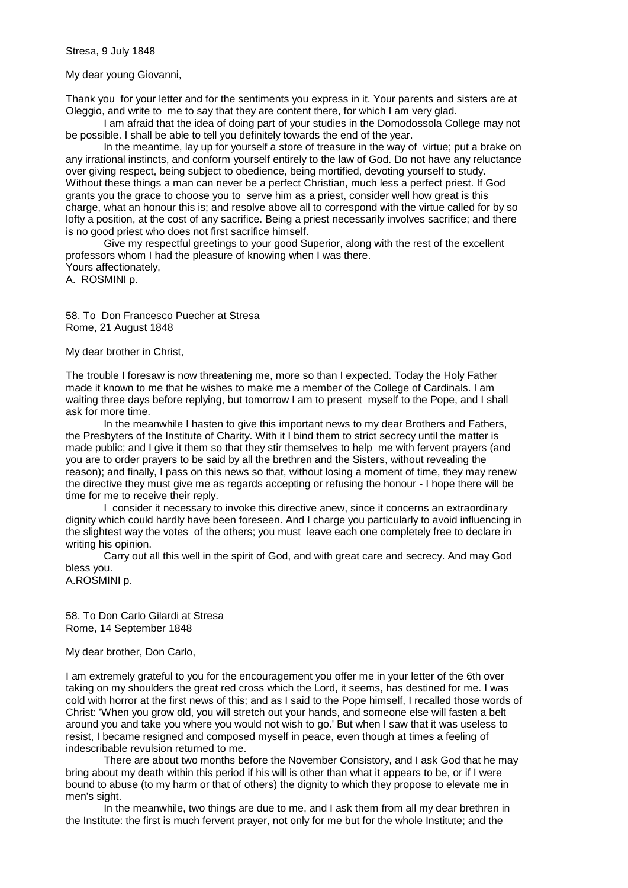Stresa, 9 July 1848

My dear young Giovanni,

Thank you for your letter and for the sentiments you express in it. Your parents and sisters are at Oleggio, and write to me to say that they are content there, for which I am very glad.

I am afraid that the idea of doing part of your studies in the Domodossola College may not be possible. I shall be able to tell you definitely towards the end of the year.

In the meantime, lay up for yourself a store of treasure in the way of virtue; put a brake on any irrational instincts, and conform yourself entirely to the law of God. Do not have any reluctance over giving respect, being subject to obedience, being mortified, devoting yourself to study. Without these things a man can never be a perfect Christian, much less a perfect priest. If God grants you the grace to choose you to serve him as a priest, consider well how great is this charge, what an honour this is; and resolve above all to correspond with the virtue called for by so lofty a position, at the cost of any sacrifice. Being a priest necessarily involves sacrifice; and there is no good priest who does not first sacrifice himself.

Give my respectful greetings to your good Superior, along with the rest of the excellent professors whom I had the pleasure of knowing when I was there.

Yours affectionately,

A. ROSMINI p.

58. To Don Francesco Puecher at Stresa
Rome, 21 August 1848

My dear brother in Christ,

The trouble I foresaw is now threatening me, more so than I expected. Today the Holy Father made it known to me that he wishes to make me a member of the College of Cardinals. I am waiting three days before replying, but tomorrow I am to present myself to the Pope, and I shall ask for more time.

In the meanwhile I hasten to give this important news to my dear Brothers and Fathers, the Presbyters of the Institute of Charity. With it I bind them to strict secrecy until the matter is made public; and I give it them so that they stir themselves to help me with fervent prayers (and you are to order prayers to be said by all the brethren and the Sisters, without revealing the reason); and finally, I pass on this news so that, without losing a moment of time, they may renew the directive they must give me as regards accepting or refusing the honour - I hope there will be time for me to receive their reply.

I consider it necessary to invoke this directive anew, since it concerns an extraordinary dignity which could hardly have been foreseen. And I charge you particularly to avoid influencing in the slightest way the votes of the others; you must leave each one completely free to declare in writing his opinion.

Carry out all this well in the spirit of God, and with great care and secrecy. And may God bless you.

A.ROSMINI p.

58. To Don Carlo Gilardi at Stresa
Rome, 14 September 1848

My dear brother, Don Carlo,

I am extremely grateful to you for the encouragement you offer me in your letter of the 6th over taking on my shoulders the great red cross which the Lord, it seems, has destined for me. I was cold with horror at the first news of this; and as I said to the Pope himself, I recalled those words of Christ: 'When you grow old, you will stretch out your hands, and someone else will fasten a belt around you and take you where you would not wish to go.' But when I saw that it was useless to resist, I became resigned and composed myself in peace, even though at times a feeling of indescribable revulsion returned to me.

There are about two months before the November Consistory, and I ask God that he may bring about my death within this period if his will is other than what it appears to be, or if I were bound to abuse (to my harm or that of others) the dignity to which they propose to elevate me in men's sight.

In the meanwhile, two things are due to me, and I ask them from all my dear brethren in the Institute: the first is much fervent prayer, not only for me but for the whole Institute; and the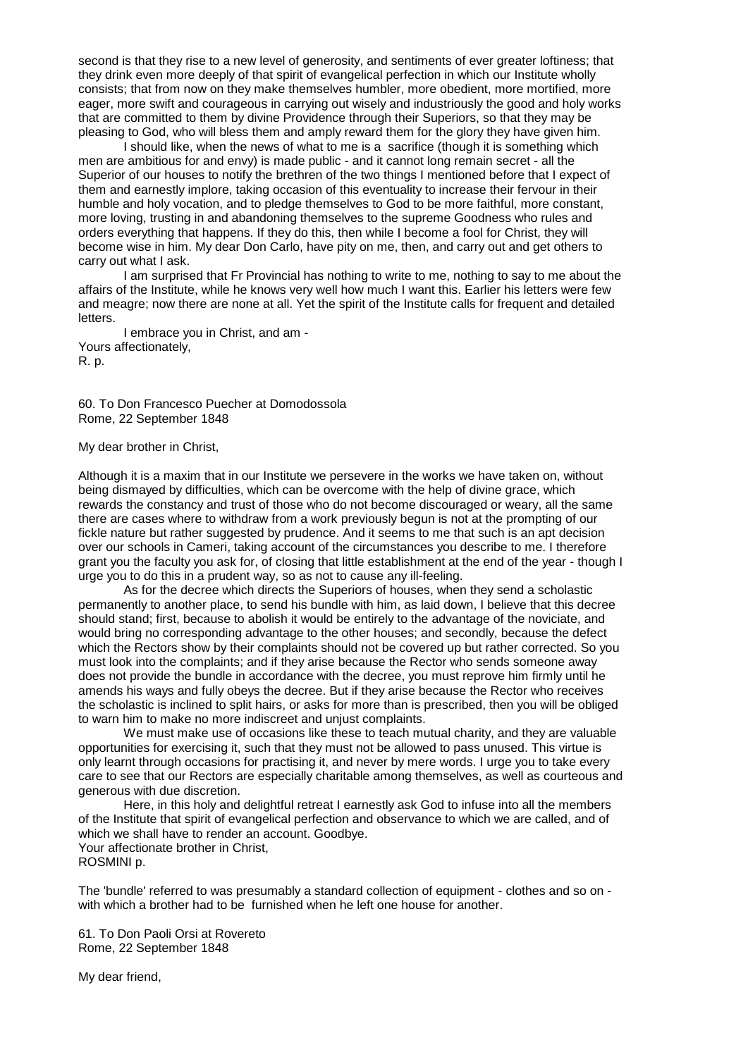second is that they rise to a new level of generosity, and sentiments of ever greater loftiness; that they drink even more deeply of that spirit of evangelical perfection in which our Institute wholly consists; that from now on they make themselves humbler, more obedient, more mortified, more eager, more swift and courageous in carrying out wisely and industriously the good and holy works that are committed to them by divine Providence through their Superiors, so that they may be pleasing to God, who will bless them and amply reward them for the glory they have given him.

I should like, when the news of what to me is a sacrifice (though it is something which men are ambitious for and envy) is made public - and it cannot long remain secret - all the Superior of our houses to notify the brethren of the two things I mentioned before that I expect of them and earnestly implore, taking occasion of this eventuality to increase their fervour in their humble and holy vocation, and to pledge themselves to God to be more faithful, more constant, more loving, trusting in and abandoning themselves to the supreme Goodness who rules and orders everything that happens. If they do this, then while I become a fool for Christ, they will become wise in him. My dear Don Carlo, have pity on me, then, and carry out and get others to carry out what I ask.

I am surprised that Fr Provincial has nothing to write to me, nothing to say to me about the affairs of the Institute, while he knows very well how much I want this. Earlier his letters were few and meagre; now there are none at all. Yet the spirit of the Institute calls for frequent and detailed letters.

I embrace you in Christ, and am -
Yours affectionately,
R. p.

60. To Don Francesco Puecher at Domodossola
Rome, 22 September 1848

My dear brother in Christ,

Although it is a maxim that in our Institute we persevere in the works we have taken on, without being dismayed by difficulties, which can be overcome with the help of divine grace, which rewards the constancy and trust of those who do not become discouraged or weary, all the same there are cases where to withdraw from a work previously begun is not at the prompting of our fickle nature but rather suggested by prudence. And it seems to me that such is an apt decision over our schools in Cameri, taking account of the circumstances you describe to me. I therefore grant you the faculty you ask for, of closing that little establishment at the end of the year - though I urge you to do this in a prudent way, so as not to cause any ill-feeling.

As for the decree which directs the Superiors of houses, when they send a scholastic permanently to another place, to send his bundle with him, as laid down, I believe that this decree should stand; first, because to abolish it would be entirely to the advantage of the noviciate, and would bring no corresponding advantage to the other houses; and secondly, because the defect which the Rectors show by their complaints should not be covered up but rather corrected. So you must look into the complaints; and if they arise because the Rector who sends someone away does not provide the bundle in accordance with the decree, you must reprove him firmly until he amends his ways and fully obeys the decree. But if they arise because the Rector who receives the scholastic is inclined to split hairs, or asks for more than is prescribed, then you will be obliged to warn him to make no more indiscreet and unjust complaints.

We must make use of occasions like these to teach mutual charity, and they are valuable opportunities for exercising it, such that they must not be allowed to pass unused. This virtue is only learnt through occasions for practising it, and never by mere words. I urge you to take every care to see that our Rectors are especially charitable among themselves, as well as courteous and generous with due discretion.

Here, in this holy and delightful retreat I earnestly ask God to infuse into all the members of the Institute that spirit of evangelical perfection and observance to which we are called, and of which we shall have to render an account. Goodbye.
Your affectionate brother in Christ,
ROSMINI p.

The 'bundle' referred to was presumably a standard collection of equipment - clothes and so on - with which a brother had to be furnished when he left one house for another.

61. To Don Paoli Orsi at Rovereto
Rome, 22 September 1848

My dear friend,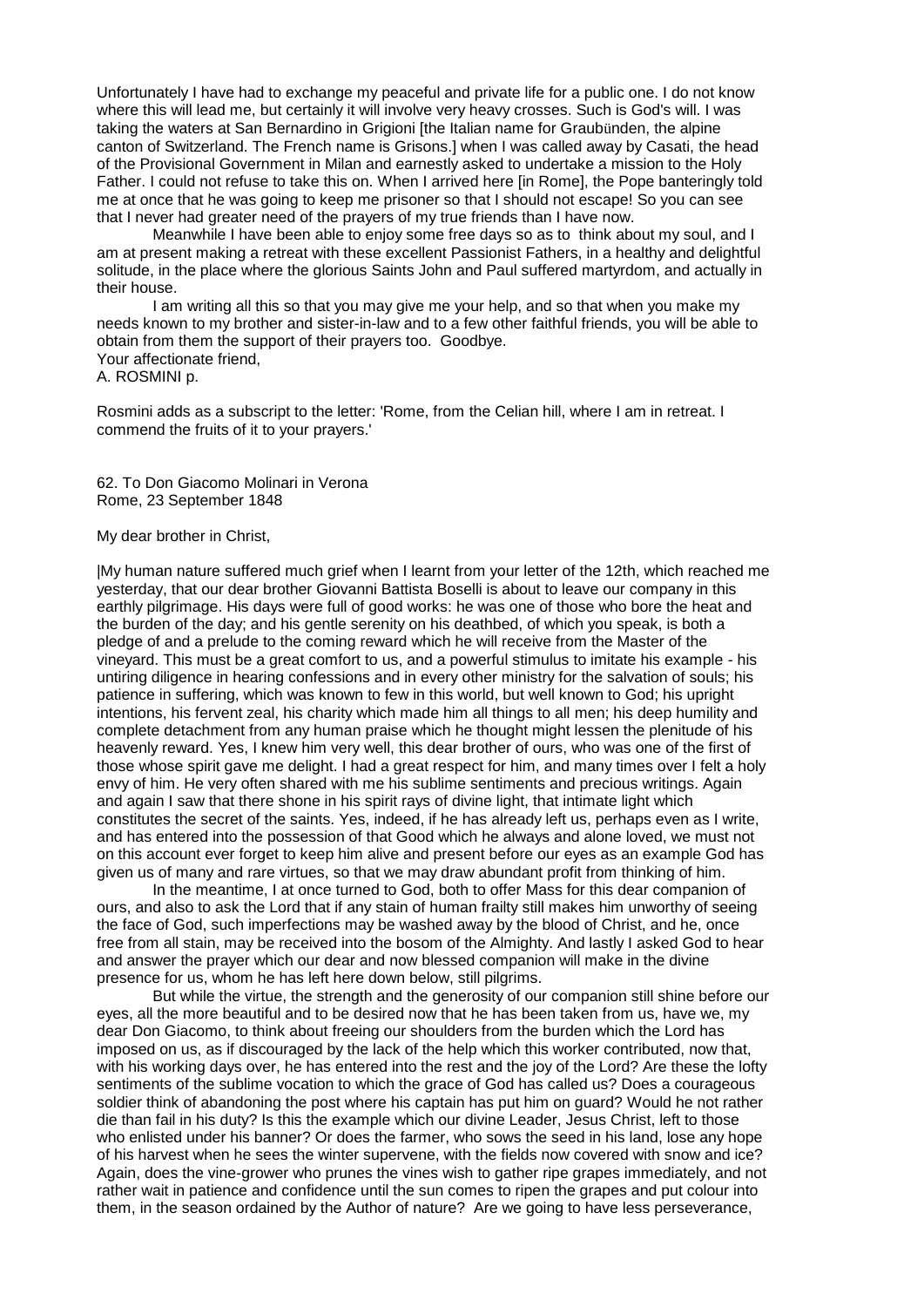Unfortunately I have had to exchange my peaceful and private life for a public one. I do not know where this will lead me, but certainly it will involve very heavy crosses. Such is God's will. I was taking the waters at San Bernardino in Grigioni [the Italian name for Graubünden, the alpine canton of Switzerland. The French name is Grisons.] when I was called away by Casati, the head of the Provisional Government in Milan and earnestly asked to undertake a mission to the Holy Father. I could not refuse to take this on. When I arrived here [in Rome], the Pope banteringly told me at once that he was going to keep me prisoner so that I should not escape! So you can see that I never had greater need of the prayers of my true friends than I have now.

Meanwhile I have been able to enjoy some free days so as to think about my soul, and I am at present making a retreat with these excellent Passionist Fathers, in a healthy and delightful solitude, in the place where the glorious Saints John and Paul suffered martyrdom, and actually in their house.

I am writing all this so that you may give me your help, and so that when you make my needs known to my brother and sister-in-law and to a few other faithful friends, you will be able to obtain from them the support of their prayers too. Goodbye.
Your affectionate friend,
A. ROSMINI p.

Rosmini adds as a subscript to the letter: 'Rome, from the Celian hill, where I am in retreat. I commend the fruits of it to your prayers.'

62. To Don Giacomo Molinari in Verona
Rome, 23 September 1848

My dear brother in Christ,

My human nature suffered much grief when I learnt from your letter of the 12th, which reached me yesterday, that our dear brother Giovanni Battista Boselli is about to leave our company in this earthly pilgrimage. His days were full of good works: he was one of those who bore the heat and the burden of the day; and his gentle serenity on his deathbed, of which you speak, is both a pledge of and a prelude to the coming reward which he will receive from the Master of the vineyard. This must be a great comfort to us, and a powerful stimulus to imitate his example - his untiring diligence in hearing confessions and in every other ministry for the salvation of souls; his patience in suffering, which was known to few in this world, but well known to God; his upright intentions, his fervent zeal, his charity which made him all things to all men; his deep humility and complete detachment from any human praise which he thought might lessen the plenitude of his heavenly reward. Yes, I knew him very well, this dear brother of ours, who was one of the first of those whose spirit gave me delight. I had a great respect for him, and many times over I felt a holy envy of him. He very often shared with me his sublime sentiments and precious writings. Again and again I saw that there shone in his spirit rays of divine light, that intimate light which constitutes the secret of the saints. Yes, indeed, if he has already left us, perhaps even as I write, and has entered into the possession of that Good which he always and alone loved, we must not on this account ever forget to keep him alive and present before our eyes as an example God has given us of many and rare virtues, so that we may draw abundant profit from thinking of him.

In the meantime, I at once turned to God, both to offer Mass for this dear companion of ours, and also to ask the Lord that if any stain of human frailty still makes him unworthy of seeing the face of God, such imperfections may be washed away by the blood of Christ, and he, once free from all stain, may be received into the bosom of the Almighty. And lastly I asked God to hear and answer the prayer which our dear and now blessed companion will make in the divine presence for us, whom he has left here down below, still pilgrims.

But while the virtue, the strength and the generosity of our companion still shine before our eyes, all the more beautiful and to be desired now that he has been taken from us, have we, my dear Don Giacomo, to think about freeing our shoulders from the burden which the Lord has imposed on us, as if discouraged by the lack of the help which this worker contributed, now that, with his working days over, he has entered into the rest and the joy of the Lord? Are these the lofty sentiments of the sublime vocation to which the grace of God has called us? Does a courageous soldier think of abandoning the post where his captain has put him on guard? Would he not rather die than fail in his duty? Is this the example which our divine Leader, Jesus Christ, left to those who enlisted under his banner? Or does the farmer, who sows the seed in his land, lose any hope of his harvest when he sees the winter supervene, with the fields now covered with snow and ice? Again, does the vine-grower who prunes the vines wish to gather ripe grapes immediately, and not rather wait in patience and confidence until the sun comes to ripen the grapes and put colour into them, in the season ordained by the Author of nature? Are we going to have less perseverance,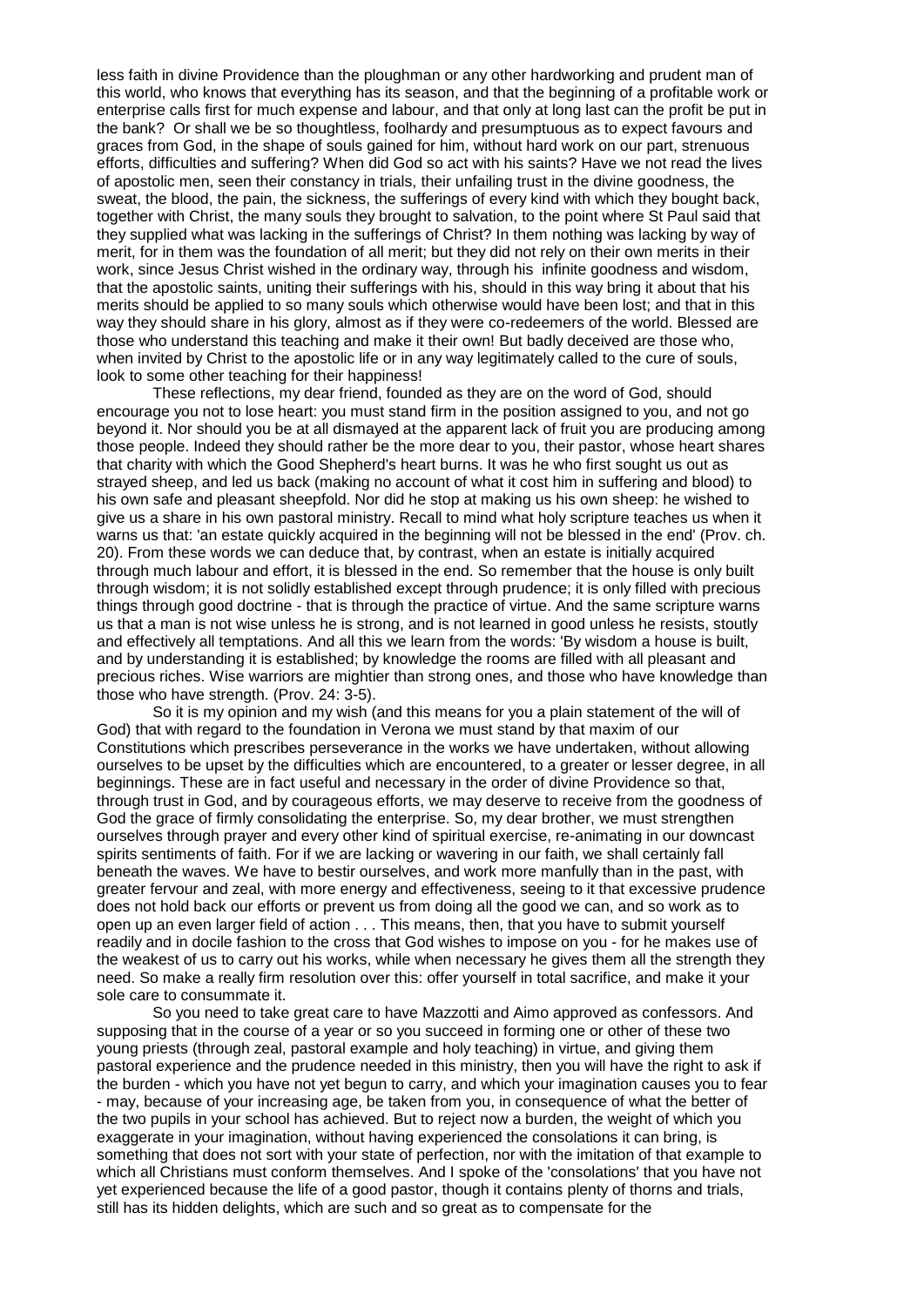less faith in divine Providence than the ploughman or any other hardworking and prudent man of this world, who knows that everything has its season, and that the beginning of a profitable work or enterprise calls first for much expense and labour, and that only at long last can the profit be put in the bank? Or shall we be so thoughtless, foolhardy and presumptuous as to expect favours and graces from God, in the shape of souls gained for him, without hard work on our part, strenuous efforts, difficulties and suffering? When did God so act with his saints? Have we not read the lives of apostolic men, seen their constancy in trials, their unfailing trust in the divine goodness, the sweat, the blood, the pain, the sickness, the sufferings of every kind with which they bought back, together with Christ, the many souls they brought to salvation, to the point where St Paul said that they supplied what was lacking in the sufferings of Christ? In them nothing was lacking by way of merit, for in them was the foundation of all merit; but they did not rely on their own merits in their work, since Jesus Christ wished in the ordinary way, through his infinite goodness and wisdom, that the apostolic saints, uniting their sufferings with his, should in this way bring it about that his merits should be applied to so many souls which otherwise would have been lost; and that in this way they should share in his glory, almost as if they were co-redeemers of the world. Blessed are those who understand this teaching and make it their own! But badly deceived are those who, when invited by Christ to the apostolic life or in any way legitimately called to the cure of souls, look to some other teaching for their happiness!

These reflections, my dear friend, founded as they are on the word of God, should encourage you not to lose heart: you must stand firm in the position assigned to you, and not go beyond it. Nor should you be at all dismayed at the apparent lack of fruit you are producing among those people. Indeed they should rather be the more dear to you, their pastor, whose heart shares that charity with which the Good Shepherd's heart burns. It was he who first sought us out as strayed sheep, and led us back (making no account of what it cost him in suffering and blood) to his own safe and pleasant sheepfold. Nor did he stop at making us his own sheep: he wished to give us a share in his own pastoral ministry. Recall to mind what holy scripture teaches us when it warns us that: 'an estate quickly acquired in the beginning will not be blessed in the end' (Prov. ch. 20). From these words we can deduce that, by contrast, when an estate is initially acquired through much labour and effort, it is blessed in the end. So remember that the house is only built through wisdom; it is not solidly established except through prudence; it is only filled with precious things through good doctrine - that is through the practice of virtue. And the same scripture warns us that a man is not wise unless he is strong, and is not learned in good unless he resists, stoutly and effectively all temptations. And all this we learn from the words: 'By wisdom a house is built, and by understanding it is established; by knowledge the rooms are filled with all pleasant and precious riches. Wise warriors are mightier than strong ones, and those who have knowledge than those who have strength. (Prov. 24: 3-5).

So it is my opinion and my wish (and this means for you a plain statement of the will of God) that with regard to the foundation in Verona we must stand by that maxim of our Constitutions which prescribes perseverance in the works we have undertaken, without allowing ourselves to be upset by the difficulties which are encountered, to a greater or lesser degree, in all beginnings. These are in fact useful and necessary in the order of divine Providence so that, through trust in God, and by courageous efforts, we may deserve to receive from the goodness of God the grace of firmly consolidating the enterprise. So, my dear brother, we must strengthen ourselves through prayer and every other kind of spiritual exercise, re-animating in our downcast spirits sentiments of faith. For if we are lacking or wavering in our faith, we shall certainly fall beneath the waves. We have to bestir ourselves, and work more manfully than in the past, with greater fervour and zeal, with more energy and effectiveness, seeing to it that excessive prudence does not hold back our efforts or prevent us from doing all the good we can, and so work as to open up an even larger field of action . . . This means, then, that you have to submit yourself readily and in docile fashion to the cross that God wishes to impose on you - for he makes use of the weakest of us to carry out his works, while when necessary he gives them all the strength they need. So make a really firm resolution over this: offer yourself in total sacrifice, and make it your sole care to consummate it.

So you need to take great care to have Mazzotti and Aimo approved as confessors. And supposing that in the course of a year or so you succeed in forming one or other of these two young priests (through zeal, pastoral example and holy teaching) in virtue, and giving them pastoral experience and the prudence needed in this ministry, then you will have the right to ask if the burden - which you have not yet begun to carry, and which your imagination causes you to fear - may, because of your increasing age, be taken from you, in consequence of what the better of the two pupils in your school has achieved. But to reject now a burden, the weight of which you exaggerate in your imagination, without having experienced the consolations it can bring, is something that does not sort with your state of perfection, nor with the imitation of that example to which all Christians must conform themselves. And I spoke of the 'consolations' that you have not yet experienced because the life of a good pastor, though it contains plenty of thorns and trials, still has its hidden delights, which are such and so great as to compensate for the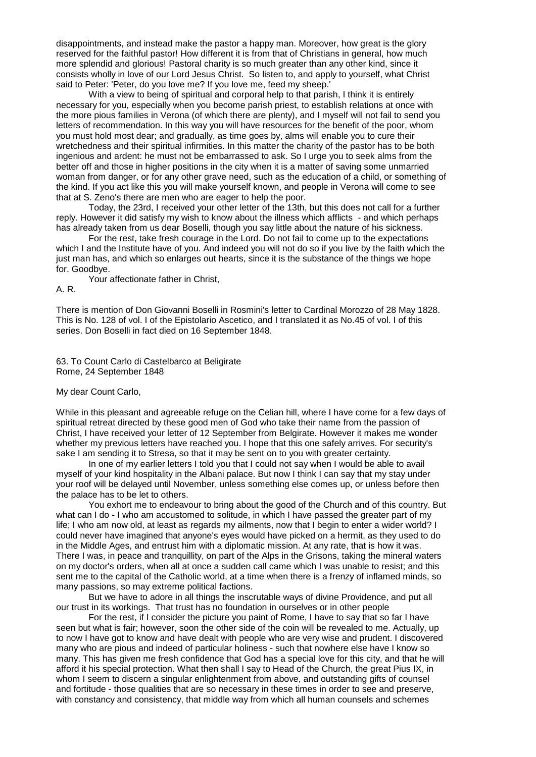disappointments, and instead make the pastor a happy man. Moreover, how great is the glory reserved for the faithful pastor! How different it is from that of Christians in general, how much more splendid and glorious! Pastoral charity is so much greater than any other kind, since it consists wholly in love of our Lord Jesus Christ. So listen to, and apply to yourself, what Christ said to Peter: 'Peter, do you love me? If you love me, feed my sheep.'

With a view to being of spiritual and corporal help to that parish, I think it is entirely necessary for you, especially when you become parish priest, to establish relations at once with the more pious families in Verona (of which there are plenty), and I myself will not fail to send you letters of recommendation. In this way you will have resources for the benefit of the poor, whom you must hold most dear; and gradually, as time goes by, alms will enable you to cure their wretchedness and their spiritual infirmities. In this matter the charity of the pastor has to be both ingenious and ardent: he must not be embarrassed to ask. So I urge you to seek alms from the better off and those in higher positions in the city when it is a matter of saving some unmarried woman from danger, or for any other grave need, such as the education of a child, or something of the kind. If you act like this you will make yourself known, and people in Verona will come to see that at S. Zeno's there are men who are eager to help the poor.

Today, the 23rd, I received your other letter of the 13th, but this does not call for a further reply. However it did satisfy my wish to know about the illness which afflicts - and which perhaps has already taken from us dear Boselli, though you say little about the nature of his sickness.

For the rest, take fresh courage in the Lord. Do not fail to come up to the expectations which I and the Institute have of you. And indeed you will not do so if you live by the faith which the just man has, and which so enlarges out hearts, since it is the substance of the things we hope for. Goodbye.

Your affectionate father in Christ,

A. R.

There is mention of Don Giovanni Boselli in Rosmini's letter to Cardinal Morozzo of 28 May 1828. This is No. 128 of vol. I of the Epistolario Ascetico, and I translated it as No.45 of vol. I of this series. Don Boselli in fact died on 16 September 1848.

63. To Count Carlo di Castelbarco at Beligirate
Rome, 24 September 1848

My dear Count Carlo,

While in this pleasant and agreeable refuge on the Celian hill, where I have come for a few days of spiritual retreat directed by these good men of God who take their name from the passion of Christ, I have received your letter of 12 September from Belgirate. However it makes me wonder whether my previous letters have reached you. I hope that this one safely arrives. For security's sake I am sending it to Stresa, so that it may be sent on to you with greater certainty.

In one of my earlier letters I told you that I could not say when I would be able to avail myself of your kind hospitality in the Albani palace. But now I think I can say that my stay under your roof will be delayed until November, unless something else comes up, or unless before then the palace has to be let to others.

You exhort me to endeavour to bring about the good of the Church and of this country. But what can I do - I who am accustomed to solitude, in which I have passed the greater part of my life; I who am now old, at least as regards my ailments, now that I begin to enter a wider world? I could never have imagined that anyone's eyes would have picked on a hermit, as they used to do in the Middle Ages, and entrust him with a diplomatic mission. At any rate, that is how it was. There I was, in peace and tranquillity, on part of the Alps in the Grisons, taking the mineral waters on my doctor's orders, when all at once a sudden call came which I was unable to resist; and this sent me to the capital of the Catholic world, at a time when there is a frenzy of inflamed minds, so many passions, so may extreme political factions.

But we have to adore in all things the inscrutable ways of divine Providence, and put all our trust in its workings. That trust has no foundation in ourselves or in other people

For the rest, if I consider the picture you paint of Rome, I have to say that so far I have seen but what is fair; however, soon the other side of the coin will be revealed to me. Actually, up to now I have got to know and have dealt with people who are very wise and prudent. I discovered many who are pious and indeed of particular holiness - such that nowhere else have I know so many. This has given me fresh confidence that God has a special love for this city, and that he will afford it his special protection. What then shall I say to Head of the Church, the great Pius IX, in whom I seem to discern a singular enlightenment from above, and outstanding gifts of counsel and fortitude - those qualities that are so necessary in these times in order to see and preserve, with constancy and consistency, that middle way from which all human counsels and schemes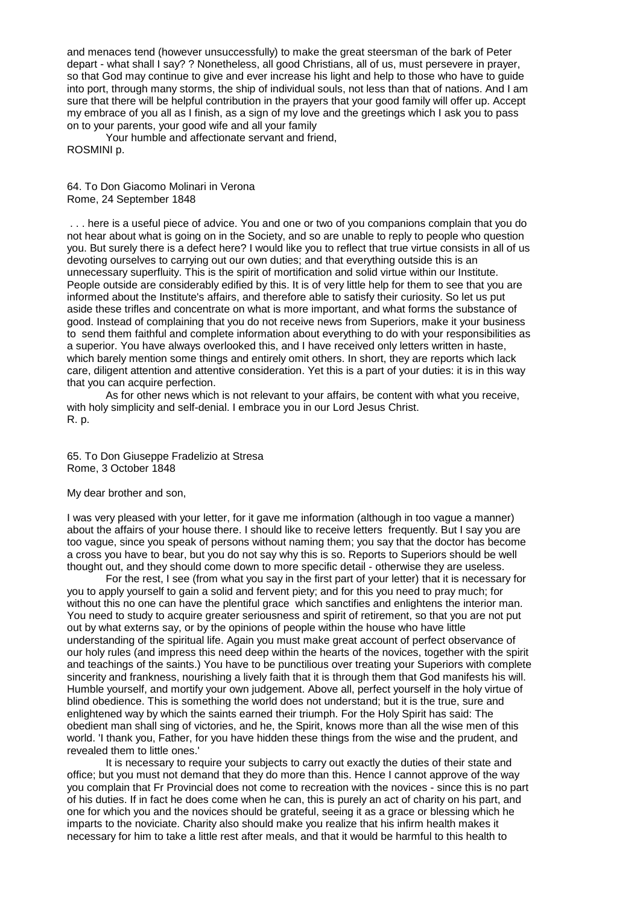and menaces tend (however unsuccessfully) to make the great steersman of the bark of Peter depart - what shall I say? ? Nonetheless, all good Christians, all of us, must persevere in prayer, so that God may continue to give and ever increase his light and help to those who have to guide into port, through many storms, the ship of individual souls, not less than that of nations. And I am sure that there will be helpful contribution in the prayers that your good family will offer up. Accept my embrace of you all as I finish, as a sign of my love and the greetings which I ask you to pass on to your parents, your good wife and all your family

Your humble and affectionate servant and friend,
ROSMINI p.

64. To Don Giacomo Molinari in Verona
Rome, 24 September 1848

. . . here is a useful piece of advice. You and one or two of you companions complain that you do not hear about what is going on in the Society, and so are unable to reply to people who question you. But surely there is a defect here? I would like you to reflect that true virtue consists in all of us devoting ourselves to carrying out our own duties; and that everything outside this is an unnecessary superfluity. This is the spirit of mortification and solid virtue within our Institute. People outside are considerably edified by this. It is of very little help for them to see that you are informed about the Institute's affairs, and therefore able to satisfy their curiosity. So let us put aside these trifles and concentrate on what is more important, and what forms the substance of good. Instead of complaining that you do not receive news from Superiors, make it your business to send them faithful and complete information about everything to do with your responsibilities as a superior. You have always overlooked this, and I have received only letters written in haste, which barely mention some things and entirely omit others. In short, they are reports which lack care, diligent attention and attentive consideration. Yet this is a part of your duties: it is in this way that you can acquire perfection.

As for other news which is not relevant to your affairs, be content with what you receive, with holy simplicity and self-denial. I embrace you in our Lord Jesus Christ.
R. p.

65. To Don Giuseppe Fradelizio at Stresa
Rome, 3 October 1848

My dear brother and son,

I was very pleased with your letter, for it gave me information (although in too vague a manner) about the affairs of your house there. I should like to receive letters frequently. But I say you are too vague, since you speak of persons without naming them; you say that the doctor has become a cross you have to bear, but you do not say why this is so. Reports to Superiors should be well thought out, and they should come down to more specific detail - otherwise they are useless.

For the rest, I see (from what you say in the first part of your letter) that it is necessary for you to apply yourself to gain a solid and fervent piety; and for this you need to pray much; for without this no one can have the plentiful grace which sanctifies and enlightens the interior man. You need to study to acquire greater seriousness and spirit of retirement, so that you are not put out by what externs say, or by the opinions of people within the house who have little understanding of the spiritual life. Again you must make great account of perfect observance of our holy rules (and impress this need deep within the hearts of the novices, together with the spirit and teachings of the saints.) You have to be punctilious over treating your Superiors with complete sincerity and frankness, nourishing a lively faith that it is through them that God manifests his will. Humble yourself, and mortify your own judgement. Above all, perfect yourself in the holy virtue of blind obedience. This is something the world does not understand; but it is the true, sure and enlightened way by which the saints earned their triumph. For the Holy Spirit has said: The obedient man shall sing of victories, and he, the Spirit, knows more than all the wise men of this world. 'I thank you, Father, for you have hidden these things from the wise and the prudent, and revealed them to little ones.'

It is necessary to require your subjects to carry out exactly the duties of their state and office; but you must not demand that they do more than this. Hence I cannot approve of the way you complain that Fr Provincial does not come to recreation with the novices - since this is no part of his duties. If in fact he does come when he can, this is purely an act of charity on his part, and one for which you and the novices should be grateful, seeing it as a grace or blessing which he imparts to the noviciate. Charity also should make you realize that his infirm health makes it necessary for him to take a little rest after meals, and that it would be harmful to this health to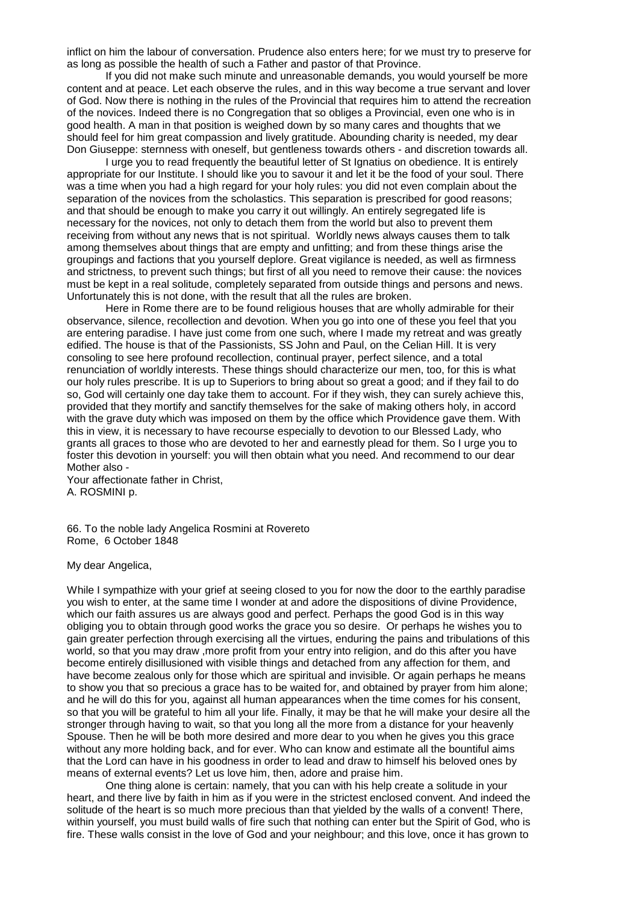inflict on him the labour of conversation. Prudence also enters here; for we must try to preserve for as long as possible the health of such a Father and pastor of that Province.

If you did not make such minute and unreasonable demands, you would yourself be more content and at peace. Let each observe the rules, and in this way become a true servant and lover of God. Now there is nothing in the rules of the Provincial that requires him to attend the recreation of the novices. Indeed there is no Congregation that so obliges a Provincial, even one who is in good health. A man in that position is weighed down by so many cares and thoughts that we should feel for him great compassion and lively gratitude. Abounding charity is needed, my dear Don Giuseppe: sternness with oneself, but gentleness towards others - and discretion towards all.

I urge you to read frequently the beautiful letter of St Ignatius on obedience. It is entirely appropriate for our Institute. I should like you to savour it and let it be the food of your soul. There was a time when you had a high regard for your holy rules: you did not even complain about the separation of the novices from the scholastics. This separation is prescribed for good reasons; and that should be enough to make you carry it out willingly. An entirely segregated life is necessary for the novices, not only to detach them from the world but also to prevent them receiving from without any news that is not spiritual. Worldly news always causes them to talk among themselves about things that are empty and unfitting; and from these things arise the groupings and factions that you yourself deplore. Great vigilance is needed, as well as firmness and strictness, to prevent such things; but first of all you need to remove their cause: the novices must be kept in a real solitude, completely separated from outside things and persons and news. Unfortunately this is not done, with the result that all the rules are broken.

Here in Rome there are to be found religious houses that are wholly admirable for their observance, silence, recollection and devotion. When you go into one of these you feel that you are entering paradise. I have just come from one such, where I made my retreat and was greatly edified. The house is that of the Passionists, SS John and Paul, on the Celian Hill. It is very consoling to see here profound recollection, continual prayer, perfect silence, and a total renunciation of worldly interests. These things should characterize our men, too, for this is what our holy rules prescribe. It is up to Superiors to bring about so great a good; and if they fail to do so, God will certainly one day take them to account. For if they wish, they can surely achieve this, provided that they mortify and sanctify themselves for the sake of making others holy, in accord with the grave duty which was imposed on them by the office which Providence gave them. With this in view, it is necessary to have recourse especially to devotion to our Blessed Lady, who grants all graces to those who are devoted to her and earnestly plead for them. So I urge you to foster this devotion in yourself: you will then obtain what you need. And recommend to our dear Mother also -

Your affectionate father in Christ,
A. ROSMINI p.

66. To the noble lady Angelica Rosmini at Rovereto
Rome, 6 October 1848

My dear Angelica,

While I sympathize with your grief at seeing closed to you for now the door to the earthly paradise you wish to enter, at the same time I wonder at and adore the dispositions of divine Providence, which our faith assures us are always good and perfect. Perhaps the good God is in this way obliging you to obtain through good works the grace you so desire. Or perhaps he wishes you to gain greater perfection through exercising all the virtues, enduring the pains and tribulations of this world, so that you may draw ,more profit from your entry into religion, and do this after you have become entirely disillusioned with visible things and detached from any affection for them, and have become zealous only for those which are spiritual and invisible. Or again perhaps he means to show you that so precious a grace has to be waited for, and obtained by prayer from him alone; and he will do this for you, against all human appearances when the time comes for his consent, so that you will be grateful to him all your life. Finally, it may be that he will make your desire all the stronger through having to wait, so that you long all the more from a distance for your heavenly Spouse. Then he will be both more desired and more dear to you when he gives you this grace without any more holding back, and for ever. Who can know and estimate all the bountiful aims that the Lord can have in his goodness in order to lead and draw to himself his beloved ones by means of external events? Let us love him, then, adore and praise him.

One thing alone is certain: namely, that you can with his help create a solitude in your heart, and there live by faith in him as if you were in the strictest enclosed convent. And indeed the solitude of the heart is so much more precious than that yielded by the walls of a convent! There, within yourself, you must build walls of fire such that nothing can enter but the Spirit of God, who is fire. These walls consist in the love of God and your neighbour; and this love, once it has grown to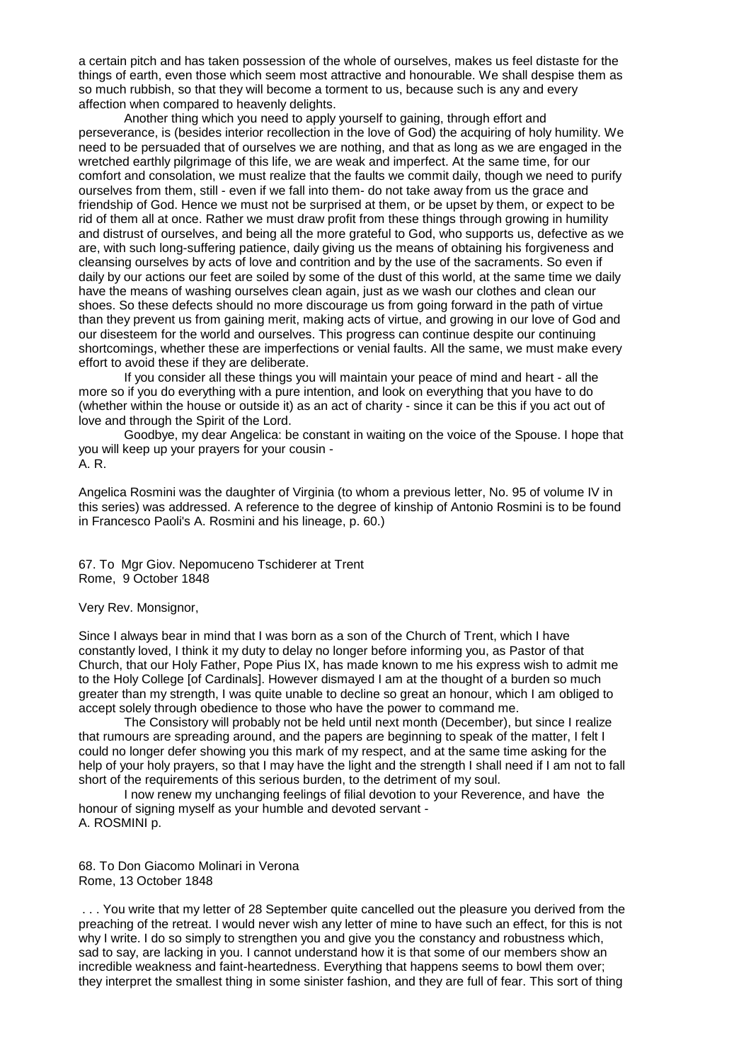a certain pitch and has taken possession of the whole of ourselves, makes us feel distaste for the things of earth, even those which seem most attractive and honourable. We shall despise them as so much rubbish, so that they will become a torment to us, because such is any and every affection when compared to heavenly delights.

Another thing which you need to apply yourself to gaining, through effort and perseverance, is (besides interior recollection in the love of God) the acquiring of holy humility. We need to be persuaded that of ourselves we are nothing, and that as long as we are engaged in the wretched earthly pilgrimage of this life, we are weak and imperfect. At the same time, for our comfort and consolation, we must realize that the faults we commit daily, though we need to purify ourselves from them, still - even if we fall into them- do not take away from us the grace and friendship of God. Hence we must not be surprised at them, or be upset by them, or expect to be rid of them all at once. Rather we must draw profit from these things through growing in humility and distrust of ourselves, and being all the more grateful to God, who supports us, defective as we are, with such long-suffering patience, daily giving us the means of obtaining his forgiveness and cleansing ourselves by acts of love and contrition and by the use of the sacraments. So even if daily by our actions our feet are soiled by some of the dust of this world, at the same time we daily have the means of washing ourselves clean again, just as we wash our clothes and clean our shoes. So these defects should no more discourage us from going forward in the path of virtue than they prevent us from gaining merit, making acts of virtue, and growing in our love of God and our disesteem for the world and ourselves. This progress can continue despite our continuing shortcomings, whether these are imperfections or venial faults. All the same, we must make every effort to avoid these if they are deliberate.

If you consider all these things you will maintain your peace of mind and heart - all the more so if you do everything with a pure intention, and look on everything that you have to do (whether within the house or outside it) as an act of charity - since it can be this if you act out of love and through the Spirit of the Lord.

Goodbye, my dear Angelica: be constant in waiting on the voice of the Spouse. I hope that you will keep up your prayers for your cousin -
A. R.

Angelica Rosmini was the daughter of Virginia (to whom a previous letter, No. 95 of volume IV in this series) was addressed. A reference to the degree of kinship of Antonio Rosmini is to be found in Francesco Paoli's A. Rosmini and his lineage, p. 60.)

67. To Mgr Giov. Nepomuceno Tschiderer at Trent
Rome, 9 October 1848

Very Rev. Monsignor,

Since I always bear in mind that I was born as a son of the Church of Trent, which I have constantly loved, I think it my duty to delay no longer before informing you, as Pastor of that Church, that our Holy Father, Pope Pius IX, has made known to me his express wish to admit me to the Holy College [of Cardinals]. However dismayed I am at the thought of a burden so much greater than my strength, I was quite unable to decline so great an honour, which I am obliged to accept solely through obedience to those who have the power to command me.

The Consistory will probably not be held until next month (December), but since I realize that rumours are spreading around, and the papers are beginning to speak of the matter, I felt I could no longer defer showing you this mark of my respect, and at the same time asking for the help of your holy prayers, so that I may have the light and the strength I shall need if I am not to fall short of the requirements of this serious burden, to the detriment of my soul.

I now renew my unchanging feelings of filial devotion to your Reverence, and have the honour of signing myself as your humble and devoted servant -
A. ROSMINI p.

68. To Don Giacomo Molinari in Verona
Rome, 13 October 1848

. . . You write that my letter of 28 September quite cancelled out the pleasure you derived from the preaching of the retreat. I would never wish any letter of mine to have such an effect, for this is not why I write. I do so simply to strengthen you and give you the constancy and robustness which, sad to say, are lacking in you. I cannot understand how it is that some of our members show an incredible weakness and faint-heartedness. Everything that happens seems to bowl them over; they interpret the smallest thing in some sinister fashion, and they are full of fear. This sort of thing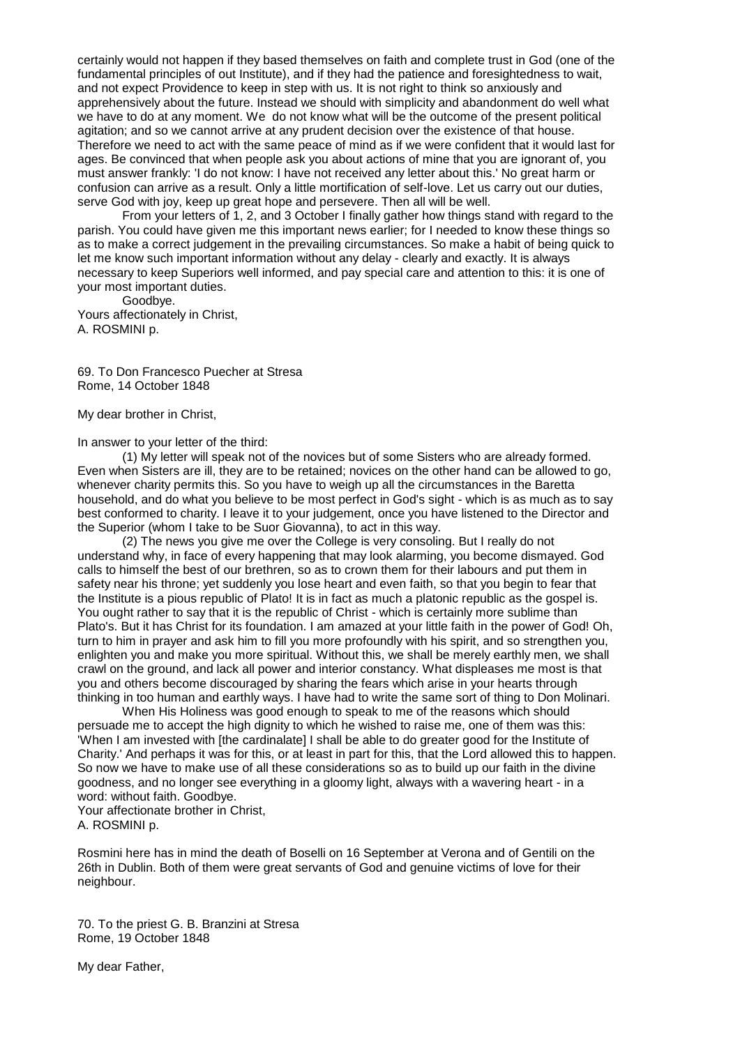certainly would not happen if they based themselves on faith and complete trust in God (one of the fundamental principles of out Institute), and if they had the patience and foresightedness to wait, and not expect Providence to keep in step with us. It is not right to think so anxiously and apprehensively about the future. Instead we should with simplicity and abandonment do well what we have to do at any moment. We do not know what will be the outcome of the present political agitation; and so we cannot arrive at any prudent decision over the existence of that house. Therefore we need to act with the same peace of mind as if we were confident that it would last for ages. Be convinced that when people ask you about actions of mine that you are ignorant of, you must answer frankly: 'I do not know: I have not received any letter about this.' No great harm or confusion can arrive as a result. Only a little mortification of self-love. Let us carry out our duties, serve God with joy, keep up great hope and persevere. Then all will be well.

From your letters of 1, 2, and 3 October I finally gather how things stand with regard to the parish. You could have given me this important news earlier; for I needed to know these things so as to make a correct judgement in the prevailing circumstances. So make a habit of being quick to let me know such important information without any delay - clearly and exactly. It is always necessary to keep Superiors well informed, and pay special care and attention to this: it is one of your most important duties.

Goodbye.

Yours affectionately in Christ,
A. ROSMINI p.

69. To Don Francesco Puecher at Stresa
Rome, 14 October 1848

My dear brother in Christ,

In answer to your letter of the third:

(1) My letter will speak not of the novices but of some Sisters who are already formed. Even when Sisters are ill, they are to be retained; novices on the other hand can be allowed to go, whenever charity permits this. So you have to weigh up all the circumstances in the Baretta household, and do what you believe to be most perfect in God's sight - which is as much as to say best conformed to charity. I leave it to your judgement, once you have listened to the Director and the Superior (whom I take to be Suor Giovanna), to act in this way.

(2) The news you give me over the College is very consoling. But I really do not understand why, in face of every happening that may look alarming, you become dismayed. God calls to himself the best of our brethren, so as to crown them for their labours and put them in safety near his throne; yet suddenly you lose heart and even faith, so that you begin to fear that the Institute is a pious republic of Plato! It is in fact as much a platonic republic as the gospel is. You ought rather to say that it is the republic of Christ - which is certainly more sublime than Plato's. But it has Christ for its foundation. I am amazed at your little faith in the power of God! Oh, turn to him in prayer and ask him to fill you more profoundly with his spirit, and so strengthen you, enlighten you and make you more spiritual. Without this, we shall be merely earthly men, we shall crawl on the ground, and lack all power and interior constancy. What displeases me most is that you and others become discouraged by sharing the fears which arise in your hearts through thinking in too human and earthly ways. I have had to write the same sort of thing to Don Molinari.

When His Holiness was good enough to speak to me of the reasons which should persuade me to accept the high dignity to which he wished to raise me, one of them was this: 'When I am invested with [the cardinalate] I shall be able to do greater good for the Institute of Charity.' And perhaps it was for this, or at least in part for this, that the Lord allowed this to happen. So now we have to make use of all these considerations so as to build up our faith in the divine goodness, and no longer see everything in a gloomy light, always with a wavering heart - in a word: without faith. Goodbye.

Your affectionate brother in Christ,
A. ROSMINI p.

Rosmini here has in mind the death of Boselli on 16 September at Verona and of Gentili on the 26th in Dublin. Both of them were great servants of God and genuine victims of love for their neighbour.

70. To the priest G. B. Branzini at Stresa
Rome, 19 October 1848

My dear Father,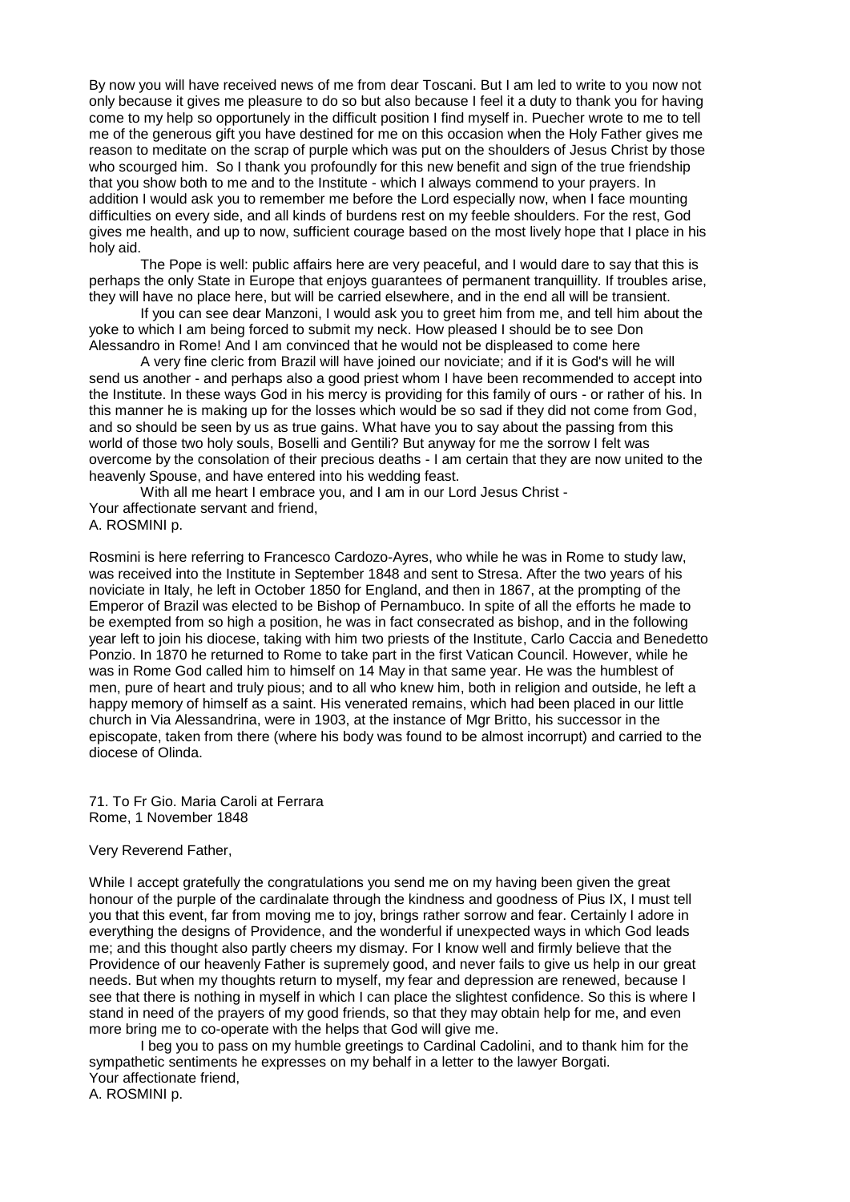By now you will have received news of me from dear Toscani. But I am led to write to you now not only because it gives me pleasure to do so but also because I feel it a duty to thank you for having come to my help so opportunely in the difficult position I find myself in. Puecher wrote to me to tell me of the generous gift you have destined for me on this occasion when the Holy Father gives me reason to meditate on the scrap of purple which was put on the shoulders of Jesus Christ by those who scourged him. So I thank you profoundly for this new benefit and sign of the true friendship that you show both to me and to the Institute - which I always commend to your prayers. In addition I would ask you to remember me before the Lord especially now, when I face mounting difficulties on every side, and all kinds of burdens rest on my feeble shoulders. For the rest, God gives me health, and up to now, sufficient courage based on the most lively hope that I place in his holy aid.

The Pope is well: public affairs here are very peaceful, and I would dare to say that this is perhaps the only State in Europe that enjoys guarantees of permanent tranquillity. If troubles arise, they will have no place here, but will be carried elsewhere, and in the end all will be transient.

If you can see dear Manzoni, I would ask you to greet him from me, and tell him about the yoke to which I am being forced to submit my neck. How pleased I should be to see Don Alessandro in Rome! And I am convinced that he would not be displeased to come here

A very fine cleric from Brazil will have joined our noviciate; and if it is God's will he will send us another - and perhaps also a good priest whom I have been recommended to accept into the Institute. In these ways God in his mercy is providing for this family of ours - or rather of his. In this manner he is making up for the losses which would be so sad if they did not come from God, and so should be seen by us as true gains. What have you to say about the passing from this world of those two holy souls, Boselli and Gentili? But anyway for me the sorrow I felt was overcome by the consolation of their precious deaths - I am certain that they are now united to the heavenly Spouse, and have entered into his wedding feast.

With all me heart I embrace you, and I am in our Lord Jesus Christ -
Your affectionate servant and friend,
A. ROSMINI p.

Rosmini is here referring to Francesco Cardozo-Ayres, who while he was in Rome to study law, was received into the Institute in September 1848 and sent to Stresa. After the two years of his noviciate in Italy, he left in October 1850 for England, and then in 1867, at the prompting of the Emperor of Brazil was elected to be Bishop of Pernambuco. In spite of all the efforts he made to be exempted from so high a position, he was in fact consecrated as bishop, and in the following year left to join his diocese, taking with him two priests of the Institute, Carlo Caccia and Benedetto Ponzio. In 1870 he returned to Rome to take part in the first Vatican Council. However, while he was in Rome God called him to himself on 14 May in that same year. He was the humblest of men, pure of heart and truly pious; and to all who knew him, both in religion and outside, he left a happy memory of himself as a saint. His venerated remains, which had been placed in our little church in Via Alessandrina, were in 1903, at the instance of Mgr Britto, his successor in the episcopate, taken from there (where his body was found to be almost incorrupt) and carried to the diocese of Olinda.

71. To Fr Gio. Maria Caroli at Ferrara
Rome, 1 November 1848

Very Reverend Father,

While I accept gratefully the congratulations you send me on my having been given the great honour of the purple of the cardinalate through the kindness and goodness of Pius IX, I must tell you that this event, far from moving me to joy, brings rather sorrow and fear. Certainly I adore in everything the designs of Providence, and the wonderful if unexpected ways in which God leads me; and this thought also partly cheers my dismay. For I know well and firmly believe that the Providence of our heavenly Father is supremely good, and never fails to give us help in our great needs. But when my thoughts return to myself, my fear and depression are renewed, because I see that there is nothing in myself in which I can place the slightest confidence. So this is where I stand in need of the prayers of my good friends, so that they may obtain help for me, and even more bring me to co-operate with the helps that God will give me.

I beg you to pass on my humble greetings to Cardinal Cadolini, and to thank him for the sympathetic sentiments he expresses on my behalf in a letter to the lawyer Borgati.
Your affectionate friend,
A. ROSMINI p.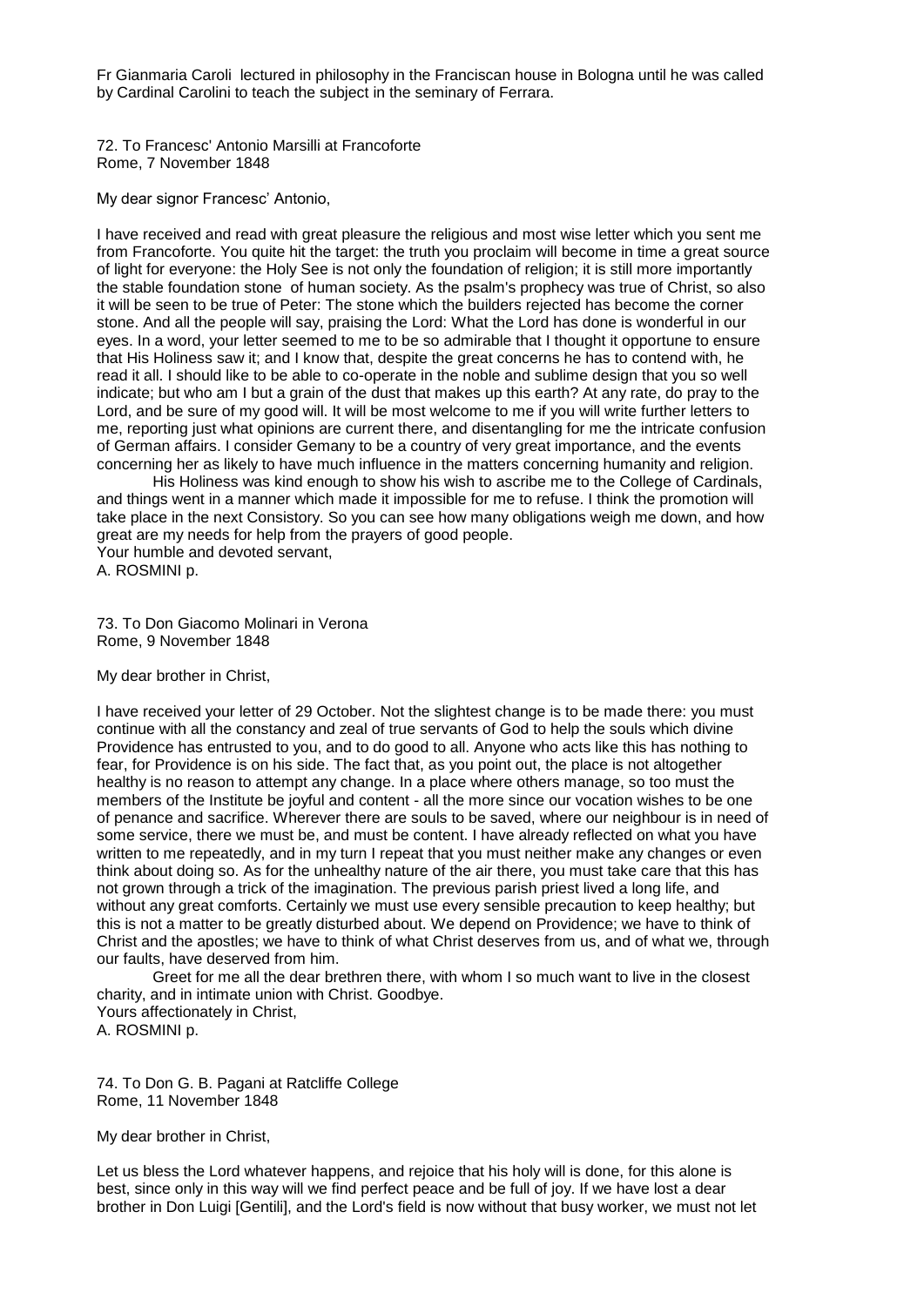Fr Gianmaria Caroli lectured in philosophy in the Franciscan house in Bologna until he was called by Cardinal Carolini to teach the subject in the seminary of Ferrara.

72. To Francesc' Antonio Marsilli at Francoforte
Rome, 7 November 1848

My dear signor Francesc' Antonio,

I have received and read with great pleasure the religious and most wise letter which you sent me from Francoforte. You quite hit the target: the truth you proclaim will become in time a great source of light for everyone: the Holy See is not only the foundation of religion; it is still more importantly the stable foundation stone of human society. As the psalm's prophecy was true of Christ, so also it will be seen to be true of Peter: The stone which the builders rejected has become the corner stone. And all the people will say, praising the Lord: What the Lord has done is wonderful in our eyes. In a word, your letter seemed to me to be so admirable that I thought it opportune to ensure that His Holiness saw it; and I know that, despite the great concerns he has to contend with, he read it all. I should like to be able to co-operate in the noble and sublime design that you so well indicate; but who am I but a grain of the dust that makes up this earth? At any rate, do pray to the Lord, and be sure of my good will. It will be most welcome to me if you will write further letters to me, reporting just what opinions are current there, and disentangling for me the intricate confusion of German affairs. I consider Gemany to be a country of very great importance, and the events concerning her as likely to have much influence in the matters concerning humanity and religion.

His Holiness was kind enough to show his wish to ascribe me to the College of Cardinals, and things went in a manner which made it impossible for me to refuse. I think the promotion will take place in the next Consistory. So you can see how many obligations weigh me down, and how great are my needs for help from the prayers of good people.

Your humble and devoted servant,
A. ROSMINI p.

73. To Don Giacomo Molinari in Verona
Rome, 9 November 1848

My dear brother in Christ,

I have received your letter of 29 October. Not the slightest change is to be made there: you must continue with all the constancy and zeal of true servants of God to help the souls which divine Providence has entrusted to you, and to do good to all. Anyone who acts like this has nothing to fear, for Providence is on his side. The fact that, as you point out, the place is not altogether healthy is no reason to attempt any change. In a place where others manage, so too must the members of the Institute be joyful and content - all the more since our vocation wishes to be one of penance and sacrifice. Wherever there are souls to be saved, where our neighbour is in need of some service, there we must be, and must be content. I have already reflected on what you have written to me repeatedly, and in my turn I repeat that you must neither make any changes or even think about doing so. As for the unhealthy nature of the air there, you must take care that this has not grown through a trick of the imagination. The previous parish priest lived a long life, and without any great comforts. Certainly we must use every sensible precaution to keep healthy; but this is not a matter to be greatly disturbed about. We depend on Providence; we have to think of Christ and the apostles; we have to think of what Christ deserves from us, and of what we, through our faults, have deserved from him.

Greet for me all the dear brethren there, with whom I so much want to live in the closest charity, and in intimate union with Christ. Goodbye.

Yours affectionately in Christ,
A. ROSMINI p.

74. To Don G. B. Pagani at Ratcliffe College
Rome, 11 November 1848

My dear brother in Christ,

Let us bless the Lord whatever happens, and rejoice that his holy will is done, for this alone is best, since only in this way will we find perfect peace and be full of joy. If we have lost a dear brother in Don Luigi [Gentili], and the Lord's field is now without that busy worker, we must not let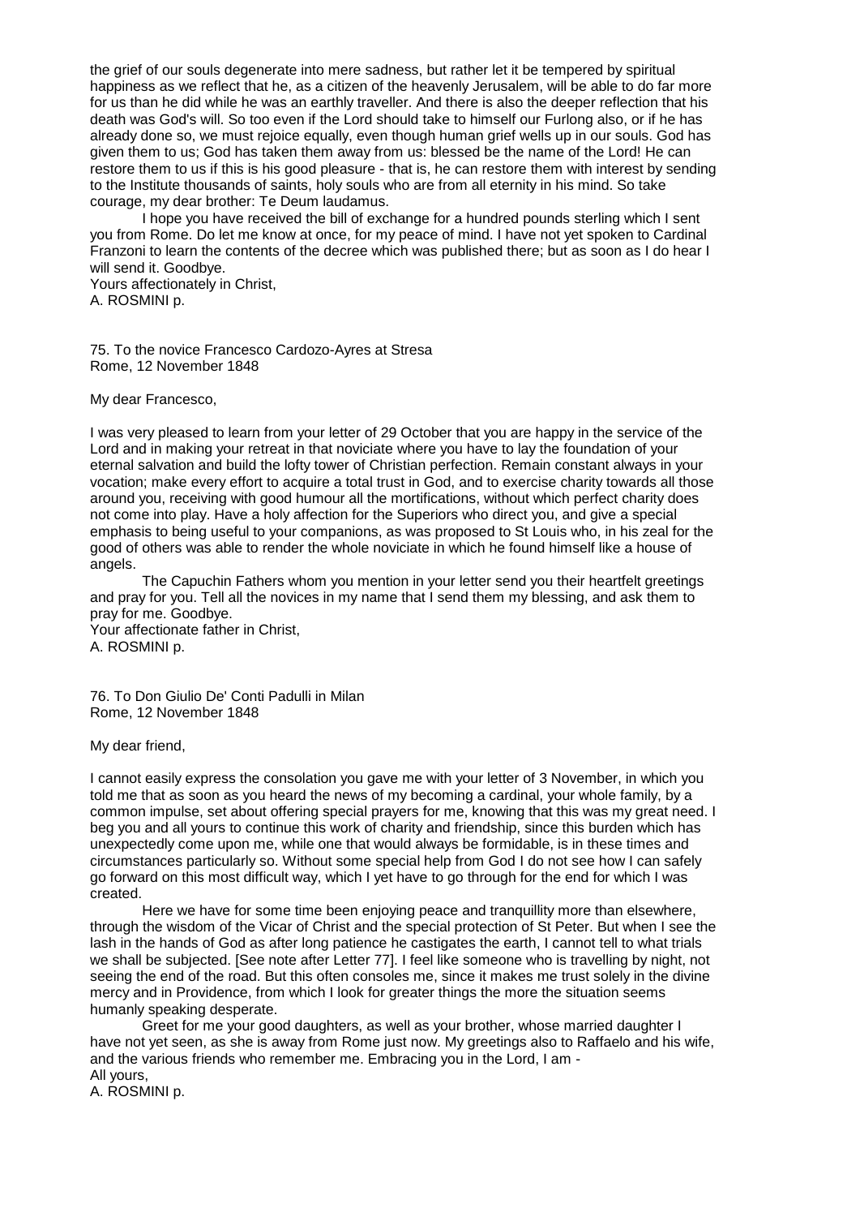the grief of our souls degenerate into mere sadness, but rather let it be tempered by spiritual happiness as we reflect that he, as a citizen of the heavenly Jerusalem, will be able to do far more for us than he did while he was an earthly traveller. And there is also the deeper reflection that his death was God's will. So too even if the Lord should take to himself our Furlong also, or if he has already done so, we must rejoice equally, even though human grief wells up in our souls. God has given them to us; God has taken them away from us: blessed be the name of the Lord! He can restore them to us if this is his good pleasure - that is, he can restore them with interest by sending to the Institute thousands of saints, holy souls who are from all eternity in his mind. So take courage, my dear brother: Te Deum laudamus.

I hope you have received the bill of exchange for a hundred pounds sterling which I sent you from Rome. Do let me know at once, for my peace of mind. I have not yet spoken to Cardinal Franzoni to learn the contents of the decree which was published there; but as soon as I do hear I will send it. Goodbye.

Yours affectionately in Christ,  
A. ROSMINI p.

75. To the novice Francesco Cardozo-Ayres at Stresa  
Rome, 12 November 1848

My dear Francesco,

I was very pleased to learn from your letter of 29 October that you are happy in the service of the Lord and in making your retreat in that noviciate where you have to lay the foundation of your eternal salvation and build the lofty tower of Christian perfection. Remain constant always in your vocation; make every effort to acquire a total trust in God, and to exercise charity towards all those around you, receiving with good humour all the mortifications, without which perfect charity does not come into play. Have a holy affection for the Superiors who direct you, and give a special emphasis to being useful to your companions, as was proposed to St Louis who, in his zeal for the good of others was able to render the whole noviciate in which he found himself like a house of angels.

The Capuchin Fathers whom you mention in your letter send you their heartfelt greetings and pray for you. Tell all the novices in my name that I send them my blessing, and ask them to pray for me. Goodbye.

Your affectionate father in Christ,  
A. ROSMINI p.

76. To Don Giulio De' Conti Padulli in Milan  
Rome, 12 November 1848

My dear friend,

I cannot easily express the consolation you gave me with your letter of 3 November, in which you told me that as soon as you heard the news of my becoming a cardinal, your whole family, by a common impulse, set about offering special prayers for me, knowing that this was my great need. I beg you and all yours to continue this work of charity and friendship, since this burden which has unexpectedly come upon me, while one that would always be formidable, is in these times and circumstances particularly so. Without some special help from God I do not see how I can safely go forward on this most difficult way, which I yet have to go through for the end for which I was created.

Here we have for some time been enjoying peace and tranquillity more than elsewhere, through the wisdom of the Vicar of Christ and the special protection of St Peter. But when I see the lash in the hands of God as after long patience he castigates the earth, I cannot tell to what trials we shall be subjected. [See note after Letter 77]. I feel like someone who is travelling by night, not seeing the end of the road. But this often consoles me, since it makes me trust solely in the divine mercy and in Providence, from which I look for greater things the more the situation seems humanly speaking desperate.

Greet for me your good daughters, as well as your brother, whose married daughter I have not yet seen, as she is away from Rome just now. My greetings also to Raffaelo and his wife, and the various friends who remember me. Embracing you in the Lord, I am -

All yours,  
A. ROSMINI p.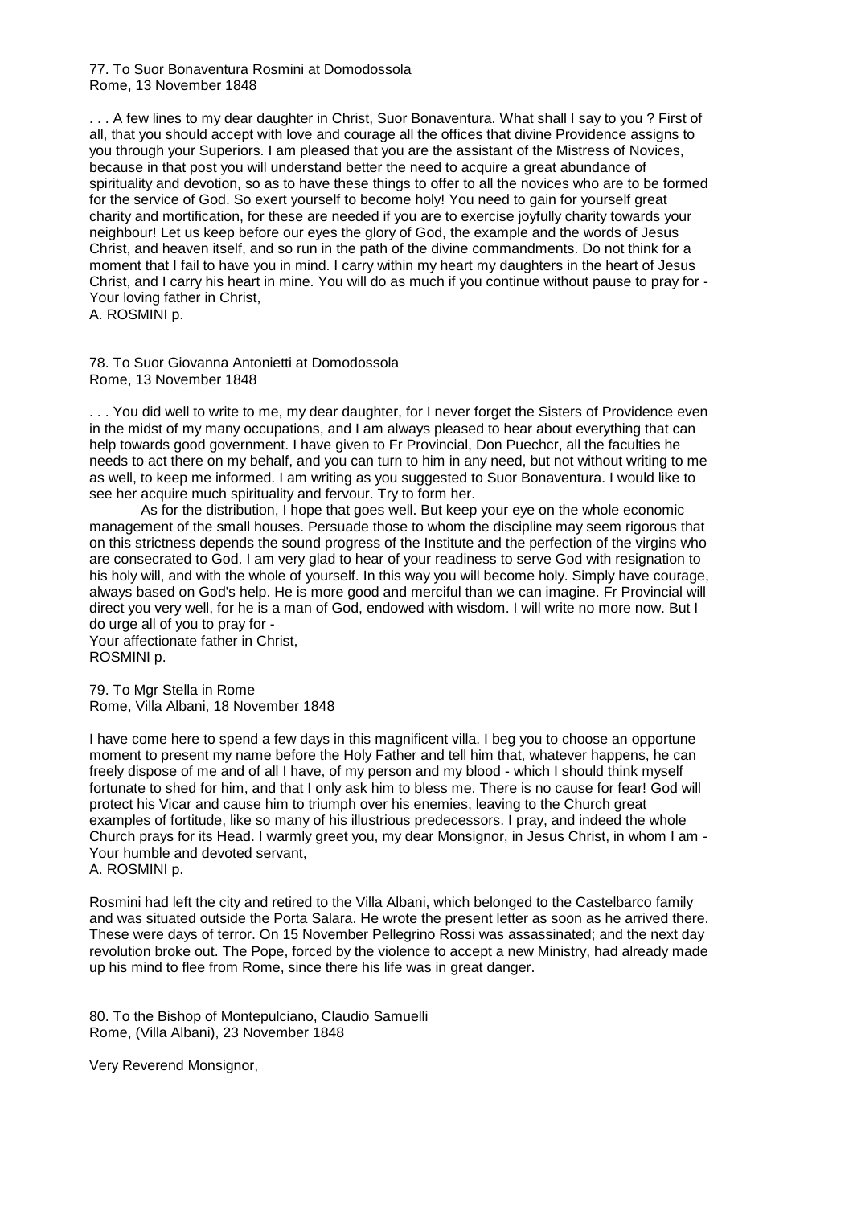77. To Suor Bonaventura Rosmini at Domodossola
Rome, 13 November 1848

. . . A few lines to my dear daughter in Christ, Suor Bonaventura. What shall I say to you ? First of all, that you should accept with love and courage all the offices that divine Providence assigns to you through your Superiors. I am pleased that you are the assistant of the Mistress of Novices, because in that post you will understand better the need to acquire a great abundance of spirituality and devotion, so as to have these things to offer to all the novices who are to be formed for the service of God. So exert yourself to become holy! You need to gain for yourself great charity and mortification, for these are needed if you are to exercise joyfully charity towards your neighbour! Let us keep before our eyes the glory of God, the example and the words of Jesus Christ, and heaven itself, and so run in the path of the divine commandments. Do not think for a moment that I fail to have you in mind. I carry within my heart my daughters in the heart of Jesus Christ, and I carry his heart in mine. You will do as much if you continue without pause to pray for -
Your loving father in Christ,
A. ROSMINI p.

78. To Suor Giovanna Antonietti at Domodossola
Rome, 13 November 1848

. . . You did well to write to me, my dear daughter, for I never forget the Sisters of Providence even in the midst of my many occupations, and I am always pleased to hear about everything that can help towards good government. I have given to Fr Provincial, Don Puechcr, all the faculties he needs to act there on my behalf, and you can turn to him in any need, but not without writing to me as well, to keep me informed. I am writing as you suggested to Suor Bonaventura. I would like to see her acquire much spirituality and fervour. Try to form her.

As for the distribution, I hope that goes well. But keep your eye on the whole economic management of the small houses. Persuade those to whom the discipline may seem rigorous that on this strictness depends the sound progress of the Institute and the perfection of the virgins who are consecrated to God. I am very glad to hear of your readiness to serve God with resignation to his holy will, and with the whole of yourself. In this way you will become holy. Simply have courage, always based on God's help. He is more good and merciful than we can imagine. Fr Provincial will direct you very well, for he is a man of God, endowed with wisdom. I will write no more now. But I do urge all of you to pray for -
Your affectionate father in Christ,
ROSMINI p.

79. To Mgr Stella in Rome
Rome, Villa Albani, 18 November 1848

I have come here to spend a few days in this magnificent villa. I beg you to choose an opportune moment to present my name before the Holy Father and tell him that, whatever happens, he can freely dispose of me and of all I have, of my person and my blood - which I should think myself fortunate to shed for him, and that I only ask him to bless me. There is no cause for fear! God will protect his Vicar and cause him to triumph over his enemies, leaving to the Church great examples of fortitude, like so many of his illustrious predecessors. I pray, and indeed the whole Church prays for its Head. I warmly greet you, my dear Monsignor, in Jesus Christ, in whom I am -
Your humble and devoted servant,
A. ROSMINI p.

Rosmini had left the city and retired to the Villa Albani, which belonged to the Castelbarco family and was situated outside the Porta Salara. He wrote the present letter as soon as he arrived there. These were days of terror. On 15 November Pellegrino Rossi was assassinated; and the next day revolution broke out. The Pope, forced by the violence to accept a new Ministry, had already made up his mind to flee from Rome, since there his life was in great danger.

80. To the Bishop of Montepulciano, Claudio Samuelli
Rome, (Villa Albani), 23 November 1848

Very Reverend Monsignor,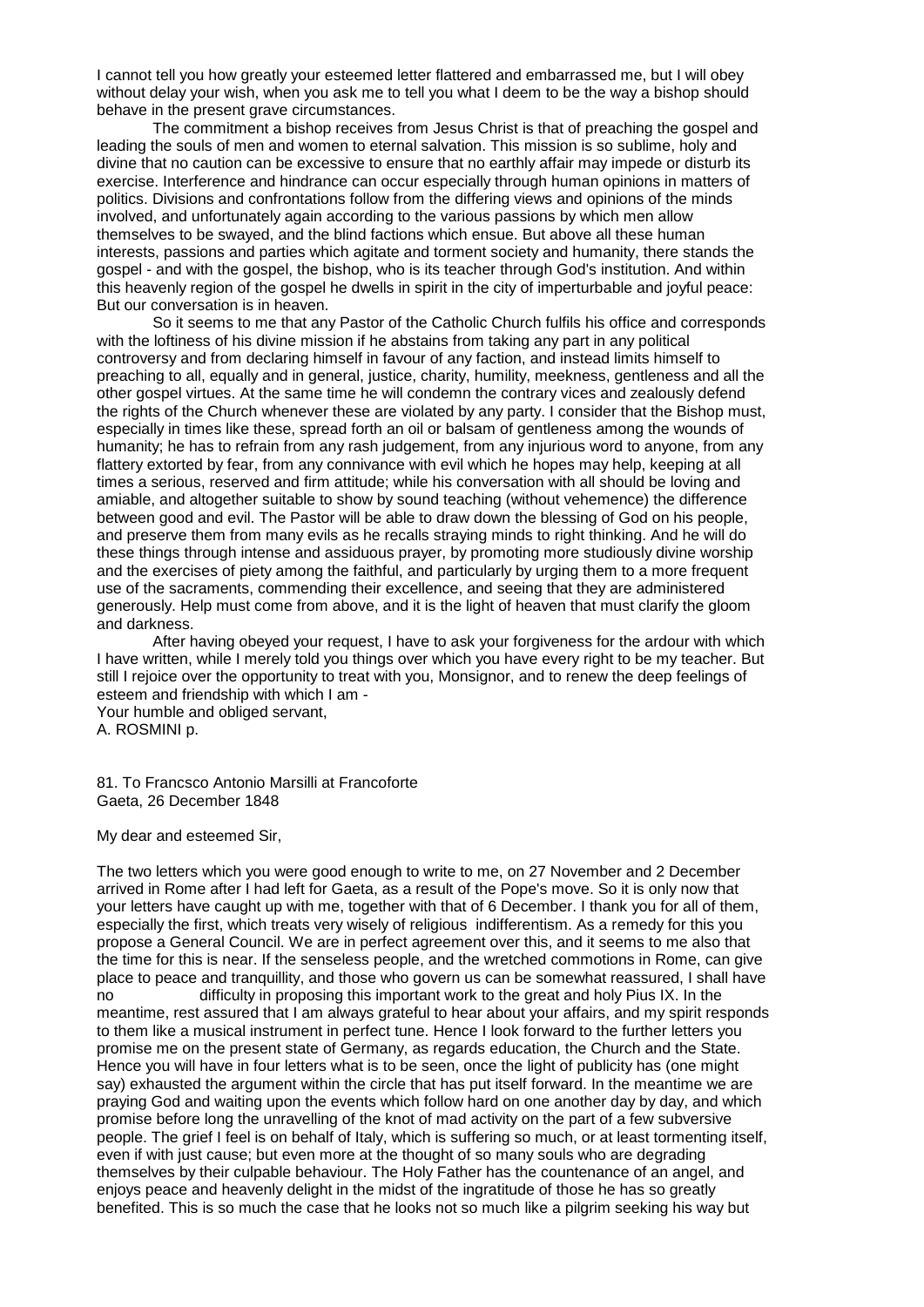I cannot tell you how greatly your esteemed letter flattered and embarrassed me, but I will obey without delay your wish, when you ask me to tell you what I deem to be the way a bishop should behave in the present grave circumstances.

The commitment a bishop receives from Jesus Christ is that of preaching the gospel and leading the souls of men and women to eternal salvation. This mission is so sublime, holy and divine that no caution can be excessive to ensure that no earthly affair may impede or disturb its exercise. Interference and hindrance can occur especially through human opinions in matters of politics. Divisions and confrontations follow from the differing views and opinions of the minds involved, and unfortunately again according to the various passions by which men allow themselves to be swayed, and the blind factions which ensue. But above all these human interests, passions and parties which agitate and torment society and humanity, there stands the gospel - and with the gospel, the bishop, who is its teacher through God's institution. And within this heavenly region of the gospel he dwells in spirit in the city of imperturbable and joyful peace: But our conversation is in heaven.

So it seems to me that any Pastor of the Catholic Church fulfils his office and corresponds with the loftiness of his divine mission if he abstains from taking any part in any political controversy and from declaring himself in favour of any faction, and instead limits himself to preaching to all, equally and in general, justice, charity, humility, meekness, gentleness and all the other gospel virtues. At the same time he will condemn the contrary vices and zealously defend the rights of the Church whenever these are violated by any party. I consider that the Bishop must, especially in times like these, spread forth an oil or balsam of gentleness among the wounds of humanity; he has to refrain from any rash judgement, from any injurious word to anyone, from any flattery extorted by fear, from any connivance with evil which he hopes may help, keeping at all times a serious, reserved and firm attitude; while his conversation with all should be loving and amiable, and altogether suitable to show by sound teaching (without vehemence) the difference between good and evil. The Pastor will be able to draw down the blessing of God on his people, and preserve them from many evils as he recalls straying minds to right thinking. And he will do these things through intense and assiduous prayer, by promoting more studiously divine worship and the exercises of piety among the faithful, and particularly by urging them to a more frequent use of the sacraments, commending their excellence, and seeing that they are administered generously. Help must come from above, and it is the light of heaven that must clarify the gloom and darkness.

After having obeyed your request, I have to ask your forgiveness for the ardour with which I have written, while I merely told you things over which you have every right to be my teacher. But still I rejoice over the opportunity to treat with you, Monsignor, and to renew the deep feelings of esteem and friendship with which I am -

Your humble and obliged servant,
A. ROSMINI p.

81. To Francsco Antonio Marsilli at Francoforte
Gaeta, 26 December 1848

My dear and esteemed Sir,

The two letters which you were good enough to write to me, on 27 November and 2 December arrived in Rome after I had left for Gaeta, as a result of the Pope's move. So it is only now that your letters have caught up with me, together with that of 6 December. I thank you for all of them, especially the first, which treats very wisely of religious indifferentism. As a remedy for this you propose a General Council. We are in perfect agreement over this, and it seems to me also that the time for this is near. If the senseless people, and the wretched commotions in Rome, can give place to peace and tranquillity, and those who govern us can be somewhat reassured, I shall have no difficulty in proposing this important work to the great and holy Pius IX. In the meantime, rest assured that I am always grateful to hear about your affairs, and my spirit responds to them like a musical instrument in perfect tune. Hence I look forward to the further letters you promise me on the present state of Germany, as regards education, the Church and the State. Hence you will have in four letters what is to be seen, once the light of publicity has (one might say) exhausted the argument within the circle that has put itself forward. In the meantime we are praying God and waiting upon the events which follow hard on one another day by day, and which promise before long the unravelling of the knot of mad activity on the part of a few subversive people. The grief I feel is on behalf of Italy, which is suffering so much, or at least tormenting itself, even if with just cause; but even more at the thought of so many souls who are degrading themselves by their culpable behaviour. The Holy Father has the countenance of an angel, and enjoys peace and heavenly delight in the midst of the ingratitude of those he has so greatly benefited. This is so much the case that he looks not so much like a pilgrim seeking his way but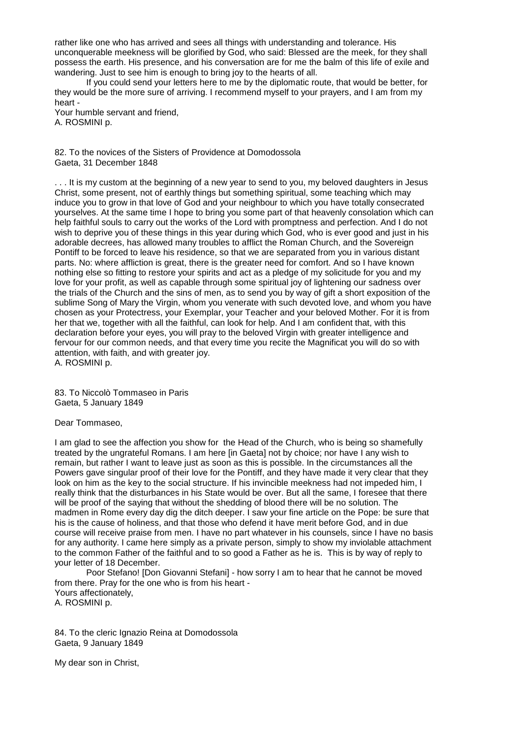rather like one who has arrived and sees all things with understanding and tolerance. His unconquerable meekness will be glorified by God, who said: Blessed are the meek, for they shall possess the earth. His presence, and his conversation are for me the balm of this life of exile and wandering. Just to see him is enough to bring joy to the hearts of all.

If you could send your letters here to me by the diplomatic route, that would be better, for they would be the more sure of arriving. I recommend myself to your prayers, and I am from my heart -

Your humble servant and friend,
A. ROSMINI p.

82. To the novices of the Sisters of Providence at Domodossola
Gaeta, 31 December 1848

. . . It is my custom at the beginning of a new year to send to you, my beloved daughters in Jesus Christ, some present, not of earthly things but something spiritual, some teaching which may induce you to grow in that love of God and your neighbour to which you have totally consecrated yourselves. At the same time I hope to bring you some part of that heavenly consolation which can help faithful souls to carry out the works of the Lord with promptness and perfection. And I do not wish to deprive you of these things in this year during which God, who is ever good and just in his adorable decrees, has allowed many troubles to afflict the Roman Church, and the Sovereign Pontiff to be forced to leave his residence, so that we are separated from you in various distant parts. No: where affliction is great, there is the greater need for comfort. And so I have known nothing else so fitting to restore your spirits and act as a pledge of my solicitude for you and my love for your profit, as well as capable through some spiritual joy of lightening our sadness over the trials of the Church and the sins of men, as to send you by way of gift a short exposition of the sublime Song of Mary the Virgin, whom you venerate with such devoted love, and whom you have chosen as your Protectress, your Exemplar, your Teacher and your beloved Mother. For it is from her that we, together with all the faithful, can look for help. And I am confident that, with this declaration before your eyes, you will pray to the beloved Virgin with greater intelligence and fervour for our common needs, and that every time you recite the Magnificat you will do so with attention, with faith, and with greater joy.
A. ROSMINI p.

83. To Niccolò Tommaseo in Paris
Gaeta, 5 January 1849

Dear Tommaseo,

I am glad to see the affection you show for the Head of the Church, who is being so shamefully treated by the ungrateful Romans. I am here [in Gaeta] not by choice; nor have I any wish to remain, but rather I want to leave just as soon as this is possible. In the circumstances all the Powers gave singular proof of their love for the Pontiff, and they have made it very clear that they look on him as the key to the social structure. If his invincible meekness had not impeded him, I really think that the disturbances in his State would be over. But all the same, I foresee that there will be proof of the saying that without the shedding of blood there will be no solution. The madmen in Rome every day dig the ditch deeper. I saw your fine article on the Pope: be sure that his is the cause of holiness, and that those who defend it have merit before God, and in due course will receive praise from men. I have no part whatever in his counsels, since I have no basis for any authority. I came here simply as a private person, simply to show my inviolable attachment to the common Father of the faithful and to so good a Father as he is. This is by way of reply to your letter of 18 December.

Poor Stefano! [Don Giovanni Stefani] - how sorry I am to hear that he cannot be moved from there. Pray for the one who is from his heart -
Yours affectionately,
A. ROSMINI p.

84. To the cleric Ignazio Reina at Domodossola
Gaeta, 9 January 1849

My dear son in Christ,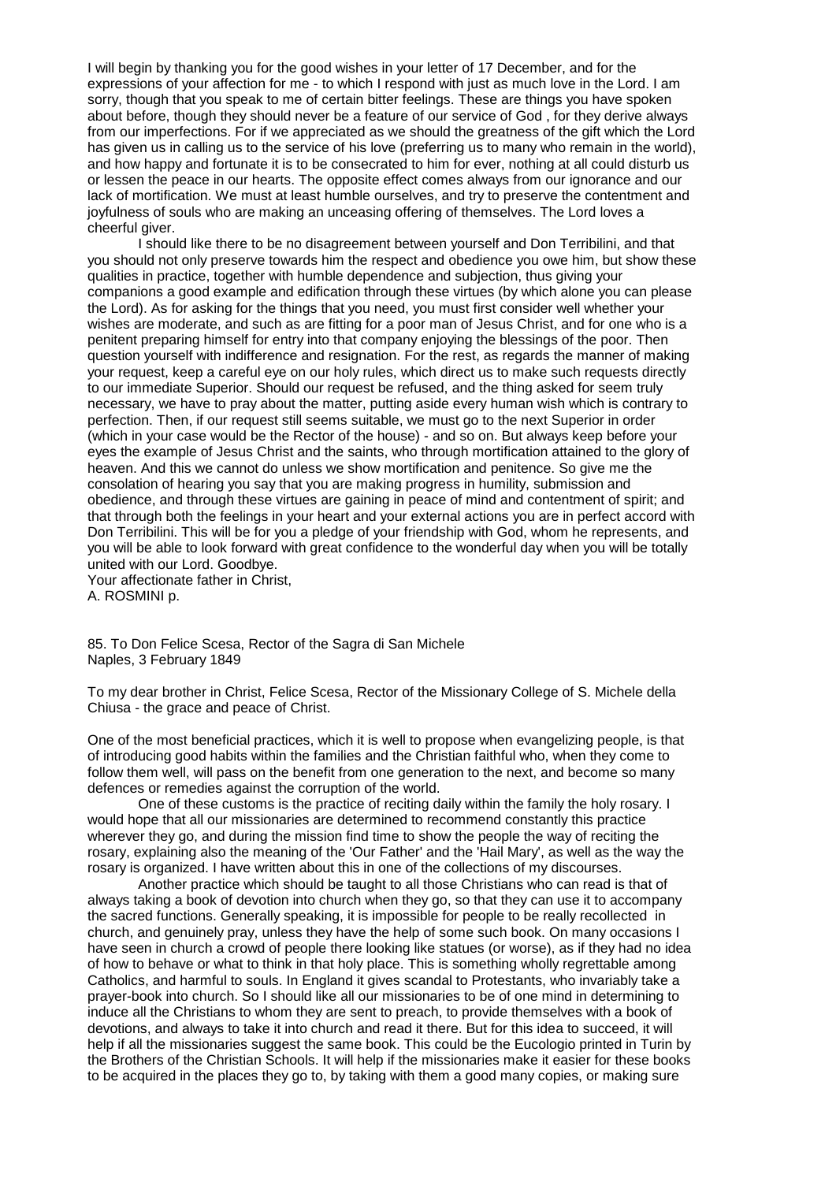I will begin by thanking you for the good wishes in your letter of 17 December, and for the expressions of your affection for me - to which I respond with just as much love in the Lord. I am sorry, though that you speak to me of certain bitter feelings. These are things you have spoken about before, though they should never be a feature of our service of God , for they derive always from our imperfections. For if we appreciated as we should the greatness of the gift which the Lord has given us in calling us to the service of his love (preferring us to many who remain in the world), and how happy and fortunate it is to be consecrated to him for ever, nothing at all could disturb us or lessen the peace in our hearts. The opposite effect comes always from our ignorance and our lack of mortification. We must at least humble ourselves, and try to preserve the contentment and joyfulness of souls who are making an unceasing offering of themselves. The Lord loves a cheerful giver.

I should like there to be no disagreement between yourself and Don Terribilini, and that you should not only preserve towards him the respect and obedience you owe him, but show these qualities in practice, together with humble dependence and subjection, thus giving your companions a good example and edification through these virtues (by which alone you can please the Lord). As for asking for the things that you need, you must first consider well whether your wishes are moderate, and such as are fitting for a poor man of Jesus Christ, and for one who is a penitent preparing himself for entry into that company enjoying the blessings of the poor. Then question yourself with indifference and resignation. For the rest, as regards the manner of making your request, keep a careful eye on our holy rules, which direct us to make such requests directly to our immediate Superior. Should our request be refused, and the thing asked for seem truly necessary, we have to pray about the matter, putting aside every human wish which is contrary to perfection. Then, if our request still seems suitable, we must go to the next Superior in order (which in your case would be the Rector of the house) - and so on. But always keep before your eyes the example of Jesus Christ and the saints, who through mortification attained to the glory of heaven. And this we cannot do unless we show mortification and penitence. So give me the consolation of hearing you say that you are making progress in humility, submission and obedience, and through these virtues are gaining in peace of mind and contentment of spirit; and that through both the feelings in your heart and your external actions you are in perfect accord with Don Terribilini. This will be for you a pledge of your friendship with God, whom he represents, and you will be able to look forward with great confidence to the wonderful day when you will be totally united with our Lord. Goodbye.

Your affectionate father in Christ,
A. ROSMINI p.

85. To Don Felice Scesa, Rector of the Sagra di San Michele
Naples, 3 February 1849

To my dear brother in Christ, Felice Scesa, Rector of the Missionary College of S. Michele della Chiusa - the grace and peace of Christ.

One of the most beneficial practices, which it is well to propose when evangelizing people, is that of introducing good habits within the families and the Christian faithful who, when they come to follow them well, will pass on the benefit from one generation to the next, and become so many defences or remedies against the corruption of the world.

One of these customs is the practice of reciting daily within the family the holy rosary. I would hope that all our missionaries are determined to recommend constantly this practice wherever they go, and during the mission find time to show the people the way of reciting the rosary, explaining also the meaning of the 'Our Father' and the 'Hail Mary', as well as the way the rosary is organized. I have written about this in one of the collections of my discourses.

Another practice which should be taught to all those Christians who can read is that of always taking a book of devotion into church when they go, so that they can use it to accompany the sacred functions. Generally speaking, it is impossible for people to be really recollected in church, and genuinely pray, unless they have the help of some such book. On many occasions I have seen in church a crowd of people there looking like statues (or worse), as if they had no idea of how to behave or what to think in that holy place. This is something wholly regrettable among Catholics, and harmful to souls. In England it gives scandal to Protestants, who invariably take a prayer-book into church. So I should like all our missionaries to be of one mind in determining to induce all the Christians to whom they are sent to preach, to provide themselves with a book of devotions, and always to take it into church and read it there. But for this idea to succeed, it will help if all the missionaries suggest the same book. This could be the Eucologio printed in Turin by the Brothers of the Christian Schools. It will help if the missionaries make it easier for these books to be acquired in the places they go to, by taking with them a good many copies, or making sure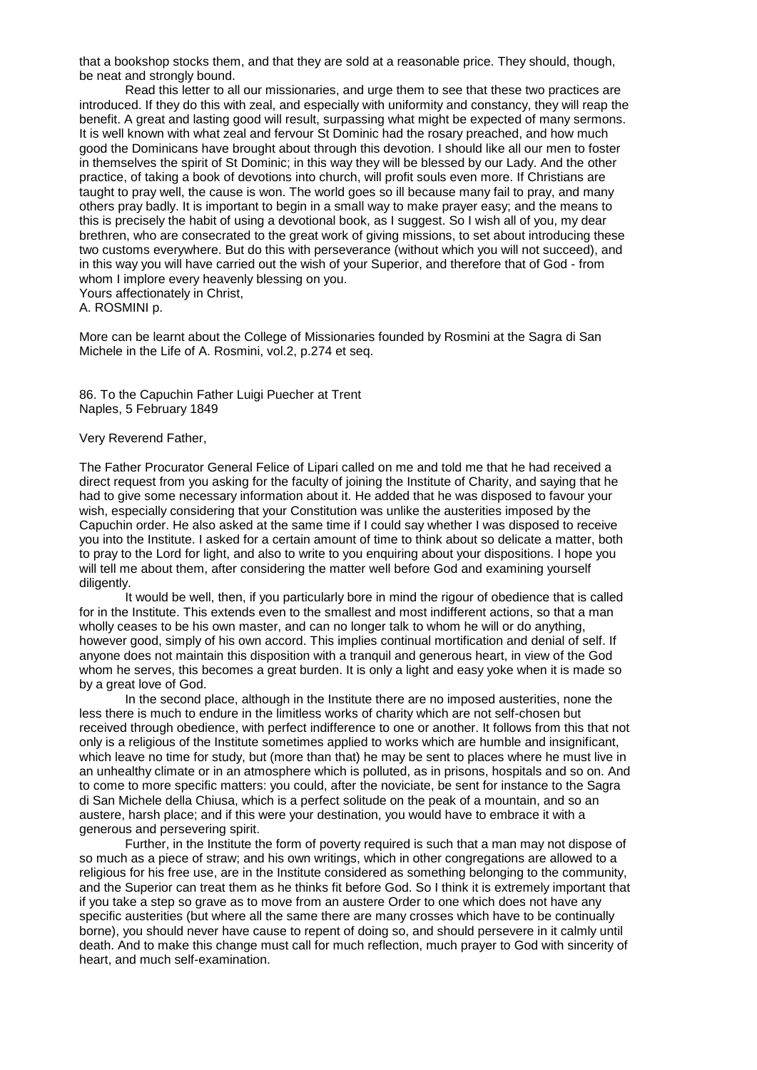that a bookshop stocks them, and that they are sold at a reasonable price. They should, though, be neat and strongly bound.

Read this letter to all our missionaries, and urge them to see that these two practices are introduced. If they do this with zeal, and especially with uniformity and constancy, they will reap the benefit. A great and lasting good will result, surpassing what might be expected of many sermons. It is well known with what zeal and fervour St Dominic had the rosary preached, and how much good the Dominicans have brought about through this devotion. I should like all our men to foster in themselves the spirit of St Dominic; in this way they will be blessed by our Lady. And the other practice, of taking a book of devotions into church, will profit souls even more. If Christians are taught to pray well, the cause is won. The world goes so ill because many fail to pray, and many others pray badly. It is important to begin in a small way to make prayer easy; and the means to this is precisely the habit of using a devotional book, as I suggest. So I wish all of you, my dear brethren, who are consecrated to the great work of giving missions, to set about introducing these two customs everywhere. But do this with perseverance (without which you will not succeed), and in this way you will have carried out the wish of your Superior, and therefore that of God - from whom I implore every heavenly blessing on you.

Yours affectionately in Christ,
A. ROSMINI p.

More can be learnt about the College of Missionaries founded by Rosmini at the Sagra di San Michele in the Life of A. Rosmini, vol.2, p.274 et seq.

86. To the Capuchin Father Luigi Puecher at Trent
Naples, 5 February 1849

Very Reverend Father,

The Father Procurator General Felice of Lipari called on me and told me that he had received a direct request from you asking for the faculty of joining the Institute of Charity, and saying that he had to give some necessary information about it. He added that he was disposed to favour your wish, especially considering that your Constitution was unlike the austerities imposed by the Capuchin order. He also asked at the same time if I could say whether I was disposed to receive you into the Institute. I asked for a certain amount of time to think about so delicate a matter, both to pray to the Lord for light, and also to write to you enquiring about your dispositions. I hope you will tell me about them, after considering the matter well before God and examining yourself diligently.

It would be well, then, if you particularly bore in mind the rigour of obedience that is called for in the Institute. This extends even to the smallest and most indifferent actions, so that a man wholly ceases to be his own master, and can no longer talk to whom he will or do anything, however good, simply of his own accord. This implies continual mortification and denial of self. If anyone does not maintain this disposition with a tranquil and generous heart, in view of the God whom he serves, this becomes a great burden. It is only a light and easy yoke when it is made so by a great love of God.

In the second place, although in the Institute there are no imposed austerities, none the less there is much to endure in the limitless works of charity which are not self-chosen but received through obedience, with perfect indifference to one or another. It follows from this that not only is a religious of the Institute sometimes applied to works which are humble and insignificant, which leave no time for study, but (more than that) he may be sent to places where he must live in an unhealthy climate or in an atmosphere which is polluted, as in prisons, hospitals and so on. And to come to more specific matters: you could, after the noviciate, be sent for instance to the Sagra di San Michele della Chiusa, which is a perfect solitude on the peak of a mountain, and so an austere, harsh place; and if this were your destination, you would have to embrace it with a generous and persevering spirit.

Further, in the Institute the form of poverty required is such that a man may not dispose of so much as a piece of straw; and his own writings, which in other congregations are allowed to a religious for his free use, are in the Institute considered as something belonging to the community, and the Superior can treat them as he thinks fit before God. So I think it is extremely important that if you take a step so grave as to move from an austere Order to one which does not have any specific austerities (but where all the same there are many crosses which have to be continually borne), you should never have cause to repent of doing so, and should persevere in it calmly until death. And to make this change must call for much reflection, much prayer to God with sincerity of heart, and much self-examination.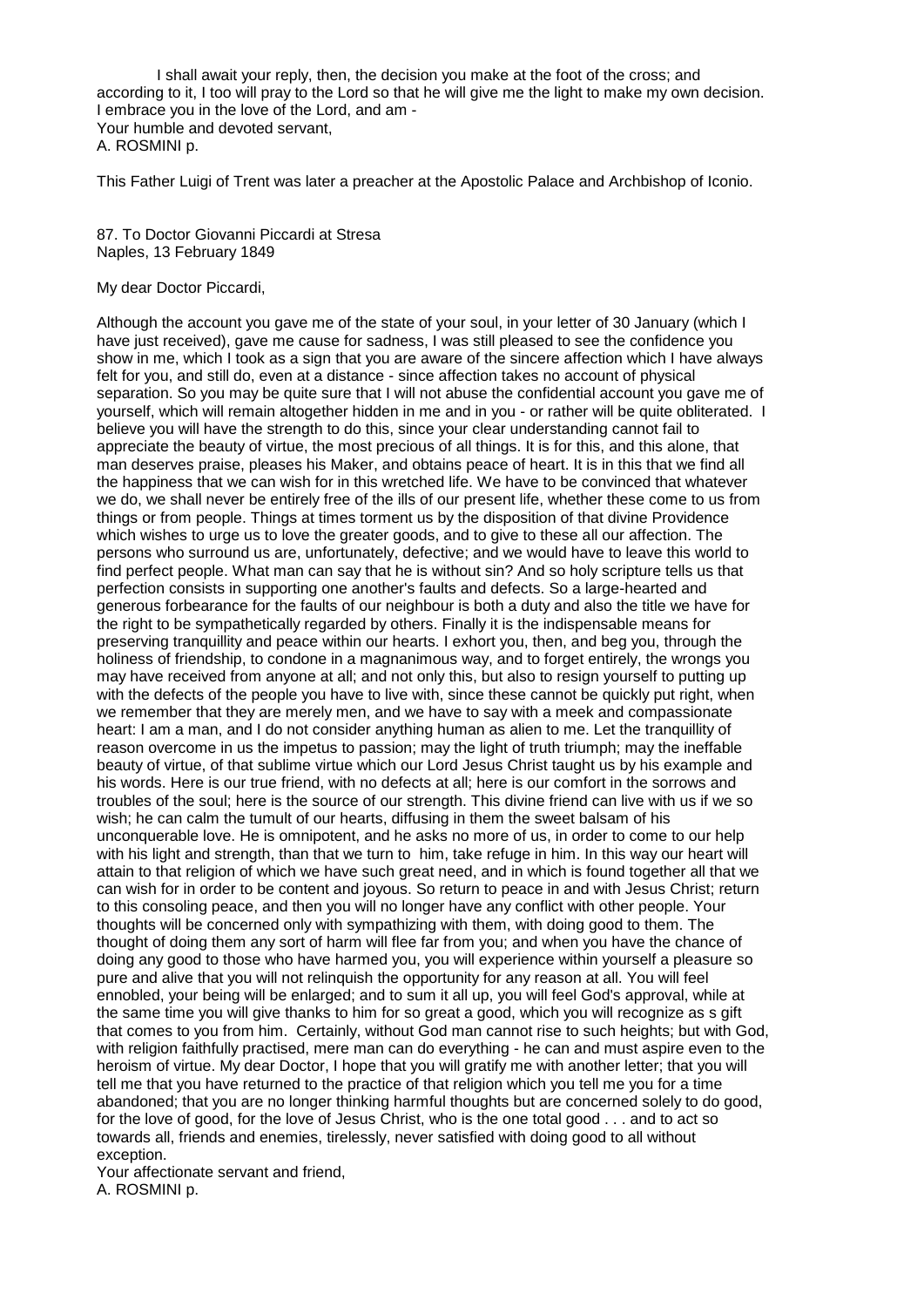I shall await your reply, then, the decision you make at the foot of the cross; and according to it, I too will pray to the Lord so that he will give me the light to make my own decision. I embrace you in the love of the Lord, and am -
Your humble and devoted servant,
A. ROSMINI p.

This Father Luigi of Trent was later a preacher at the Apostolic Palace and Archbishop of Iconio.

87. To Doctor Giovanni Piccardi at Stresa
Naples, 13 February 1849

My dear Doctor Piccardi,

Although the account you gave me of the state of your soul, in your letter of 30 January (which I have just received), gave me cause for sadness, I was still pleased to see the confidence you show in me, which I took as a sign that you are aware of the sincere affection which I have always felt for you, and still do, even at a distance - since affection takes no account of physical separation. So you may be quite sure that I will not abuse the confidential account you gave me of yourself, which will remain altogether hidden in me and in you - or rather will be quite obliterated. I believe you will have the strength to do this, since your clear understanding cannot fail to appreciate the beauty of virtue, the most precious of all things. It is for this, and this alone, that man deserves praise, pleases his Maker, and obtains peace of heart. It is in this that we find all the happiness that we can wish for in this wretched life. We have to be convinced that whatever we do, we shall never be entirely free of the ills of our present life, whether these come to us from things or from people. Things at times torment us by the disposition of that divine Providence which wishes to urge us to love the greater goods, and to give to these all our affection. The persons who surround us are, unfortunately, defective; and we would have to leave this world to find perfect people. What man can say that he is without sin? And so holy scripture tells us that perfection consists in supporting one another's faults and defects. So a large-hearted and generous forbearance for the faults of our neighbour is both a duty and also the title we have for the right to be sympathetically regarded by others. Finally it is the indispensable means for preserving tranquillity and peace within our hearts. I exhort you, then, and beg you, through the holiness of friendship, to condone in a magnanimous way, and to forget entirely, the wrongs you may have received from anyone at all; and not only this, but also to resign yourself to putting up with the defects of the people you have to live with, since these cannot be quickly put right, when we remember that they are merely men, and we have to say with a meek and compassionate heart: I am a man, and I do not consider anything human as alien to me. Let the tranquillity of reason overcome in us the impetus to passion; may the light of truth triumph; may the ineffable beauty of virtue, of that sublime virtue which our Lord Jesus Christ taught us by his example and his words. Here is our true friend, with no defects at all; here is our comfort in the sorrows and troubles of the soul; here is the source of our strength. This divine friend can live with us if we so wish; he can calm the tumult of our hearts, diffusing in them the sweet balsam of his unconquerable love. He is omnipotent, and he asks no more of us, in order to come to our help with his light and strength, than that we turn to him, take refuge in him. In this way our heart will attain to that religion of which we have such great need, and in which is found together all that we can wish for in order to be content and joyous. So return to peace in and with Jesus Christ; return to this consoling peace, and then you will no longer have any conflict with other people. Your thoughts will be concerned only with sympathizing with them, with doing good to them. The thought of doing them any sort of harm will flee far from you; and when you have the chance of doing any good to those who have harmed you, you will experience within yourself a pleasure so pure and alive that you will not relinquish the opportunity for any reason at all. You will feel ennobled, your being will be enlarged; and to sum it all up, you will feel God's approval, while at the same time you will give thanks to him for so great a good, which you will recognize as s gift that comes to you from him. Certainly, without God man cannot rise to such heights; but with God, with religion faithfully practised, mere man can do everything - he can and must aspire even to the heroism of virtue. My dear Doctor, I hope that you will gratify me with another letter; that you will tell me that you have returned to the practice of that religion which you tell me you for a time abandoned; that you are no longer thinking harmful thoughts but are concerned solely to do good, for the love of good, for the love of Jesus Christ, who is the one total good . . . and to act so towards all, friends and enemies, tirelessly, never satisfied with doing good to all without exception.
Your affectionate servant and friend,
A. ROSMINI p.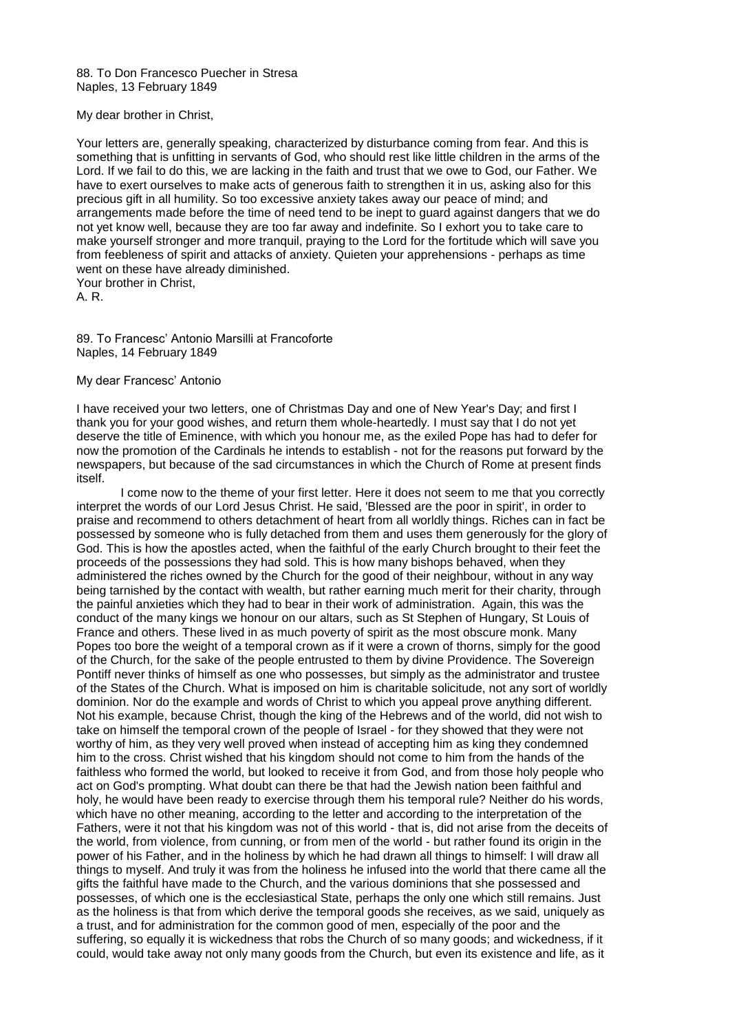88. To Don Francesco Puecher in Stresa
Naples, 13 February 1849

My dear brother in Christ,

Your letters are, generally speaking, characterized by disturbance coming from fear. And this is something that is unfitting in servants of God, who should rest like little children in the arms of the Lord. If we fail to do this, we are lacking in the faith and trust that we owe to God, our Father. We have to exert ourselves to make acts of generous faith to strengthen it in us, asking also for this precious gift in all humility. So too excessive anxiety takes away our peace of mind; and arrangements made before the time of need tend to be inept to guard against dangers that we do not yet know well, because they are too far away and indefinite. So I exhort you to take care to make yourself stronger and more tranquil, praying to the Lord for the fortitude which will save you from feebleness of spirit and attacks of anxiety. Quieten your apprehensions - perhaps as time went on these have already diminished.
Your brother in Christ,
A. R.

89. To Francesc' Antonio Marsilli at Francoforte
Naples, 14 February 1849

My dear Francesc' Antonio

I have received your two letters, one of Christmas Day and one of New Year's Day; and first I thank you for your good wishes, and return them whole-heartedly. I must say that I do not yet deserve the title of Eminence, with which you honour me, as the exiled Pope has had to defer for now the promotion of the Cardinals he intends to establish - not for the reasons put forward by the newspapers, but because of the sad circumstances in which the Church of Rome at present finds itself.

I come now to the theme of your first letter. Here it does not seem to me that you correctly interpret the words of our Lord Jesus Christ. He said, 'Blessed are the poor in spirit', in order to praise and recommend to others detachment of heart from all worldly things. Riches can in fact be possessed by someone who is fully detached from them and uses them generously for the glory of God. This is how the apostles acted, when the faithful of the early Church brought to their feet the proceeds of the possessions they had sold. This is how many bishops behaved, when they administered the riches owned by the Church for the good of their neighbour, without in any way being tarnished by the contact with wealth, but rather earning much merit for their charity, through the painful anxieties which they had to bear in their work of administration. Again, this was the conduct of the many kings we honour on our altars, such as St Stephen of Hungary, St Louis of France and others. These lived in as much poverty of spirit as the most obscure monk. Many Popes too bore the weight of a temporal crown as if it were a crown of thorns, simply for the good of the Church, for the sake of the people entrusted to them by divine Providence. The Sovereign Pontiff never thinks of himself as one who possesses, but simply as the administrator and trustee of the States of the Church. What is imposed on him is charitable solicitude, not any sort of worldly dominion. Nor do the example and words of Christ to which you appeal prove anything different. Not his example, because Christ, though the king of the Hebrews and of the world, did not wish to take on himself the temporal crown of the people of Israel - for they showed that they were not worthy of him, as they very well proved when instead of accepting him as king they condemned him to the cross. Christ wished that his kingdom should not come to him from the hands of the faithless who formed the world, but looked to receive it from God, and from those holy people who act on God's prompting. What doubt can there be that had the Jewish nation been faithful and holy, he would have been ready to exercise through them his temporal rule? Neither do his words, which have no other meaning, according to the letter and according to the interpretation of the Fathers, were it not that his kingdom was not of this world - that is, did not arise from the deceits of the world, from violence, from cunning, or from men of the world - but rather found its origin in the power of his Father, and in the holiness by which he had drawn all things to himself: I will draw all things to myself. And truly it was from the holiness he infused into the world that there came all the gifts the faithful have made to the Church, and the various dominions that she possessed and possesses, of which one is the ecclesiastical State, perhaps the only one which still remains. Just as the holiness is that from which derive the temporal goods she receives, as we said, uniquely as a trust, and for administration for the common good of men, especially of the poor and the suffering, so equally it is wickedness that robs the Church of so many goods; and wickedness, if it could, would take away not only many goods from the Church, but even its existence and life, as it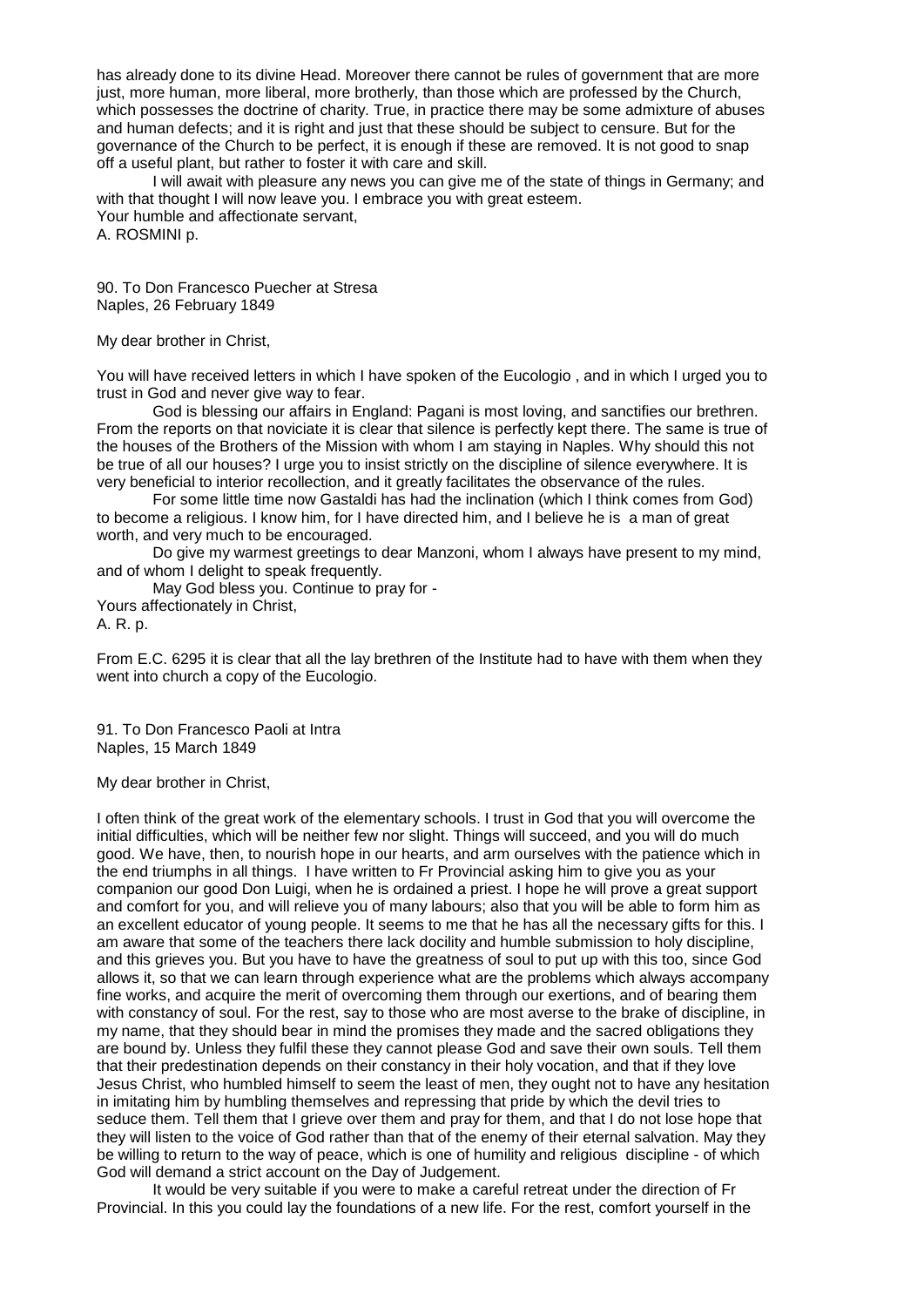has already done to its divine Head. Moreover there cannot be rules of government that are more just, more human, more liberal, more brotherly, than those which are professed by the Church, which possesses the doctrine of charity. True, in practice there may be some admixture of abuses and human defects; and it is right and just that these should be subject to censure. But for the governance of the Church to be perfect, it is enough if these are removed. It is not good to snap off a useful plant, but rather to foster it with care and skill.

I will await with pleasure any news you can give me of the state of things in Germany; and with that thought I will now leave you. I embrace you with great esteem.

Your humble and affectionate servant,
A. ROSMINI p.

90. To Don Francesco Puecher at Stresa
Naples, 26 February 1849

My dear brother in Christ,

You will have received letters in which I have spoken of the Eucologio , and in which I urged you to trust in God and never give way to fear.

God is blessing our affairs in England: Pagani is most loving, and sanctifies our brethren. From the reports on that noviciate it is clear that silence is perfectly kept there. The same is true of the houses of the Brothers of the Mission with whom I am staying in Naples. Why should this not be true of all our houses? I urge you to insist strictly on the discipline of silence everywhere. It is very beneficial to interior recollection, and it greatly facilitates the observance of the rules.

For some little time now Gastaldi has had the inclination (which I think comes from God) to become a religious. I know him, for I have directed him, and I believe he is a man of great worth, and very much to be encouraged.

Do give my warmest greetings to dear Manzoni, whom I always have present to my mind, and of whom I delight to speak frequently.

May God bless you. Continue to pray for -

Yours affectionately in Christ,
A. R. p.

From E.C. 6295 it is clear that all the lay brethren of the Institute had to have with them when they went into church a copy of the Eucologio.

91. To Don Francesco Paoli at Intra
Naples, 15 March 1849

My dear brother in Christ,

I often think of the great work of the elementary schools. I trust in God that you will overcome the initial difficulties, which will be neither few nor slight. Things will succeed, and you will do much good. We have, then, to nourish hope in our hearts, and arm ourselves with the patience which in the end triumphs in all things. I have written to Fr Provincial asking him to give you as your companion our good Don Luigi, when he is ordained a priest. I hope he will prove a great support and comfort for you, and will relieve you of many labours; also that you will be able to form him as an excellent educator of young people. It seems to me that he has all the necessary gifts for this. I am aware that some of the teachers there lack docility and humble submission to holy discipline, and this grieves you. But you have to have the greatness of soul to put up with this too, since God allows it, so that we can learn through experience what are the problems which always accompany fine works, and acquire the merit of overcoming them through our exertions, and of bearing them with constancy of soul. For the rest, say to those who are most averse to the brake of discipline, in my name, that they should bear in mind the promises they made and the sacred obligations they are bound by. Unless they fulfil these they cannot please God and save their own souls. Tell them that their predestination depends on their constancy in their holy vocation, and that if they love Jesus Christ, who humbled himself to seem the least of men, they ought not to have any hesitation in imitating him by humbling themselves and repressing that pride by which the devil tries to seduce them. Tell them that I grieve over them and pray for them, and that I do not lose hope that they will listen to the voice of God rather than that of the enemy of their eternal salvation. May they be willing to return to the way of peace, which is one of humility and religious discipline - of which God will demand a strict account on the Day of Judgement.

It would be very suitable if you were to make a careful retreat under the direction of Fr Provincial. In this you could lay the foundations of a new life. For the rest, comfort yourself in the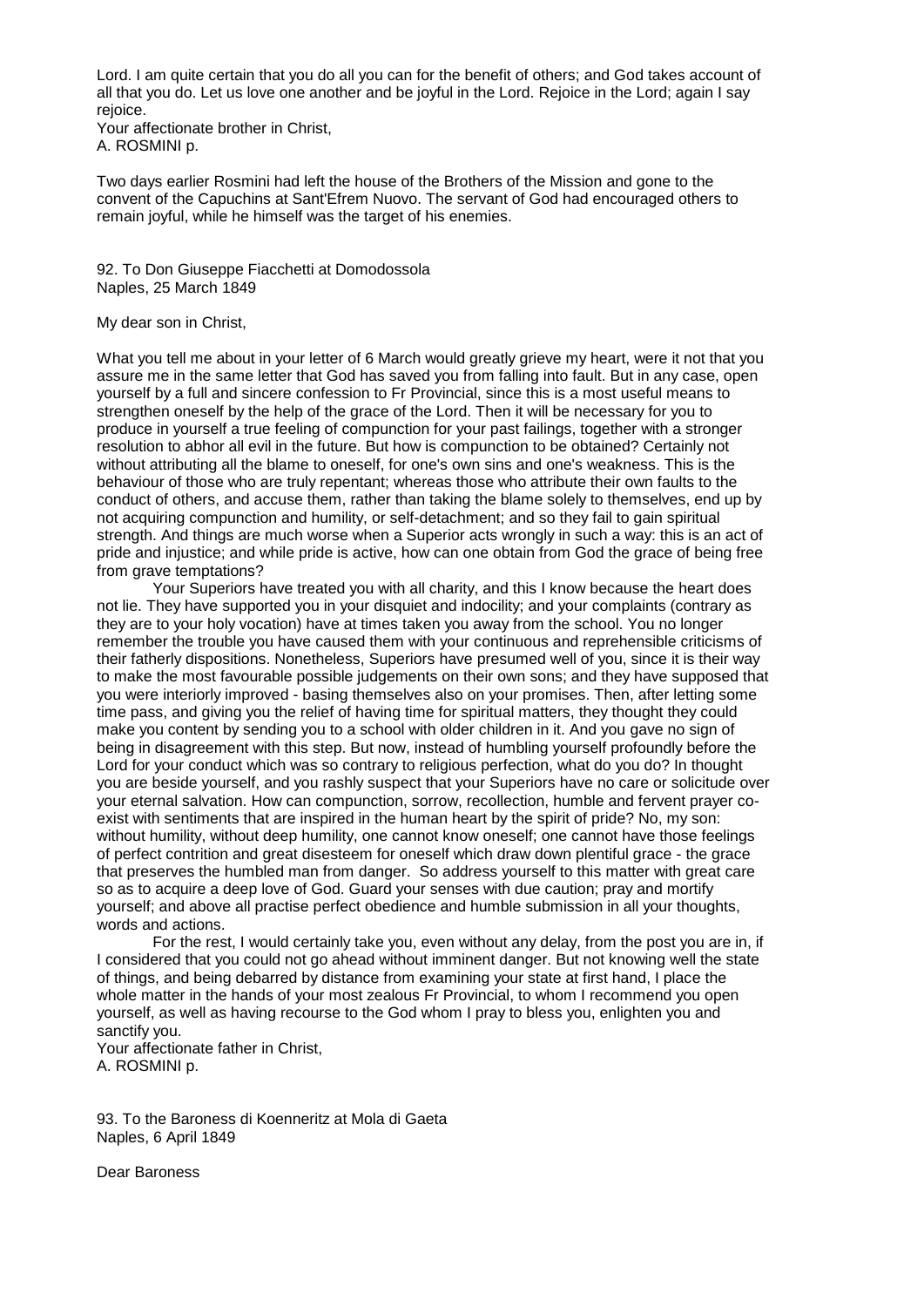Lord. I am quite certain that you do all you can for the benefit of others; and God takes account of all that you do. Let us love one another and be joyful in the Lord. Rejoice in the Lord; again I say rejoice.
Your affectionate brother in Christ,
A. ROSMINI p.

Two days earlier Rosmini had left the house of the Brothers of the Mission and gone to the convent of the Capuchins at Sant'Efrem Nuovo. The servant of God had encouraged others to remain joyful, while he himself was the target of his enemies.

92. To Don Giuseppe Fiacchetti at Domodossola
Naples, 25 March 1849

My dear son in Christ,

What you tell me about in your letter of 6 March would greatly grieve my heart, were it not that you assure me in the same letter that God has saved you from falling into fault. But in any case, open yourself by a full and sincere confession to Fr Provincial, since this is a most useful means to strengthen oneself by the help of the grace of the Lord. Then it will be necessary for you to produce in yourself a true feeling of compunction for your past failings, together with a stronger resolution to abhor all evil in the future. But how is compunction to be obtained? Certainly not without attributing all the blame to oneself, for one's own sins and one's weakness. This is the behaviour of those who are truly repentant; whereas those who attribute their own faults to the conduct of others, and accuse them, rather than taking the blame solely to themselves, end up by not acquiring compunction and humility, or self-detachment; and so they fail to gain spiritual strength. And things are much worse when a Superior acts wrongly in such a way: this is an act of pride and injustice; and while pride is active, how can one obtain from God the grace of being free from grave temptations?

Your Superiors have treated you with all charity, and this I know because the heart does not lie. They have supported you in your disquiet and indocility; and your complaints (contrary as they are to your holy vocation) have at times taken you away from the school. You no longer remember the trouble you have caused them with your continuous and reprehensible criticisms of their fatherly dispositions. Nonetheless, Superiors have presumed well of you, since it is their way to make the most favourable possible judgements on their own sons; and they have supposed that you were interiorly improved - basing themselves also on your promises. Then, after letting some time pass, and giving you the relief of having time for spiritual matters, they thought they could make you content by sending you to a school with older children in it. And you gave no sign of being in disagreement with this step. But now, instead of humbling yourself profoundly before the Lord for your conduct which was so contrary to religious perfection, what do you do? In thought you are beside yourself, and you rashly suspect that your Superiors have no care or solicitude over your eternal salvation. How can compunction, sorrow, recollection, humble and fervent prayer co-exist with sentiments that are inspired in the human heart by the spirit of pride? No, my son: without humility, without deep humility, one cannot know oneself; one cannot have those feelings of perfect contrition and great disesteem for oneself which draw down plentiful grace - the grace that preserves the humbled man from danger. So address yourself to this matter with great care so as to acquire a deep love of God. Guard your senses with due caution; pray and mortify yourself; and above all practise perfect obedience and humble submission in all your thoughts, words and actions.

For the rest, I would certainly take you, even without any delay, from the post you are in, if I considered that you could not go ahead without imminent danger. But not knowing well the state of things, and being debarred by distance from examining your state at first hand, I place the whole matter in the hands of your most zealous Fr Provincial, to whom I recommend you open yourself, as well as having recourse to the God whom I pray to bless you, enlighten you and sanctify you.
Your affectionate father in Christ,
A. ROSMINI p.

93. To the Baroness di Koenneritz at Mola di Gaeta
Naples, 6 April 1849

Dear Baroness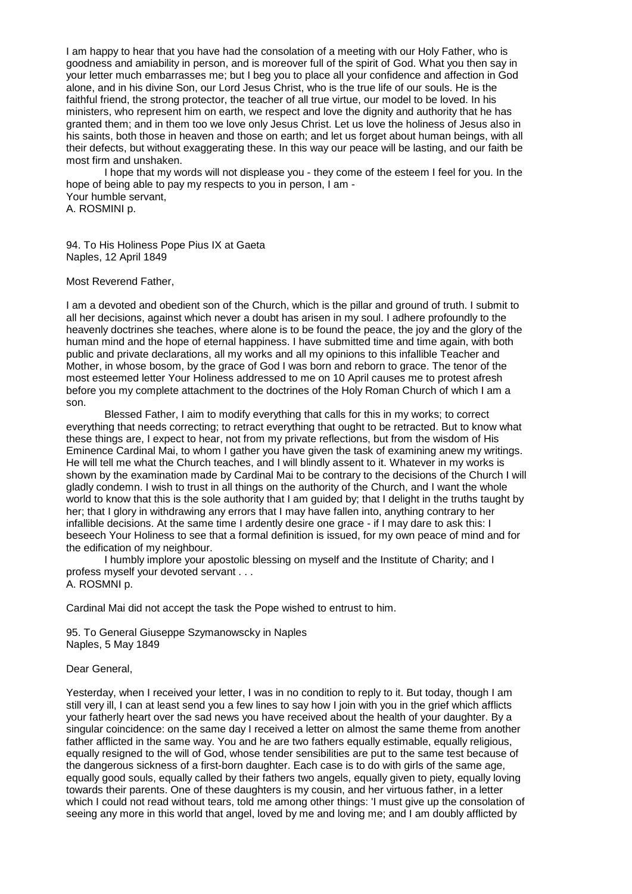I am happy to hear that you have had the consolation of a meeting with our Holy Father, who is goodness and amiability in person, and is moreover full of the spirit of God. What you then say in your letter much embarrasses me; but I beg you to place all your confidence and affection in God alone, and in his divine Son, our Lord Jesus Christ, who is the true life of our souls. He is the faithful friend, the strong protector, the teacher of all true virtue, our model to be loved. In his ministers, who represent him on earth, we respect and love the dignity and authority that he has granted them; and in them too we love only Jesus Christ. Let us love the holiness of Jesus also in his saints, both those in heaven and those on earth; and let us forget about human beings, with all their defects, but without exaggerating these. In this way our peace will be lasting, and our faith be most firm and unshaken.

I hope that my words will not displease you - they come of the esteem I feel for you. In the hope of being able to pay my respects to you in person, I am -
Your humble servant,
A. ROSMINI p.

94. To His Holiness Pope Pius IX at Gaeta
Naples, 12 April 1849

Most Reverend Father,

I am a devoted and obedient son of the Church, which is the pillar and ground of truth. I submit to all her decisions, against which never a doubt has arisen in my soul. I adhere profoundly to the heavenly doctrines she teaches, where alone is to be found the peace, the joy and the glory of the human mind and the hope of eternal happiness. I have submitted time and time again, with both public and private declarations, all my works and all my opinions to this infallible Teacher and Mother, in whose bosom, by the grace of God I was born and reborn to grace. The tenor of the most esteemed letter Your Holiness addressed to me on 10 April causes me to protest afresh before you my complete attachment to the doctrines of the Holy Roman Church of which I am a son.

Blessed Father, I aim to modify everything that calls for this in my works; to correct everything that needs correcting; to retract everything that ought to be retracted. But to know what these things are, I expect to hear, not from my private reflections, but from the wisdom of His Eminence Cardinal Mai, to whom I gather you have given the task of examining anew my writings. He will tell me what the Church teaches, and I will blindly assent to it. Whatever in my works is shown by the examination made by Cardinal Mai to be contrary to the decisions of the Church I will gladly condemn. I wish to trust in all things on the authority of the Church, and I want the whole world to know that this is the sole authority that I am guided by; that I delight in the truths taught by her; that I glory in withdrawing any errors that I may have fallen into, anything contrary to her infallible decisions. At the same time I ardently desire one grace - if I may dare to ask this: I beseech Your Holiness to see that a formal definition is issued, for my own peace of mind and for the edification of my neighbour.

I humbly implore your apostolic blessing on myself and the Institute of Charity; and I profess myself your devoted servant . . .
A. ROSMNI p.

Cardinal Mai did not accept the task the Pope wished to entrust to him.

95. To General Giuseppe Szymanowscky in Naples
Naples, 5 May 1849

Dear General,

Yesterday, when I received your letter, I was in no condition to reply to it. But today, though I am still very ill, I can at least send you a few lines to say how I join with you in the grief which afflicts your fatherly heart over the sad news you have received about the health of your daughter. By a singular coincidence: on the same day I received a letter on almost the same theme from another father afflicted in the same way. You and he are two fathers equally estimable, equally religious, equally resigned to the will of God, whose tender sensibilities are put to the same test because of the dangerous sickness of a first-born daughter. Each case is to do with girls of the same age, equally good souls, equally called by their fathers two angels, equally given to piety, equally loving towards their parents. One of these daughters is my cousin, and her virtuous father, in a letter which I could not read without tears, told me among other things: 'I must give up the consolation of seeing any more in this world that angel, loved by me and loving me; and I am doubly afflicted by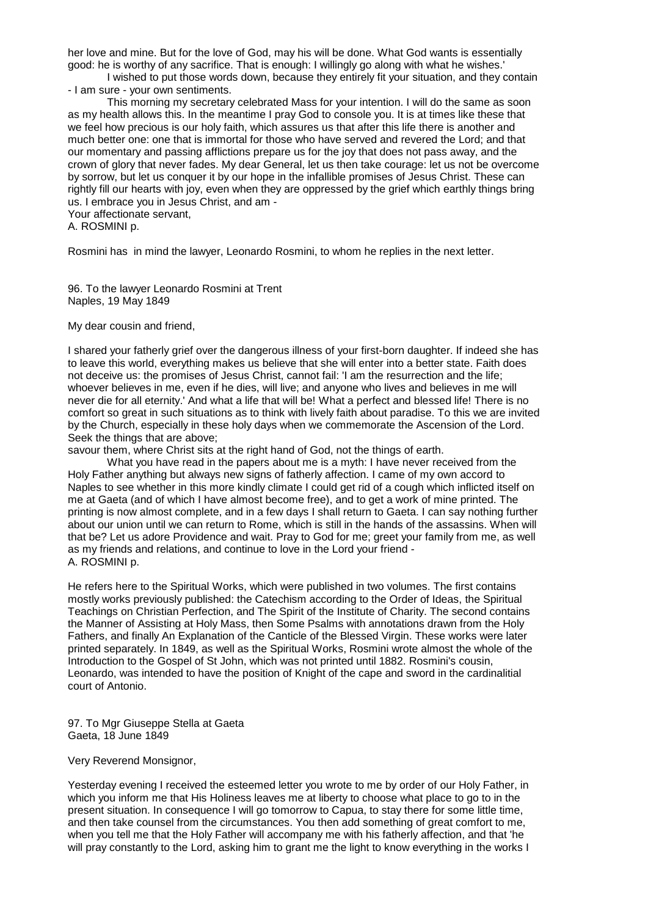her love and mine. But for the love of God, may his will be done. What God wants is essentially good: he is worthy of any sacrifice. That is enough: I willingly go along with what he wishes.'

I wished to put those words down, because they entirely fit your situation, and they contain - I am sure - your own sentiments.

This morning my secretary celebrated Mass for your intention. I will do the same as soon as my health allows this. In the meantime I pray God to console you. It is at times like these that we feel how precious is our holy faith, which assures us that after this life there is another and much better one: one that is immortal for those who have served and revered the Lord; and that our momentary and passing afflictions prepare us for the joy that does not pass away, and the crown of glory that never fades. My dear General, let us then take courage: let us not be overcome by sorrow, but let us conquer it by our hope in the infallible promises of Jesus Christ. These can rightly fill our hearts with joy, even when they are oppressed by the grief which earthly things bring us. I embrace you in Jesus Christ, and am -
Your affectionate servant,
A. ROSMINI p.

Rosmini has in mind the lawyer, Leonardo Rosmini, to whom he replies in the next letter.

96. To the lawyer Leonardo Rosmini at Trent
Naples, 19 May 1849

My dear cousin and friend,

I shared your fatherly grief over the dangerous illness of your first-born daughter. If indeed she has to leave this world, everything makes us believe that she will enter into a better state. Faith does not deceive us: the promises of Jesus Christ, cannot fail: 'I am the resurrection and the life; whoever believes in me, even if he dies, will live; and anyone who lives and believes in me will never die for all eternity.' And what a life that will be! What a perfect and blessed life! There is no comfort so great in such situations as to think with lively faith about paradise. To this we are invited by the Church, especially in these holy days when we commemorate the Ascension of the Lord. Seek the things that are above;
savour them, where Christ sits at the right hand of God, not the things of earth.

What you have read in the papers about me is a myth: I have never received from the Holy Father anything but always new signs of fatherly affection. I came of my own accord to Naples to see whether in this more kindly climate I could get rid of a cough which inflicted itself on me at Gaeta (and of which I have almost become free), and to get a work of mine printed. The printing is now almost complete, and in a few days I shall return to Gaeta. I can say nothing further about our union until we can return to Rome, which is still in the hands of the assassins. When will that be? Let us adore Providence and wait. Pray to God for me; greet your family from me, as well as my friends and relations, and continue to love in the Lord your friend -
A. ROSMINI p.

He refers here to the Spiritual Works, which were published in two volumes. The first contains mostly works previously published: the Catechism according to the Order of Ideas, the Spiritual Teachings on Christian Perfection, and The Spirit of the Institute of Charity. The second contains the Manner of Assisting at Holy Mass, then Some Psalms with annotations drawn from the Holy Fathers, and finally An Explanation of the Canticle of the Blessed Virgin. These works were later printed separately. In 1849, as well as the Spiritual Works, Rosmini wrote almost the whole of the Introduction to the Gospel of St John, which was not printed until 1882. Rosmini's cousin, Leonardo, was intended to have the position of Knight of the cape and sword in the cardinalitial court of Antonio.

97. To Mgr Giuseppe Stella at Gaeta
Gaeta, 18 June 1849

Very Reverend Monsignor,

Yesterday evening I received the esteemed letter you wrote to me by order of our Holy Father, in which you inform me that His Holiness leaves me at liberty to choose what place to go to in the present situation. In consequence I will go tomorrow to Capua, to stay there for some little time, and then take counsel from the circumstances. You then add something of great comfort to me, when you tell me that the Holy Father will accompany me with his fatherly affection, and that 'he will pray constantly to the Lord, asking him to grant me the light to know everything in the works I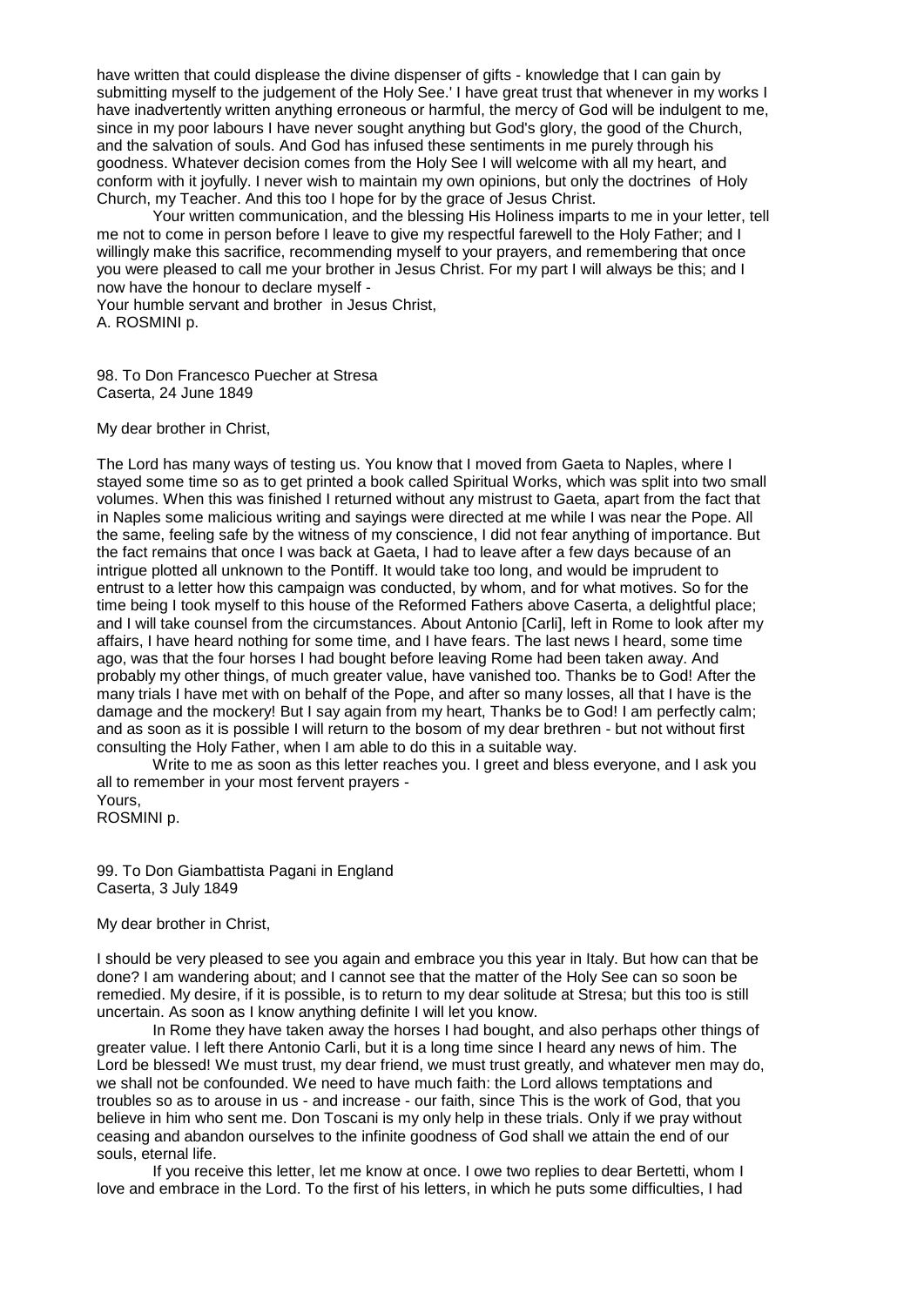have written that could displease the divine dispenser of gifts - knowledge that I can gain by submitting myself to the judgement of the Holy See.' I have great trust that whenever in my works I have inadvertently written anything erroneous or harmful, the mercy of God will be indulgent to me, since in my poor labours I have never sought anything but God's glory, the good of the Church, and the salvation of souls. And God has infused these sentiments in me purely through his goodness. Whatever decision comes from the Holy See I will welcome with all my heart, and conform with it joyfully. I never wish to maintain my own opinions, but only the doctrines of Holy Church, my Teacher. And this too I hope for by the grace of Jesus Christ.

Your written communication, and the blessing His Holiness imparts to me in your letter, tell me not to come in person before I leave to give my respectful farewell to the Holy Father; and I willingly make this sacrifice, recommending myself to your prayers, and remembering that once you were pleased to call me your brother in Jesus Christ. For my part I will always be this; and I now have the honour to declare myself -

Your humble servant and brother in Jesus Christ,
A. ROSMINI p.

98. To Don Francesco Puecher at Stresa
Caserta, 24 June 1849

My dear brother in Christ,

The Lord has many ways of testing us. You know that I moved from Gaeta to Naples, where I stayed some time so as to get printed a book called Spiritual Works, which was split into two small volumes. When this was finished I returned without any mistrust to Gaeta, apart from the fact that in Naples some malicious writing and sayings were directed at me while I was near the Pope. All the same, feeling safe by the witness of my conscience, I did not fear anything of importance. But the fact remains that once I was back at Gaeta, I had to leave after a few days because of an intrigue plotted all unknown to the Pontiff. It would take too long, and would be imprudent to entrust to a letter how this campaign was conducted, by whom, and for what motives. So for the time being I took myself to this house of the Reformed Fathers above Caserta, a delightful place; and I will take counsel from the circumstances. About Antonio [Carli], left in Rome to look after my affairs, I have heard nothing for some time, and I have fears. The last news I heard, some time ago, was that the four horses I had bought before leaving Rome had been taken away. And probably my other things, of much greater value, have vanished too. Thanks be to God! After the many trials I have met with on behalf of the Pope, and after so many losses, all that I have is the damage and the mockery! But I say again from my heart, Thanks be to God! I am perfectly calm; and as soon as it is possible I will return to the bosom of my dear brethren - but not without first consulting the Holy Father, when I am able to do this in a suitable way.

Write to me as soon as this letter reaches you. I greet and bless everyone, and I ask you all to remember in your most fervent prayers -

Yours,
ROSMINI p.

99. To Don Giambattista Pagani in England
Caserta, 3 July 1849

My dear brother in Christ,

I should be very pleased to see you again and embrace you this year in Italy. But how can that be done? I am wandering about; and I cannot see that the matter of the Holy See can so soon be remedied. My desire, if it is possible, is to return to my dear solitude at Stresa; but this too is still uncertain. As soon as I know anything definite I will let you know.

In Rome they have taken away the horses I had bought, and also perhaps other things of greater value. I left there Antonio Carli, but it is a long time since I heard any news of him. The Lord be blessed! We must trust, my dear friend, we must trust greatly, and whatever men may do, we shall not be confounded. We need to have much faith: the Lord allows temptations and troubles so as to arouse in us - and increase - our faith, since This is the work of God, that you believe in him who sent me. Don Toscani is my only help in these trials. Only if we pray without ceasing and abandon ourselves to the infinite goodness of God shall we attain the end of our souls, eternal life.

If you receive this letter, let me know at once. I owe two replies to dear Bertetti, whom I love and embrace in the Lord. To the first of his letters, in which he puts some difficulties, I had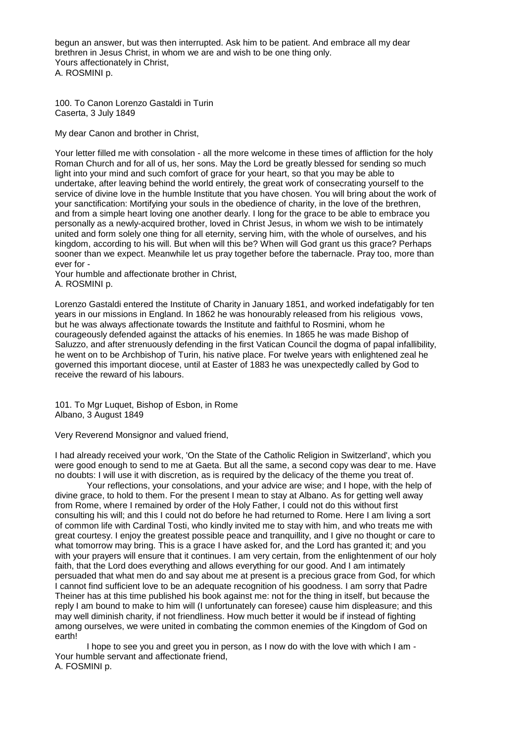begun an answer, but was then interrupted. Ask him to be patient. And embrace all my dear brethren in Jesus Christ, in whom we are and wish to be one thing only.
Yours affectionately in Christ,
A. ROSMINI p.

100. To Canon Lorenzo Gastaldi in Turin
Caserta, 3 July 1849

My dear Canon and brother in Christ,

Your letter filled me with consolation - all the more welcome in these times of affliction for the holy Roman Church and for all of us, her sons. May the Lord be greatly blessed for sending so much light into your mind and such comfort of grace for your heart, so that you may be able to undertake, after leaving behind the world entirely, the great work of consecrating yourself to the service of divine love in the humble Institute that you have chosen. You will bring about the work of your sanctification: Mortifying your souls in the obedience of charity, in the love of the brethren, and from a simple heart loving one another dearly. I long for the grace to be able to embrace you personally as a newly-acquired brother, loved in Christ Jesus, in whom we wish to be intimately united and form solely one thing for all eternity, serving him, with the whole of ourselves, and his kingdom, according to his will. But when will this be? When will God grant us this grace? Perhaps sooner than we expect. Meanwhile let us pray together before the tabernacle. Pray too, more than ever for -
Your humble and affectionate brother in Christ,
A. ROSMINI p.

Lorenzo Gastaldi entered the Institute of Charity in January 1851, and worked indefatigably for ten years in our missions in England. In 1862 he was honourably released from his religious vows, but he was always affectionate towards the Institute and faithful to Rosmini, whom he courageously defended against the attacks of his enemies. In 1865 he was made Bishop of Saluzzo, and after strenuously defending in the first Vatican Council the dogma of papal infallibility, he went on to be Archbishop of Turin, his native place. For twelve years with enlightened zeal he governed this important diocese, until at Easter of 1883 he was unexpectedly called by God to receive the reward of his labours.

101. To Mgr Luquet, Bishop of Esbon, in Rome
Albano, 3 August 1849

Very Reverend Monsignor and valued friend,

I had already received your work, 'On the State of the Catholic Religion in Switzerland', which you were good enough to send to me at Gaeta. But all the same, a second copy was dear to me. Have no doubts: I will use it with discretion, as is required by the delicacy of the theme you treat of.

Your reflections, your consolations, and your advice are wise; and I hope, with the help of divine grace, to hold to them. For the present I mean to stay at Albano. As for getting well away from Rome, where I remained by order of the Holy Father, I could not do this without first consulting his will; and this I could not do before he had returned to Rome. Here I am living a sort of common life with Cardinal Tosti, who kindly invited me to stay with him, and who treats me with great courtesy. I enjoy the greatest possible peace and tranquillity, and I give no thought or care to what tomorrow may bring. This is a grace I have asked for, and the Lord has granted it; and you with your prayers will ensure that it continues. I am very certain, from the enlightenment of our holy faith, that the Lord does everything and allows everything for our good. And I am intimately persuaded that what men do and say about me at present is a precious grace from God, for which I cannot find sufficient love to be an adequate recognition of his goodness. I am sorry that Padre Theiner has at this time published his book against me: not for the thing in itself, but because the reply I am bound to make to him will (I unfortunately can foresee) cause him displeasure; and this may well diminish charity, if not friendliness. How much better it would be if instead of fighting among ourselves, we were united in combating the common enemies of the Kingdom of God on earth!

I hope to see you and greet you in person, as I now do with the love with which I am -
Your humble servant and affectionate friend,
A. FOSMINI p.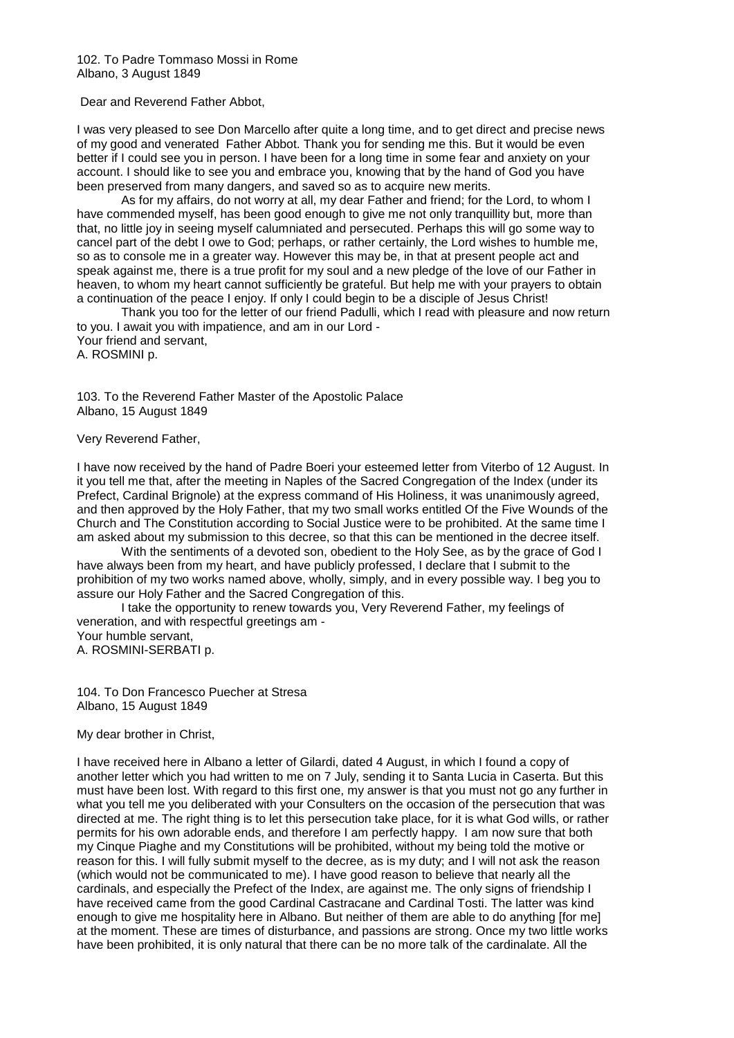102. To Padre Tommaso Mossi in Rome
Albano, 3 August 1849

Dear and Reverend Father Abbot,

I was very pleased to see Don Marcello after quite a long time, and to get direct and precise news of my good and venerated Father Abbot. Thank you for sending me this. But it would be even better if I could see you in person. I have been for a long time in some fear and anxiety on your account. I should like to see you and embrace you, knowing that by the hand of God you have been preserved from many dangers, and saved so as to acquire new merits.

As for my affairs, do not worry at all, my dear Father and friend; for the Lord, to whom I have commended myself, has been good enough to give me not only tranquillity but, more than that, no little joy in seeing myself calumniated and persecuted. Perhaps this will go some way to cancel part of the debt I owe to God; perhaps, or rather certainly, the Lord wishes to humble me, so as to console me in a greater way. However this may be, in that at present people act and speak against me, there is a true profit for my soul and a new pledge of the love of our Father in heaven, to whom my heart cannot sufficiently be grateful. But help me with your prayers to obtain a continuation of the peace I enjoy. If only I could begin to be a disciple of Jesus Christ!

Thank you too for the letter of our friend Padulli, which I read with pleasure and now return to you. I await you with impatience, and am in our Lord -
Your friend and servant,
A. ROSMINI p.

103. To the Reverend Father Master of the Apostolic Palace
Albano, 15 August 1849

Very Reverend Father,

I have now received by the hand of Padre Boeri your esteemed letter from Viterbo of 12 August. In it you tell me that, after the meeting in Naples of the Sacred Congregation of the Index (under its Prefect, Cardinal Brignole) at the express command of His Holiness, it was unanimously agreed, and then approved by the Holy Father, that my two small works entitled Of the Five Wounds of the Church and The Constitution according to Social Justice were to be prohibited. At the same time I am asked about my submission to this decree, so that this can be mentioned in the decree itself.

With the sentiments of a devoted son, obedient to the Holy See, as by the grace of God I have always been from my heart, and have publicly professed, I declare that I submit to the prohibition of my two works named above, wholly, simply, and in every possible way. I beg you to assure our Holy Father and the Sacred Congregation of this.

I take the opportunity to renew towards you, Very Reverend Father, my feelings of veneration, and with respectful greetings am -
Your humble servant,
A. ROSMINI-SERBATI p.

104. To Don Francesco Puecher at Stresa
Albano, 15 August 1849

My dear brother in Christ,

I have received here in Albano a letter of Gilardi, dated 4 August, in which I found a copy of another letter which you had written to me on 7 July, sending it to Santa Lucia in Caserta. But this must have been lost. With regard to this first one, my answer is that you must not go any further in what you tell me you deliberated with your Consulters on the occasion of the persecution that was directed at me. The right thing is to let this persecution take place, for it is what God wills, or rather permits for his own adorable ends, and therefore I am perfectly happy. I am now sure that both my Cinque Piaghe and my Constitutions will be prohibited, without my being told the motive or reason for this. I will fully submit myself to the decree, as is my duty; and I will not ask the reason (which would not be communicated to me). I have good reason to believe that nearly all the cardinals, and especially the Prefect of the Index, are against me. The only signs of friendship I have received came from the good Cardinal Castracane and Cardinal Tosti. The latter was kind enough to give me hospitality here in Albano. But neither of them are able to do anything [for me] at the moment. These are times of disturbance, and passions are strong. Once my two little works have been prohibited, it is only natural that there can be no more talk of the cardinalate. All the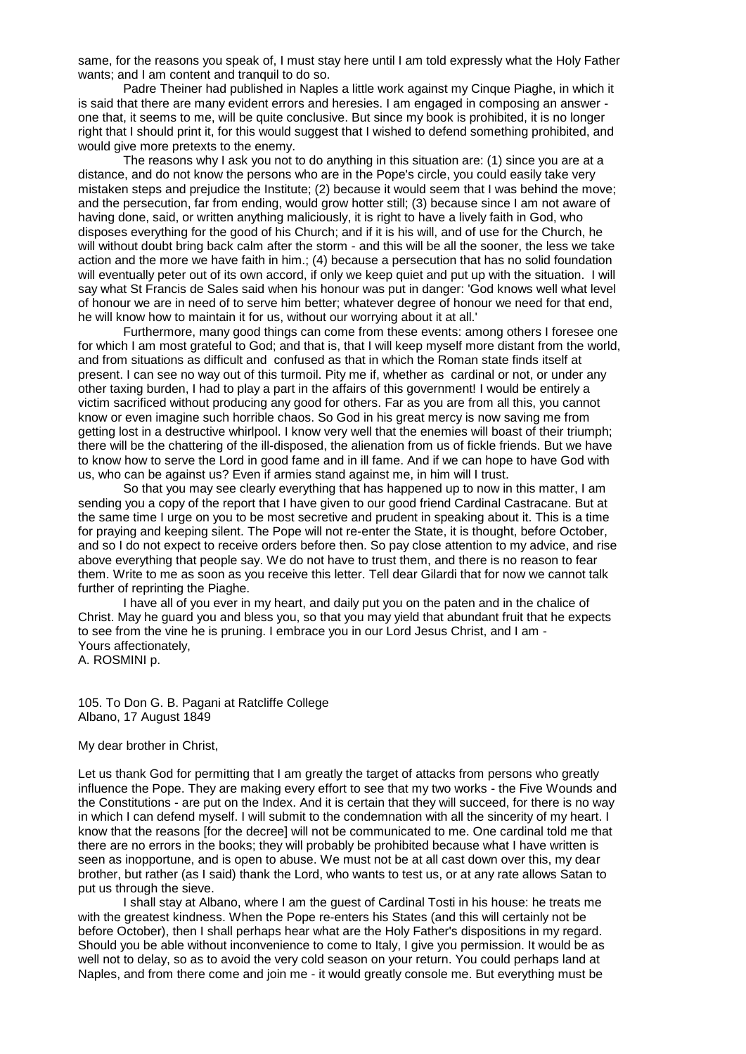same, for the reasons you speak of, I must stay here until I am told expressly what the Holy Father wants; and I am content and tranquil to do so.

Padre Theiner had published in Naples a little work against my Cinque Piaghe, in which it is said that there are many evident errors and heresies. I am engaged in composing an answer - one that, it seems to me, will be quite conclusive. But since my book is prohibited, it is no longer right that I should print it, for this would suggest that I wished to defend something prohibited, and would give more pretexts to the enemy.

The reasons why I ask you not to do anything in this situation are: (1) since you are at a distance, and do not know the persons who are in the Pope's circle, you could easily take very mistaken steps and prejudice the Institute; (2) because it would seem that I was behind the move; and the persecution, far from ending, would grow hotter still; (3) because since I am not aware of having done, said, or written anything maliciously, it is right to have a lively faith in God, who disposes everything for the good of his Church; and if it is his will, and of use for the Church, he will without doubt bring back calm after the storm - and this will be all the sooner, the less we take action and the more we have faith in him.; (4) because a persecution that has no solid foundation will eventually peter out of its own accord, if only we keep quiet and put up with the situation. I will say what St Francis de Sales said when his honour was put in danger: 'God knows well what level of honour we are in need of to serve him better; whatever degree of honour we need for that end, he will know how to maintain it for us, without our worrying about it at all.'

Furthermore, many good things can come from these events: among others I foresee one for which I am most grateful to God; and that is, that I will keep myself more distant from the world, and from situations as difficult and confused as that in which the Roman state finds itself at present. I can see no way out of this turmoil. Pity me if, whether as cardinal or not, or under any other taxing burden, I had to play a part in the affairs of this government! I would be entirely a victim sacrificed without producing any good for others. Far as you are from all this, you cannot know or even imagine such horrible chaos. So God in his great mercy is now saving me from getting lost in a destructive whirlpool. I know very well that the enemies will boast of their triumph; there will be the chattering of the ill-disposed, the alienation from us of fickle friends. But we have to know how to serve the Lord in good fame and in ill fame. And if we can hope to have God with us, who can be against us? Even if armies stand against me, in him will I trust.

So that you may see clearly everything that has happened up to now in this matter, I am sending you a copy of the report that I have given to our good friend Cardinal Castracane. But at the same time I urge on you to be most secretive and prudent in speaking about it. This is a time for praying and keeping silent. The Pope will not re-enter the State, it is thought, before October, and so I do not expect to receive orders before then. So pay close attention to my advice, and rise above everything that people say. We do not have to trust them, and there is no reason to fear them. Write to me as soon as you receive this letter. Tell dear Gilardi that for now we cannot talk further of reprinting the Piaghe.

I have all of you ever in my heart, and daily put you on the paten and in the chalice of Christ. May he guard you and bless you, so that you may yield that abundant fruit that he expects to see from the vine he is pruning. I embrace you in our Lord Jesus Christ, and I am -
Yours affectionately,
A. ROSMINI p.

105. To Don G. B. Pagani at Ratcliffe College
Albano, 17 August 1849

My dear brother in Christ,

Let us thank God for permitting that I am greatly the target of attacks from persons who greatly influence the Pope. They are making every effort to see that my two works - the Five Wounds and the Constitutions - are put on the Index. And it is certain that they will succeed, for there is no way in which I can defend myself. I will submit to the condemnation with all the sincerity of my heart. I know that the reasons [for the decree] will not be communicated to me. One cardinal told me that there are no errors in the books; they will probably be prohibited because what I have written is seen as inopportune, and is open to abuse. We must not be at all cast down over this, my dear brother, but rather (as I said) thank the Lord, who wants to test us, or at any rate allows Satan to put us through the sieve.

I shall stay at Albano, where I am the guest of Cardinal Tosti in his house: he treats me with the greatest kindness. When the Pope re-enters his States (and this will certainly not be before October), then I shall perhaps hear what are the Holy Father's dispositions in my regard. Should you be able without inconvenience to come to Italy, I give you permission. It would be as well not to delay, so as to avoid the very cold season on your return. You could perhaps land at Naples, and from there come and join me - it would greatly console me. But everything must be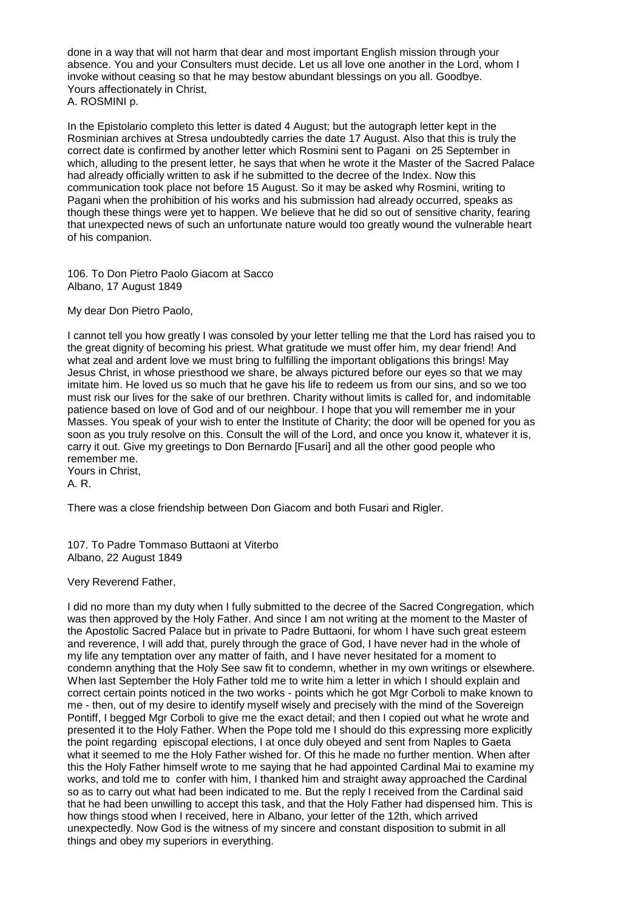done in a way that will not harm that dear and most important English mission through your absence. You and your Consulters must decide. Let us all love one another in the Lord, whom I invoke without ceasing so that he may bestow abundant blessings on you all. Goodbye.
Yours affectionately in Christ,
A. ROSMINI p.

In the Epistolario completo this letter is dated 4 August; but the autograph letter kept in the Rosminian archives at Stresa undoubtedly carries the date 17 August. Also that this is truly the correct date is confirmed by another letter which Rosmini sent to Pagani on 25 September in which, alluding to the present letter, he says that when he wrote it the Master of the Sacred Palace had already officially written to ask if he submitted to the decree of the Index. Now this communication took place not before 15 August. So it may be asked why Rosmini, writing to Pagani when the prohibition of his works and his submission had already occurred, speaks as though these things were yet to happen. We believe that he did so out of sensitive charity, fearing that unexpected news of such an unfortunate nature would too greatly wound the vulnerable heart of his companion.

106. To Don Pietro Paolo Giacom at Sacco
Albano, 17 August 1849

My dear Don Pietro Paolo,

I cannot tell you how greatly I was consoled by your letter telling me that the Lord has raised you to the great dignity of becoming his priest. What gratitude we must offer him, my dear friend! And what zeal and ardent love we must bring to fulfilling the important obligations this brings! May Jesus Christ, in whose priesthood we share, be always pictured before our eyes so that we may imitate him. He loved us so much that he gave his life to redeem us from our sins, and so we too must risk our lives for the sake of our brethren. Charity without limits is called for, and indomitable patience based on love of God and of our neighbour. I hope that you will remember me in your Masses. You speak of your wish to enter the Institute of Charity; the door will be opened for you as soon as you truly resolve on this. Consult the will of the Lord, and once you know it, whatever it is, carry it out. Give my greetings to Don Bernardo [Fusari] and all the other good people who remember me.
Yours in Christ,
A. R.

There was a close friendship between Don Giacom and both Fusari and Rigler.

107. To Padre Tommaso Buttaoni at Viterbo
Albano, 22 August 1849

Very Reverend Father,

I did no more than my duty when I fully submitted to the decree of the Sacred Congregation, which was then approved by the Holy Father. And since I am not writing at the moment to the Master of the Apostolic Sacred Palace but in private to Padre Buttaoni, for whom I have such great esteem and reverence, I will add that, purely through the grace of God, I have never had in the whole of my life any temptation over any matter of faith, and I have never hesitated for a moment to condemn anything that the Holy See saw fit to condemn, whether in my own writings or elsewhere. When last September the Holy Father told me to write him a letter in which I should explain and correct certain points noticed in the two works - points which he got Mgr Corboli to make known to me - then, out of my desire to identify myself wisely and precisely with the mind of the Sovereign Pontiff, I begged Mgr Corboli to give me the exact detail; and then I copied out what he wrote and presented it to the Holy Father. When the Pope told me I should do this expressing more explicitly the point regarding episcopal elections, I at once duly obeyed and sent from Naples to Gaeta what it seemed to me the Holy Father wished for. Of this he made no further mention. When after this the Holy Father himself wrote to me saying that he had appointed Cardinal Mai to examine my works, and told me to confer with him, I thanked him and straight away approached the Cardinal so as to carry out what had been indicated to me. But the reply I received from the Cardinal said that he had been unwilling to accept this task, and that the Holy Father had dispensed him. This is how things stood when I received, here in Albano, your letter of the 12th, which arrived unexpectedly. Now God is the witness of my sincere and constant disposition to submit in all things and obey my superiors in everything.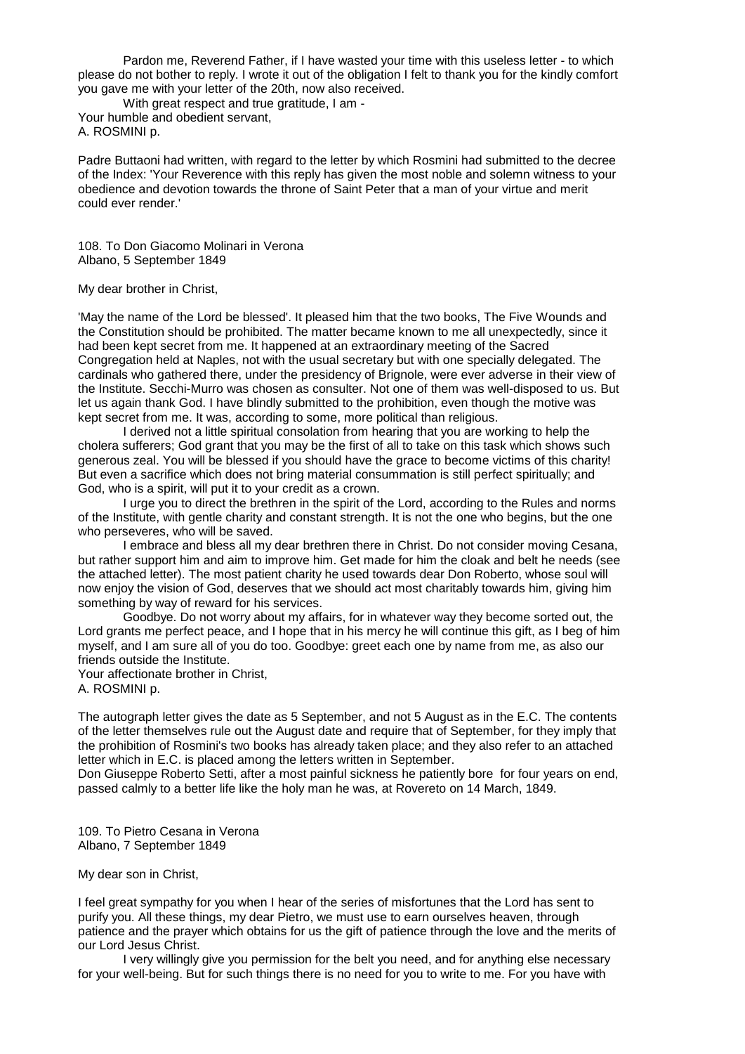Pardon me, Reverend Father, if I have wasted your time with this useless letter - to which please do not bother to reply. I wrote it out of the obligation I felt to thank you for the kindly comfort you gave me with your letter of the 20th, now also received.

With great respect and true gratitude, I am -
Your humble and obedient servant,
A. ROSMINI p.

Padre Buttaoni had written, with regard to the letter by which Rosmini had submitted to the decree of the Index: 'Your Reverence with this reply has given the most noble and solemn witness to your obedience and devotion towards the throne of Saint Peter that a man of your virtue and merit could ever render.'

108. To Don Giacomo Molinari in Verona
Albano, 5 September 1849

My dear brother in Christ,

'May the name of the Lord be blessed'. It pleased him that the two books, The Five Wounds and the Constitution should be prohibited. The matter became known to me all unexpectedly, since it had been kept secret from me. It happened at an extraordinary meeting of the Sacred Congregation held at Naples, not with the usual secretary but with one specially delegated. The cardinals who gathered there, under the presidency of Brignole, were ever adverse in their view of the Institute. Secchi-Murro was chosen as consulter. Not one of them was well-disposed to us. But let us again thank God. I have blindly submitted to the prohibition, even though the motive was kept secret from me. It was, according to some, more political than religious.

I derived not a little spiritual consolation from hearing that you are working to help the cholera sufferers; God grant that you may be the first of all to take on this task which shows such generous zeal. You will be blessed if you should have the grace to become victims of this charity! But even a sacrifice which does not bring material consummation is still perfect spiritually; and God, who is a spirit, will put it to your credit as a crown.

I urge you to direct the brethren in the spirit of the Lord, according to the Rules and norms of the Institute, with gentle charity and constant strength. It is not the one who begins, but the one who perseveres, who will be saved.

I embrace and bless all my dear brethren there in Christ. Do not consider moving Cesana, but rather support him and aim to improve him. Get made for him the cloak and belt he needs (see the attached letter). The most patient charity he used towards dear Don Roberto, whose soul will now enjoy the vision of God, deserves that we should act most charitably towards him, giving him something by way of reward for his services.

Goodbye. Do not worry about my affairs, for in whatever way they become sorted out, the Lord grants me perfect peace, and I hope that in his mercy he will continue this gift, as I beg of him myself, and I am sure all of you do too. Goodbye: greet each one by name from me, as also our friends outside the Institute.

Your affectionate brother in Christ,
A. ROSMINI p.

The autograph letter gives the date as 5 September, and not 5 August as in the E.C. The contents of the letter themselves rule out the August date and require that of September, for they imply that the prohibition of Rosmini's two books has already taken place; and they also refer to an attached letter which in E.C. is placed among the letters written in September.

Don Giuseppe Roberto Setti, after a most painful sickness he patiently bore for four years on end, passed calmly to a better life like the holy man he was, at Rovereto on 14 March, 1849.

109. To Pietro Cesana in Verona
Albano, 7 September 1849

My dear son in Christ,

I feel great sympathy for you when I hear of the series of misfortunes that the Lord has sent to purify you. All these things, my dear Pietro, we must use to earn ourselves heaven, through patience and the prayer which obtains for us the gift of patience through the love and the merits of our Lord Jesus Christ.

I very willingly give you permission for the belt you need, and for anything else necessary for your well-being. But for such things there is no need for you to write to me. For you have with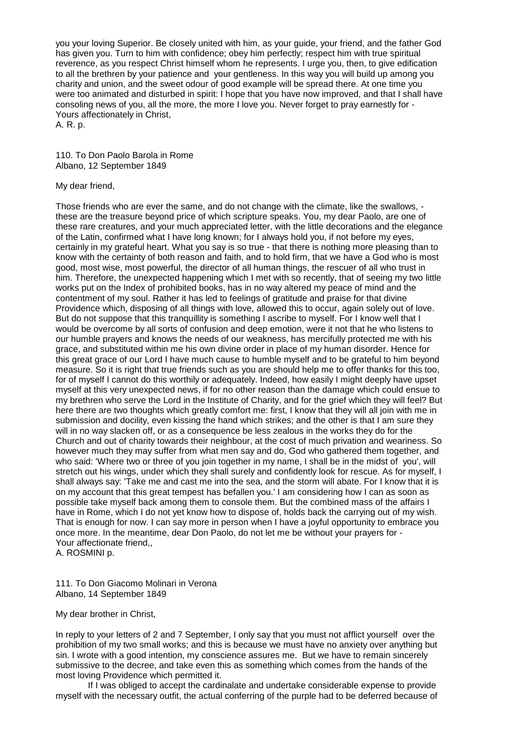you your loving Superior. Be closely united with him, as your guide, your friend, and the father God has given you. Turn to him with confidence; obey him perfectly; respect him with true spiritual reverence, as you respect Christ himself whom he represents. I urge you, then, to give edification to all the brethren by your patience and your gentleness. In this way you will build up among you charity and union, and the sweet odour of good example will be spread there. At one time you were too animated and disturbed in spirit: I hope that you have now improved, and that I shall have consoling news of you, all the more, the more I love you. Never forget to pray earnestly for -
Yours affectionately in Christ,
A. R. p.

110. To Don Paolo Barola in Rome
Albano, 12 September 1849

My dear friend,

Those friends who are ever the same, and do not change with the climate, like the swallows, - these are the treasure beyond price of which scripture speaks. You, my dear Paolo, are one of these rare creatures, and your much appreciated letter, with the little decorations and the elegance of the Latin, confirmed what I have long known; for I always hold you, if not before my eyes, certainly in my grateful heart. What you say is so true - that there is nothing more pleasing than to know with the certainty of both reason and faith, and to hold firm, that we have a God who is most good, most wise, most powerful, the director of all human things, the rescuer of all who trust in him. Therefore, the unexpected happening which I met with so recently, that of seeing my two little works put on the Index of prohibited books, has in no way altered my peace of mind and the contentment of my soul. Rather it has led to feelings of gratitude and praise for that divine Providence which, disposing of all things with love, allowed this to occur, again solely out of love. But do not suppose that this tranquillity is something I ascribe to myself. For I know well that I would be overcome by all sorts of confusion and deep emotion, were it not that he who listens to our humble prayers and knows the needs of our weakness, has mercifully protected me with his grace, and substituted within me his own divine order in place of my human disorder. Hence for this great grace of our Lord I have much cause to humble myself and to be grateful to him beyond measure. So it is right that true friends such as you are should help me to offer thanks for this too, for of myself I cannot do this worthily or adequately. Indeed, how easily I might deeply have upset myself at this very unexpected news, if for no other reason than the damage which could ensue to my brethren who serve the Lord in the Institute of Charity, and for the grief which they will feel? But here there are two thoughts which greatly comfort me: first, I know that they will all join with me in submission and docility, even kissing the hand which strikes; and the other is that I am sure they will in no way slacken off, or as a consequence be less zealous in the works they do for the Church and out of charity towards their neighbour, at the cost of much privation and weariness. So however much they may suffer from what men say and do, God who gathered them together, and who said: 'Where two or three of you join together in my name, I shall be in the midst of you', will stretch out his wings, under which they shall surely and confidently look for rescue. As for myself, I shall always say: 'Take me and cast me into the sea, and the storm will abate. For I know that it is on my account that this great tempest has befallen you.' I am considering how I can as soon as possible take myself back among them to console them. But the combined mass of the affairs I have in Rome, which I do not yet know how to dispose of, holds back the carrying out of my wish. That is enough for now. I can say more in person when I have a joyful opportunity to embrace you once more. In the meantime, dear Don Paolo, do not let me be without your prayers for -
Your affectionate friend,,
A. ROSMINI p.

111. To Don Giacomo Molinari in Verona
Albano, 14 September 1849

My dear brother in Christ,

In reply to your letters of 2 and 7 September, I only say that you must not afflict yourself over the prohibition of my two small works; and this is because we must have no anxiety over anything but sin. I wrote with a good intention, my conscience assures me. But we have to remain sincerely submissive to the decree, and take even this as something which comes from the hands of the most loving Providence which permitted it.

If I was obliged to accept the cardinalate and undertake considerable expense to provide myself with the necessary outfit, the actual conferring of the purple had to be deferred because of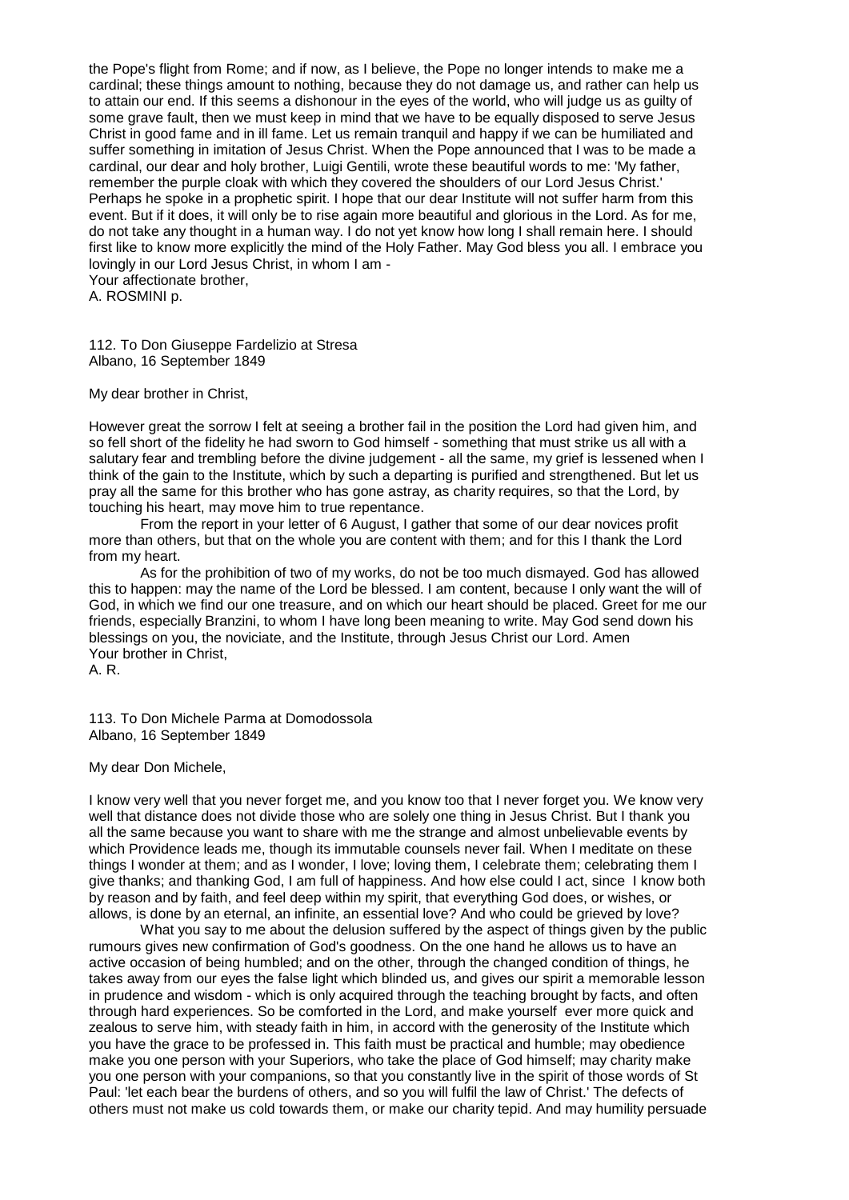the Pope's flight from Rome; and if now, as I believe, the Pope no longer intends to make me a cardinal; these things amount to nothing, because they do not damage us, and rather can help us to attain our end. If this seems a dishonour in the eyes of the world, who will judge us as guilty of some grave fault, then we must keep in mind that we have to be equally disposed to serve Jesus Christ in good fame and in ill fame. Let us remain tranquil and happy if we can be humiliated and suffer something in imitation of Jesus Christ. When the Pope announced that I was to be made a cardinal, our dear and holy brother, Luigi Gentili, wrote these beautiful words to me: 'My father, remember the purple cloak with which they covered the shoulders of our Lord Jesus Christ.' Perhaps he spoke in a prophetic spirit. I hope that our dear Institute will not suffer harm from this event. But if it does, it will only be to rise again more beautiful and glorious in the Lord. As for me, do not take any thought in a human way. I do not yet know how long I shall remain here. I should first like to know more explicitly the mind of the Holy Father. May God bless you all. I embrace you lovingly in our Lord Jesus Christ, in whom I am -
Your affectionate brother,
A. ROSMINI p.

112. To Don Giuseppe Fardelizio at Stresa
Albano, 16 September 1849

My dear brother in Christ,

However great the sorrow I felt at seeing a brother fail in the position the Lord had given him, and so fell short of the fidelity he had sworn to God himself - something that must strike us all with a salutary fear and trembling before the divine judgement - all the same, my grief is lessened when I think of the gain to the Institute, which by such a departing is purified and strengthened. But let us pray all the same for this brother who has gone astray, as charity requires, so that the Lord, by touching his heart, may move him to true repentance.

From the report in your letter of 6 August, I gather that some of our dear novices profit more than others, but that on the whole you are content with them; and for this I thank the Lord from my heart.

As for the prohibition of two of my works, do not be too much dismayed. God has allowed this to happen: may the name of the Lord be blessed. I am content, because I only want the will of God, in which we find our one treasure, and on which our heart should be placed. Greet for me our friends, especially Branzini, to whom I have long been meaning to write. May God send down his blessings on you, the noviciate, and the Institute, through Jesus Christ our Lord. Amen
Your brother in Christ,
A. R.

113. To Don Michele Parma at Domodossola
Albano, 16 September 1849

My dear Don Michele,

I know very well that you never forget me, and you know too that I never forget you. We know very well that distance does not divide those who are solely one thing in Jesus Christ. But I thank you all the same because you want to share with me the strange and almost unbelievable events by which Providence leads me, though its immutable counsels never fail. When I meditate on these things I wonder at them; and as I wonder, I love; loving them, I celebrate them; celebrating them I give thanks; and thanking God, I am full of happiness. And how else could I act, since I know both by reason and by faith, and feel deep within my spirit, that everything God does, or wishes, or allows, is done by an eternal, an infinite, an essential love? And who could be grieved by love?

What you say to me about the delusion suffered by the aspect of things given by the public rumours gives new confirmation of God's goodness. On the one hand he allows us to have an active occasion of being humbled; and on the other, through the changed condition of things, he takes away from our eyes the false light which blinded us, and gives our spirit a memorable lesson in prudence and wisdom - which is only acquired through the teaching brought by facts, and often through hard experiences. So be comforted in the Lord, and make yourself ever more quick and zealous to serve him, with steady faith in him, in accord with the generosity of the Institute which you have the grace to be professed in. This faith must be practical and humble; may obedience make you one person with your Superiors, who take the place of God himself; may charity make you one person with your companions, so that you constantly live in the spirit of those words of St Paul: 'let each bear the burdens of others, and so you will fulfil the law of Christ.' The defects of others must not make us cold towards them, or make our charity tepid. And may humility persuade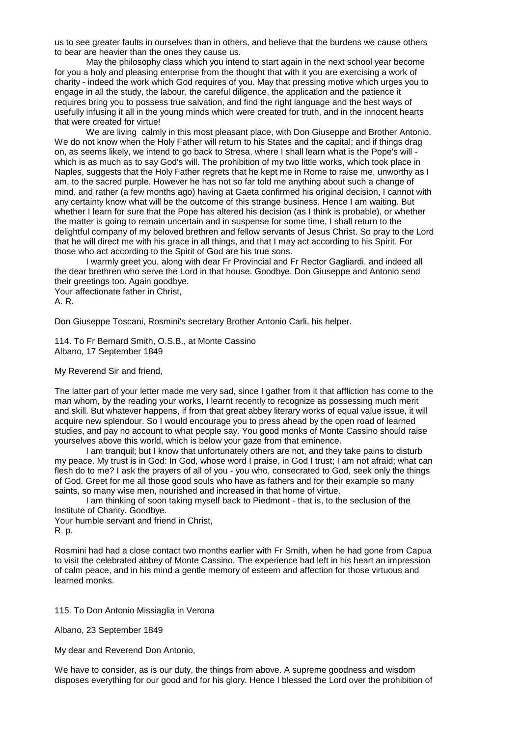us to see greater faults in ourselves than in others, and believe that the burdens we cause others to bear are heavier than the ones they cause us.

May the philosophy class which you intend to start again in the next school year become for you a holy and pleasing enterprise from the thought that with it you are exercising a work of charity - indeed the work which God requires of you. May that pressing motive which urges you to engage in all the study, the labour, the careful diligence, the application and the patience it requires bring you to possess true salvation, and find the right language and the best ways of usefully infusing it all in the young minds which were created for truth, and in the innocent hearts that were created for virtue!

We are living calmly in this most pleasant place, with Don Giuseppe and Brother Antonio. We do not know when the Holy Father will return to his States and the capital; and if things drag on, as seems likely, we intend to go back to Stresa, where I shall learn what is the Pope's will - which is as much as to say God's will. The prohibition of my two little works, which took place in Naples, suggests that the Holy Father regrets that he kept me in Rome to raise me, unworthy as I am, to the sacred purple. However he has not so far told me anything about such a change of mind, and rather (a few months ago) having at Gaeta confirmed his original decision, I cannot with any certainty know what will be the outcome of this strange business. Hence I am waiting. But whether I learn for sure that the Pope has altered his decision (as I think is probable), or whether the matter is going to remain uncertain and in suspense for some time, I shall return to the delightful company of my beloved brethren and fellow servants of Jesus Christ. So pray to the Lord that he will direct me with his grace in all things, and that I may act according to his Spirit. For those who act according to the Spirit of God are his true sons.

I warmly greet you, along with dear Fr Provincial and Fr Rector Gagliardi, and indeed all the dear brethren who serve the Lord in that house. Goodbye. Don Giuseppe and Antonio send their greetings too. Again goodbye.

Your affectionate father in Christ,
A. R.

Don Giuseppe Toscani, Rosmini's secretary Brother Antonio Carli, his helper.

114. To Fr Bernard Smith, O.S.B., at Monte Cassino
Albano, 17 September 1849

My Reverend Sir and friend,

The latter part of your letter made me very sad, since I gather from it that affliction has come to the man whom, by the reading your works, I learnt recently to recognize as possessing much merit and skill. But whatever happens, if from that great abbey literary works of equal value issue, it will acquire new splendour. So I would encourage you to press ahead by the open road of learned studies, and pay no account to what people say. You good monks of Monte Cassino should raise yourselves above this world, which is below your gaze from that eminence.

I am tranquil; but I know that unfortunately others are not, and they take pains to disturb my peace. My trust is in God: In God, whose word I praise, in God I trust; I am not afraid; what can flesh do to me? I ask the prayers of all of you - you who, consecrated to God, seek only the things of God. Greet for me all those good souls who have as fathers and for their example so many saints, so many wise men, nourished and increased in that home of virtue.

I am thinking of soon taking myself back to Piedmont - that is, to the seclusion of the Institute of Charity. Goodbye.

Your humble servant and friend in Christ,
R. p.

Rosmini had had a close contact two months earlier with Fr Smith, when he had gone from Capua to visit the celebrated abbey of Monte Cassino. The experience had left in his heart an impression of calm peace, and in his mind a gentle memory of esteem and affection for those virtuous and learned monks.

115. To Don Antonio Missiaglia in Verona

Albano, 23 September 1849

My dear and Reverend Don Antonio,

We have to consider, as is our duty, the things from above. A supreme goodness and wisdom disposes everything for our good and for his glory. Hence I blessed the Lord over the prohibition of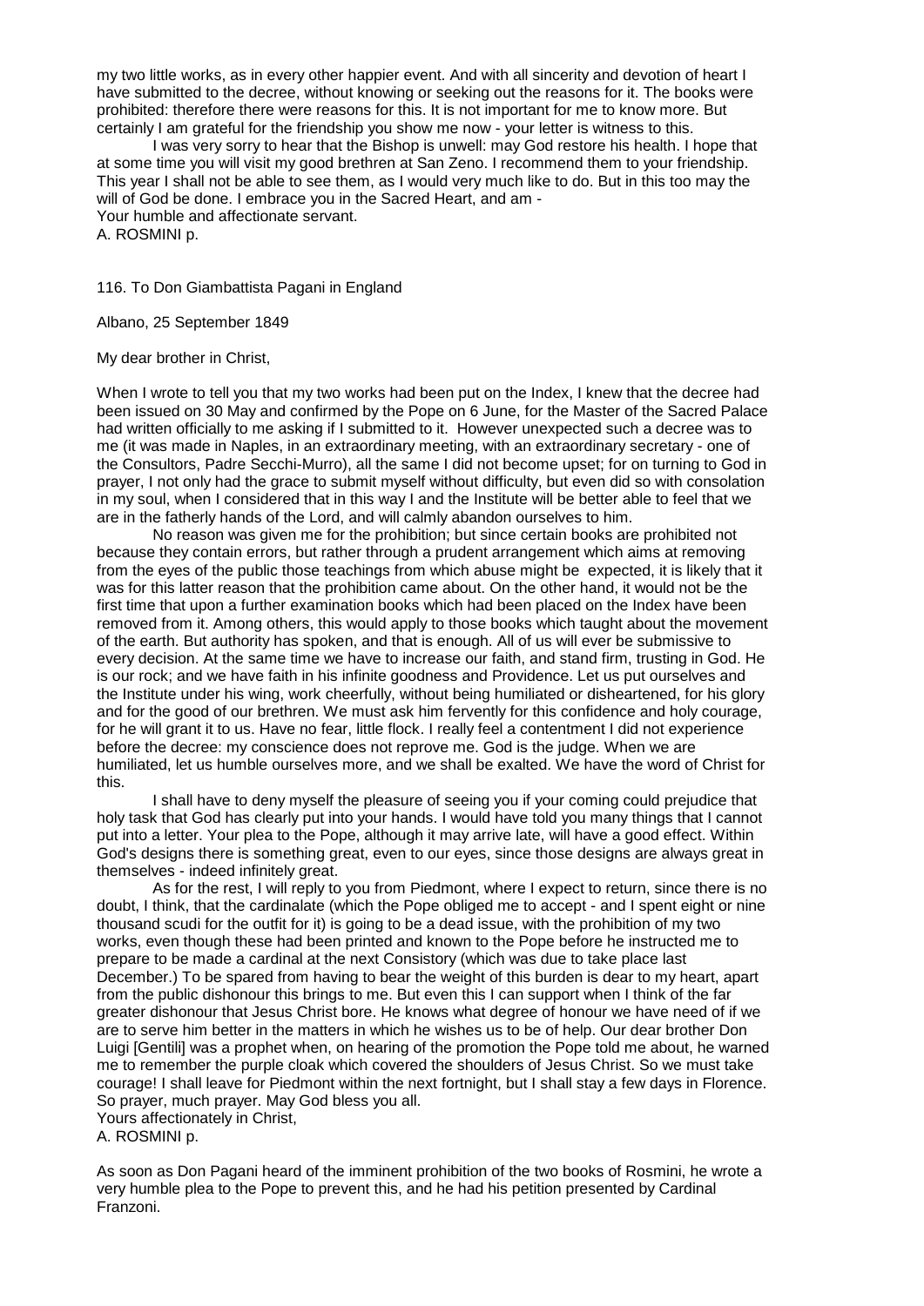my two little works, as in every other happier event. And with all sincerity and devotion of heart I have submitted to the decree, without knowing or seeking out the reasons for it. The books were prohibited: therefore there were reasons for this. It is not important for me to know more. But certainly I am grateful for the friendship you show me now - your letter is witness to this.

I was very sorry to hear that the Bishop is unwell: may God restore his health. I hope that at some time you will visit my good brethren at San Zeno. I recommend them to your friendship. This year I shall not be able to see them, as I would very much like to do. But in this too may the will of God be done. I embrace you in the Sacred Heart, and am -
Your humble and affectionate servant.
A. ROSMINI p.

116. To Don Giambattista Pagani in England

Albano, 25 September 1849

My dear brother in Christ,

When I wrote to tell you that my two works had been put on the Index, I knew that the decree had been issued on 30 May and confirmed by the Pope on 6 June, for the Master of the Sacred Palace had written officially to me asking if I submitted to it. However unexpected such a decree was to me (it was made in Naples, in an extraordinary meeting, with an extraordinary secretary - one of the Consultors, Padre Secchi-Murro), all the same I did not become upset; for on turning to God in prayer, I not only had the grace to submit myself without difficulty, but even did so with consolation in my soul, when I considered that in this way I and the Institute will be better able to feel that we are in the fatherly hands of the Lord, and will calmly abandon ourselves to him.

No reason was given me for the prohibition; but since certain books are prohibited not because they contain errors, but rather through a prudent arrangement which aims at removing from the eyes of the public those teachings from which abuse might be expected, it is likely that it was for this latter reason that the prohibition came about. On the other hand, it would not be the first time that upon a further examination books which had been placed on the Index have been removed from it. Among others, this would apply to those books which taught about the movement of the earth. But authority has spoken, and that is enough. All of us will ever be submissive to every decision. At the same time we have to increase our faith, and stand firm, trusting in God. He is our rock; and we have faith in his infinite goodness and Providence. Let us put ourselves and the Institute under his wing, work cheerfully, without being humiliated or disheartened, for his glory and for the good of our brethren. We must ask him fervently for this confidence and holy courage, for he will grant it to us. Have no fear, little flock. I really feel a contentment I did not experience before the decree: my conscience does not reprove me. God is the judge. When we are humiliated, let us humble ourselves more, and we shall be exalted. We have the word of Christ for this.

I shall have to deny myself the pleasure of seeing you if your coming could prejudice that holy task that God has clearly put into your hands. I would have told you many things that I cannot put into a letter. Your plea to the Pope, although it may arrive late, will have a good effect. Within God's designs there is something great, even to our eyes, since those designs are always great in themselves - indeed infinitely great.

As for the rest, I will reply to you from Piedmont, where I expect to return, since there is no doubt, I think, that the cardinalate (which the Pope obliged me to accept - and I spent eight or nine thousand scudi for the outfit for it) is going to be a dead issue, with the prohibition of my two works, even though these had been printed and known to the Pope before he instructed me to prepare to be made a cardinal at the next Consistory (which was due to take place last December.) To be spared from having to bear the weight of this burden is dear to my heart, apart from the public dishonour this brings to me. But even this I can support when I think of the far greater dishonour that Jesus Christ bore. He knows what degree of honour we have need of if we are to serve him better in the matters in which he wishes us to be of help. Our dear brother Don Luigi [Gentili] was a prophet when, on hearing of the promotion the Pope told me about, he warned me to remember the purple cloak which covered the shoulders of Jesus Christ. So we must take courage! I shall leave for Piedmont within the next fortnight, but I shall stay a few days in Florence. So prayer, much prayer. May God bless you all.
Yours affectionately in Christ,
A. ROSMINI p.

As soon as Don Pagani heard of the imminent prohibition of the two books of Rosmini, he wrote a very humble plea to the Pope to prevent this, and he had his petition presented by Cardinal Franzoni.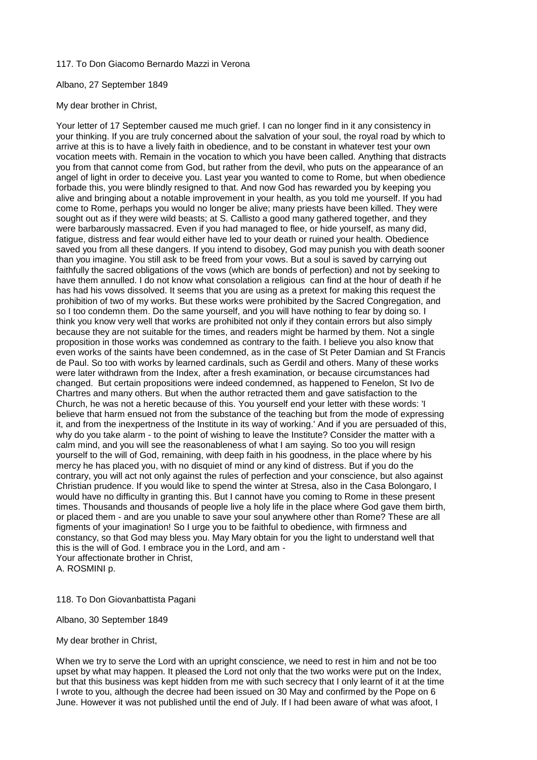117. To Don Giacomo Bernardo Mazzi in Verona

Albano, 27 September 1849

My dear brother in Christ,

Your letter of 17 September caused me much grief. I can no longer find in it any consistency in your thinking. If you are truly concerned about the salvation of your soul, the royal road by which to arrive at this is to have a lively faith in obedience, and to be constant in whatever test your own vocation meets with. Remain in the vocation to which you have been called. Anything that distracts you from that cannot come from God, but rather from the devil, who puts on the appearance of an angel of light in order to deceive you. Last year you wanted to come to Rome, but when obedience forbade this, you were blindly resigned to that. And now God has rewarded you by keeping you alive and bringing about a notable improvement in your health, as you told me yourself. If you had come to Rome, perhaps you would no longer be alive; many priests have been killed. They were sought out as if they were wild beasts; at S. Callisto a good many gathered together, and they were barbarously massacred. Even if you had managed to flee, or hide yourself, as many did, fatigue, distress and fear would either have led to your death or ruined your health. Obedience saved you from all these dangers. If you intend to disobey, God may punish you with death sooner than you imagine. You still ask to be freed from your vows. But a soul is saved by carrying out faithfully the sacred obligations of the vows (which are bonds of perfection) and not by seeking to have them annulled. I do not know what consolation a religious can find at the hour of death if he has had his vows dissolved. It seems that you are using as a pretext for making this request the prohibition of two of my works. But these works were prohibited by the Sacred Congregation, and so I too condemn them. Do the same yourself, and you will have nothing to fear by doing so. I think you know very well that works are prohibited not only if they contain errors but also simply because they are not suitable for the times, and readers might be harmed by them. Not a single proposition in those works was condemned as contrary to the faith. I believe you also know that even works of the saints have been condemned, as in the case of St Peter Damian and St Francis de Paul. So too with works by learned cardinals, such as Gerdil and others. Many of these works were later withdrawn from the Index, after a fresh examination, or because circumstances had changed. But certain propositions were indeed condemned, as happened to Fenelon, St Ivo de Chartres and many others. But when the author retracted them and gave satisfaction to the Church, he was not a heretic because of this. You yourself end your letter with these words: 'I believe that harm ensued not from the substance of the teaching but from the mode of expressing it, and from the inexpertness of the Institute in its way of working.' And if you are persuaded of this, why do you take alarm - to the point of wishing to leave the Institute? Consider the matter with a calm mind, and you will see the reasonableness of what I am saying. So too you will resign yourself to the will of God, remaining, with deep faith in his goodness, in the place where by his mercy he has placed you, with no disquiet of mind or any kind of distress. But if you do the contrary, you will act not only against the rules of perfection and your conscience, but also against Christian prudence. If you would like to spend the winter at Stresa, also in the Casa Bolongaro, I would have no difficulty in granting this. But I cannot have you coming to Rome in these present times. Thousands and thousands of people live a holy life in the place where God gave them birth, or placed them - and are you unable to save your soul anywhere other than Rome? These are all figments of your imagination! So I urge you to be faithful to obedience, with firmness and constancy, so that God may bless you. May Mary obtain for you the light to understand well that this is the will of God. I embrace you in the Lord, and am -

Your affectionate brother in Christ,
A. ROSMINI p.

118. To Don Giovanbattista Pagani

Albano, 30 September 1849

My dear brother in Christ,

When we try to serve the Lord with an upright conscience, we need to rest in him and not be too upset by what may happen. It pleased the Lord not only that the two works were put on the Index, but that this business was kept hidden from me with such secrecy that I only learnt of it at the time I wrote to you, although the decree had been issued on 30 May and confirmed by the Pope on 6 June. However it was not published until the end of July. If I had been aware of what was afoot, I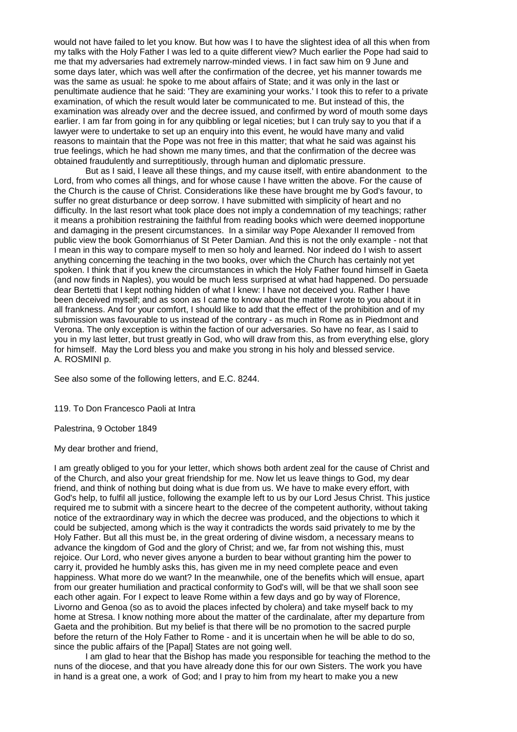would not have failed to let you know. But how was I to have the slightest idea of all this when from my talks with the Holy Father I was led to a quite different view? Much earlier the Pope had said to me that my adversaries had extremely narrow-minded views. I in fact saw him on 9 June and some days later, which was well after the confirmation of the decree, yet his manner towards me was the same as usual: he spoke to me about affairs of State; and it was only in the last or penultimate audience that he said: 'They are examining your works.' I took this to refer to a private examination, of which the result would later be communicated to me. But instead of this, the examination was already over and the decree issued, and confirmed by word of mouth some days earlier. I am far from going in for any quibbling or legal niceties; but I can truly say to you that if a lawyer were to undertake to set up an enquiry into this event, he would have many and valid reasons to maintain that the Pope was not free in this matter; that what he said was against his true feelings, which he had shown me many times, and that the confirmation of the decree was obtained fraudulently and surreptitiously, through human and diplomatic pressure.

But as I said, I leave all these things, and my cause itself, with entire abandonment to the Lord, from who comes all things, and for whose cause I have written the above. For the cause of the Church is the cause of Christ. Considerations like these have brought me by God's favour, to suffer no great disturbance or deep sorrow. I have submitted with simplicity of heart and no difficulty. In the last resort what took place does not imply a condemnation of my teachings; rather it means a prohibition restraining the faithful from reading books which were deemed inopportune and damaging in the present circumstances. In a similar way Pope Alexander II removed from public view the book Gomorrhianus of St Peter Damian. And this is not the only example - not that I mean in this way to compare myself to men so holy and learned. Nor indeed do I wish to assert anything concerning the teaching in the two books, over which the Church has certainly not yet spoken. I think that if you knew the circumstances in which the Holy Father found himself in Gaeta (and now finds in Naples), you would be much less surprised at what had happened. Do persuade dear Bertetti that I kept nothing hidden of what I knew: I have not deceived you. Rather I have been deceived myself; and as soon as I came to know about the matter I wrote to you about it in all frankness. And for your comfort, I should like to add that the effect of the prohibition and of my submission was favourable to us instead of the contrary - as much in Rome as in Piedmont and Verona. The only exception is within the faction of our adversaries. So have no fear, as I said to you in my last letter, but trust greatly in God, who will draw from this, as from everything else, glory for himself. May the Lord bless you and make you strong in his holy and blessed service.
A. ROSMINI p.

See also some of the following letters, and E.C. 8244.

## 119. To Don Francesco Paoli at Intra

Palestrina, 9 October 1849

My dear brother and friend,

I am greatly obliged to you for your letter, which shows both ardent zeal for the cause of Christ and of the Church, and also your great friendship for me. Now let us leave things to God, my dear friend, and think of nothing but doing what is due from us. We have to make every effort, with God's help, to fulfil all justice, following the example left to us by our Lord Jesus Christ. This justice required me to submit with a sincere heart to the decree of the competent authority, without taking notice of the extraordinary way in which the decree was produced, and the objections to which it could be subjected, among which is the way it contradicts the words said privately to me by the Holy Father. But all this must be, in the great ordering of divine wisdom, a necessary means to advance the kingdom of God and the glory of Christ; and we, far from not wishing this, must rejoice. Our Lord, who never gives anyone a burden to bear without granting him the power to carry it, provided he humbly asks this, has given me in my need complete peace and even happiness. What more do we want? In the meanwhile, one of the benefits which will ensue, apart from our greater humiliation and practical conformity to God's will, will be that we shall soon see each other again. For I expect to leave Rome within a few days and go by way of Florence, Livorno and Genoa (so as to avoid the places infected by cholera) and take myself back to my home at Stresa. I know nothing more about the matter of the cardinalate, after my departure from Gaeta and the prohibition. But my belief is that there will be no promotion to the sacred purple before the return of the Holy Father to Rome - and it is uncertain when he will be able to do so, since the public affairs of the [Papal] States are not going well.

I am glad to hear that the Bishop has made you responsible for teaching the method to the nuns of the diocese, and that you have already done this for our own Sisters. The work you have in hand is a great one, a work of God; and I pray to him from my heart to make you a new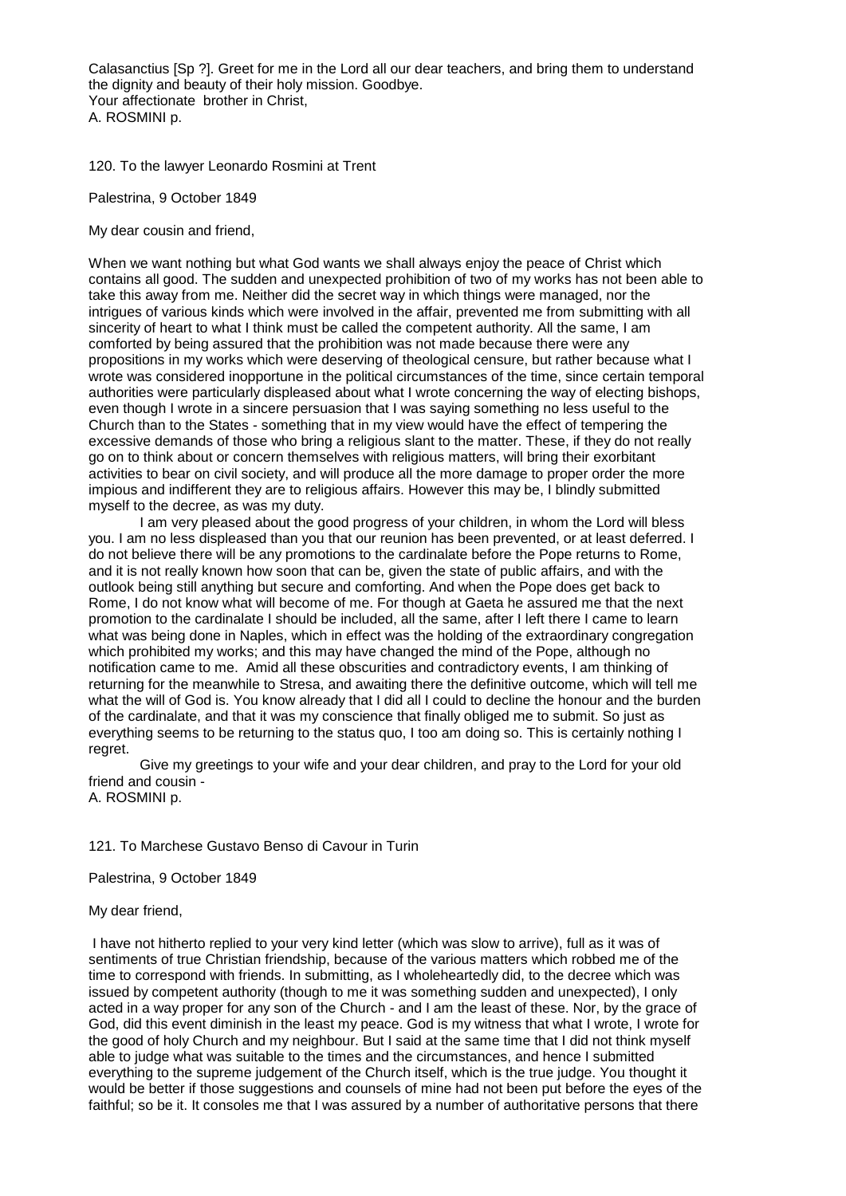Calasanctius [Sp ?]. Greet for me in the Lord all our dear teachers, and bring them to understand the dignity and beauty of their holy mission. Goodbye.
Your affectionate brother in Christ,
A. ROSMINI p.

120. To the lawyer Leonardo Rosmini at Trent

Palestrina, 9 October 1849

My dear cousin and friend,

When we want nothing but what God wants we shall always enjoy the peace of Christ which contains all good. The sudden and unexpected prohibition of two of my works has not been able to take this away from me. Neither did the secret way in which things were managed, nor the intrigues of various kinds which were involved in the affair, prevented me from submitting with all sincerity of heart to what I think must be called the competent authority. All the same, I am comforted by being assured that the prohibition was not made because there were any propositions in my works which were deserving of theological censure, but rather because what I wrote was considered inopportune in the political circumstances of the time, since certain temporal authorities were particularly displeased about what I wrote concerning the way of electing bishops, even though I wrote in a sincere persuasion that I was saying something no less useful to the Church than to the States - something that in my view would have the effect of tempering the excessive demands of those who bring a religious slant to the matter. These, if they do not really go on to think about or concern themselves with religious matters, will bring their exorbitant activities to bear on civil society, and will produce all the more damage to proper order the more impious and indifferent they are to religious affairs. However this may be, I blindly submitted myself to the decree, as was my duty.

I am very pleased about the good progress of your children, in whom the Lord will bless you. I am no less displeased than you that our reunion has been prevented, or at least deferred. I do not believe there will be any promotions to the cardinalate before the Pope returns to Rome, and it is not really known how soon that can be, given the state of public affairs, and with the outlook being still anything but secure and comforting. And when the Pope does get back to Rome, I do not know what will become of me. For though at Gaeta he assured me that the next promotion to the cardinalate I should be included, all the same, after I left there I came to learn what was being done in Naples, which in effect was the holding of the extraordinary congregation which prohibited my works; and this may have changed the mind of the Pope, although no notification came to me. Amid all these obscurities and contradictory events, I am thinking of returning for the meanwhile to Stresa, and awaiting there the definitive outcome, which will tell me what the will of God is. You know already that I did all I could to decline the honour and the burden of the cardinalate, and that it was my conscience that finally obliged me to submit. So just as everything seems to be returning to the status quo, I too am doing so. This is certainly nothing I regret.

Give my greetings to your wife and your dear children, and pray to the Lord for your old friend and cousin -
A. ROSMINI p.

121. To Marchese Gustavo Benso di Cavour in Turin

Palestrina, 9 October 1849

My dear friend,

I have not hitherto replied to your very kind letter (which was slow to arrive), full as it was of sentiments of true Christian friendship, because of the various matters which robbed me of the time to correspond with friends. In submitting, as I wholeheartedly did, to the decree which was issued by competent authority (though to me it was something sudden and unexpected), I only acted in a way proper for any son of the Church - and I am the least of these. Nor, by the grace of God, did this event diminish in the least my peace. God is my witness that what I wrote, I wrote for the good of holy Church and my neighbour. But I said at the same time that I did not think myself able to judge what was suitable to the times and the circumstances, and hence I submitted everything to the supreme judgement of the Church itself, which is the true judge. You thought it would be better if those suggestions and counsels of mine had not been put before the eyes of the faithful; so be it. It consoles me that I was assured by a number of authoritative persons that there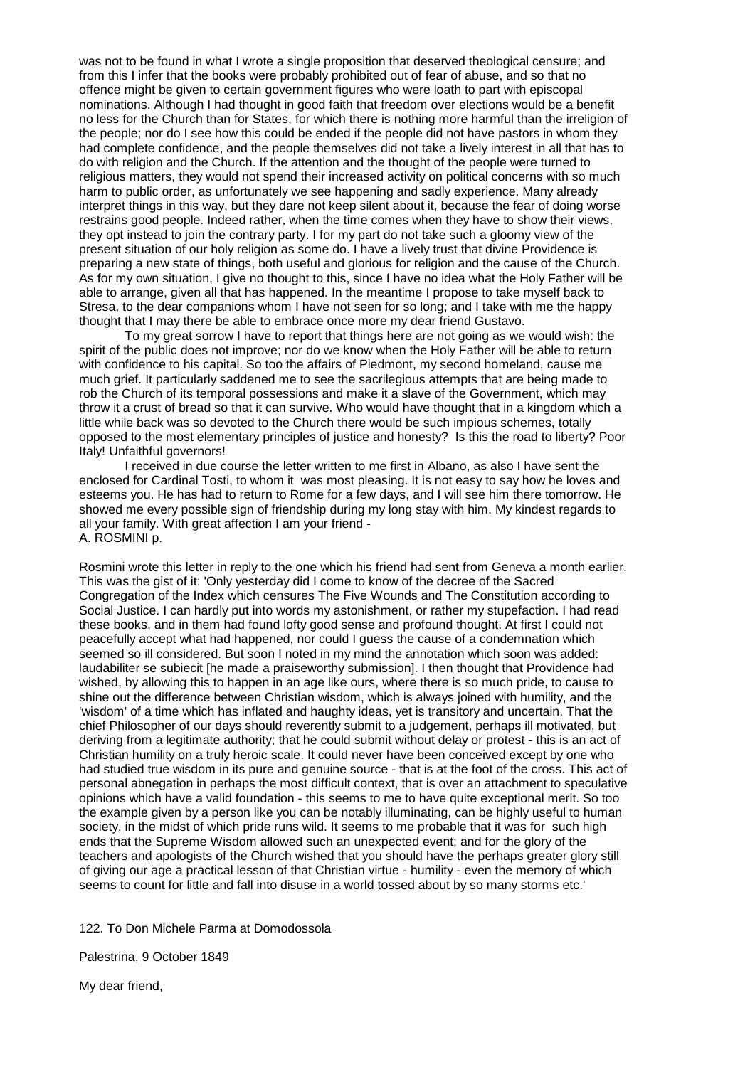was not to be found in what I wrote a single proposition that deserved theological censure; and from this I infer that the books were probably prohibited out of fear of abuse, and so that no offence might be given to certain government figures who were loath to part with episcopal nominations. Although I had thought in good faith that freedom over elections would be a benefit no less for the Church than for States, for which there is nothing more harmful than the irreligion of the people; nor do I see how this could be ended if the people did not have pastors in whom they had complete confidence, and the people themselves did not take a lively interest in all that has to do with religion and the Church. If the attention and the thought of the people were turned to religious matters, they would not spend their increased activity on political concerns with so much harm to public order, as unfortunately we see happening and sadly experience. Many already interpret things in this way, but they dare not keep silent about it, because the fear of doing worse restrains good people. Indeed rather, when the time comes when they have to show their views, they opt instead to join the contrary party. I for my part do not take such a gloomy view of the present situation of our holy religion as some do. I have a lively trust that divine Providence is preparing a new state of things, both useful and glorious for religion and the cause of the Church. As for my own situation, I give no thought to this, since I have no idea what the Holy Father will be able to arrange, given all that has happened. In the meantime I propose to take myself back to Stresa, to the dear companions whom I have not seen for so long; and I take with me the happy thought that I may there be able to embrace once more my dear friend Gustavo.

To my great sorrow I have to report that things here are not going as we would wish: the spirit of the public does not improve; nor do we know when the Holy Father will be able to return with confidence to his capital. So too the affairs of Piedmont, my second homeland, cause me much grief. It particularly saddened me to see the sacrilegious attempts that are being made to rob the Church of its temporal possessions and make it a slave of the Government, which may throw it a crust of bread so that it can survive. Who would have thought that in a kingdom which a little while back was so devoted to the Church there would be such impious schemes, totally opposed to the most elementary principles of justice and honesty? Is this the road to liberty? Poor Italy! Unfaithful governors!

I received in due course the letter written to me first in Albano, as also I have sent the enclosed for Cardinal Tosti, to whom it was most pleasing. It is not easy to say how he loves and esteems you. He has had to return to Rome for a few days, and I will see him there tomorrow. He showed me every possible sign of friendship during my long stay with him. My kindest regards to all your family. With great affection I am your friend -
A. ROSMINI p.

Rosmini wrote this letter in reply to the one which his friend had sent from Geneva a month earlier. This was the gist of it: 'Only yesterday did I come to know of the decree of the Sacred Congregation of the Index which censures The Five Wounds and The Constitution according to Social Justice. I can hardly put into words my astonishment, or rather my stupefaction. I had read these books, and in them had found lofty good sense and profound thought. At first I could not peacefully accept what had happened, nor could I guess the cause of a condemnation which seemed so ill considered. But soon I noted in my mind the annotation which soon was added: laudabiliter se subiecit [he made a praiseworthy submission]. I then thought that Providence had wished, by allowing this to happen in an age like ours, where there is so much pride, to cause to shine out the difference between Christian wisdom, which is always joined with humility, and the 'wisdom' of a time which has inflated and haughty ideas, yet is transitory and uncertain. That the chief Philosopher of our days should reverently submit to a judgement, perhaps ill motivated, but deriving from a legitimate authority; that he could submit without delay or protest - this is an act of Christian humility on a truly heroic scale. It could never have been conceived except by one who had studied true wisdom in its pure and genuine source - that is at the foot of the cross. This act of personal abnegation in perhaps the most difficult context, that is over an attachment to speculative opinions which have a valid foundation - this seems to me to have quite exceptional merit. So too the example given by a person like you can be notably illuminating, can be highly useful to human society, in the midst of which pride runs wild. It seems to me probable that it was for such high ends that the Supreme Wisdom allowed such an unexpected event; and for the glory of the teachers and apologists of the Church wished that you should have the perhaps greater glory still of giving our age a practical lesson of that Christian virtue - humility - even the memory of which seems to count for little and fall into disuse in a world tossed about by so many storms etc.'

122. To Don Michele Parma at Domodossola

Palestrina, 9 October 1849

My dear friend,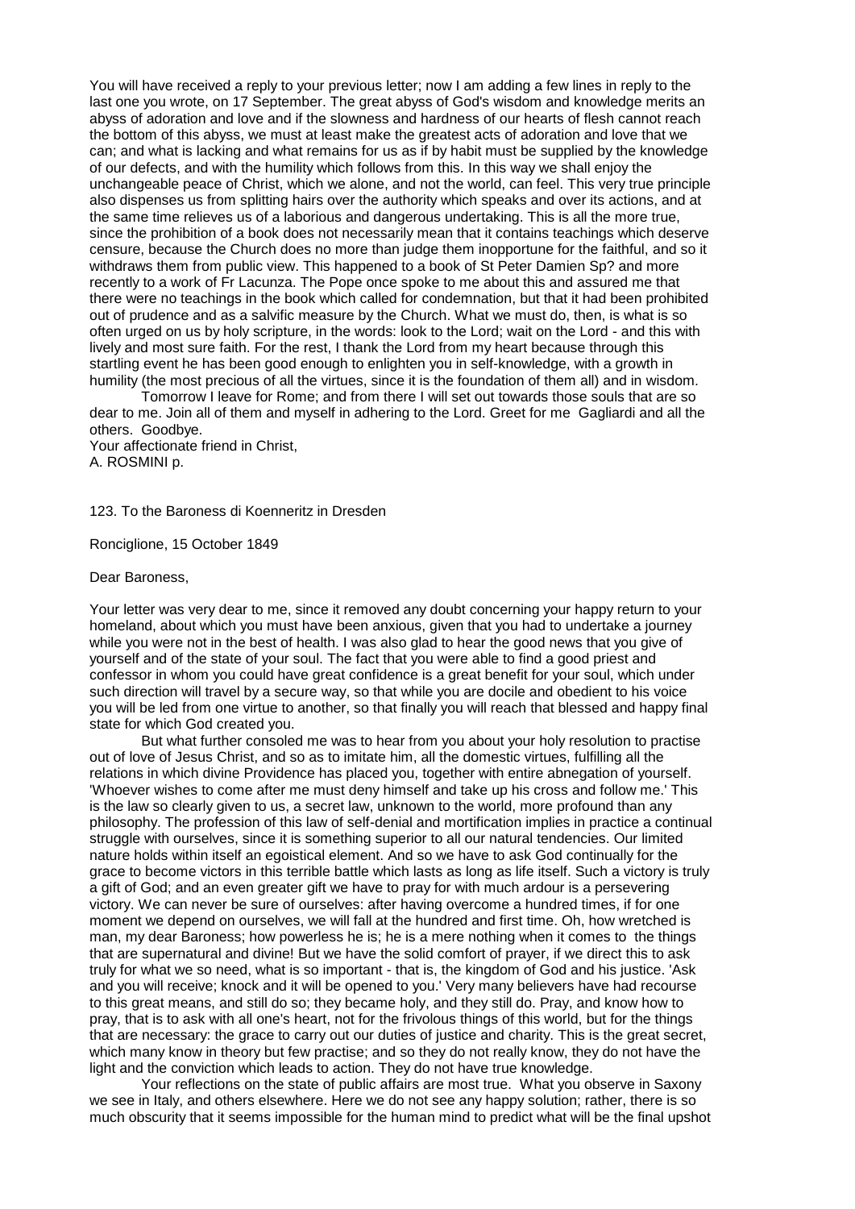You will have received a reply to your previous letter; now I am adding a few lines in reply to the last one you wrote, on 17 September. The great abyss of God's wisdom and knowledge merits an abyss of adoration and love and if the slowness and hardness of our hearts of flesh cannot reach the bottom of this abyss, we must at least make the greatest acts of adoration and love that we can; and what is lacking and what remains for us as if by habit must be supplied by the knowledge of our defects, and with the humility which follows from this. In this way we shall enjoy the unchangeable peace of Christ, which we alone, and not the world, can feel. This very true principle also dispenses us from splitting hairs over the authority which speaks and over its actions, and at the same time relieves us of a laborious and dangerous undertaking. This is all the more true, since the prohibition of a book does not necessarily mean that it contains teachings which deserve censure, because the Church does no more than judge them inopportune for the faithful, and so it withdraws them from public view. This happened to a book of St Peter Damien Sp? and more recently to a work of Fr Lacunza. The Pope once spoke to me about this and assured me that there were no teachings in the book which called for condemnation, but that it had been prohibited out of prudence and as a salvific measure by the Church. What we must do, then, is what is so often urged on us by holy scripture, in the words: look to the Lord; wait on the Lord - and this with lively and most sure faith. For the rest, I thank the Lord from my heart because through this startling event he has been good enough to enlighten you in self-knowledge, with a growth in humility (the most precious of all the virtues, since it is the foundation of them all) and in wisdom.

Tomorrow I leave for Rome; and from there I will set out towards those souls that are so dear to me. Join all of them and myself in adhering to the Lord. Greet for me Gagliardi and all the others. Goodbye.

Your affectionate friend in Christ,
A. ROSMINI p.

123. To the Baroness di Koenneritz in Dresden

Ronciglione, 15 October 1849

Dear Baroness,

Your letter was very dear to me, since it removed any doubt concerning your happy return to your homeland, about which you must have been anxious, given that you had to undertake a journey while you were not in the best of health. I was also glad to hear the good news that you give of yourself and of the state of your soul. The fact that you were able to find a good priest and confessor in whom you could have great confidence is a great benefit for your soul, which under such direction will travel by a secure way, so that while you are docile and obedient to his voice you will be led from one virtue to another, so that finally you will reach that blessed and happy final state for which God created you.

But what further consoled me was to hear from you about your holy resolution to practise out of love of Jesus Christ, and so as to imitate him, all the domestic virtues, fulfilling all the relations in which divine Providence has placed you, together with entire abnegation of yourself. 'Whoever wishes to come after me must deny himself and take up his cross and follow me.' This is the law so clearly given to us, a secret law, unknown to the world, more profound than any philosophy. The profession of this law of self-denial and mortification implies in practice a continual struggle with ourselves, since it is something superior to all our natural tendencies. Our limited nature holds within itself an egoistical element. And so we have to ask God continually for the grace to become victors in this terrible battle which lasts as long as life itself. Such a victory is truly a gift of God; and an even greater gift we have to pray for with much ardour is a persevering victory. We can never be sure of ourselves: after having overcome a hundred times, if for one moment we depend on ourselves, we will fall at the hundred and first time. Oh, how wretched is man, my dear Baroness; how powerless he is; he is a mere nothing when it comes to the things that are supernatural and divine! But we have the solid comfort of prayer, if we direct this to ask truly for what we so need, what is so important - that is, the kingdom of God and his justice. 'Ask and you will receive; knock and it will be opened to you.' Very many believers have had recourse to this great means, and still do so; they became holy, and they still do. Pray, and know how to pray, that is to ask with all one's heart, not for the frivolous things of this world, but for the things that are necessary: the grace to carry out our duties of justice and charity. This is the great secret, which many know in theory but few practise; and so they do not really know, they do not have the light and the conviction which leads to action. They do not have true knowledge.

Your reflections on the state of public affairs are most true. What you observe in Saxony we see in Italy, and others elsewhere. Here we do not see any happy solution; rather, there is so much obscurity that it seems impossible for the human mind to predict what will be the final upshot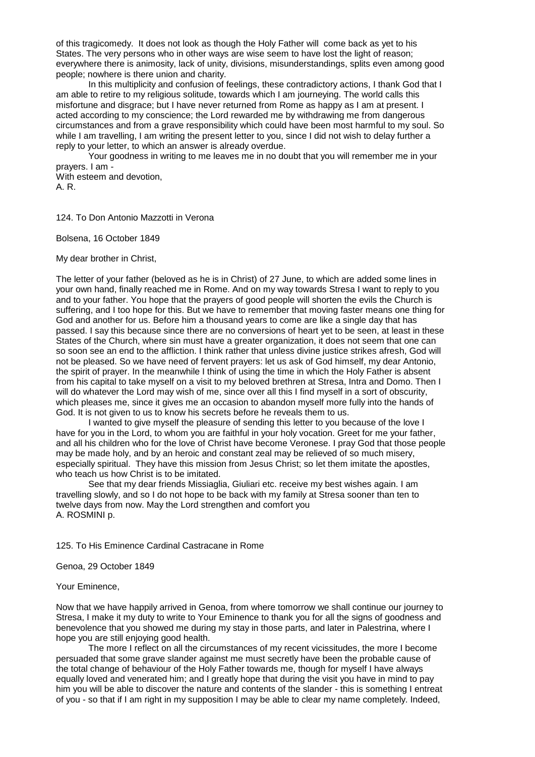of this tragicomedy. It does not look as though the Holy Father will come back as yet to his States. The very persons who in other ways are wise seem to have lost the light of reason; everywhere there is animosity, lack of unity, divisions, misunderstandings, splits even among good people; nowhere is there union and charity.

In this multiplicity and confusion of feelings, these contradictory actions, I thank God that I am able to retire to my religious solitude, towards which I am journeying. The world calls this misfortune and disgrace; but I have never returned from Rome as happy as I am at present. I acted according to my conscience; the Lord rewarded me by withdrawing me from dangerous circumstances and from a grave responsibility which could have been most harmful to my soul. So while I am travelling, I am writing the present letter to you, since I did not wish to delay further a reply to your letter, to which an answer is already overdue.

Your goodness in writing to me leaves me in no doubt that you will remember me in your prayers. I am -
With esteem and devotion,
A. R.

124. To Don Antonio Mazzotti in Verona

Bolsena, 16 October 1849

My dear brother in Christ,

The letter of your father (beloved as he is in Christ) of 27 June, to which are added some lines in your own hand, finally reached me in Rome. And on my way towards Stresa I want to reply to you and to your father. You hope that the prayers of good people will shorten the evils the Church is suffering, and I too hope for this. But we have to remember that moving faster means one thing for God and another for us. Before him a thousand years to come are like a single day that has passed. I say this because since there are no conversions of heart yet to be seen, at least in these States of the Church, where sin must have a greater organization, it does not seem that one can so soon see an end to the affliction. I think rather that unless divine justice strikes afresh, God will not be pleased. So we have need of fervent prayers: let us ask of God himself, my dear Antonio, the spirit of prayer. In the meanwhile I think of using the time in which the Holy Father is absent from his capital to take myself on a visit to my beloved brethren at Stresa, Intra and Domo. Then I will do whatever the Lord may wish of me, since over all this I find myself in a sort of obscurity, which pleases me, since it gives me an occasion to abandon myself more fully into the hands of God. It is not given to us to know his secrets before he reveals them to us.

I wanted to give myself the pleasure of sending this letter to you because of the love I have for you in the Lord, to whom you are faithful in your holy vocation. Greet for me your father, and all his children who for the love of Christ have become Veronese. I pray God that those people may be made holy, and by an heroic and constant zeal may be relieved of so much misery, especially spiritual. They have this mission from Jesus Christ; so let them imitate the apostles, who teach us how Christ is to be imitated.

See that my dear friends Missiaglia, Giuliari etc. receive my best wishes again. I am travelling slowly, and so I do not hope to be back with my family at Stresa sooner than ten to twelve days from now. May the Lord strengthen and comfort you
A. ROSMINI p.

125. To His Eminence Cardinal Castracane in Rome

Genoa, 29 October 1849

Your Eminence,

Now that we have happily arrived in Genoa, from where tomorrow we shall continue our journey to Stresa, I make it my duty to write to Your Eminence to thank you for all the signs of goodness and benevolence that you showed me during my stay in those parts, and later in Palestrina, where I hope you are still enjoying good health.

The more I reflect on all the circumstances of my recent vicissitudes, the more I become persuaded that some grave slander against me must secretly have been the probable cause of the total change of behaviour of the Holy Father towards me, though for myself I have always equally loved and venerated him; and I greatly hope that during the visit you have in mind to pay him you will be able to discover the nature and contents of the slander - this is something I entreat of you - so that if I am right in my supposition I may be able to clear my name completely. Indeed,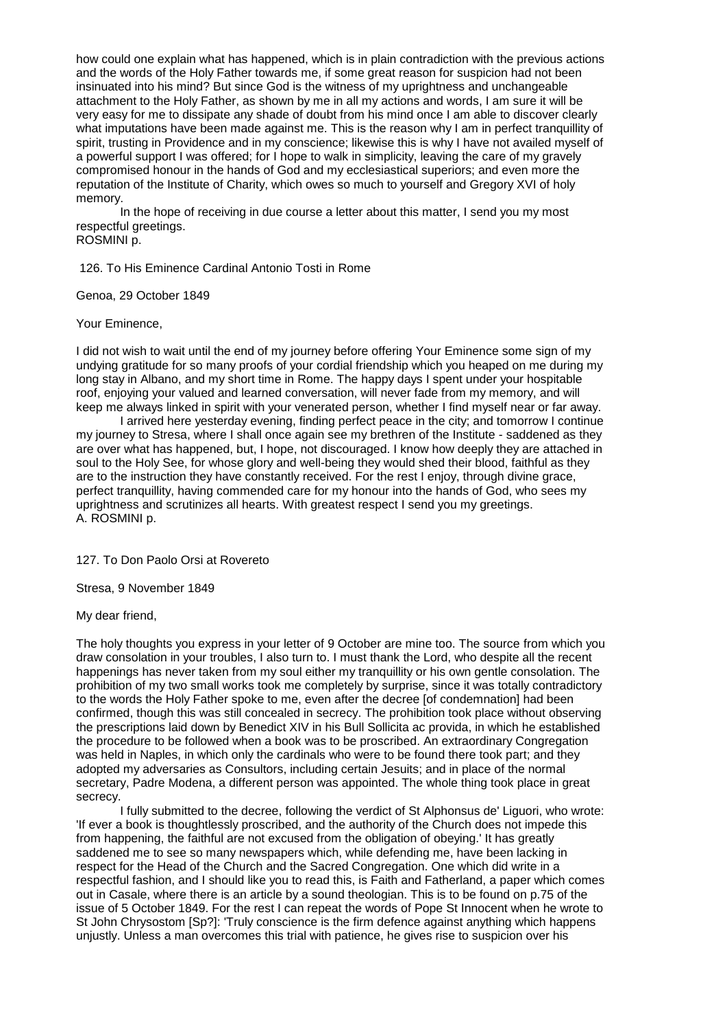how could one explain what has happened, which is in plain contradiction with the previous actions and the words of the Holy Father towards me, if some great reason for suspicion had not been insinuated into his mind? But since God is the witness of my uprightness and unchangeable attachment to the Holy Father, as shown by me in all my actions and words, I am sure it will be very easy for me to dissipate any shade of doubt from his mind once I am able to discover clearly what imputations have been made against me. This is the reason why I am in perfect tranquillity of spirit, trusting in Providence and in my conscience; likewise this is why I have not availed myself of a powerful support I was offered; for I hope to walk in simplicity, leaving the care of my gravely compromised honour in the hands of God and my ecclesiastical superiors; and even more the reputation of the Institute of Charity, which owes so much to yourself and Gregory XVI of holy memory.

In the hope of receiving in due course a letter about this matter, I send you my most respectful greetings.
ROSMINI p.

126. To His Eminence Cardinal Antonio Tosti in Rome

Genoa, 29 October 1849

Your Eminence,

I did not wish to wait until the end of my journey before offering Your Eminence some sign of my undying gratitude for so many proofs of your cordial friendship which you heaped on me during my long stay in Albano, and my short time in Rome. The happy days I spent under your hospitable roof, enjoying your valued and learned conversation, will never fade from my memory, and will keep me always linked in spirit with your venerated person, whether I find myself near or far away.

I arrived here yesterday evening, finding perfect peace in the city; and tomorrow I continue my journey to Stresa, where I shall once again see my brethren of the Institute - saddened as they are over what has happened, but, I hope, not discouraged. I know how deeply they are attached in soul to the Holy See, for whose glory and well-being they would shed their blood, faithful as they are to the instruction they have constantly received. For the rest I enjoy, through divine grace, perfect tranquillity, having commended care for my honour into the hands of God, who sees my uprightness and scrutinizes all hearts. With greatest respect I send you my greetings.
A. ROSMINI p.

127. To Don Paolo Orsi at Rovereto

Stresa, 9 November 1849

My dear friend,

The holy thoughts you express in your letter of 9 October are mine too. The source from which you draw consolation in your troubles, I also turn to. I must thank the Lord, who despite all the recent happenings has never taken from my soul either my tranquillity or his own gentle consolation. The prohibition of my two small works took me completely by surprise, since it was totally contradictory to the words the Holy Father spoke to me, even after the decree [of condemnation] had been confirmed, though this was still concealed in secrecy. The prohibition took place without observing the prescriptions laid down by Benedict XIV in his Bull Sollicita ac provida, in which he established the procedure to be followed when a book was to be proscribed. An extraordinary Congregation was held in Naples, in which only the cardinals who were to be found there took part; and they adopted my adversaries as Consultors, including certain Jesuits; and in place of the normal secretary, Padre Modena, a different person was appointed. The whole thing took place in great secrecy.

I fully submitted to the decree, following the verdict of St Alphonsus de' Liguori, who wrote: 'If ever a book is thoughtlessly proscribed, and the authority of the Church does not impede this from happening, the faithful are not excused from the obligation of obeying.' It has greatly saddened me to see so many newspapers which, while defending me, have been lacking in respect for the Head of the Church and the Sacred Congregation. One which did write in a respectful fashion, and I should like you to read this, is Faith and Fatherland, a paper which comes out in Casale, where there is an article by a sound theologian. This is to be found on p.75 of the issue of 5 October 1849. For the rest I can repeat the words of Pope St Innocent when he wrote to St John Chrysostom [Sp?]: 'Truly conscience is the firm defence against anything which happens unjustly. Unless a man overcomes this trial with patience, he gives rise to suspicion over his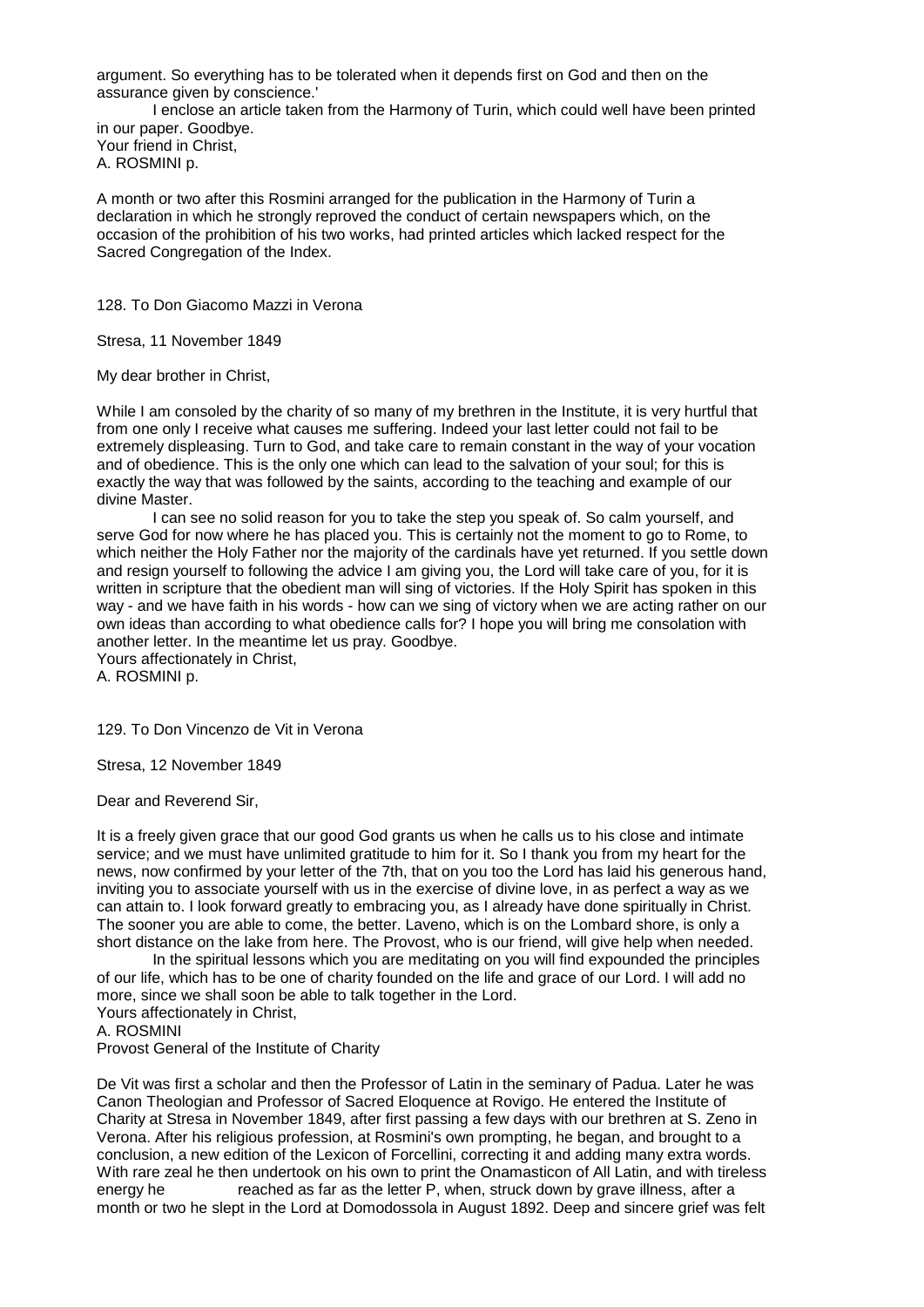argument. So everything has to be tolerated when it depends first on God and then on the assurance given by conscience.'

I enclose an article taken from the Harmony of Turin, which could well have been printed in our paper. Goodbye.

Your friend in Christ,
A. ROSMINI p.

A month or two after this Rosmini arranged for the publication in the Harmony of Turin a declaration in which he strongly reproved the conduct of certain newspapers which, on the occasion of the prohibition of his two works, had printed articles which lacked respect for the Sacred Congregation of the Index.

128. To Don Giacomo Mazzi in Verona

Stresa, 11 November 1849

My dear brother in Christ,

While I am consoled by the charity of so many of my brethren in the Institute, it is very hurtful that from one only I receive what causes me suffering. Indeed your last letter could not fail to be extremely displeasing. Turn to God, and take care to remain constant in the way of your vocation and of obedience. This is the only one which can lead to the salvation of your soul; for this is exactly the way that was followed by the saints, according to the teaching and example of our divine Master.

I can see no solid reason for you to take the step you speak of. So calm yourself, and serve God for now where he has placed you. This is certainly not the moment to go to Rome, to which neither the Holy Father nor the majority of the cardinals have yet returned. If you settle down and resign yourself to following the advice I am giving you, the Lord will take care of you, for it is written in scripture that the obedient man will sing of victories. If the Holy Spirit has spoken in this way - and we have faith in his words - how can we sing of victory when we are acting rather on our own ideas than according to what obedience calls for? I hope you will bring me consolation with another letter. In the meantime let us pray. Goodbye.

Yours affectionately in Christ,
A. ROSMINI p.

129. To Don Vincenzo de Vit in Verona

Stresa, 12 November 1849

Dear and Reverend Sir,

It is a freely given grace that our good God grants us when he calls us to his close and intimate service; and we must have unlimited gratitude to him for it. So I thank you from my heart for the news, now confirmed by your letter of the 7th, that on you too the Lord has laid his generous hand, inviting you to associate yourself with us in the exercise of divine love, in as perfect a way as we can attain to. I look forward greatly to embracing you, as I already have done spiritually in Christ. The sooner you are able to come, the better. Laveno, which is on the Lombard shore, is only a short distance on the lake from here. The Provost, who is our friend, will give help when needed.

In the spiritual lessons which you are meditating on you will find expounded the principles of our life, which has to be one of charity founded on the life and grace of our Lord. I will add no more, since we shall soon be able to talk together in the Lord.

Yours affectionately in Christ,
A. ROSMINI
Provost General of the Institute of Charity

De Vit was first a scholar and then the Professor of Latin in the seminary of Padua. Later he was Canon Theologian and Professor of Sacred Eloquence at Rovigo. He entered the Institute of Charity at Stresa in November 1849, after first passing a few days with our brethren at S. Zeno in Verona. After his religious profession, at Rosmini's own prompting, he began, and brought to a conclusion, a new edition of the Lexicon of Forcellini, correcting it and adding many extra words. With rare zeal he then undertook on his own to print the Onamasticon of All Latin, and with tireless energy he reached as far as the letter P, when, struck down by grave illness, after a month or two he slept in the Lord at Domodossola in August 1892. Deep and sincere grief was felt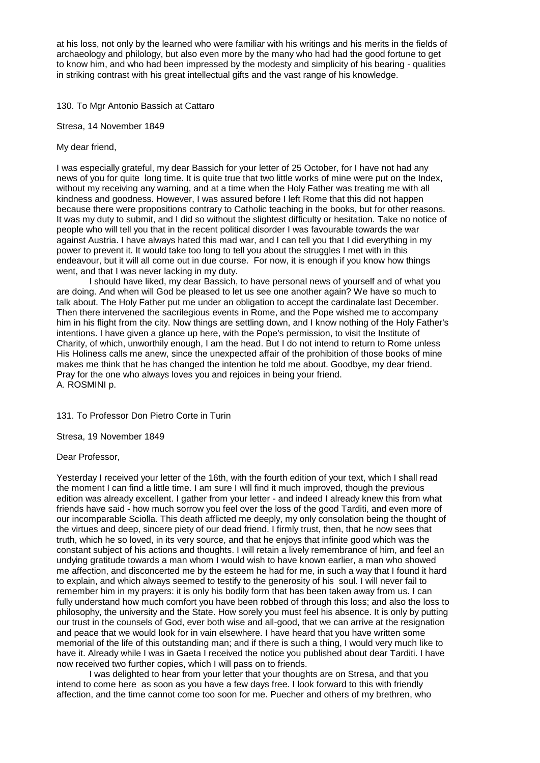at his loss, not only by the learned who were familiar with his writings and his merits in the fields of archaeology and philology, but also even more by the many who had had the good fortune to get to know him, and who had been impressed by the modesty and simplicity of his bearing - qualities in striking contrast with his great intellectual gifts and the vast range of his knowledge.

130. To Mgr Antonio Bassich at Cattaro

Stresa, 14 November 1849

My dear friend,

I was especially grateful, my dear Bassich for your letter of 25 October, for I have not had any news of you for quite long time. It is quite true that two little works of mine were put on the Index, without my receiving any warning, and at a time when the Holy Father was treating me with all kindness and goodness. However, I was assured before I left Rome that this did not happen because there were propositions contrary to Catholic teaching in the books, but for other reasons. It was my duty to submit, and I did so without the slightest difficulty or hesitation. Take no notice of people who will tell you that in the recent political disorder I was favourable towards the war against Austria. I have always hated this mad war, and I can tell you that I did everything in my power to prevent it. It would take too long to tell you about the struggles I met with in this endeavour, but it will all come out in due course. For now, it is enough if you know how things went, and that I was never lacking in my duty.

I should have liked, my dear Bassich, to have personal news of yourself and of what you are doing. And when will God be pleased to let us see one another again? We have so much to talk about. The Holy Father put me under an obligation to accept the cardinalate last December. Then there intervened the sacrilegious events in Rome, and the Pope wished me to accompany him in his flight from the city. Now things are settling down, and I know nothing of the Holy Father's intentions. I have given a glance up here, with the Pope's permission, to visit the Institute of Charity, of which, unworthily enough, I am the head. But I do not intend to return to Rome unless His Holiness calls me anew, since the unexpected affair of the prohibition of those books of mine makes me think that he has changed the intention he told me about. Goodbye, my dear friend. Pray for the one who always loves you and rejoices in being your friend.
A. ROSMINI p.

131. To Professor Don Pietro Corte in Turin

Stresa, 19 November 1849

Dear Professor,

Yesterday I received your letter of the 16th, with the fourth edition of your text, which I shall read the moment I can find a little time. I am sure I will find it much improved, though the previous edition was already excellent. I gather from your letter - and indeed I already knew this from what friends have said - how much sorrow you feel over the loss of the good Tarditi, and even more of our incomparable Sciolla. This death afflicted me deeply, my only consolation being the thought of the virtues and deep, sincere piety of our dead friend. I firmly trust, then, that he now sees that truth, which he so loved, in its very source, and that he enjoys that infinite good which was the constant subject of his actions and thoughts. I will retain a lively remembrance of him, and feel an undying gratitude towards a man whom I would wish to have known earlier, a man who showed me affection, and disconcerted me by the esteem he had for me, in such a way that I found it hard to explain, and which always seemed to testify to the generosity of his soul. I will never fail to remember him in my prayers: it is only his bodily form that has been taken away from us. I can fully understand how much comfort you have been robbed of through this loss; and also the loss to philosophy, the university and the State. How sorely you must feel his absence. It is only by putting our trust in the counsels of God, ever both wise and all-good, that we can arrive at the resignation and peace that we would look for in vain elsewhere. I have heard that you have written some memorial of the life of this outstanding man; and if there is such a thing, I would very much like to have it. Already while I was in Gaeta I received the notice you published about dear Tarditi. I have now received two further copies, which I will pass on to friends.

I was delighted to hear from your letter that your thoughts are on Stresa, and that you intend to come here as soon as you have a few days free. I look forward to this with friendly affection, and the time cannot come too soon for me. Puecher and others of my brethren, who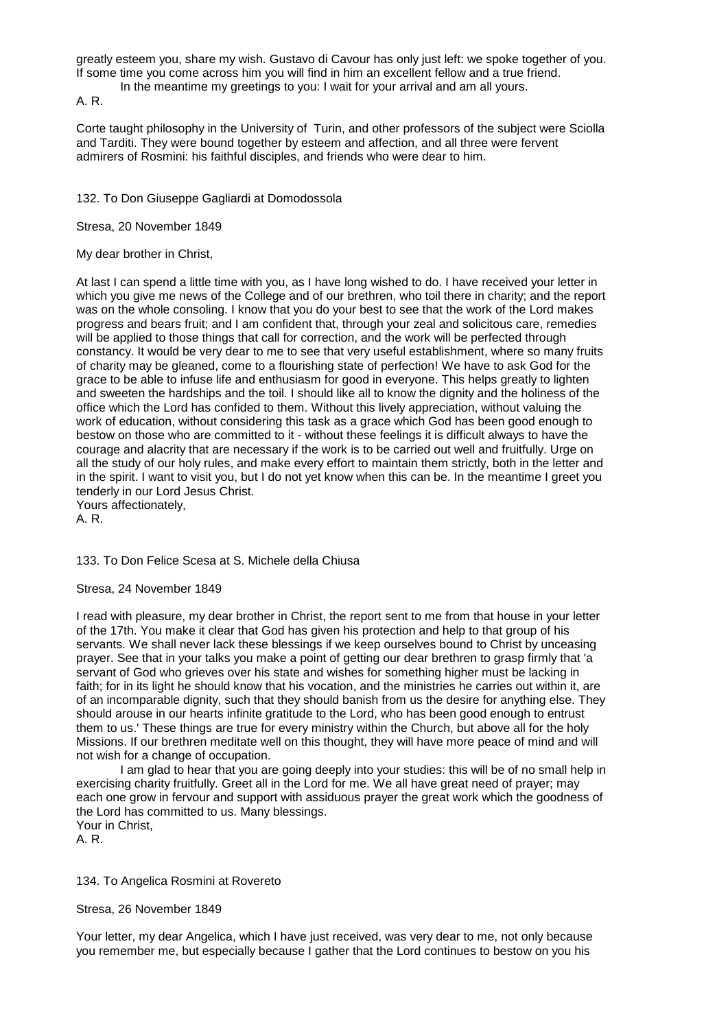greatly esteem you, share my wish. Gustavo di Cavour has only just left: we spoke together of you. If some time you come across him you will find in him an excellent fellow and a true friend.

In the meantime my greetings to you: I wait for your arrival and am all yours.

A. R.

Corte taught philosophy in the University of Turin, and other professors of the subject were Sciolla and Tarditi. They were bound together by esteem and affection, and all three were fervent admirers of Rosmini: his faithful disciples, and friends who were dear to him.

132. To Don Giuseppe Gagliardi at Domodossola

Stresa, 20 November 1849

My dear brother in Christ,

At last I can spend a little time with you, as I have long wished to do. I have received your letter in which you give me news of the College and of our brethren, who toil there in charity; and the report was on the whole consoling. I know that you do your best to see that the work of the Lord makes progress and bears fruit; and I am confident that, through your zeal and solicitous care, remedies will be applied to those things that call for correction, and the work will be perfected through constancy. It would be very dear to me to see that very useful establishment, where so many fruits of charity may be gleaned, come to a flourishing state of perfection! We have to ask God for the grace to be able to infuse life and enthusiasm for good in everyone. This helps greatly to lighten and sweeten the hardships and the toil. I should like all to know the dignity and the holiness of the office which the Lord has confided to them. Without this lively appreciation, without valuing the work of education, without considering this task as a grace which God has been good enough to bestow on those who are committed to it - without these feelings it is difficult always to have the courage and alacrity that are necessary if the work is to be carried out well and fruitfully. Urge on all the study of our holy rules, and make every effort to maintain them strictly, both in the letter and in the spirit. I want to visit you, but I do not yet know when this can be. In the meantime I greet you tenderly in our Lord Jesus Christ.

Yours affectionately,

A. R.

133. To Don Felice Scesa at S. Michele della Chiusa

Stresa, 24 November 1849

I read with pleasure, my dear brother in Christ, the report sent to me from that house in your letter of the 17th. You make it clear that God has given his protection and help to that group of his servants. We shall never lack these blessings if we keep ourselves bound to Christ by unceasing prayer. See that in your talks you make a point of getting our dear brethren to grasp firmly that 'a servant of God who grieves over his state and wishes for something higher must be lacking in faith; for in its light he should know that his vocation, and the ministries he carries out within it, are of an incomparable dignity, such that they should banish from us the desire for anything else. They should arouse in our hearts infinite gratitude to the Lord, who has been good enough to entrust them to us.' These things are true for every ministry within the Church, but above all for the holy Missions. If our brethren meditate well on this thought, they will have more peace of mind and will not wish for a change of occupation.

I am glad to hear that you are going deeply into your studies: this will be of no small help in exercising charity fruitfully. Greet all in the Lord for me. We all have great need of prayer; may each one grow in fervour and support with assiduous prayer the great work which the goodness of the Lord has committed to us. Many blessings.

Your in Christ,

A. R.

134. To Angelica Rosmini at Rovereto

Stresa, 26 November 1849

Your letter, my dear Angelica, which I have just received, was very dear to me, not only because you remember me, but especially because I gather that the Lord continues to bestow on you his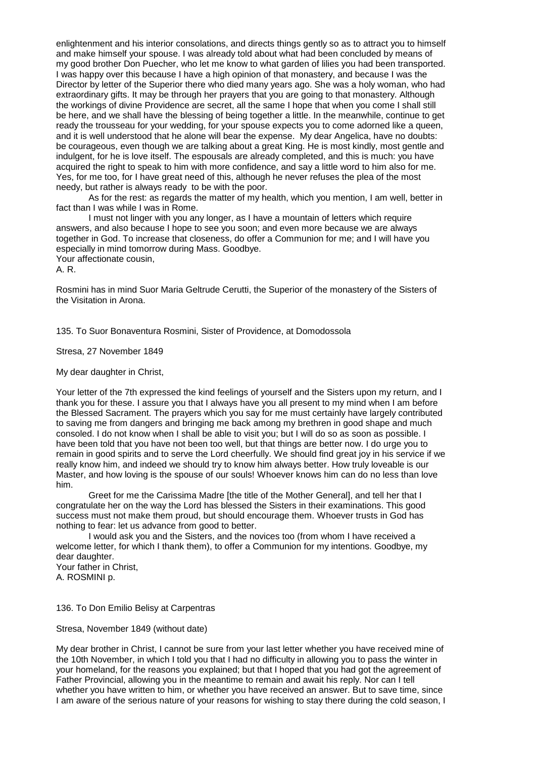enlightenment and his interior consolations, and directs things gently so as to attract you to himself and make himself your spouse. I was already told about what had been concluded by means of my good brother Don Puecher, who let me know to what garden of lilies you had been transported. I was happy over this because I have a high opinion of that monastery, and because I was the Director by letter of the Superior there who died many years ago. She was a holy woman, who had extraordinary gifts. It may be through her prayers that you are going to that monastery. Although the workings of divine Providence are secret, all the same I hope that when you come I shall still be here, and we shall have the blessing of being together a little. In the meanwhile, continue to get ready the trousseau for your wedding, for your spouse expects you to come adorned like a queen, and it is well understood that he alone will bear the expense. My dear Angelica, have no doubts: be courageous, even though we are talking about a great King. He is most kindly, most gentle and indulgent, for he is love itself. The espousals are already completed, and this is much: you have acquired the right to speak to him with more confidence, and say a little word to him also for me. Yes, for me too, for I have great need of this, although he never refuses the plea of the most needy, but rather is always ready to be with the poor.

As for the rest: as regards the matter of my health, which you mention, I am well, better in fact than I was while I was in Rome.

I must not linger with you any longer, as I have a mountain of letters which require answers, and also because I hope to see you soon; and even more because we are always together in God. To increase that closeness, do offer a Communion for me; and I will have you especially in mind tomorrow during Mass. Goodbye.

Your affectionate cousin,
A. R.

Rosmini has in mind Suor Maria Geltrude Cerutti, the Superior of the monastery of the Sisters of the Visitation in Arona.

135. To Suor Bonaventura Rosmini, Sister of Providence, at Domodossola

Stresa, 27 November 1849

My dear daughter in Christ,

Your letter of the 7th expressed the kind feelings of yourself and the Sisters upon my return, and I thank you for these. I assure you that I always have you all present to my mind when I am before the Blessed Sacrament. The prayers which you say for me must certainly have largely contributed to saving me from dangers and bringing me back among my brethren in good shape and much consoled. I do not know when I shall be able to visit you; but I will do so as soon as possible. I have been told that you have not been too well, but that things are better now. I do urge you to remain in good spirits and to serve the Lord cheerfully. We should find great joy in his service if we really know him, and indeed we should try to know him always better. How truly loveable is our Master, and how loving is the spouse of our souls! Whoever knows him can do no less than love him.

Greet for me the Carissima Madre [the title of the Mother General], and tell her that I congratulate her on the way the Lord has blessed the Sisters in their examinations. This good success must not make them proud, but should encourage them. Whoever trusts in God has nothing to fear: let us advance from good to better.

I would ask you and the Sisters, and the novices too (from whom I have received a welcome letter, for which I thank them), to offer a Communion for my intentions. Goodbye, my dear daughter.

Your father in Christ,
A. ROSMINI p.

136. To Don Emilio Belisy at Carpentras

Stresa, November 1849 (without date)

My dear brother in Christ, I cannot be sure from your last letter whether you have received mine of the 10th November, in which I told you that I had no difficulty in allowing you to pass the winter in your homeland, for the reasons you explained; but that I hoped that you had got the agreement of Father Provincial, allowing you in the meantime to remain and await his reply. Nor can I tell whether you have written to him, or whether you have received an answer. But to save time, since I am aware of the serious nature of your reasons for wishing to stay there during the cold season, I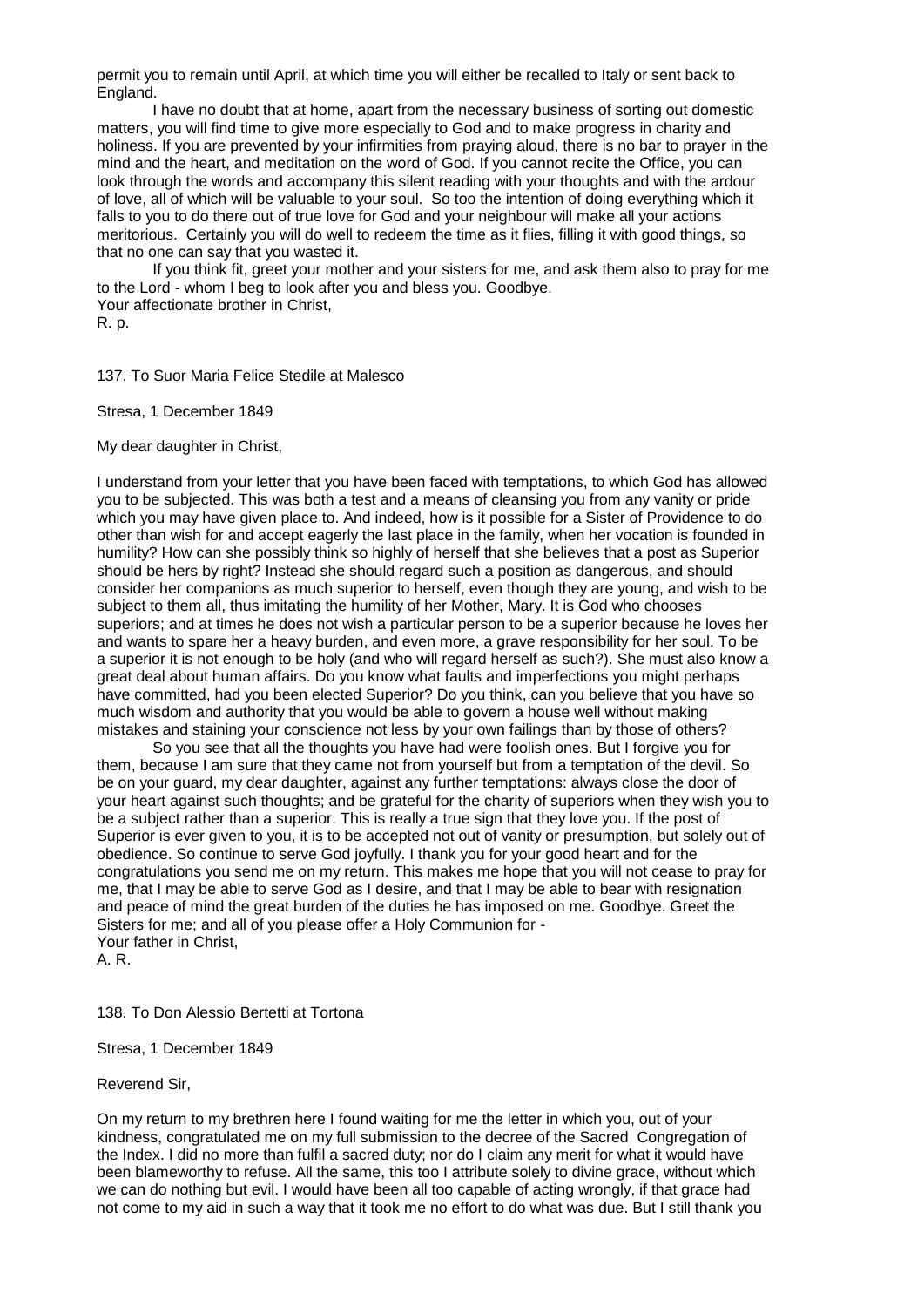permit you to remain until April, at which time you will either be recalled to Italy or sent back to England.

I have no doubt that at home, apart from the necessary business of sorting out domestic matters, you will find time to give more especially to God and to make progress in charity and holiness. If you are prevented by your infirmities from praying aloud, there is no bar to prayer in the mind and the heart, and meditation on the word of God. If you cannot recite the Office, you can look through the words and accompany this silent reading with your thoughts and with the ardour of love, all of which will be valuable to your soul. So too the intention of doing everything which it falls to you to do there out of true love for God and your neighbour will make all your actions meritorious. Certainly you will do well to redeem the time as it flies, filling it with good things, so that no one can say that you wasted it.

If you think fit, greet your mother and your sisters for me, and ask them also to pray for me to the Lord - whom I beg to look after you and bless you. Goodbye.

Your affectionate brother in Christ,
R. p.

137. To Suor Maria Felice Stedile at Malesco

Stresa, 1 December 1849

My dear daughter in Christ,

I understand from your letter that you have been faced with temptations, to which God has allowed you to be subjected. This was both a test and a means of cleansing you from any vanity or pride which you may have given place to. And indeed, how is it possible for a Sister of Providence to do other than wish for and accept eagerly the last place in the family, when her vocation is founded in humility? How can she possibly think so highly of herself that she believes that a post as Superior should be hers by right? Instead she should regard such a position as dangerous, and should consider her companions as much superior to herself, even though they are young, and wish to be subject to them all, thus imitating the humility of her Mother, Mary. It is God who chooses superiors; and at times he does not wish a particular person to be a superior because he loves her and wants to spare her a heavy burden, and even more, a grave responsibility for her soul. To be a superior it is not enough to be holy (and who will regard herself as such?). She must also know a great deal about human affairs. Do you know what faults and imperfections you might perhaps have committed, had you been elected Superior? Do you think, can you believe that you have so much wisdom and authority that you would be able to govern a house well without making mistakes and staining your conscience not less by your own failings than by those of others?

So you see that all the thoughts you have had were foolish ones. But I forgive you for them, because I am sure that they came not from yourself but from a temptation of the devil. So be on your guard, my dear daughter, against any further temptations: always close the door of your heart against such thoughts; and be grateful for the charity of superiors when they wish you to be a subject rather than a superior. This is really a true sign that they love you. If the post of Superior is ever given to you, it is to be accepted not out of vanity or presumption, but solely out of obedience. So continue to serve God joyfully. I thank you for your good heart and for the congratulations you send me on my return. This makes me hope that you will not cease to pray for me, that I may be able to serve God as I desire, and that I may be able to bear with resignation and peace of mind the great burden of the duties he has imposed on me. Goodbye. Greet the Sisters for me; and all of you please offer a Holy Communion for -

Your father in Christ,
A. R.

138. To Don Alessio Bertetti at Tortona

Stresa, 1 December 1849

Reverend Sir,

On my return to my brethren here I found waiting for me the letter in which you, out of your kindness, congratulated me on my full submission to the decree of the Sacred Congregation of the Index. I did no more than fulfil a sacred duty; nor do I claim any merit for what it would have been blameworthy to refuse. All the same, this too I attribute solely to divine grace, without which we can do nothing but evil. I would have been all too capable of acting wrongly, if that grace had not come to my aid in such a way that it took me no effort to do what was due. But I still thank you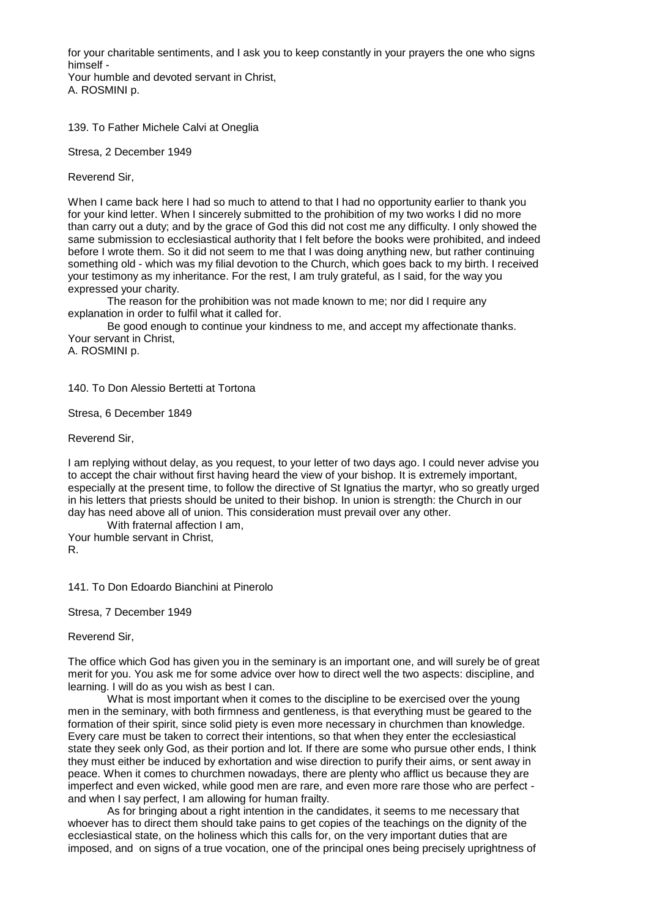for your charitable sentiments, and I ask you to keep constantly in your prayers the one who signs himself -
Your humble and devoted servant in Christ,
A. ROSMINI p.

139. To Father Michele Calvi at Oneglia

Stresa, 2 December 1949

Reverend Sir,

When I came back here I had so much to attend to that I had no opportunity earlier to thank you for your kind letter. When I sincerely submitted to the prohibition of my two works I did no more than carry out a duty; and by the grace of God this did not cost me any difficulty. I only showed the same submission to ecclesiastical authority that I felt before the books were prohibited, and indeed before I wrote them. So it did not seem to me that I was doing anything new, but rather continuing something old - which was my filial devotion to the Church, which goes back to my birth. I received your testimony as my inheritance. For the rest, I am truly grateful, as I said, for the way you expressed your charity.

The reason for the prohibition was not made known to me; nor did I require any explanation in order to fulfil what it called for.

Be good enough to continue your kindness to me, and accept my affectionate thanks.
Your servant in Christ,
A. ROSMINI p.

140. To Don Alessio Bertetti at Tortona

Stresa, 6 December 1849

Reverend Sir,

I am replying without delay, as you request, to your letter of two days ago. I could never advise you to accept the chair without first having heard the view of your bishop. It is extremely important, especially at the present time, to follow the directive of St Ignatius the martyr, who so greatly urged in his letters that priests should be united to their bishop. In union is strength: the Church in our day has need above all of union. This consideration must prevail over any other.

With fraternal affection I am,
Your humble servant in Christ,
R.

141. To Don Edoardo Bianchini at Pinerolo

Stresa, 7 December 1949

Reverend Sir,

The office which God has given you in the seminary is an important one, and will surely be of great merit for you. You ask me for some advice over how to direct well the two aspects: discipline, and learning. I will do as you wish as best I can.

What is most important when it comes to the discipline to be exercised over the young men in the seminary, with both firmness and gentleness, is that everything must be geared to the formation of their spirit, since solid piety is even more necessary in churchmen than knowledge. Every care must be taken to correct their intentions, so that when they enter the ecclesiastical state they seek only God, as their portion and lot. If there are some who pursue other ends, I think they must either be induced by exhortation and wise direction to purify their aims, or sent away in peace. When it comes to churchmen nowadays, there are plenty who afflict us because they are imperfect and even wicked, while good men are rare, and even more rare those who are perfect - and when I say perfect, I am allowing for human frailty.

As for bringing about a right intention in the candidates, it seems to me necessary that whoever has to direct them should take pains to get copies of the teachings on the dignity of the ecclesiastical state, on the holiness which this calls for, on the very important duties that are imposed, and on signs of a true vocation, one of the principal ones being precisely uprightness of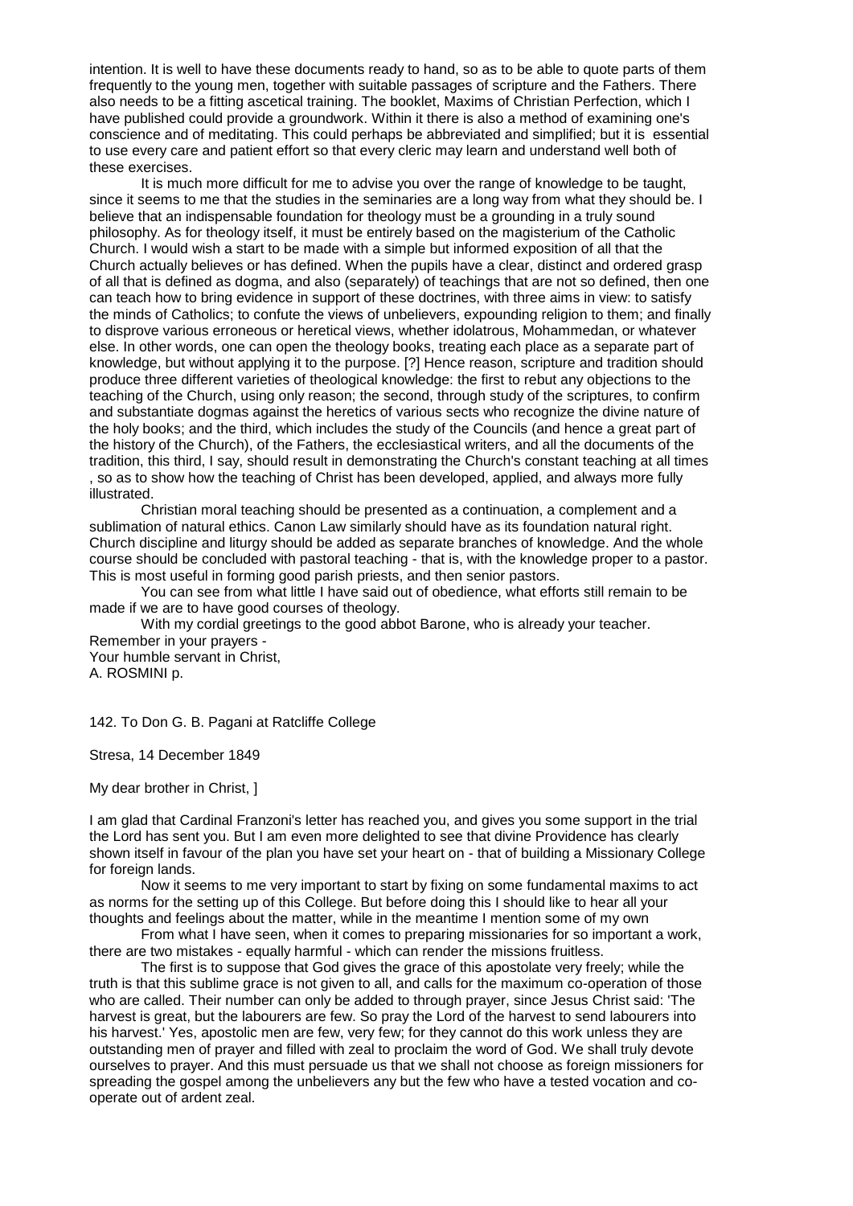intention. It is well to have these documents ready to hand, so as to be able to quote parts of them frequently to the young men, together with suitable passages of scripture and the Fathers. There also needs to be a fitting ascetical training. The booklet, Maxims of Christian Perfection, which I have published could provide a groundwork. Within it there is also a method of examining one's conscience and of meditating. This could perhaps be abbreviated and simplified; but it is essential to use every care and patient effort so that every cleric may learn and understand well both of these exercises.

It is much more difficult for me to advise you over the range of knowledge to be taught, since it seems to me that the studies in the seminaries are a long way from what they should be. I believe that an indispensable foundation for theology must be a grounding in a truly sound philosophy. As for theology itself, it must be entirely based on the magisterium of the Catholic Church. I would wish a start to be made with a simple but informed exposition of all that the Church actually believes or has defined. When the pupils have a clear, distinct and ordered grasp of all that is defined as dogma, and also (separately) of teachings that are not so defined, then one can teach how to bring evidence in support of these doctrines, with three aims in view: to satisfy the minds of Catholics; to confute the views of unbelievers, expounding religion to them; and finally to disprove various erroneous or heretical views, whether idolatrous, Mohammedan, or whatever else. In other words, one can open the theology books, treating each place as a separate part of knowledge, but without applying it to the purpose. [?] Hence reason, scripture and tradition should produce three different varieties of theological knowledge: the first to rebut any objections to the teaching of the Church, using only reason; the second, through study of the scriptures, to confirm and substantiate dogmas against the heretics of various sects who recognize the divine nature of the holy books; and the third, which includes the study of the Councils (and hence a great part of the history of the Church), of the Fathers, the ecclesiastical writers, and all the documents of the tradition, this third, I say, should result in demonstrating the Church's constant teaching at all times , so as to show how the teaching of Christ has been developed, applied, and always more fully illustrated.

Christian moral teaching should be presented as a continuation, a complement and a sublimation of natural ethics. Canon Law similarly should have as its foundation natural right. Church discipline and liturgy should be added as separate branches of knowledge. And the whole course should be concluded with pastoral teaching - that is, with the knowledge proper to a pastor. This is most useful in forming good parish priests, and then senior pastors.

You can see from what little I have said out of obedience, what efforts still remain to be made if we are to have good courses of theology.

With my cordial greetings to the good abbot Barone, who is already your teacher.
Remember in your prayers -
Your humble servant in Christ,
A. ROSMINI p.

142. To Don G. B. Pagani at Ratcliffe College

Stresa, 14 December 1849

My dear brother in Christ, ]

I am glad that Cardinal Franzoni's letter has reached you, and gives you some support in the trial the Lord has sent you. But I am even more delighted to see that divine Providence has clearly shown itself in favour of the plan you have set your heart on - that of building a Missionary College for foreign lands.

Now it seems to me very important to start by fixing on some fundamental maxims to act as norms for the setting up of this College. But before doing this I should like to hear all your thoughts and feelings about the matter, while in the meantime I mention some of my own

From what I have seen, when it comes to preparing missionaries for so important a work, there are two mistakes - equally harmful - which can render the missions fruitless.

The first is to suppose that God gives the grace of this apostolate very freely; while the truth is that this sublime grace is not given to all, and calls for the maximum co-operation of those who are called. Their number can only be added to through prayer, since Jesus Christ said: 'The harvest is great, but the labourers are few. So pray the Lord of the harvest to send labourers into his harvest.' Yes, apostolic men are few, very few; for they cannot do this work unless they are outstanding men of prayer and filled with zeal to proclaim the word of God. We shall truly devote ourselves to prayer. And this must persuade us that we shall not choose as foreign missioners for spreading the gospel among the unbelievers any but the few who have a tested vocation and co-operate out of ardent zeal.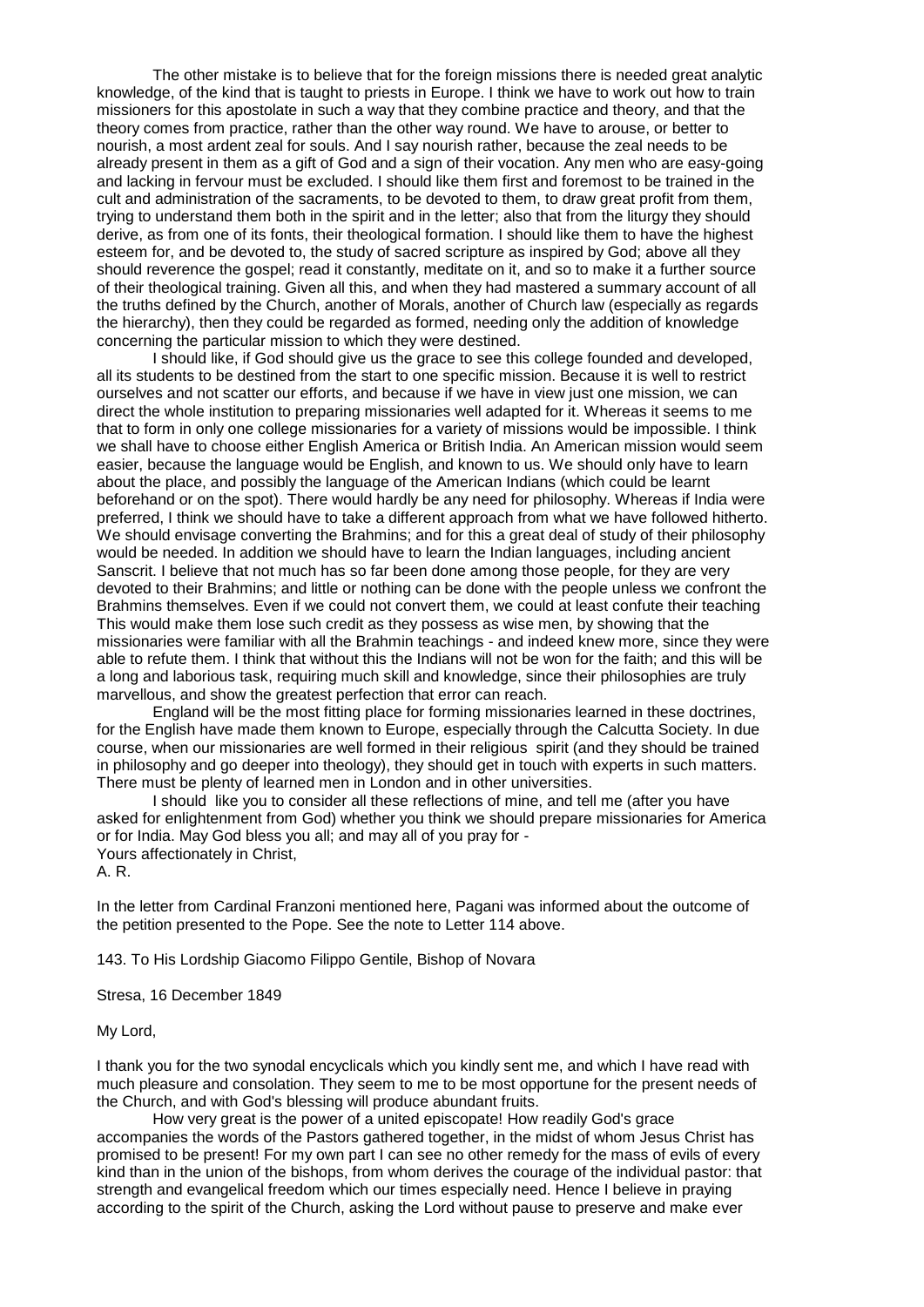The other mistake is to believe that for the foreign missions there is needed great analytic knowledge, of the kind that is taught to priests in Europe. I think we have to work out how to train missioners for this apostolate in such a way that they combine practice and theory, and that the theory comes from practice, rather than the other way round. We have to arouse, or better to nourish, a most ardent zeal for souls. And I say nourish rather, because the zeal needs to be already present in them as a gift of God and a sign of their vocation. Any men who are easy-going and lacking in fervour must be excluded. I should like them first and foremost to be trained in the cult and administration of the sacraments, to be devoted to them, to draw great profit from them, trying to understand them both in the spirit and in the letter; also that from the liturgy they should derive, as from one of its fonts, their theological formation. I should like them to have the highest esteem for, and be devoted to, the study of sacred scripture as inspired by God; above all they should reverence the gospel; read it constantly, meditate on it, and so to make it a further source of their theological training. Given all this, and when they had mastered a summary account of all the truths defined by the Church, another of Morals, another of Church law (especially as regards the hierarchy), then they could be regarded as formed, needing only the addition of knowledge concerning the particular mission to which they were destined.

I should like, if God should give us the grace to see this college founded and developed, all its students to be destined from the start to one specific mission. Because it is well to restrict ourselves and not scatter our efforts, and because if we have in view just one mission, we can direct the whole institution to preparing missionaries well adapted for it. Whereas it seems to me that to form in only one college missionaries for a variety of missions would be impossible. I think we shall have to choose either English America or British India. An American mission would seem easier, because the language would be English, and known to us. We should only have to learn about the place, and possibly the language of the American Indians (which could be learnt beforehand or on the spot). There would hardly be any need for philosophy. Whereas if India were preferred, I think we should have to take a different approach from what we have followed hitherto. We should envisage converting the Brahmins; and for this a great deal of study of their philosophy would be needed. In addition we should have to learn the Indian languages, including ancient Sanscrit. I believe that not much has so far been done among those people, for they are very devoted to their Brahmins; and little or nothing can be done with the people unless we confront the Brahmins themselves. Even if we could not convert them, we could at least confute their teaching This would make them lose such credit as they possess as wise men, by showing that the missionaries were familiar with all the Brahmin teachings - and indeed knew more, since they were able to refute them. I think that without this the Indians will not be won for the faith; and this will be a long and laborious task, requiring much skill and knowledge, since their philosophies are truly marvellous, and show the greatest perfection that error can reach.

England will be the most fitting place for forming missionaries learned in these doctrines, for the English have made them known to Europe, especially through the Calcutta Society. In due course, when our missionaries are well formed in their religious spirit (and they should be trained in philosophy and go deeper into theology), they should get in touch with experts in such matters. There must be plenty of learned men in London and in other universities.

I should like you to consider all these reflections of mine, and tell me (after you have asked for enlightenment from God) whether you think we should prepare missionaries for America or for India. May God bless you all; and may all of you pray for -
Yours affectionately in Christ,
A. R.

In the letter from Cardinal Franzoni mentioned here, Pagani was informed about the outcome of the petition presented to the Pope. See the note to Letter 114 above.

143. To His Lordship Giacomo Filippo Gentile, Bishop of Novara

Stresa, 16 December 1849

My Lord,

I thank you for the two synodal encyclicals which you kindly sent me, and which I have read with much pleasure and consolation. They seem to me to be most opportune for the present needs of the Church, and with God's blessing will produce abundant fruits.

How very great is the power of a united episcopate! How readily God's grace accompanies the words of the Pastors gathered together, in the midst of whom Jesus Christ has promised to be present! For my own part I can see no other remedy for the mass of evils of every kind than in the union of the bishops, from whom derives the courage of the individual pastor: that strength and evangelical freedom which our times especially need. Hence I believe in praying according to the spirit of the Church, asking the Lord without pause to preserve and make ever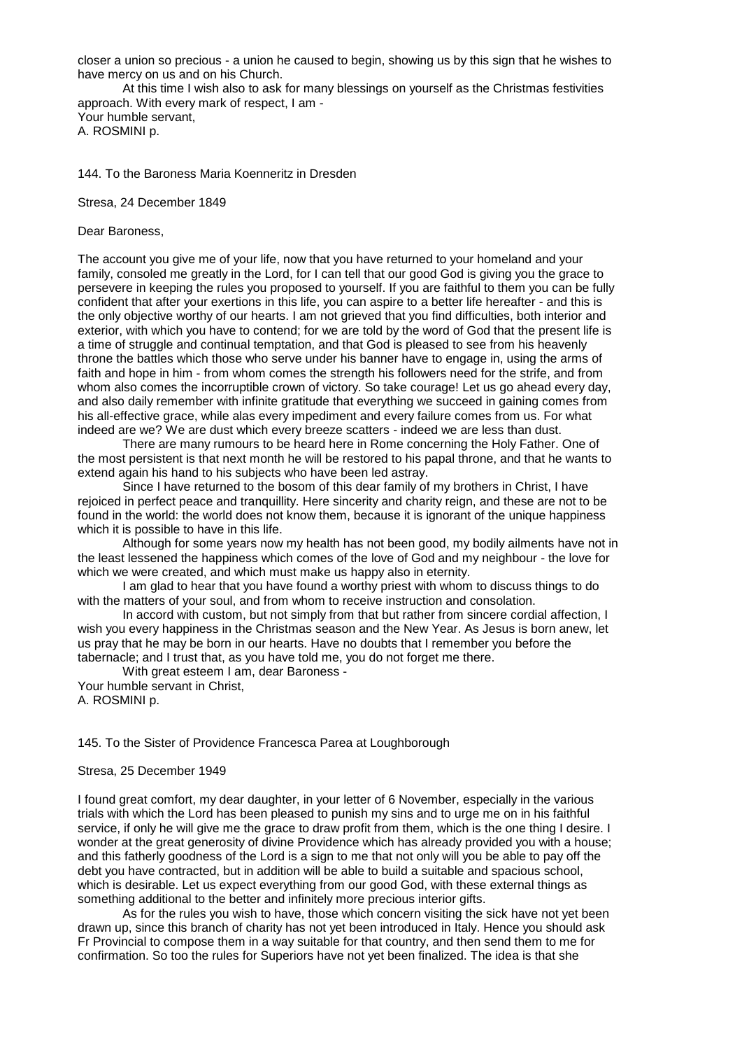closer a union so precious - a union he caused to begin, showing us by this sign that he wishes to have mercy on us and on his Church.

At this time I wish also to ask for many blessings on yourself as the Christmas festivities approach. With every mark of respect, I am -
Your humble servant,
A. ROSMINI p.

144. To the Baroness Maria Koenneritz in Dresden

Stresa, 24 December 1849

Dear Baroness,

The account you give me of your life, now that you have returned to your homeland and your family, consoled me greatly in the Lord, for I can tell that our good God is giving you the grace to persevere in keeping the rules you proposed to yourself. If you are faithful to them you can be fully confident that after your exertions in this life, you can aspire to a better life hereafter - and this is the only objective worthy of our hearts. I am not grieved that you find difficulties, both interior and exterior, with which you have to contend; for we are told by the word of God that the present life is a time of struggle and continual temptation, and that God is pleased to see from his heavenly throne the battles which those who serve under his banner have to engage in, using the arms of faith and hope in him - from whom comes the strength his followers need for the strife, and from whom also comes the incorruptible crown of victory. So take courage! Let us go ahead every day, and also daily remember with infinite gratitude that everything we succeed in gaining comes from his all-effective grace, while alas every impediment and every failure comes from us. For what indeed are we? We are dust which every breeze scatters - indeed we are less than dust.

There are many rumours to be heard here in Rome concerning the Holy Father. One of the most persistent is that next month he will be restored to his papal throne, and that he wants to extend again his hand to his subjects who have been led astray.

Since I have returned to the bosom of this dear family of my brothers in Christ, I have rejoiced in perfect peace and tranquillity. Here sincerity and charity reign, and these are not to be found in the world: the world does not know them, because it is ignorant of the unique happiness which it is possible to have in this life.

Although for some years now my health has not been good, my bodily ailments have not in the least lessened the happiness which comes of the love of God and my neighbour - the love for which we were created, and which must make us happy also in eternity.

I am glad to hear that you have found a worthy priest with whom to discuss things to do with the matters of your soul, and from whom to receive instruction and consolation.

In accord with custom, but not simply from that but rather from sincere cordial affection, I wish you every happiness in the Christmas season and the New Year. As Jesus is born anew, let us pray that he may be born in our hearts. Have no doubts that I remember you before the tabernacle; and I trust that, as you have told me, you do not forget me there.

With great esteem I am, dear Baroness -
Your humble servant in Christ,
A. ROSMINI p.

145. To the Sister of Providence Francesca Parea at Loughborough

Stresa, 25 December 1949

I found great comfort, my dear daughter, in your letter of 6 November, especially in the various trials with which the Lord has been pleased to punish my sins and to urge me on in his faithful service, if only he will give me the grace to draw profit from them, which is the one thing I desire. I wonder at the great generosity of divine Providence which has already provided you with a house; and this fatherly goodness of the Lord is a sign to me that not only will you be able to pay off the debt you have contracted, but in addition will be able to build a suitable and spacious school, which is desirable. Let us expect everything from our good God, with these external things as something additional to the better and infinitely more precious interior gifts.

As for the rules you wish to have, those which concern visiting the sick have not yet been drawn up, since this branch of charity has not yet been introduced in Italy. Hence you should ask Fr Provincial to compose them in a way suitable for that country, and then send them to me for confirmation. So too the rules for Superiors have not yet been finalized. The idea is that she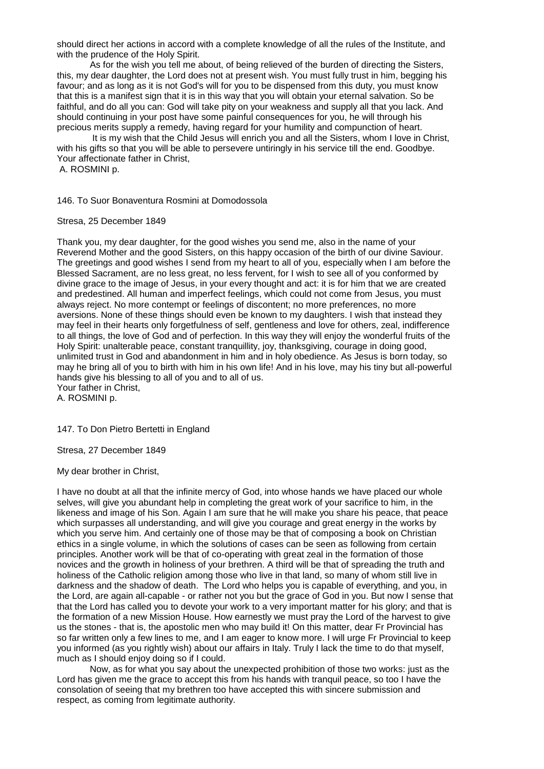should direct her actions in accord with a complete knowledge of all the rules of the Institute, and with the prudence of the Holy Spirit.

As for the wish you tell me about, of being relieved of the burden of directing the Sisters, this, my dear daughter, the Lord does not at present wish. You must fully trust in him, begging his favour; and as long as it is not God's will for you to be dispensed from this duty, you must know that this is a manifest sign that it is in this way that you will obtain your eternal salvation. So be faithful, and do all you can: God will take pity on your weakness and supply all that you lack. And should continuing in your post have some painful consequences for you, he will through his precious merits supply a remedy, having regard for your humility and compunction of heart.

It is my wish that the Child Jesus will enrich you and all the Sisters, whom I love in Christ, with his gifts so that you will be able to persevere untiringly in his service till the end. Goodbye.
Your affectionate father in Christ,
A. ROSMINI p.

146. To Suor Bonaventura Rosmini at Domodossola

Stresa, 25 December 1849

Thank you, my dear daughter, for the good wishes you send me, also in the name of your Reverend Mother and the good Sisters, on this happy occasion of the birth of our divine Saviour. The greetings and good wishes I send from my heart to all of you, especially when I am before the Blessed Sacrament, are no less great, no less fervent, for I wish to see all of you conformed by divine grace to the image of Jesus, in your every thought and act: it is for him that we are created and predestined. All human and imperfect feelings, which could not come from Jesus, you must always reject. No more contempt or feelings of discontent; no more preferences, no more aversions. None of these things should even be known to my daughters. I wish that instead they may feel in their hearts only forgetfulness of self, gentleness and love for others, zeal, indifference to all things, the love of God and of perfection. In this way they will enjoy the wonderful fruits of the Holy Spirit: unalterable peace, constant tranquillity, joy, thanksgiving, courage in doing good, unlimited trust in God and abandonment in him and in holy obedience. As Jesus is born today, so may he bring all of you to birth with him in his own life! And in his love, may his tiny but all-powerful hands give his blessing to all of you and to all of us.
Your father in Christ,
A. ROSMINI p.

147. To Don Pietro Bertetti in England

Stresa, 27 December 1849

My dear brother in Christ,

I have no doubt at all that the infinite mercy of God, into whose hands we have placed our whole selves, will give you abundant help in completing the great work of your sacrifice to him, in the likeness and image of his Son. Again I am sure that he will make you share his peace, that peace which surpasses all understanding, and will give you courage and great energy in the works by which you serve him. And certainly one of those may be that of composing a book on Christian ethics in a single volume, in which the solutions of cases can be seen as following from certain principles. Another work will be that of co-operating with great zeal in the formation of those novices and the growth in holiness of your brethren. A third will be that of spreading the truth and holiness of the Catholic religion among those who live in that land, so many of whom still live in darkness and the shadow of death. The Lord who helps you is capable of everything, and you, in the Lord, are again all-capable - or rather not you but the grace of God in you. But now I sense that that the Lord has called you to devote your work to a very important matter for his glory; and that is the formation of a new Mission House. How earnestly we must pray the Lord of the harvest to give us the stones - that is, the apostolic men who may build it! On this matter, dear Fr Provincial has so far written only a few lines to me, and I am eager to know more. I will urge Fr Provincial to keep you informed (as you rightly wish) about our affairs in Italy. Truly I lack the time to do that myself, much as I should enjoy doing so if I could.

Now, as for what you say about the unexpected prohibition of those two works: just as the Lord has given me the grace to accept this from his hands with tranquil peace, so too I have the consolation of seeing that my brethren too have accepted this with sincere submission and respect, as coming from legitimate authority.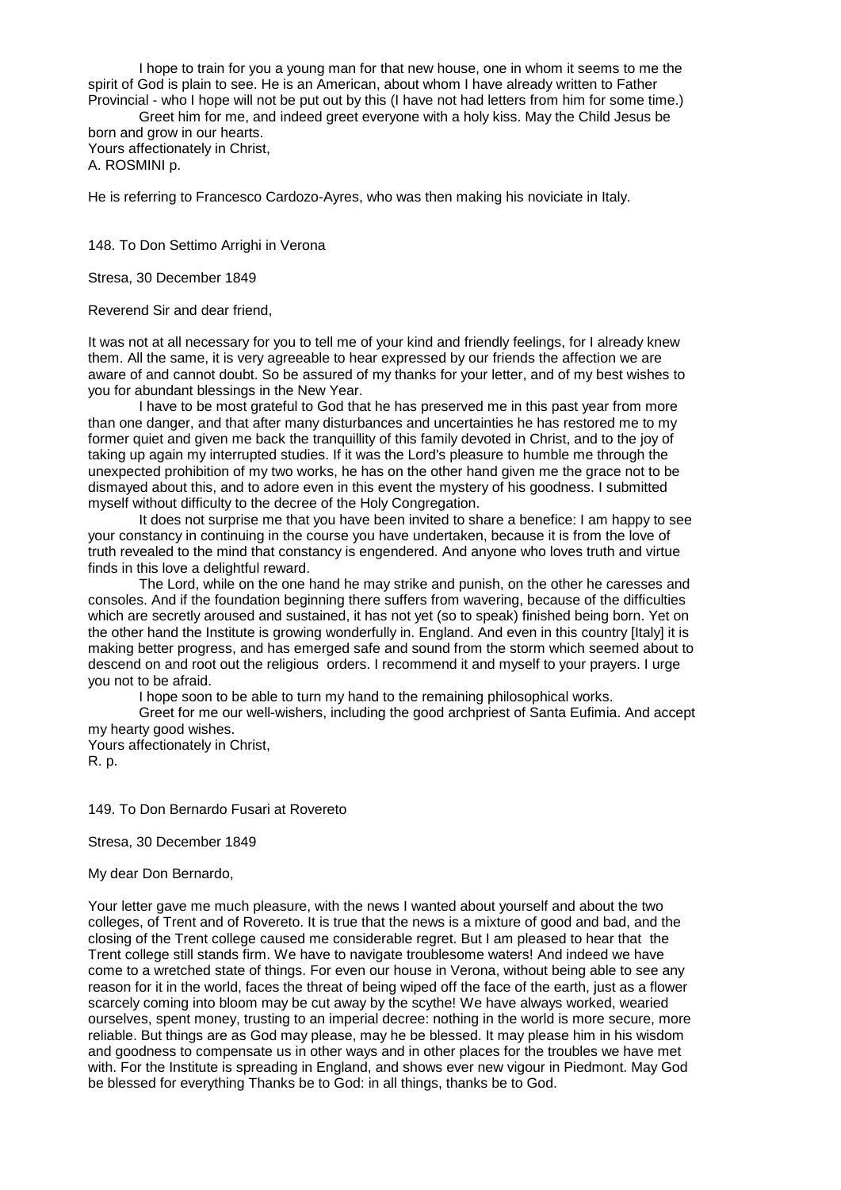I hope to train for you a young man for that new house, one in whom it seems to me the spirit of God is plain to see. He is an American, about whom I have already written to Father Provincial - who I hope will not be put out by this (I have not had letters from him for some time.)

Greet him for me, and indeed greet everyone with a holy kiss. May the Child Jesus be born and grow in our hearts.

Yours affectionately in Christ,
A. ROSMINI p.

He is referring to Francesco Cardozo-Ayres, who was then making his noviciate in Italy.

148. To Don Settimo Arrighi in Verona

Stresa, 30 December 1849

Reverend Sir and dear friend,

It was not at all necessary for you to tell me of your kind and friendly feelings, for I already knew them. All the same, it is very agreeable to hear expressed by our friends the affection we are aware of and cannot doubt. So be assured of my thanks for your letter, and of my best wishes to you for abundant blessings in the New Year.

I have to be most grateful to God that he has preserved me in this past year from more than one danger, and that after many disturbances and uncertainties he has restored me to my former quiet and given me back the tranquillity of this family devoted in Christ, and to the joy of taking up again my interrupted studies. If it was the Lord's pleasure to humble me through the unexpected prohibition of my two works, he has on the other hand given me the grace not to be dismayed about this, and to adore even in this event the mystery of his goodness. I submitted myself without difficulty to the decree of the Holy Congregation.

It does not surprise me that you have been invited to share a benefice: I am happy to see your constancy in continuing in the course you have undertaken, because it is from the love of truth revealed to the mind that constancy is engendered. And anyone who loves truth and virtue finds in this love a delightful reward.

The Lord, while on the one hand he may strike and punish, on the other he caresses and consoles. And if the foundation beginning there suffers from wavering, because of the difficulties which are secretly aroused and sustained, it has not yet (so to speak) finished being born. Yet on the other hand the Institute is growing wonderfully in. England. And even in this country [Italy] it is making better progress, and has emerged safe and sound from the storm which seemed about to descend on and root out the religious orders. I recommend it and myself to your prayers. I urge you not to be afraid.

I hope soon to be able to turn my hand to the remaining philosophical works.

Greet for me our well-wishers, including the good archpriest of Santa Eufimia. And accept my hearty good wishes.

Yours affectionately in Christ,
R. p.

149. To Don Bernardo Fusari at Rovereto

Stresa, 30 December 1849

My dear Don Bernardo,

Your letter gave me much pleasure, with the news I wanted about yourself and about the two colleges, of Trent and of Rovereto. It is true that the news is a mixture of good and bad, and the closing of the Trent college caused me considerable regret. But I am pleased to hear that the Trent college still stands firm. We have to navigate troublesome waters! And indeed we have come to a wretched state of things. For even our house in Verona, without being able to see any reason for it in the world, faces the threat of being wiped off the face of the earth, just as a flower scarcely coming into bloom may be cut away by the scythe! We have always worked, wearied ourselves, spent money, trusting to an imperial decree: nothing in the world is more secure, more reliable. But things are as God may please, may he be blessed. It may please him in his wisdom and goodness to compensate us in other ways and in other places for the troubles we have met with. For the Institute is spreading in England, and shows ever new vigour in Piedmont. May God be blessed for everything Thanks be to God: in all things, thanks be to God.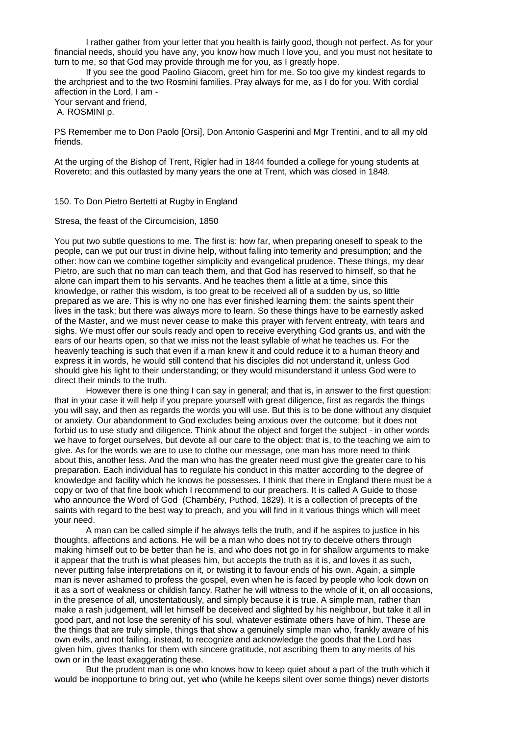I rather gather from your letter that you health is fairly good, though not perfect. As for your financial needs, should you have any, you know how much I love you, and you must not hesitate to turn to me, so that God may provide through me for you, as I greatly hope.

If you see the good Paolino Giacom, greet him for me. So too give my kindest regards to the archpriest and to the two Rosmini families. Pray always for me, as I do for you. With cordial affection in the Lord, I am -

Your servant and friend,

A. ROSMINI p.

PS Remember me to Don Paolo [Orsi], Don Antonio Gasperini and Mgr Trentini, and to all my old friends.

At the urging of the Bishop of Trent, Rigler had in 1844 founded a college for young students at Rovereto; and this outlasted by many years the one at Trent, which was closed in 1848.

150. To Don Pietro Bertetti at Rugby in England

Stresa, the feast of the Circumcision, 1850

You put two subtle questions to me. The first is: how far, when preparing oneself to speak to the people, can we put our trust in divine help, without falling into temerity and presumption; and the other: how can we combine together simplicity and evangelical prudence. These things, my dear Pietro, are such that no man can teach them, and that God has reserved to himself, so that he alone can impart them to his servants. And he teaches them a little at a time, since this knowledge, or rather this wisdom, is too great to be received all of a sudden by us, so little prepared as we are. This is why no one has ever finished learning them: the saints spent their lives in the task; but there was always more to learn. So these things have to be earnestly asked of the Master, and we must never cease to make this prayer with fervent entreaty, with tears and sighs. We must offer our souls ready and open to receive everything God grants us, and with the ears of our hearts open, so that we miss not the least syllable of what he teaches us. For the heavenly teaching is such that even if a man knew it and could reduce it to a human theory and express it in words, he would still contend that his disciples did not understand it, unless God should give his light to their understanding; or they would misunderstand it unless God were to direct their minds to the truth.

However there is one thing I can say in general; and that is, in answer to the first question: that in your case it will help if you prepare yourself with great diligence, first as regards the things you will say, and then as regards the words you will use. But this is to be done without any disquiet or anxiety. Our abandonment to God excludes being anxious over the outcome; but it does not forbid us to use study and diligence. Think about the object and forget the subject - in other words we have to forget ourselves, but devote all our care to the object: that is, to the teaching we aim to give. As for the words we are to use to clothe our message, one man has more need to think about this, another less. And the man who has the greater need must give the greater care to his preparation. Each individual has to regulate his conduct in this matter according to the degree of knowledge and facility which he knows he possesses. I think that there in England there must be a copy or two of that fine book which I recommend to our preachers. It is called A Guide to those who announce the Word of God (Chambéry, Puthod, 1829). It is a collection of precepts of the saints with regard to the best way to preach, and you will find in it various things which will meet your need.

A man can be called simple if he always tells the truth, and if he aspires to justice in his thoughts, affections and actions. He will be a man who does not try to deceive others through making himself out to be better than he is, and who does not go in for shallow arguments to make it appear that the truth is what pleases him, but accepts the truth as it is, and loves it as such, never putting false interpretations on it, or twisting it to favour ends of his own. Again, a simple man is never ashamed to profess the gospel, even when he is faced by people who look down on it as a sort of weakness or childish fancy. Rather he will witness to the whole of it, on all occasions, in the presence of all, unostentatiously, and simply because it is true. A simple man, rather than make a rash judgement, will let himself be deceived and slighted by his neighbour, but take it all in good part, and not lose the serenity of his soul, whatever estimate others have of him. These are the things that are truly simple, things that show a genuinely simple man who, frankly aware of his own evils, and not failing, instead, to recognize and acknowledge the goods that the Lord has given him, gives thanks for them with sincere gratitude, not ascribing them to any merits of his own or in the least exaggerating these.

But the prudent man is one who knows how to keep quiet about a part of the truth which it would be inopportune to bring out, yet who (while he keeps silent over some things) never distorts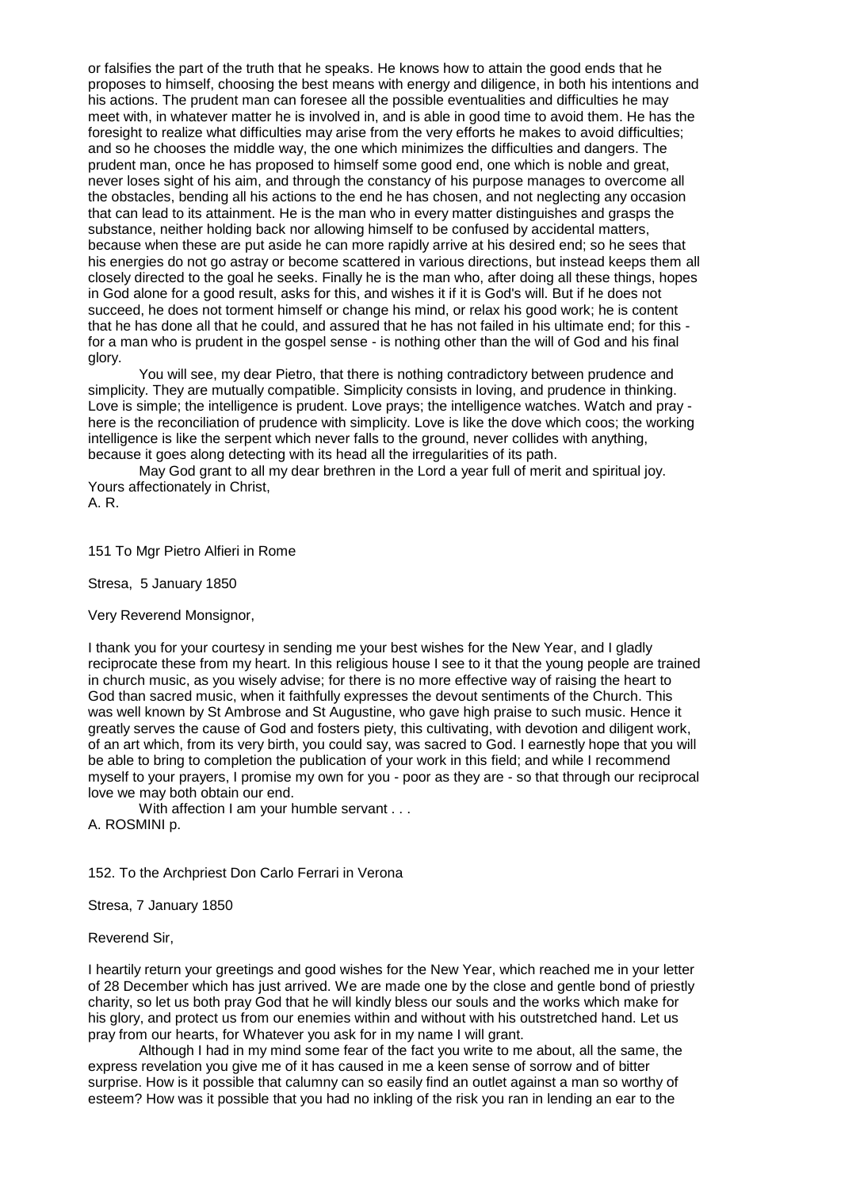or falsifies the part of the truth that he speaks. He knows how to attain the good ends that he proposes to himself, choosing the best means with energy and diligence, in both his intentions and his actions. The prudent man can foresee all the possible eventualities and difficulties he may meet with, in whatever matter he is involved in, and is able in good time to avoid them. He has the foresight to realize what difficulties may arise from the very efforts he makes to avoid difficulties; and so he chooses the middle way, the one which minimizes the difficulties and dangers. The prudent man, once he has proposed to himself some good end, one which is noble and great, never loses sight of his aim, and through the constancy of his purpose manages to overcome all the obstacles, bending all his actions to the end he has chosen, and not neglecting any occasion that can lead to its attainment. He is the man who in every matter distinguishes and grasps the substance, neither holding back nor allowing himself to be confused by accidental matters, because when these are put aside he can more rapidly arrive at his desired end; so he sees that his energies do not go astray or become scattered in various directions, but instead keeps them all closely directed to the goal he seeks. Finally he is the man who, after doing all these things, hopes in God alone for a good result, asks for this, and wishes it if it is God's will. But if he does not succeed, he does not torment himself or change his mind, or relax his good work; he is content that he has done all that he could, and assured that he has not failed in his ultimate end; for this - for a man who is prudent in the gospel sense - is nothing other than the will of God and his final glory.

You will see, my dear Pietro, that there is nothing contradictory between prudence and simplicity. They are mutually compatible. Simplicity consists in loving, and prudence in thinking. Love is simple; the intelligence is prudent. Love prays; the intelligence watches. Watch and pray - here is the reconciliation of prudence with simplicity. Love is like the dove which coos; the working intelligence is like the serpent which never falls to the ground, never collides with anything, because it goes along detecting with its head all the irregularities of its path.

May God grant to all my dear brethren in the Lord a year full of merit and spiritual joy.
Yours affectionately in Christ,
A. R.

151 To Mgr Pietro Alfieri in Rome

Stresa, 5 January 1850

Very Reverend Monsignor,

I thank you for your courtesy in sending me your best wishes for the New Year, and I gladly reciprocate these from my heart. In this religious house I see to it that the young people are trained in church music, as you wisely advise; for there is no more effective way of raising the heart to God than sacred music, when it faithfully expresses the devout sentiments of the Church. This was well known by St Ambrose and St Augustine, who gave high praise to such music. Hence it greatly serves the cause of God and fosters piety, this cultivating, with devotion and diligent work, of an art which, from its very birth, you could say, was sacred to God. I earnestly hope that you will be able to bring to completion the publication of your work in this field; and while I recommend myself to your prayers, I promise my own for you - poor as they are - so that through our reciprocal love we may both obtain our end.

With affection I am your humble servant . . .
A. ROSMINI p.

152. To the Archpriest Don Carlo Ferrari in Verona

Stresa, 7 January 1850

Reverend Sir,

I heartily return your greetings and good wishes for the New Year, which reached me in your letter of 28 December which has just arrived. We are made one by the close and gentle bond of priestly charity, so let us both pray God that he will kindly bless our souls and the works which make for his glory, and protect us from our enemies within and without with his outstretched hand. Let us pray from our hearts, for Whatever you ask for in my name I will grant.

Although I had in my mind some fear of the fact you write to me about, all the same, the express revelation you give me of it has caused in me a keen sense of sorrow and of bitter surprise. How is it possible that calumny can so easily find an outlet against a man so worthy of esteem? How was it possible that you had no inkling of the risk you ran in lending an ear to the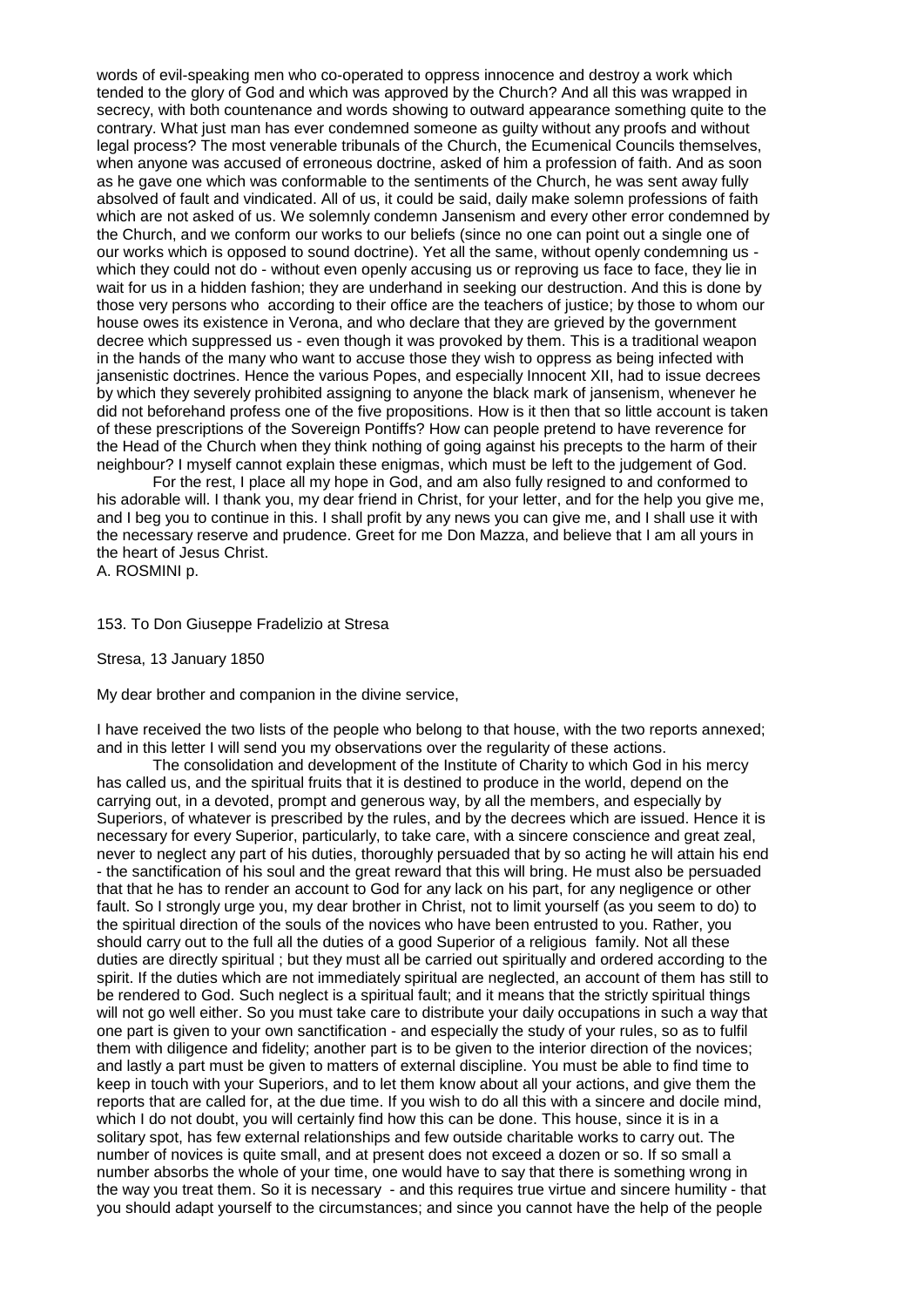words of evil-speaking men who co-operated to oppress innocence and destroy a work which tended to the glory of God and which was approved by the Church? And all this was wrapped in secrecy, with both countenance and words showing to outward appearance something quite to the contrary. What just man has ever condemned someone as guilty without any proofs and without legal process? The most venerable tribunals of the Church, the Ecumenical Councils themselves, when anyone was accused of erroneous doctrine, asked of him a profession of faith. And as soon as he gave one which was conformable to the sentiments of the Church, he was sent away fully absolved of fault and vindicated. All of us, it could be said, daily make solemn professions of faith which are not asked of us. We solemnly condemn Jansenism and every other error condemned by the Church, and we conform our works to our beliefs (since no one can point out a single one of our works which is opposed to sound doctrine). Yet all the same, without openly condemning us - which they could not do - without even openly accusing us or reproving us face to face, they lie in wait for us in a hidden fashion; they are underhand in seeking our destruction. And this is done by those very persons who according to their office are the teachers of justice; by those to whom our house owes its existence in Verona, and who declare that they are grieved by the government decree which suppressed us - even though it was provoked by them. This is a traditional weapon in the hands of the many who want to accuse those they wish to oppress as being infected with jansenistic doctrines. Hence the various Popes, and especially Innocent XII, had to issue decrees by which they severely prohibited assigning to anyone the black mark of jansenism, whenever he did not beforehand profess one of the five propositions. How is it then that so little account is taken of these prescriptions of the Sovereign Pontiffs? How can people pretend to have reverence for the Head of the Church when they think nothing of going against his precepts to the harm of their neighbour? I myself cannot explain these enigmas, which must be left to the judgement of God.

For the rest, I place all my hope in God, and am also fully resigned to and conformed to his adorable will. I thank you, my dear friend in Christ, for your letter, and for the help you give me, and I beg you to continue in this. I shall profit by any news you can give me, and I shall use it with the necessary reserve and prudence. Greet for me Don Mazza, and believe that I am all yours in the heart of Jesus Christ.

A. ROSMINI p.

153. To Don Giuseppe Fradelizio at Stresa

Stresa, 13 January 1850

My dear brother and companion in the divine service,

I have received the two lists of the people who belong to that house, with the two reports annexed; and in this letter I will send you my observations over the regularity of these actions.

The consolidation and development of the Institute of Charity to which God in his mercy has called us, and the spiritual fruits that it is destined to produce in the world, depend on the carrying out, in a devoted, prompt and generous way, by all the members, and especially by Superiors, of whatever is prescribed by the rules, and by the decrees which are issued. Hence it is necessary for every Superior, particularly, to take care, with a sincere conscience and great zeal, never to neglect any part of his duties, thoroughly persuaded that by so acting he will attain his end - the sanctification of his soul and the great reward that this will bring. He must also be persuaded that that he has to render an account to God for any lack on his part, for any negligence or other fault. So I strongly urge you, my dear brother in Christ, not to limit yourself (as you seem to do) to the spiritual direction of the souls of the novices who have been entrusted to you. Rather, you should carry out to the full all the duties of a good Superior of a religious family. Not all these duties are directly spiritual ; but they must all be carried out spiritually and ordered according to the spirit. If the duties which are not immediately spiritual are neglected, an account of them has still to be rendered to God. Such neglect is a spiritual fault; and it means that the strictly spiritual things will not go well either. So you must take care to distribute your daily occupations in such a way that one part is given to your own sanctification - and especially the study of your rules, so as to fulfil them with diligence and fidelity; another part is to be given to the interior direction of the novices; and lastly a part must be given to matters of external discipline. You must be able to find time to keep in touch with your Superiors, and to let them know about all your actions, and give them the reports that are called for, at the due time. If you wish to do all this with a sincere and docile mind, which I do not doubt, you will certainly find how this can be done. This house, since it is in a solitary spot, has few external relationships and few outside charitable works to carry out. The number of novices is quite small, and at present does not exceed a dozen or so. If so small a number absorbs the whole of your time, one would have to say that there is something wrong in the way you treat them. So it is necessary - and this requires true virtue and sincere humility - that you should adapt yourself to the circumstances; and since you cannot have the help of the people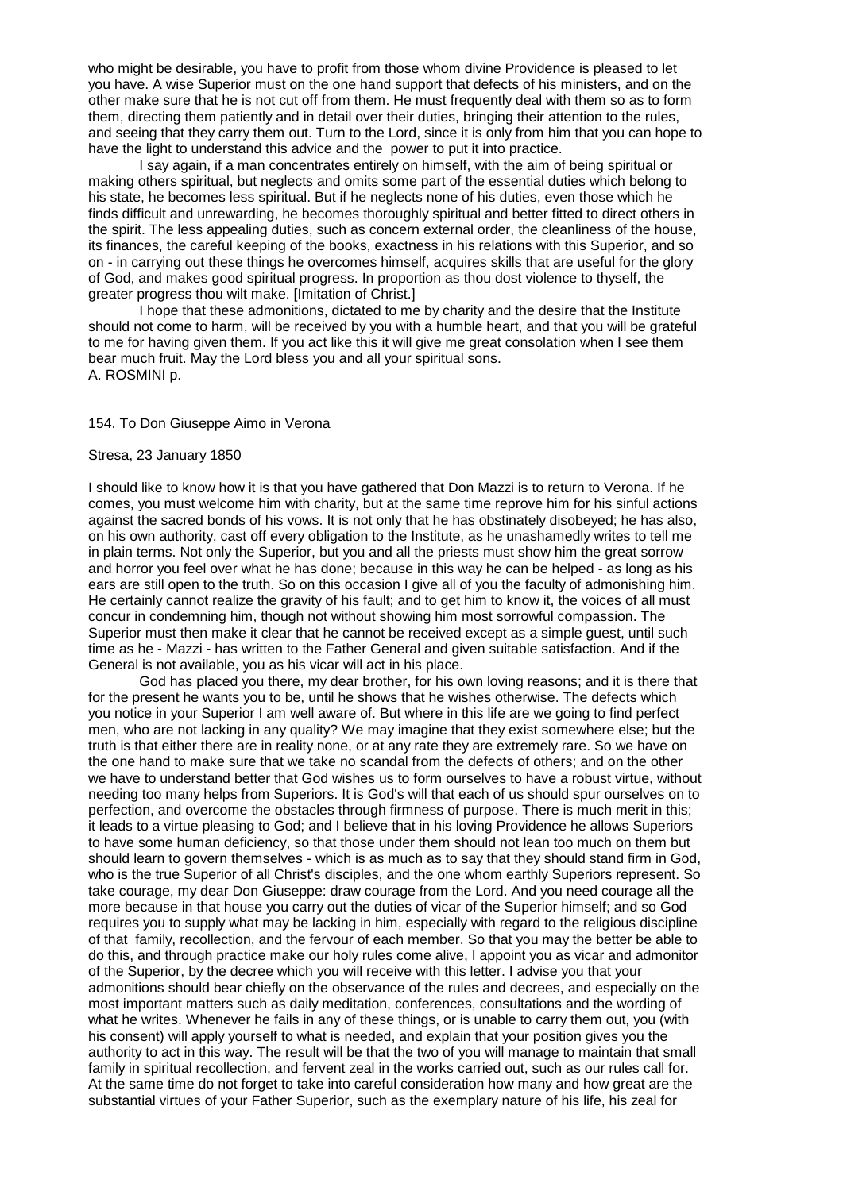who might be desirable, you have to profit from those whom divine Providence is pleased to let you have. A wise Superior must on the one hand support that defects of his ministers, and on the other make sure that he is not cut off from them. He must frequently deal with them so as to form them, directing them patiently and in detail over their duties, bringing their attention to the rules, and seeing that they carry them out. Turn to the Lord, since it is only from him that you can hope to have the light to understand this advice and the power to put it into practice.

I say again, if a man concentrates entirely on himself, with the aim of being spiritual or making others spiritual, but neglects and omits some part of the essential duties which belong to his state, he becomes less spiritual. But if he neglects none of his duties, even those which he finds difficult and unrewarding, he becomes thoroughly spiritual and better fitted to direct others in the spirit. The less appealing duties, such as concern external order, the cleanliness of the house, its finances, the careful keeping of the books, exactness in his relations with this Superior, and so on - in carrying out these things he overcomes himself, acquires skills that are useful for the glory of God, and makes good spiritual progress. In proportion as thou dost violence to thyself, the greater progress thou wilt make. [Imitation of Christ.]

I hope that these admonitions, dictated to me by charity and the desire that the Institute should not come to harm, will be received by you with a humble heart, and that you will be grateful to me for having given them. If you act like this it will give me great consolation when I see them bear much fruit. May the Lord bless you and all your spiritual sons.
A. ROSMINI p.

154. To Don Giuseppe Aimo in Verona

Stresa, 23 January 1850

I should like to know how it is that you have gathered that Don Mazzi is to return to Verona. If he comes, you must welcome him with charity, but at the same time reprove him for his sinful actions against the sacred bonds of his vows. It is not only that he has obstinately disobeyed; he has also, on his own authority, cast off every obligation to the Institute, as he unashamedly writes to tell me in plain terms. Not only the Superior, but you and all the priests must show him the great sorrow and horror you feel over what he has done; because in this way he can be helped - as long as his ears are still open to the truth. So on this occasion I give all of you the faculty of admonishing him. He certainly cannot realize the gravity of his fault; and to get him to know it, the voices of all must concur in condemning him, though not without showing him most sorrowful compassion. The Superior must then make it clear that he cannot be received except as a simple guest, until such time as he - Mazzi - has written to the Father General and given suitable satisfaction. And if the General is not available, you as his vicar will act in his place.

God has placed you there, my dear brother, for his own loving reasons; and it is there that for the present he wants you to be, until he shows that he wishes otherwise. The defects which you notice in your Superior I am well aware of. But where in this life are we going to find perfect men, who are not lacking in any quality? We may imagine that they exist somewhere else; but the truth is that either there are in reality none, or at any rate they are extremely rare. So we have on the one hand to make sure that we take no scandal from the defects of others; and on the other we have to understand better that God wishes us to form ourselves to have a robust virtue, without needing too many helps from Superiors. It is God's will that each of us should spur ourselves on to perfection, and overcome the obstacles through firmness of purpose. There is much merit in this; it leads to a virtue pleasing to God; and I believe that in his loving Providence he allows Superiors to have some human deficiency, so that those under them should not lean too much on them but should learn to govern themselves - which is as much as to say that they should stand firm in God, who is the true Superior of all Christ's disciples, and the one whom earthly Superiors represent. So take courage, my dear Don Giuseppe: draw courage from the Lord. And you need courage all the more because in that house you carry out the duties of vicar of the Superior himself; and so God requires you to supply what may be lacking in him, especially with regard to the religious discipline of that family, recollection, and the fervour of each member. So that you may the better be able to do this, and through practice make our holy rules come alive, I appoint you as vicar and admonitor of the Superior, by the decree which you will receive with this letter. I advise you that your admonitions should bear chiefly on the observance of the rules and decrees, and especially on the most important matters such as daily meditation, conferences, consultations and the wording of what he writes. Whenever he fails in any of these things, or is unable to carry them out, you (with his consent) will apply yourself to what is needed, and explain that your position gives you the authority to act in this way. The result will be that the two of you will manage to maintain that small family in spiritual recollection, and fervent zeal in the works carried out, such as our rules call for. At the same time do not forget to take into careful consideration how many and how great are the substantial virtues of your Father Superior, such as the exemplary nature of his life, his zeal for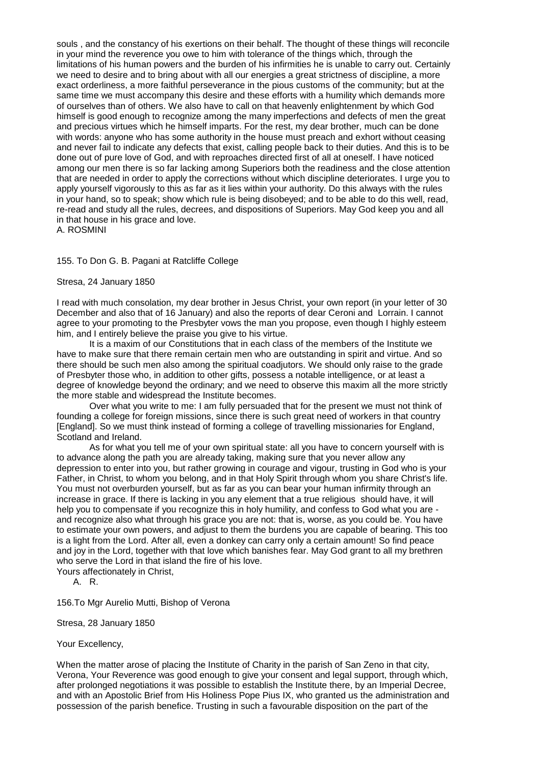souls , and the constancy of his exertions on their behalf. The thought of these things will reconcile in your mind the reverence you owe to him with tolerance of the things which, through the limitations of his human powers and the burden of his infirmities he is unable to carry out. Certainly we need to desire and to bring about with all our energies a great strictness of discipline, a more exact orderliness, a more faithful perseverance in the pious customs of the community; but at the same time we must accompany this desire and these efforts with a humility which demands more of ourselves than of others. We also have to call on that heavenly enlightenment by which God himself is good enough to recognize among the many imperfections and defects of men the great and precious virtues which he himself imparts. For the rest, my dear brother, much can be done with words: anyone who has some authority in the house must preach and exhort without ceasing and never fail to indicate any defects that exist, calling people back to their duties. And this is to be done out of pure love of God, and with reproaches directed first of all at oneself. I have noticed among our men there is so far lacking among Superiors both the readiness and the close attention that are needed in order to apply the corrections without which discipline deteriorates. I urge you to apply yourself vigorously to this as far as it lies within your authority. Do this always with the rules in your hand, so to speak; show which rule is being disobeyed; and to be able to do this well, read, re-read and study all the rules, decrees, and dispositions of Superiors. May God keep you and all in that house in his grace and love.

A. ROSMINI

155. To Don G. B. Pagani at Ratcliffe College

Stresa, 24 January 1850

I read with much consolation, my dear brother in Jesus Christ, your own report (in your letter of 30 December and also that of 16 January) and also the reports of dear Ceroni and Lorrain. I cannot agree to your promoting to the Presbyter vows the man you propose, even though I highly esteem him, and I entirely believe the praise you give to his virtue.

It is a maxim of our Constitutions that in each class of the members of the Institute we have to make sure that there remain certain men who are outstanding in spirit and virtue. And so there should be such men also among the spiritual coadjutors. We should only raise to the grade of Presbyter those who, in addition to other gifts, possess a notable intelligence, or at least a degree of knowledge beyond the ordinary; and we need to observe this maxim all the more strictly the more stable and widespread the Institute becomes.

Over what you write to me: I am fully persuaded that for the present we must not think of founding a college for foreign missions, since there is such great need of workers in that country [England]. So we must think instead of forming a college of travelling missionaries for England, Scotland and Ireland.

As for what you tell me of your own spiritual state: all you have to concern yourself with is to advance along the path you are already taking, making sure that you never allow any depression to enter into you, but rather growing in courage and vigour, trusting in God who is your Father, in Christ, to whom you belong, and in that Holy Spirit through whom you share Christ's life. You must not overburden yourself, but as far as you can bear your human infirmity through an increase in grace. If there is lacking in you any element that a true religious should have, it will help you to compensate if you recognize this in holy humility, and confess to God what you are - and recognize also what through his grace you are not: that is, worse, as you could be. You have to estimate your own powers, and adjust to them the burdens you are capable of bearing. This too is a light from the Lord. After all, even a donkey can carry only a certain amount! So find peace and joy in the Lord, together with that love which banishes fear. May God grant to all my brethren who serve the Lord in that island the fire of his love.

Yours affectionately in Christ,

A. R.

156.To Mgr Aurelio Mutti, Bishop of Verona

Stresa, 28 January 1850

Your Excellency,

When the matter arose of placing the Institute of Charity in the parish of San Zeno in that city, Verona, Your Reverence was good enough to give your consent and legal support, through which, after prolonged negotiations it was possible to establish the Institute there, by an Imperial Decree, and with an Apostolic Brief from His Holiness Pope Pius IX, who granted us the administration and possession of the parish benefice. Trusting in such a favourable disposition on the part of the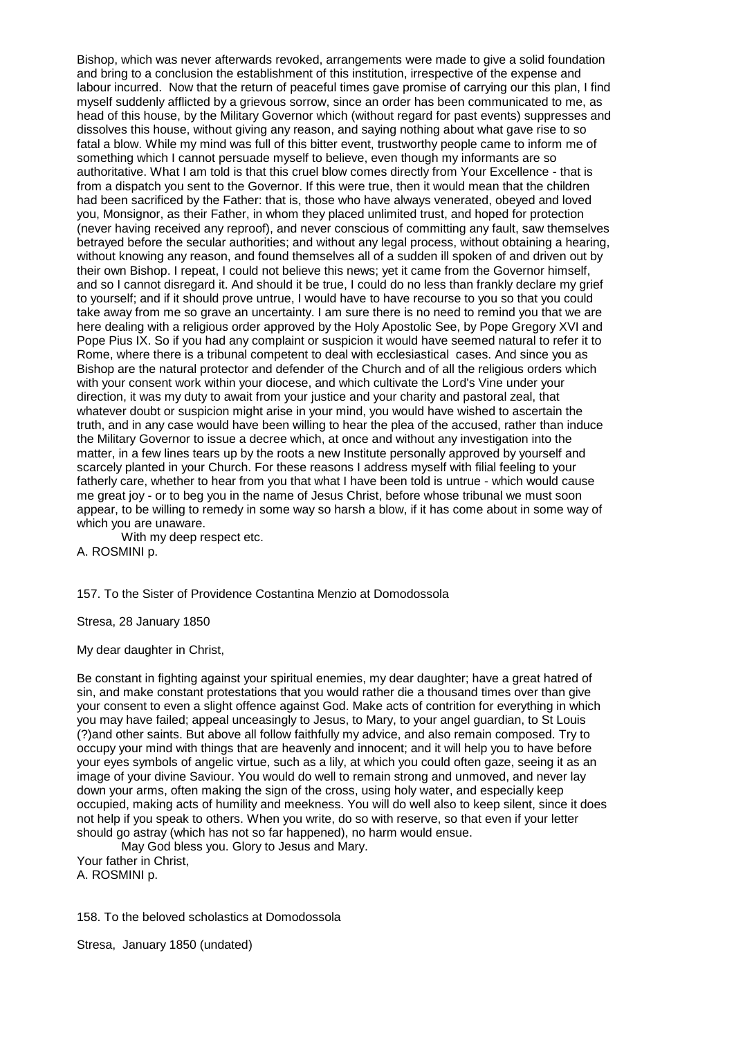Bishop, which was never afterwards revoked, arrangements were made to give a solid foundation and bring to a conclusion the establishment of this institution, irrespective of the expense and labour incurred. Now that the return of peaceful times gave promise of carrying our this plan, I find myself suddenly afflicted by a grievous sorrow, since an order has been communicated to me, as head of this house, by the Military Governor which (without regard for past events) suppresses and dissolves this house, without giving any reason, and saying nothing about what gave rise to so fatal a blow. While my mind was full of this bitter event, trustworthy people came to inform me of something which I cannot persuade myself to believe, even though my informants are so authoritative. What I am told is that this cruel blow comes directly from Your Excellence - that is from a dispatch you sent to the Governor. If this were true, then it would mean that the children had been sacrificed by the Father: that is, those who have always venerated, obeyed and loved you, Monsignor, as their Father, in whom they placed unlimited trust, and hoped for protection (never having received any reproof), and never conscious of committing any fault, saw themselves betrayed before the secular authorities; and without any legal process, without obtaining a hearing, without knowing any reason, and found themselves all of a sudden ill spoken of and driven out by their own Bishop. I repeat, I could not believe this news; yet it came from the Governor himself, and so I cannot disregard it. And should it be true, I could do no less than frankly declare my grief to yourself; and if it should prove untrue, I would have to have recourse to you so that you could take away from me so grave an uncertainty. I am sure there is no need to remind you that we are here dealing with a religious order approved by the Holy Apostolic See, by Pope Gregory XVI and Pope Pius IX. So if you had any complaint or suspicion it would have seemed natural to refer it to Rome, where there is a tribunal competent to deal with ecclesiastical cases. And since you as Bishop are the natural protector and defender of the Church and of all the religious orders which with your consent work within your diocese, and which cultivate the Lord's Vine under your direction, it was my duty to await from your justice and your charity and pastoral zeal, that whatever doubt or suspicion might arise in your mind, you would have wished to ascertain the truth, and in any case would have been willing to hear the plea of the accused, rather than induce the Military Governor to issue a decree which, at once and without any investigation into the matter, in a few lines tears up by the roots a new Institute personally approved by yourself and scarcely planted in your Church. For these reasons I address myself with filial feeling to your fatherly care, whether to hear from you that what I have been told is untrue - which would cause me great joy - or to beg you in the name of Jesus Christ, before whose tribunal we must soon appear, to be willing to remedy in some way so harsh a blow, if it has come about in some way of which you are unaware.

With my deep respect etc.

A. ROSMINI p.

157. To the Sister of Providence Costantina Menzio at Domodossola

Stresa, 28 January 1850

My dear daughter in Christ,

Be constant in fighting against your spiritual enemies, my dear daughter; have a great hatred of sin, and make constant protestations that you would rather die a thousand times over than give your consent to even a slight offence against God. Make acts of contrition for everything in which you may have failed; appeal unceasingly to Jesus, to Mary, to your angel guardian, to St Louis (?)and other saints. But above all follow faithfully my advice, and also remain composed. Try to occupy your mind with things that are heavenly and innocent; and it will help you to have before your eyes symbols of angelic virtue, such as a lily, at which you could often gaze, seeing it as an image of your divine Saviour. You would do well to remain strong and unmoved, and never lay down your arms, often making the sign of the cross, using holy water, and especially keep occupied, making acts of humility and meekness. You will do well also to keep silent, since it does not help if you speak to others. When you write, do so with reserve, so that even if your letter should go astray (which has not so far happened), no harm would ensue.

May God bless you. Glory to Jesus and Mary.

Your father in Christ,
A. ROSMINI p.

158. To the beloved scholastics at Domodossola

Stresa, January 1850 (undated)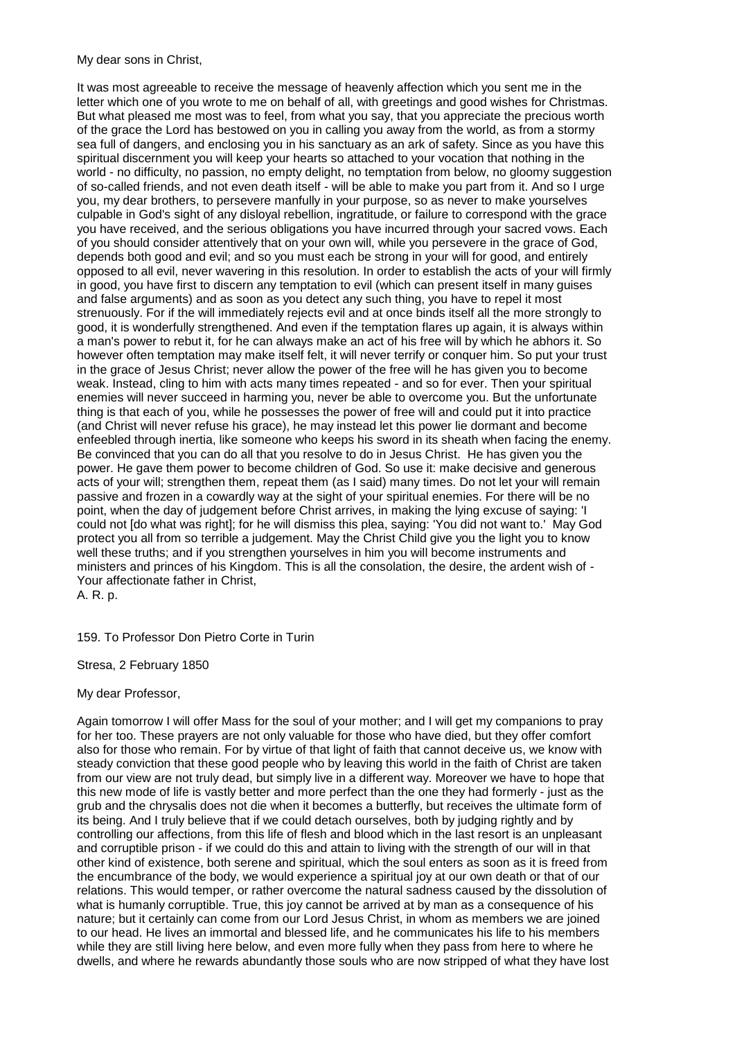My dear sons in Christ,

It was most agreeable to receive the message of heavenly affection which you sent me in the letter which one of you wrote to me on behalf of all, with greetings and good wishes for Christmas. But what pleased me most was to feel, from what you say, that you appreciate the precious worth of the grace the Lord has bestowed on you in calling you away from the world, as from a stormy sea full of dangers, and enclosing you in his sanctuary as an ark of safety. Since as you have this spiritual discernment you will keep your hearts so attached to your vocation that nothing in the world - no difficulty, no passion, no empty delight, no temptation from below, no gloomy suggestion of so-called friends, and not even death itself - will be able to make you part from it. And so I urge you, my dear brothers, to persevere manfully in your purpose, so as never to make yourselves culpable in God's sight of any disloyal rebellion, ingratitude, or failure to correspond with the grace you have received, and the serious obligations you have incurred through your sacred vows. Each of you should consider attentively that on your own will, while you persevere in the grace of God, depends both good and evil; and so you must each be strong in your will for good, and entirely opposed to all evil, never wavering in this resolution. In order to establish the acts of your will firmly in good, you have first to discern any temptation to evil (which can present itself in many guises and false arguments) and as soon as you detect any such thing, you have to repel it most strenuously. For if the will immediately rejects evil and at once binds itself all the more strongly to good, it is wonderfully strengthened. And even if the temptation flares up again, it is always within a man's power to rebut it, for he can always make an act of his free will by which he abhors it. So however often temptation may make itself felt, it will never terrify or conquer him. So put your trust in the grace of Jesus Christ; never allow the power of the free will he has given you to become weak. Instead, cling to him with acts many times repeated - and so for ever. Then your spiritual enemies will never succeed in harming you, never be able to overcome you. But the unfortunate thing is that each of you, while he possesses the power of free will and could put it into practice (and Christ will never refuse his grace), he may instead let this power lie dormant and become enfeebled through inertia, like someone who keeps his sword in its sheath when facing the enemy. Be convinced that you can do all that you resolve to do in Jesus Christ. He has given you the power. He gave them power to become children of God. So use it: make decisive and generous acts of your will; strengthen them, repeat them (as I said) many times. Do not let your will remain passive and frozen in a cowardly way at the sight of your spiritual enemies. For there will be no point, when the day of judgement before Christ arrives, in making the lying excuse of saying: 'I could not [do what was right]; for he will dismiss this plea, saying: 'You did not want to.' May God protect you all from so terrible a judgement. May the Christ Child give you the light you to know well these truths; and if you strengthen yourselves in him you will become instruments and ministers and princes of his Kingdom. This is all the consolation, the desire, the ardent wish of - Your affectionate father in Christ,
A. R. p.

## 159. To Professor Don Pietro Corte in Turin

Stresa, 2 February 1850

My dear Professor,

Again tomorrow I will offer Mass for the soul of your mother; and I will get my companions to pray for her too. These prayers are not only valuable for those who have died, but they offer comfort also for those who remain. For by virtue of that light of faith that cannot deceive us, we know with steady conviction that these good people who by leaving this world in the faith of Christ are taken from our view are not truly dead, but simply live in a different way. Moreover we have to hope that this new mode of life is vastly better and more perfect than the one they had formerly - just as the grub and the chrysalis does not die when it becomes a butterfly, but receives the ultimate form of its being. And I truly believe that if we could detach ourselves, both by judging rightly and by controlling our affections, from this life of flesh and blood which in the last resort is an unpleasant and corruptible prison - if we could do this and attain to living with the strength of our will in that other kind of existence, both serene and spiritual, which the soul enters as soon as it is freed from the encumbrance of the body, we would experience a spiritual joy at our own death or that of our relations. This would temper, or rather overcome the natural sadness caused by the dissolution of what is humanly corruptible. True, this joy cannot be arrived at by man as a consequence of his nature; but it certainly can come from our Lord Jesus Christ, in whom as members we are joined to our head. He lives an immortal and blessed life, and he communicates his life to his members while they are still living here below, and even more fully when they pass from here to where he dwells, and where he rewards abundantly those souls who are now stripped of what they have lost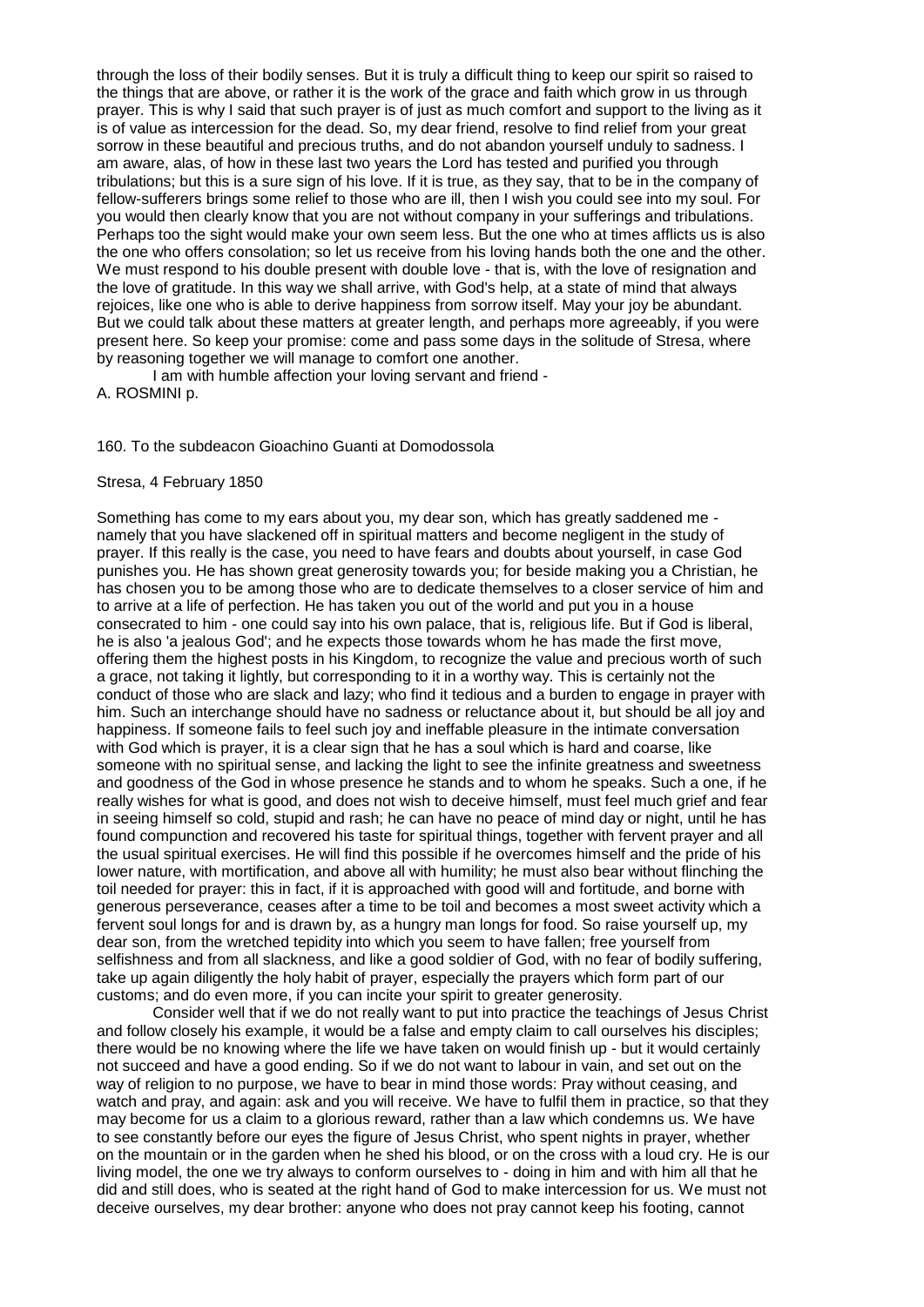through the loss of their bodily senses. But it is truly a difficult thing to keep our spirit so raised to the things that are above, or rather it is the work of the grace and faith which grow in us through prayer. This is why I said that such prayer is of just as much comfort and support to the living as it is of value as intercession for the dead. So, my dear friend, resolve to find relief from your great sorrow in these beautiful and precious truths, and do not abandon yourself unduly to sadness. I am aware, alas, of how in these last two years the Lord has tested and purified you through tribulations; but this is a sure sign of his love. If it is true, as they say, that to be in the company of fellow-sufferers brings some relief to those who are ill, then I wish you could see into my soul. For you would then clearly know that you are not without company in your sufferings and tribulations. Perhaps too the sight would make your own seem less. But the one who at times afflicts us is also the one who offers consolation; so let us receive from his loving hands both the one and the other. We must respond to his double present with double love - that is, with the love of resignation and the love of gratitude. In this way we shall arrive, with God's help, at a state of mind that always rejoices, like one who is able to derive happiness from sorrow itself. May your joy be abundant. But we could talk about these matters at greater length, and perhaps more agreeably, if you were present here. So keep your promise: come and pass some days in the solitude of Stresa, where by reasoning together we will manage to comfort one another.

I am with humble affection your loving servant and friend -
A. ROSMINI p.

160. To the subdeacon Gioachino Guanti at Domodossola

Stresa, 4 February 1850

Something has come to my ears about you, my dear son, which has greatly saddened me - namely that you have slackened off in spiritual matters and become negligent in the study of prayer. If this really is the case, you need to have fears and doubts about yourself, in case God punishes you. He has shown great generosity towards you; for beside making you a Christian, he has chosen you to be among those who are to dedicate themselves to a closer service of him and to arrive at a life of perfection. He has taken you out of the world and put you in a house consecrated to him - one could say into his own palace, that is, religious life. But if God is liberal, he is also 'a jealous God'; and he expects those towards whom he has made the first move, offering them the highest posts in his Kingdom, to recognize the value and precious worth of such a grace, not taking it lightly, but corresponding to it in a worthy way. This is certainly not the conduct of those who are slack and lazy; who find it tedious and a burden to engage in prayer with him. Such an interchange should have no sadness or reluctance about it, but should be all joy and happiness. If someone fails to feel such joy and ineffable pleasure in the intimate conversation with God which is prayer, it is a clear sign that he has a soul which is hard and coarse, like someone with no spiritual sense, and lacking the light to see the infinite greatness and sweetness and goodness of the God in whose presence he stands and to whom he speaks. Such a one, if he really wishes for what is good, and does not wish to deceive himself, must feel much grief and fear in seeing himself so cold, stupid and rash; he can have no peace of mind day or night, until he has found compunction and recovered his taste for spiritual things, together with fervent prayer and all the usual spiritual exercises. He will find this possible if he overcomes himself and the pride of his lower nature, with mortification, and above all with humility; he must also bear without flinching the toil needed for prayer: this in fact, if it is approached with good will and fortitude, and borne with generous perseverance, ceases after a time to be toil and becomes a most sweet activity which a fervent soul longs for and is drawn by, as a hungry man longs for food. So raise yourself up, my dear son, from the wretched tepidity into which you seem to have fallen; free yourself from selfishness and from all slackness, and like a good soldier of God, with no fear of bodily suffering, take up again diligently the holy habit of prayer, especially the prayers which form part of our customs; and do even more, if you can incite your spirit to greater generosity.

Consider well that if we do not really want to put into practice the teachings of Jesus Christ and follow closely his example, it would be a false and empty claim to call ourselves his disciples; there would be no knowing where the life we have taken on would finish up - but it would certainly not succeed and have a good ending. So if we do not want to labour in vain, and set out on the way of religion to no purpose, we have to bear in mind those words: Pray without ceasing, and watch and pray, and again: ask and you will receive. We have to fulfil them in practice, so that they may become for us a claim to a glorious reward, rather than a law which condemns us. We have to see constantly before our eyes the figure of Jesus Christ, who spent nights in prayer, whether on the mountain or in the garden when he shed his blood, or on the cross with a loud cry. He is our living model, the one we try always to conform ourselves to - doing in him and with him all that he did and still does, who is seated at the right hand of God to make intercession for us. We must not deceive ourselves, my dear brother: anyone who does not pray cannot keep his footing, cannot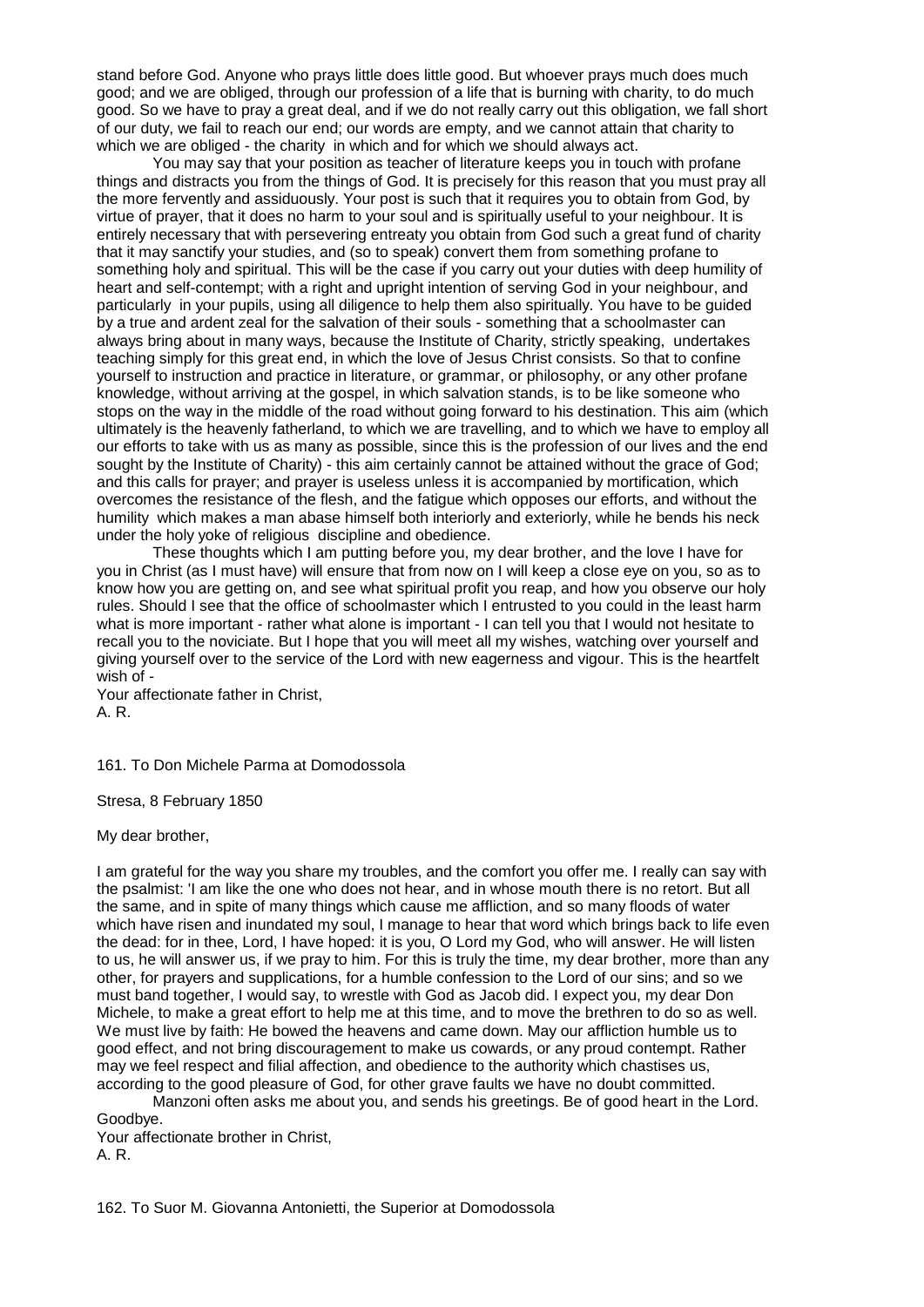stand before God. Anyone who prays little does little good. But whoever prays much does much good; and we are obliged, through our profession of a life that is burning with charity, to do much good. So we have to pray a great deal, and if we do not really carry out this obligation, we fall short of our duty, we fail to reach our end; our words are empty, and we cannot attain that charity to which we are obliged - the charity in which and for which we should always act.

You may say that your position as teacher of literature keeps you in touch with profane things and distracts you from the things of God. It is precisely for this reason that you must pray all the more fervently and assiduously. Your post is such that it requires you to obtain from God, by virtue of prayer, that it does no harm to your soul and is spiritually useful to your neighbour. It is entirely necessary that with persevering entreaty you obtain from God such a great fund of charity that it may sanctify your studies, and (so to speak) convert them from something profane to something holy and spiritual. This will be the case if you carry out your duties with deep humility of heart and self-contempt; with a right and upright intention of serving God in your neighbour, and particularly in your pupils, using all diligence to help them also spiritually. You have to be guided by a true and ardent zeal for the salvation of their souls - something that a schoolmaster can always bring about in many ways, because the Institute of Charity, strictly speaking, undertakes teaching simply for this great end, in which the love of Jesus Christ consists. So that to confine yourself to instruction and practice in literature, or grammar, or philosophy, or any other profane knowledge, without arriving at the gospel, in which salvation stands, is to be like someone who stops on the way in the middle of the road without going forward to his destination. This aim (which ultimately is the heavenly fatherland, to which we are travelling, and to which we have to employ all our efforts to take with us as many as possible, since this is the profession of our lives and the end sought by the Institute of Charity) - this aim certainly cannot be attained without the grace of God; and this calls for prayer; and prayer is useless unless it is accompanied by mortification, which overcomes the resistance of the flesh, and the fatigue which opposes our efforts, and without the humility which makes a man abase himself both interiorly and exteriorly, while he bends his neck under the holy yoke of religious discipline and obedience.

These thoughts which I am putting before you, my dear brother, and the love I have for you in Christ (as I must have) will ensure that from now on I will keep a close eye on you, so as to know how you are getting on, and see what spiritual profit you reap, and how you observe our holy rules. Should I see that the office of schoolmaster which I entrusted to you could in the least harm what is more important - rather what alone is important - I can tell you that I would not hesitate to recall you to the noviciate. But I hope that you will meet all my wishes, watching over yourself and giving yourself over to the service of the Lord with new eagerness and vigour. This is the heartfelt wish of -

Your affectionate father in Christ,
A. R.

161. To Don Michele Parma at Domodossola

Stresa, 8 February 1850

My dear brother,

I am grateful for the way you share my troubles, and the comfort you offer me. I really can say with the psalmist: 'I am like the one who does not hear, and in whose mouth there is no retort. But all the same, and in spite of many things which cause me affliction, and so many floods of water which have risen and inundated my soul, I manage to hear that word which brings back to life even the dead: for in thee, Lord, I have hoped: it is you, O Lord my God, who will answer. He will listen to us, he will answer us, if we pray to him. For this is truly the time, my dear brother, more than any other, for prayers and supplications, for a humble confession to the Lord of our sins; and so we must band together, I would say, to wrestle with God as Jacob did. I expect you, my dear Don Michele, to make a great effort to help me at this time, and to move the brethren to do so as well. We must live by faith: He bowed the heavens and came down. May our affliction humble us to good effect, and not bring discouragement to make us cowards, or any proud contempt. Rather may we feel respect and filial affection, and obedience to the authority which chastises us, according to the good pleasure of God, for other grave faults we have no doubt committed.

Manzoni often asks me about you, and sends his greetings. Be of good heart in the Lord. Goodbye.

Your affectionate brother in Christ,
A. R.

162. To Suor M. Giovanna Antonietti, the Superior at Domodossola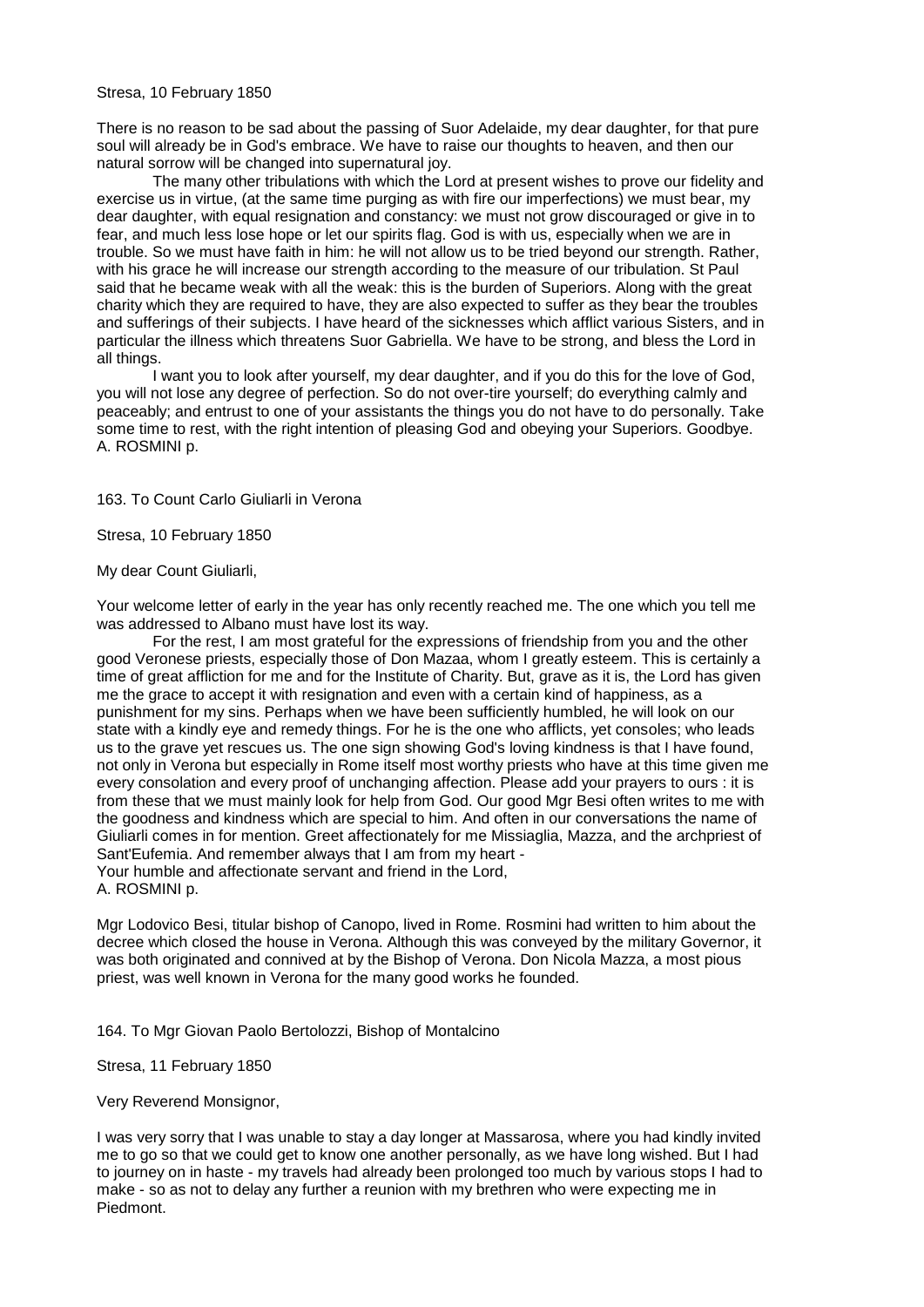Stresa, 10 February 1850

There is no reason to be sad about the passing of Suor Adelaide, my dear daughter, for that pure soul will already be in God's embrace. We have to raise our thoughts to heaven, and then our natural sorrow will be changed into supernatural joy.

The many other tribulations with which the Lord at present wishes to prove our fidelity and exercise us in virtue, (at the same time purging as with fire our imperfections) we must bear, my dear daughter, with equal resignation and constancy: we must not grow discouraged or give in to fear, and much less lose hope or let our spirits flag. God is with us, especially when we are in trouble. So we must have faith in him: he will not allow us to be tried beyond our strength. Rather, with his grace he will increase our strength according to the measure of our tribulation. St Paul said that he became weak with all the weak: this is the burden of Superiors. Along with the great charity which they are required to have, they are also expected to suffer as they bear the troubles and sufferings of their subjects. I have heard of the sicknesses which afflict various Sisters, and in particular the illness which threatens Suor Gabriella. We have to be strong, and bless the Lord in all things.

I want you to look after yourself, my dear daughter, and if you do this for the love of God, you will not lose any degree of perfection. So do not over-tire yourself; do everything calmly and peaceably; and entrust to one of your assistants the things you do not have to do personally. Take some time to rest, with the right intention of pleasing God and obeying your Superiors. Goodbye.
A. ROSMINI p.

163. To Count Carlo Giuliarli in Verona

Stresa, 10 February 1850

My dear Count Giuliarli,

Your welcome letter of early in the year has only recently reached me. The one which you tell me was addressed to Albano must have lost its way.

For the rest, I am most grateful for the expressions of friendship from you and the other good Veronese priests, especially those of Don Mazaa, whom I greatly esteem. This is certainly a time of great affliction for me and for the Institute of Charity. But, grave as it is, the Lord has given me the grace to accept it with resignation and even with a certain kind of happiness, as a punishment for my sins. Perhaps when we have been sufficiently humbled, he will look on our state with a kindly eye and remedy things. For he is the one who afflicts, yet consoles; who leads us to the grave yet rescues us. The one sign showing God's loving kindness is that I have found, not only in Verona but especially in Rome itself most worthy priests who have at this time given me every consolation and every proof of unchanging affection. Please add your prayers to ours : it is from these that we must mainly look for help from God. Our good Mgr Besi often writes to me with the goodness and kindness which are special to him. And often in our conversations the name of Giuliarli comes in for mention. Greet affectionately for me Missiaglia, Mazza, and the archpriest of Sant'Eufemia. And remember always that I am from my heart -
Your humble and affectionate servant and friend in the Lord,
A. ROSMINI p.

Mgr Lodovico Besi, titular bishop of Canopo, lived in Rome. Rosmini had written to him about the decree which closed the house in Verona. Although this was conveyed by the military Governor, it was both originated and connived at by the Bishop of Verona. Don Nicola Mazza, a most pious priest, was well known in Verona for the many good works he founded.

164. To Mgr Giovan Paolo Bertolozzi, Bishop of Montalcino

Stresa, 11 February 1850

Very Reverend Monsignor,

I was very sorry that I was unable to stay a day longer at Massarosa, where you had kindly invited me to go so that we could get to know one another personally, as we have long wished. But I had to journey on in haste - my travels had already been prolonged too much by various stops I had to make - so as not to delay any further a reunion with my brethren who were expecting me in Piedmont.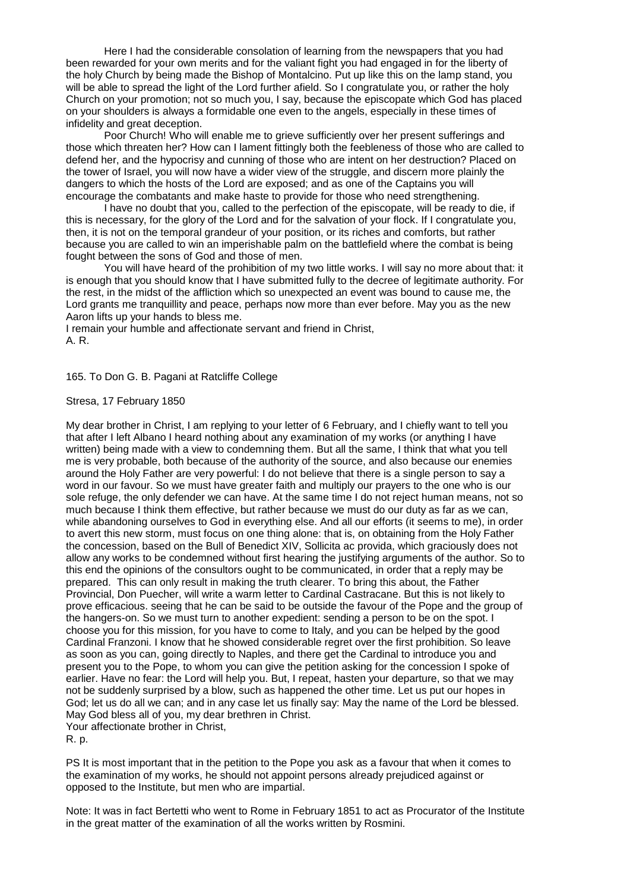Here I had the considerable consolation of learning from the newspapers that you had been rewarded for your own merits and for the valiant fight you had engaged in for the liberty of the holy Church by being made the Bishop of Montalcino. Put up like this on the lamp stand, you will be able to spread the light of the Lord further afield. So I congratulate you, or rather the holy Church on your promotion; not so much you, I say, because the episcopate which God has placed on your shoulders is always a formidable one even to the angels, especially in these times of infidelity and great deception.

Poor Church! Who will enable me to grieve sufficiently over her present sufferings and those which threaten her? How can I lament fittingly both the feebleness of those who are called to defend her, and the hypocrisy and cunning of those who are intent on her destruction? Placed on the tower of Israel, you will now have a wider view of the struggle, and discern more plainly the dangers to which the hosts of the Lord are exposed; and as one of the Captains you will encourage the combatants and make haste to provide for those who need strengthening.

I have no doubt that you, called to the perfection of the episcopate, will be ready to die, if this is necessary, for the glory of the Lord and for the salvation of your flock. If I congratulate you, then, it is not on the temporal grandeur of your position, or its riches and comforts, but rather because you are called to win an imperishable palm on the battlefield where the combat is being fought between the sons of God and those of men.

You will have heard of the prohibition of my two little works. I will say no more about that: it is enough that you should know that I have submitted fully to the decree of legitimate authority. For the rest, in the midst of the affliction which so unexpected an event was bound to cause me, the Lord grants me tranquillity and peace, perhaps now more than ever before. May you as the new Aaron lifts up your hands to bless me.

I remain your humble and affectionate servant and friend in Christ,
A. R.

165. To Don G. B. Pagani at Ratcliffe College

Stresa, 17 February 1850

My dear brother in Christ, I am replying to your letter of 6 February, and I chiefly want to tell you that after I left Albano I heard nothing about any examination of my works (or anything I have written) being made with a view to condemning them. But all the same, I think that what you tell me is very probable, both because of the authority of the source, and also because our enemies around the Holy Father are very powerful: I do not believe that there is a single person to say a word in our favour. So we must have greater faith and multiply our prayers to the one who is our sole refuge, the only defender we can have. At the same time I do not reject human means, not so much because I think them effective, but rather because we must do our duty as far as we can, while abandoning ourselves to God in everything else. And all our efforts (it seems to me), in order to avert this new storm, must focus on one thing alone: that is, on obtaining from the Holy Father the concession, based on the Bull of Benedict XIV, Sollicita ac provida, which graciously does not allow any works to be condemned without first hearing the justifying arguments of the author. So to this end the opinions of the consultors ought to be communicated, in order that a reply may be prepared. This can only result in making the truth clearer. To bring this about, the Father Provincial, Don Puecher, will write a warm letter to Cardinal Castracane. But this is not likely to prove efficacious. seeing that he can be said to be outside the favour of the Pope and the group of the hangers-on. So we must turn to another expedient: sending a person to be on the spot. I choose you for this mission, for you have to come to Italy, and you can be helped by the good Cardinal Franzoni. I know that he showed considerable regret over the first prohibition. So leave as soon as you can, going directly to Naples, and there get the Cardinal to introduce you and present you to the Pope, to whom you can give the petition asking for the concession I spoke of earlier. Have no fear: the Lord will help you. But, I repeat, hasten your departure, so that we may not be suddenly surprised by a blow, such as happened the other time. Let us put our hopes in God; let us do all we can; and in any case let us finally say: May the name of the Lord be blessed. May God bless all of you, my dear brethren in Christ.

Your affectionate brother in Christ,
R. p.

PS It is most important that in the petition to the Pope you ask as a favour that when it comes to the examination of my works, he should not appoint persons already prejudiced against or opposed to the Institute, but men who are impartial.

Note: It was in fact Bertetti who went to Rome in February 1851 to act as Procurator of the Institute in the great matter of the examination of all the works written by Rosmini.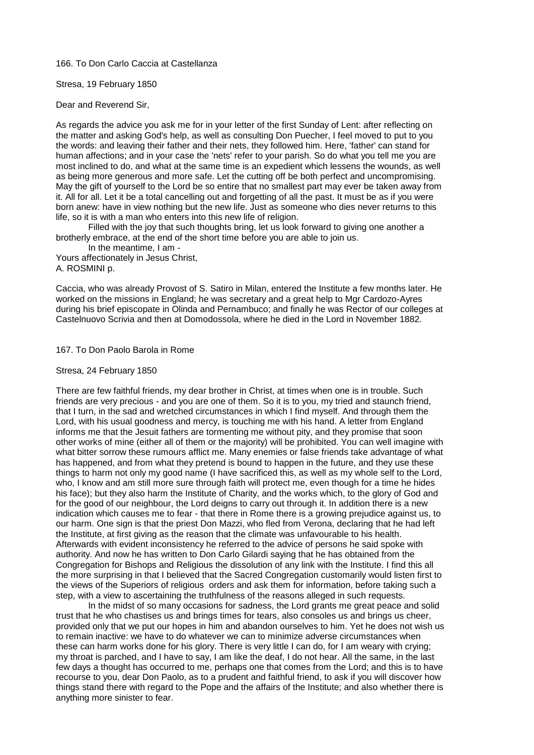166. To Don Carlo Caccia at Castellanza

Stresa, 19 February 1850

Dear and Reverend Sir,

As regards the advice you ask me for in your letter of the first Sunday of Lent: after reflecting on the matter and asking God's help, as well as consulting Don Puecher, I feel moved to put to you the words: and leaving their father and their nets, they followed him. Here, 'father' can stand for human affections; and in your case the 'nets' refer to your parish. So do what you tell me you are most inclined to do, and what at the same time is an expedient which lessens the wounds, as well as being more generous and more safe. Let the cutting off be both perfect and uncompromising. May the gift of yourself to the Lord be so entire that no smallest part may ever be taken away from it. All for all. Let it be a total cancelling out and forgetting of all the past. It must be as if you were born anew: have in view nothing but the new life. Just as someone who dies never returns to this life, so it is with a man who enters into this new life of religion.

Filled with the joy that such thoughts bring, let us look forward to giving one another a brotherly embrace, at the end of the short time before you are able to join us.

In the meantime, I am -
Yours affectionately in Jesus Christ,
A. ROSMINI p.

Caccia, who was already Provost of S. Satiro in Milan, entered the Institute a few months later. He worked on the missions in England; he was secretary and a great help to Mgr Cardozo-Ayres during his brief episcopate in Olinda and Pernambuco; and finally he was Rector of our colleges at Castelnuovo Scrivia and then at Domodossola, where he died in the Lord in November 1882.

167. To Don Paolo Barola in Rome

Stresa, 24 February 1850

There are few faithful friends, my dear brother in Christ, at times when one is in trouble. Such friends are very precious - and you are one of them. So it is to you, my tried and staunch friend, that I turn, in the sad and wretched circumstances in which I find myself. And through them the Lord, with his usual goodness and mercy, is touching me with his hand. A letter from England informs me that the Jesuit fathers are tormenting me without pity, and they promise that soon other works of mine (either all of them or the majority) will be prohibited. You can well imagine with what bitter sorrow these rumours afflict me. Many enemies or false friends take advantage of what has happened, and from what they pretend is bound to happen in the future, and they use these things to harm not only my good name (I have sacrificed this, as well as my whole self to the Lord, who, I know and am still more sure through faith will protect me, even though for a time he hides his face); but they also harm the Institute of Charity, and the works which, to the glory of God and for the good of our neighbour, the Lord deigns to carry out through it. In addition there is a new indication which causes me to fear - that there in Rome there is a growing prejudice against us, to our harm. One sign is that the priest Don Mazzi, who fled from Verona, declaring that he had left the Institute, at first giving as the reason that the climate was unfavourable to his health. Afterwards with evident inconsistency he referred to the advice of persons he said spoke with authority. And now he has written to Don Carlo Gilardi saying that he has obtained from the Congregation for Bishops and Religious the dissolution of any link with the Institute. I find this all the more surprising in that I believed that the Sacred Congregation customarily would listen first to the views of the Superiors of religious orders and ask them for information, before taking such a step, with a view to ascertaining the truthfulness of the reasons alleged in such requests.

In the midst of so many occasions for sadness, the Lord grants me great peace and solid trust that he who chastises us and brings times for tears, also consoles us and brings us cheer, provided only that we put our hopes in him and abandon ourselves to him. Yet he does not wish us to remain inactive: we have to do whatever we can to minimize adverse circumstances when these can harm works done for his glory. There is very little I can do, for I am weary with crying; my throat is parched, and I have to say, I am like the deaf, I do not hear. All the same, in the last few days a thought has occurred to me, perhaps one that comes from the Lord; and this is to have recourse to you, dear Don Paolo, as to a prudent and faithful friend, to ask if you will discover how things stand there with regard to the Pope and the affairs of the Institute; and also whether there is anything more sinister to fear.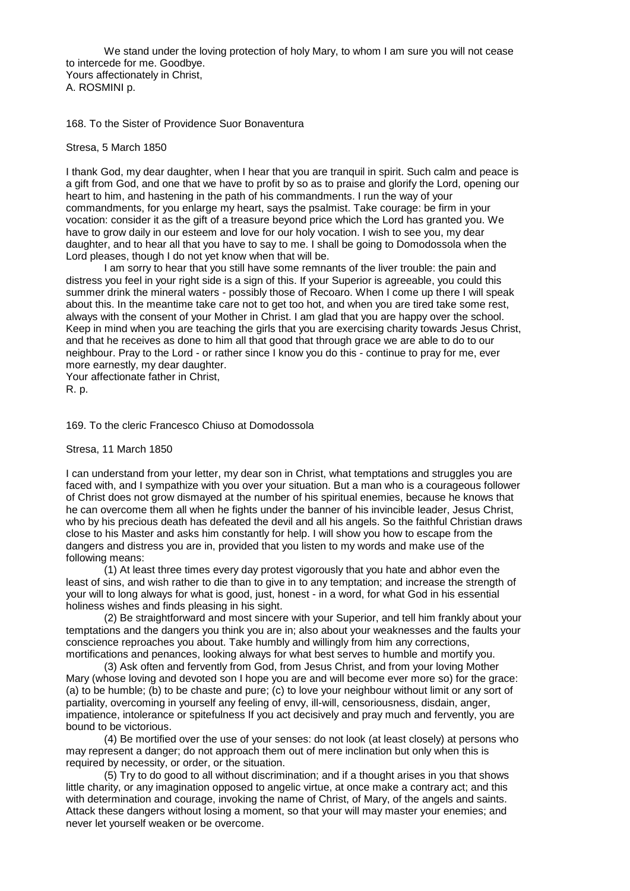We stand under the loving protection of holy Mary, to whom I am sure you will not cease to intercede for me. Goodbye.
Yours affectionately in Christ,
A. ROSMINI p.

## 168. To the Sister of Providence Suor Bonaventura

Stresa, 5 March 1850

I thank God, my dear daughter, when I hear that you are tranquil in spirit. Such calm and peace is a gift from God, and one that we have to profit by so as to praise and glorify the Lord, opening our heart to him, and hastening in the path of his commandments. I run the way of your commandments, for you enlarge my heart, says the psalmist. Take courage: be firm in your vocation: consider it as the gift of a treasure beyond price which the Lord has granted you. We have to grow daily in our esteem and love for our holy vocation. I wish to see you, my dear daughter, and to hear all that you have to say to me. I shall be going to Domodossola when the Lord pleases, though I do not yet know when that will be.

I am sorry to hear that you still have some remnants of the liver trouble: the pain and distress you feel in your right side is a sign of this. If your Superior is agreeable, you could this summer drink the mineral waters - possibly those of Recoaro. When I come up there I will speak about this. In the meantime take care not to get too hot, and when you are tired take some rest, always with the consent of your Mother in Christ. I am glad that you are happy over the school. Keep in mind when you are teaching the girls that you are exercising charity towards Jesus Christ, and that he receives as done to him all that good that through grace we are able to do to our neighbour. Pray to the Lord - or rather since I know you do this - continue to pray for me, ever more earnestly, my dear daughter.
Your affectionate father in Christ,
R. p.

## 169. To the cleric Francesco Chiuso at Domodossola

Stresa, 11 March 1850

I can understand from your letter, my dear son in Christ, what temptations and struggles you are faced with, and I sympathize with you over your situation. But a man who is a courageous follower of Christ does not grow dismayed at the number of his spiritual enemies, because he knows that he can overcome them all when he fights under the banner of his invincible leader, Jesus Christ, who by his precious death has defeated the devil and all his angels. So the faithful Christian draws close to his Master and asks him constantly for help. I will show you how to escape from the dangers and distress you are in, provided that you listen to my words and make use of the following means:

(1) At least three times every day protest vigorously that you hate and abhor even the least of sins, and wish rather to die than to give in to any temptation; and increase the strength of your will to long always for what is good, just, honest - in a word, for what God in his essential holiness wishes and finds pleasing in his sight.

(2) Be straightforward and most sincere with your Superior, and tell him frankly about your temptations and the dangers you think you are in; also about your weaknesses and the faults your conscience reproaches you about. Take humbly and willingly from him any corrections, mortifications and penances, looking always for what best serves to humble and mortify you.

(3) Ask often and fervently from God, from Jesus Christ, and from your loving Mother Mary (whose loving and devoted son I hope you are and will become ever more so) for the grace: (a) to be humble; (b) to be chaste and pure; (c) to love your neighbour without limit or any sort of partiality, overcoming in yourself any feeling of envy, ill-will, censoriousness, disdain, anger, impatience, intolerance or spitefulness If you act decisively and pray much and fervently, you are bound to be victorious.

(4) Be mortified over the use of your senses: do not look (at least closely) at persons who may represent a danger; do not approach them out of mere inclination but only when this is required by necessity, or order, or the situation.

(5) Try to do good to all without discrimination; and if a thought arises in you that shows little charity, or any imagination opposed to angelic virtue, at once make a contrary act; and this with determination and courage, invoking the name of Christ, of Mary, of the angels and saints. Attack these dangers without losing a moment, so that your will may master your enemies; and never let yourself weaken or be overcome.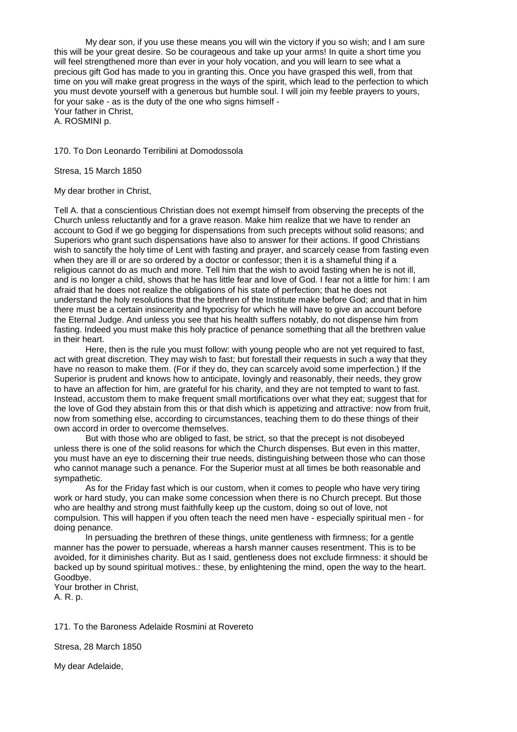My dear son, if you use these means you will win the victory if you so wish; and I am sure this will be your great desire. So be courageous and take up your arms! In quite a short time you will feel strengthened more than ever in your holy vocation, and you will learn to see what a precious gift God has made to you in granting this. Once you have grasped this well, from that time on you will make great progress in the ways of the spirit, which lead to the perfection to which you must devote yourself with a generous but humble soul. I will join my feeble prayers to yours, for your sake - as is the duty of the one who signs himself -

Your father in Christ,
A. ROSMINI p.

170. To Don Leonardo Terribilini at Domodossola

Stresa, 15 March 1850

My dear brother in Christ,

Tell A. that a conscientious Christian does not exempt himself from observing the precepts of the Church unless reluctantly and for a grave reason. Make him realize that we have to render an account to God if we go begging for dispensations from such precepts without solid reasons; and Superiors who grant such dispensations have also to answer for their actions. If good Christians wish to sanctify the holy time of Lent with fasting and prayer, and scarcely cease from fasting even when they are ill or are so ordered by a doctor or confessor; then it is a shameful thing if a religious cannot do as much and more. Tell him that the wish to avoid fasting when he is not ill, and is no longer a child, shows that he has little fear and love of God. I fear not a little for him: I am afraid that he does not realize the obligations of his state of perfection; that he does not understand the holy resolutions that the brethren of the Institute make before God; and that in him there must be a certain insincerity and hypocrisy for which he will have to give an account before the Eternal Judge. And unless you see that his health suffers notably, do not dispense him from fasting. Indeed you must make this holy practice of penance something that all the brethren value in their heart.

Here, then is the rule you must follow: with young people who are not yet required to fast, act with great discretion. They may wish to fast; but forestall their requests in such a way that they have no reason to make them. (For if they do, they can scarcely avoid some imperfection.) If the Superior is prudent and knows how to anticipate, lovingly and reasonably, their needs, they grow to have an affection for him, are grateful for his charity, and they are not tempted to want to fast. Instead, accustom them to make frequent small mortifications over what they eat; suggest that for the love of God they abstain from this or that dish which is appetizing and attractive: now from fruit, now from something else, according to circumstances, teaching them to do these things of their own accord in order to overcome themselves.

But with those who are obliged to fast, be strict, so that the precept is not disobeyed unless there is one of the solid reasons for which the Church dispenses. But even in this matter, you must have an eye to discerning their true needs, distinguishing between those who can those who cannot manage such a penance. For the Superior must at all times be both reasonable and sympathetic.

As for the Friday fast which is our custom, when it comes to people who have very tiring work or hard study, you can make some concession when there is no Church precept. But those who are healthy and strong must faithfully keep up the custom, doing so out of love, not compulsion. This will happen if you often teach the need men have - especially spiritual men - for doing penance.

In persuading the brethren of these things, unite gentleness with firmness; for a gentle manner has the power to persuade, whereas a harsh manner causes resentment. This is to be avoided, for it diminishes charity. But as I said, gentleness does not exclude firmness: it should be backed up by sound spiritual motives.: these, by enlightening the mind, open the way to the heart. Goodbye.

Your brother in Christ,
A. R. p.

171. To the Baroness Adelaide Rosmini at Rovereto

Stresa, 28 March 1850

My dear Adelaide,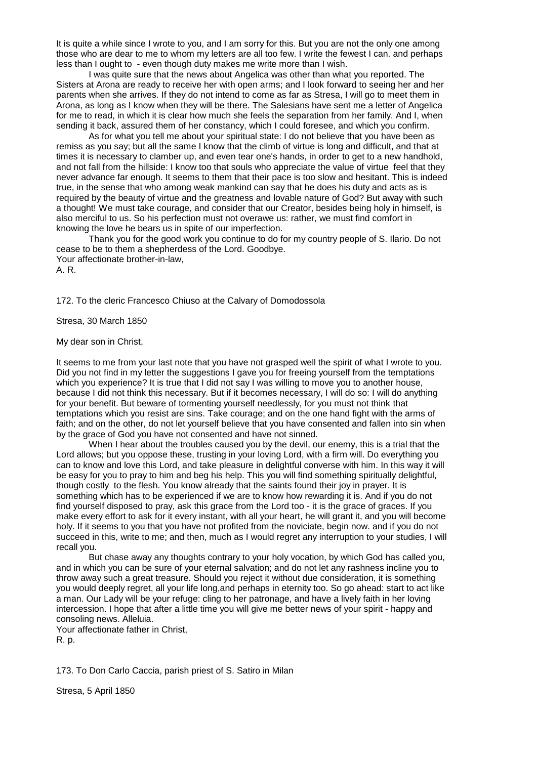It is quite a while since I wrote to you, and I am sorry for this. But you are not the only one among those who are dear to me to whom my letters are all too few. I write the fewest I can. and perhaps less than I ought to - even though duty makes me write more than I wish.

I was quite sure that the news about Angelica was other than what you reported. The Sisters at Arona are ready to receive her with open arms; and I look forward to seeing her and her parents when she arrives. If they do not intend to come as far as Stresa, I will go to meet them in Arona, as long as I know when they will be there. The Salesians have sent me a letter of Angelica for me to read, in which it is clear how much she feels the separation from her family. And I, when sending it back, assured them of her constancy, which I could foresee, and which you confirm.

As for what you tell me about your spiritual state: I do not believe that you have been as remiss as you say; but all the same I know that the climb of virtue is long and difficult, and that at times it is necessary to clamber up, and even tear one's hands, in order to get to a new handhold, and not fall from the hillside: I know too that souls who appreciate the value of virtue feel that they never advance far enough. It seems to them that their pace is too slow and hesitant. This is indeed true, in the sense that who among weak mankind can say that he does his duty and acts as is required by the beauty of virtue and the greatness and lovable nature of God? But away with such a thought! We must take courage, and consider that our Creator, besides being holy in himself, is also merciful to us. So his perfection must not overawe us: rather, we must find comfort in knowing the love he bears us in spite of our imperfection.

Thank you for the good work you continue to do for my country people of S. Ilario. Do not cease to be to them a shepherdess of the Lord. Goodbye.

Your affectionate brother-in-law,
A. R.

172. To the cleric Francesco Chiuso at the Calvary of Domodossola

Stresa, 30 March 1850

My dear son in Christ,

It seems to me from your last note that you have not grasped well the spirit of what I wrote to you. Did you not find in my letter the suggestions I gave you for freeing yourself from the temptations which you experience? It is true that I did not say I was willing to move you to another house, because I did not think this necessary. But if it becomes necessary, I will do so: I will do anything for your benefit. But beware of tormenting yourself needlessly, for you must not think that temptations which you resist are sins. Take courage; and on the one hand fight with the arms of faith; and on the other, do not let yourself believe that you have consented and fallen into sin when by the grace of God you have not consented and have not sinned.

When I hear about the troubles caused you by the devil, our enemy, this is a trial that the Lord allows; but you oppose these, trusting in your loving Lord, with a firm will. Do everything you can to know and love this Lord, and take pleasure in delightful converse with him. In this way it will be easy for you to pray to him and beg his help. This you will find something spiritually delightful, though costly to the flesh. You know already that the saints found their joy in prayer. It is something which has to be experienced if we are to know how rewarding it is. And if you do not find yourself disposed to pray, ask this grace from the Lord too - it is the grace of graces. If you make every effort to ask for it every instant, with all your heart, he will grant it, and you will become holy. If it seems to you that you have not profited from the noviciate, begin now. and if you do not succeed in this, write to me; and then, much as I would regret any interruption to your studies, I will recall you.

But chase away any thoughts contrary to your holy vocation, by which God has called you, and in which you can be sure of your eternal salvation; and do not let any rashness incline you to throw away such a great treasure. Should you reject it without due consideration, it is something you would deeply regret, all your life long,and perhaps in eternity too. So go ahead: start to act like a man. Our Lady will be your refuge: cling to her patronage, and have a lively faith in her loving intercession. I hope that after a little time you will give me better news of your spirit - happy and consoling news. Alleluia.

Your affectionate father in Christ,
R. p.

173. To Don Carlo Caccia, parish priest of S. Satiro in Milan

Stresa, 5 April 1850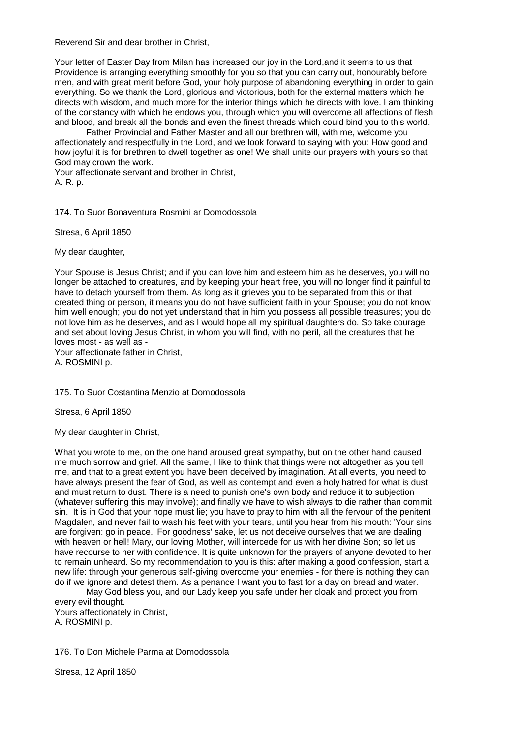Reverend Sir and dear brother in Christ,

Your letter of Easter Day from Milan has increased our joy in the Lord,and it seems to us that Providence is arranging everything smoothly for you so that you can carry out, honourably before men, and with great merit before God, your holy purpose of abandoning everything in order to gain everything. So we thank the Lord, glorious and victorious, both for the external matters which he directs with wisdom, and much more for the interior things which he directs with love. I am thinking of the constancy with which he endows you, through which you will overcome all affections of flesh and blood, and break all the bonds and even the finest threads which could bind you to this world.

Father Provincial and Father Master and all our brethren will, with me, welcome you affectionately and respectfully in the Lord, and we look forward to saying with you: How good and how joyful it is for brethren to dwell together as one! We shall unite our prayers with yours so that God may crown the work.

Your affectionate servant and brother in Christ,
A. R. p.

174. To Suor Bonaventura Rosmini ar Domodossola

Stresa, 6 April 1850

My dear daughter,

Your Spouse is Jesus Christ; and if you can love him and esteem him as he deserves, you will no longer be attached to creatures, and by keeping your heart free, you will no longer find it painful to have to detach yourself from them. As long as it grieves you to be separated from this or that created thing or person, it means you do not have sufficient faith in your Spouse; you do not know him well enough; you do not yet understand that in him you possess all possible treasures; you do not love him as he deserves, and as I would hope all my spiritual daughters do. So take courage and set about loving Jesus Christ, in whom you will find, with no peril, all the creatures that he loves most - as well as -

Your affectionate father in Christ,
A. ROSMINI p.

175. To Suor Costantina Menzio at Domodossola

Stresa, 6 April 1850

My dear daughter in Christ,

What you wrote to me, on the one hand aroused great sympathy, but on the other hand caused me much sorrow and grief. All the same, I like to think that things were not altogether as you tell me, and that to a great extent you have been deceived by imagination. At all events, you need to have always present the fear of God, as well as contempt and even a holy hatred for what is dust and must return to dust. There is a need to punish one's own body and reduce it to subjection (whatever suffering this may involve); and finally we have to wish always to die rather than commit sin. It is in God that your hope must lie; you have to pray to him with all the fervour of the penitent Magdalen, and never fail to wash his feet with your tears, until you hear from his mouth: 'Your sins are forgiven: go in peace.' For goodness' sake, let us not deceive ourselves that we are dealing with heaven or hell! Mary, our loving Mother, will intercede for us with her divine Son; so let us have recourse to her with confidence. It is quite unknown for the prayers of anyone devoted to her to remain unheard. So my recommendation to you is this: after making a good confession, start a new life: through your generous self-giving overcome your enemies - for there is nothing they can do if we ignore and detest them. As a penance I want you to fast for a day on bread and water.

May God bless you, and our Lady keep you safe under her cloak and protect you from every evil thought.

Yours affectionately in Christ,
A. ROSMINI p.

176. To Don Michele Parma at Domodossola

Stresa, 12 April 1850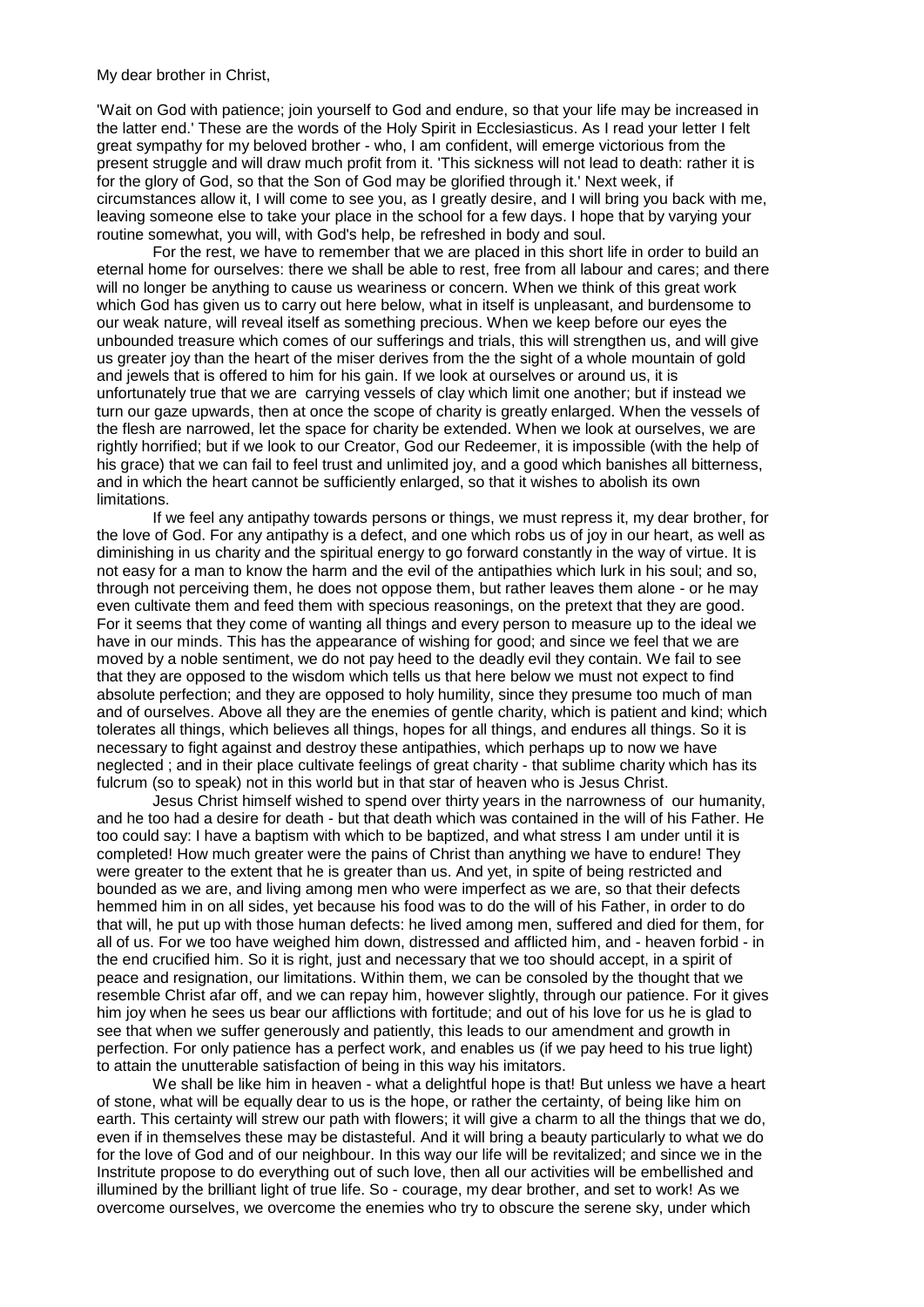My dear brother in Christ,

'Wait on God with patience; join yourself to God and endure, so that your life may be increased in the latter end.' These are the words of the Holy Spirit in Ecclesiasticus. As I read your letter I felt great sympathy for my beloved brother - who, I am confident, will emerge victorious from the present struggle and will draw much profit from it. 'This sickness will not lead to death: rather it is for the glory of God, so that the Son of God may be glorified through it.' Next week, if circumstances allow it, I will come to see you, as I greatly desire, and I will bring you back with me, leaving someone else to take your place in the school for a few days. I hope that by varying your routine somewhat, you will, with God's help, be refreshed in body and soul.

For the rest, we have to remember that we are placed in this short life in order to build an eternal home for ourselves: there we shall be able to rest, free from all labour and cares; and there will no longer be anything to cause us weariness or concern. When we think of this great work which God has given us to carry out here below, what in itself is unpleasant, and burdensome to our weak nature, will reveal itself as something precious. When we keep before our eyes the unbounded treasure which comes of our sufferings and trials, this will strengthen us, and will give us greater joy than the heart of the miser derives from the the sight of a whole mountain of gold and jewels that is offered to him for his gain. If we look at ourselves or around us, it is unfortunately true that we are carrying vessels of clay which limit one another; but if instead we turn our gaze upwards, then at once the scope of charity is greatly enlarged. When the vessels of the flesh are narrowed, let the space for charity be extended. When we look at ourselves, we are rightly horrified; but if we look to our Creator, God our Redeemer, it is impossible (with the help of his grace) that we can fail to feel trust and unlimited joy, and a good which banishes all bitterness, and in which the heart cannot be sufficiently enlarged, so that it wishes to abolish its own limitations.

If we feel any antipathy towards persons or things, we must repress it, my dear brother, for the love of God. For any antipathy is a defect, and one which robs us of joy in our heart, as well as diminishing in us charity and the spiritual energy to go forward constantly in the way of virtue. It is not easy for a man to know the harm and the evil of the antipathies which lurk in his soul; and so, through not perceiving them, he does not oppose them, but rather leaves them alone - or he may even cultivate them and feed them with specious reasonings, on the pretext that they are good. For it seems that they come of wanting all things and every person to measure up to the ideal we have in our minds. This has the appearance of wishing for good; and since we feel that we are moved by a noble sentiment, we do not pay heed to the deadly evil they contain. We fail to see that they are opposed to the wisdom which tells us that here below we must not expect to find absolute perfection; and they are opposed to holy humility, since they presume too much of man and of ourselves. Above all they are the enemies of gentle charity, which is patient and kind; which tolerates all things, which believes all things, hopes for all things, and endures all things. So it is necessary to fight against and destroy these antipathies, which perhaps up to now we have neglected ; and in their place cultivate feelings of great charity - that sublime charity which has its fulcrum (so to speak) not in this world but in that star of heaven who is Jesus Christ.

Jesus Christ himself wished to spend over thirty years in the narrowness of our humanity, and he too had a desire for death - but that death which was contained in the will of his Father. He too could say: I have a baptism with which to be baptized, and what stress I am under until it is completed! How much greater were the pains of Christ than anything we have to endure! They were greater to the extent that he is greater than us. And yet, in spite of being restricted and bounded as we are, and living among men who were imperfect as we are, so that their defects hemmed him in on all sides, yet because his food was to do the will of his Father, in order to do that will, he put up with those human defects: he lived among men, suffered and died for them, for all of us. For we too have weighed him down, distressed and afflicted him, and - heaven forbid - in the end crucified him. So it is right, just and necessary that we too should accept, in a spirit of peace and resignation, our limitations. Within them, we can be consoled by the thought that we resemble Christ afar off, and we can repay him, however slightly, through our patience. For it gives him joy when he sees us bear our afflictions with fortitude; and out of his love for us he is glad to see that when we suffer generously and patiently, this leads to our amendment and growth in perfection. For only patience has a perfect work, and enables us (if we pay heed to his true light) to attain the unutterable satisfaction of being in this way his imitators.

We shall be like him in heaven - what a delightful hope is that! But unless we have a heart of stone, what will be equally dear to us is the hope, or rather the certainty, of being like him on earth. This certainty will strew our path with flowers; it will give a charm to all the things that we do, even if in themselves these may be distasteful. And it will bring a beauty particularly to what we do for the love of God and of our neighbour. In this way our life will be revitalized; and since we in the Institute propose to do everything out of such love, then all our activities will be embellished and illumined by the brilliant light of true life. So - courage, my dear brother, and set to work! As we overcome ourselves, we overcome the enemies who try to obscure the serene sky, under which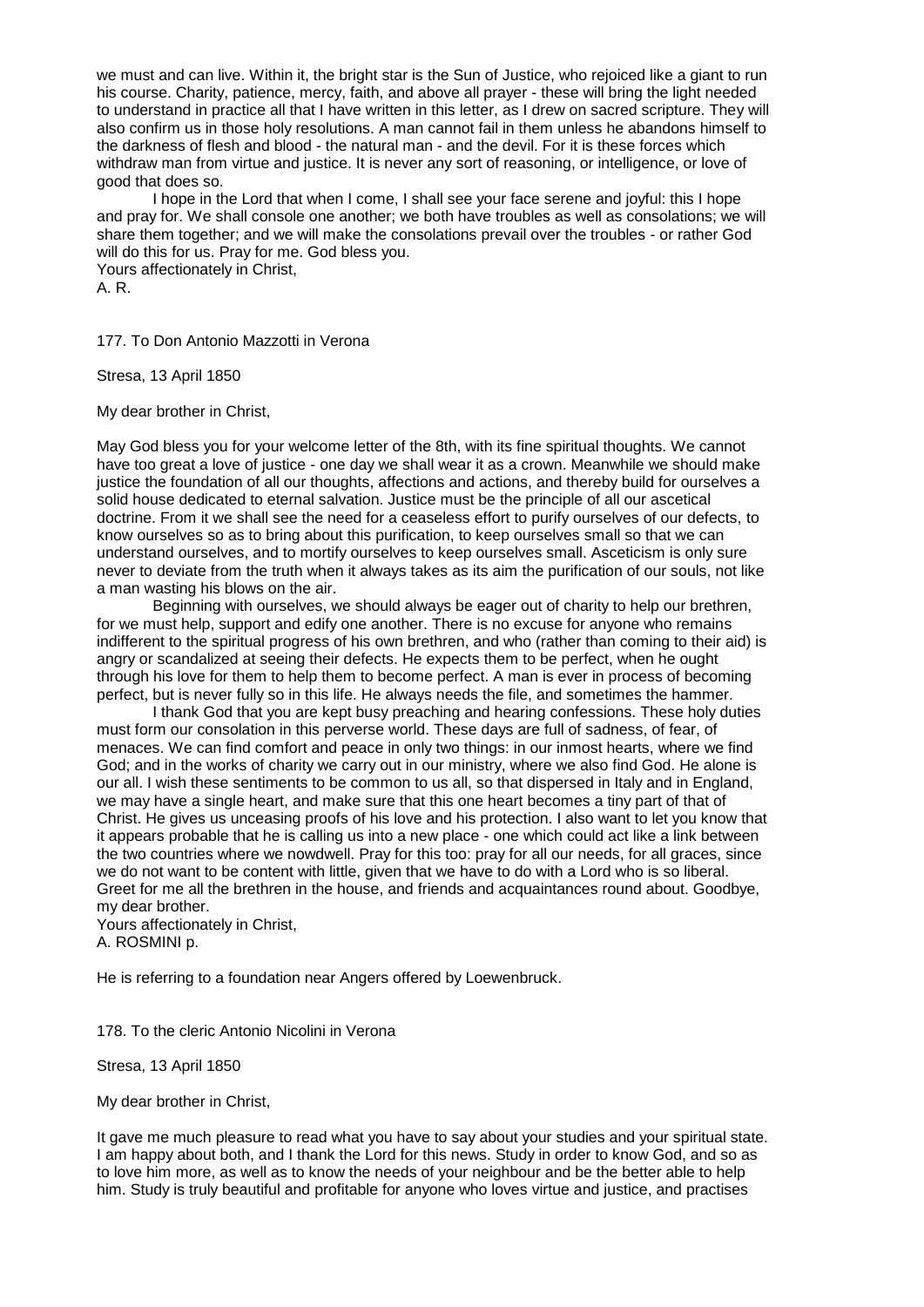we must and can live. Within it, the bright star is the Sun of Justice, who rejoiced like a giant to run his course. Charity, patience, mercy, faith, and above all prayer - these will bring the light needed to understand in practice all that I have written in this letter, as I drew on sacred scripture. They will also confirm us in those holy resolutions. A man cannot fail in them unless he abandons himself to the darkness of flesh and blood - the natural man - and the devil. For it is these forces which withdraw man from virtue and justice. It is never any sort of reasoning, or intelligence, or love of good that does so.

I hope in the Lord that when I come, I shall see your face serene and joyful: this I hope and pray for. We shall console one another; we both have troubles as well as consolations; we will share them together; and we will make the consolations prevail over the troubles - or rather God will do this for us. Pray for me. God bless you.

Yours affectionately in Christ,
A. R.

177. To Don Antonio Mazzotti in Verona

Stresa, 13 April 1850

My dear brother in Christ,

May God bless you for your welcome letter of the 8th, with its fine spiritual thoughts. We cannot have too great a love of justice - one day we shall wear it as a crown. Meanwhile we should make justice the foundation of all our thoughts, affections and actions, and thereby build for ourselves a solid house dedicated to eternal salvation. Justice must be the principle of all our ascetical doctrine. From it we shall see the need for a ceaseless effort to purify ourselves of our defects, to know ourselves so as to bring about this purification, to keep ourselves small so that we can understand ourselves, and to mortify ourselves to keep ourselves small. Asceticism is only sure never to deviate from the truth when it always takes as its aim the purification of our souls, not like a man wasting his blows on the air.

Beginning with ourselves, we should always be eager out of charity to help our brethren, for we must help, support and edify one another. There is no excuse for anyone who remains indifferent to the spiritual progress of his own brethren, and who (rather than coming to their aid) is angry or scandalized at seeing their defects. He expects them to be perfect, when he ought through his love for them to help them to become perfect. A man is ever in process of becoming perfect, but is never fully so in this life. He always needs the file, and sometimes the hammer.

I thank God that you are kept busy preaching and hearing confessions. These holy duties must form our consolation in this perverse world. These days are full of sadness, of fear, of menaces. We can find comfort and peace in only two things: in our inmost hearts, where we find God; and in the works of charity we carry out in our ministry, where we also find God. He alone is our all. I wish these sentiments to be common to us all, so that dispersed in Italy and in England, we may have a single heart, and make sure that this one heart becomes a tiny part of that of Christ. He gives us unceasing proofs of his love and his protection. I also want to let you know that it appears probable that he is calling us into a new place - one which could act like a link between the two countries where we nowdwell. Pray for this too: pray for all our needs, for all graces, since we do not want to be content with little, given that we have to do with a Lord who is so liberal. Greet for me all the brethren in the house, and friends and acquaintances round about. Goodbye, my dear brother.

Yours affectionately in Christ,
A. ROSMINI p.

He is referring to a foundation near Angers offered by Loewenbruck.

178. To the cleric Antonio Nicolini in Verona

Stresa, 13 April 1850

My dear brother in Christ,

It gave me much pleasure to read what you have to say about your studies and your spiritual state. I am happy about both, and I thank the Lord for this news. Study in order to know God, and so as to love him more, as well as to know the needs of your neighbour and be the better able to help him. Study is truly beautiful and profitable for anyone who loves virtue and justice, and practises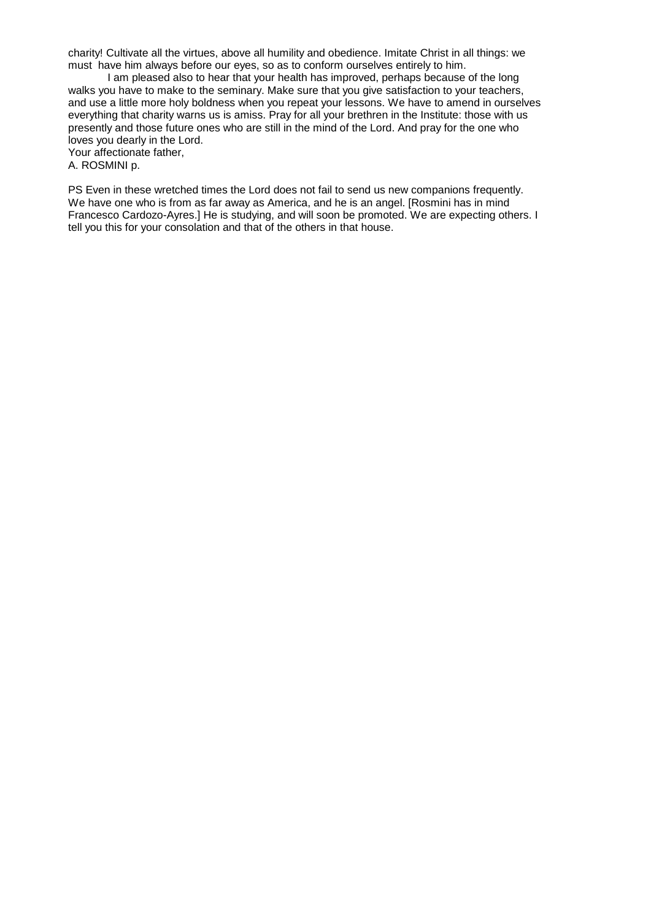charity! Cultivate all the virtues, above all humility and obedience. Imitate Christ in all things: we must have him always before our eyes, so as to conform ourselves entirely to him.

I am pleased also to hear that your health has improved, perhaps because of the long walks you have to make to the seminary. Make sure that you give satisfaction to your teachers, and use a little more holy boldness when you repeat your lessons. We have to amend in ourselves everything that charity warns us is amiss. Pray for all your brethren in the Institute: those with us presently and those future ones who are still in the mind of the Lord. And pray for the one who loves you dearly in the Lord.

Your affectionate father,
A. ROSMINI p.

PS Even in these wretched times the Lord does not fail to send us new companions frequently. We have one who is from as far away as America, and he is an angel. [Rosmini has in mind Francesco Cardozo-Ayres.] He is studying, and will soon be promoted. We are expecting others. I tell you this for your consolation and that of the others in that house.